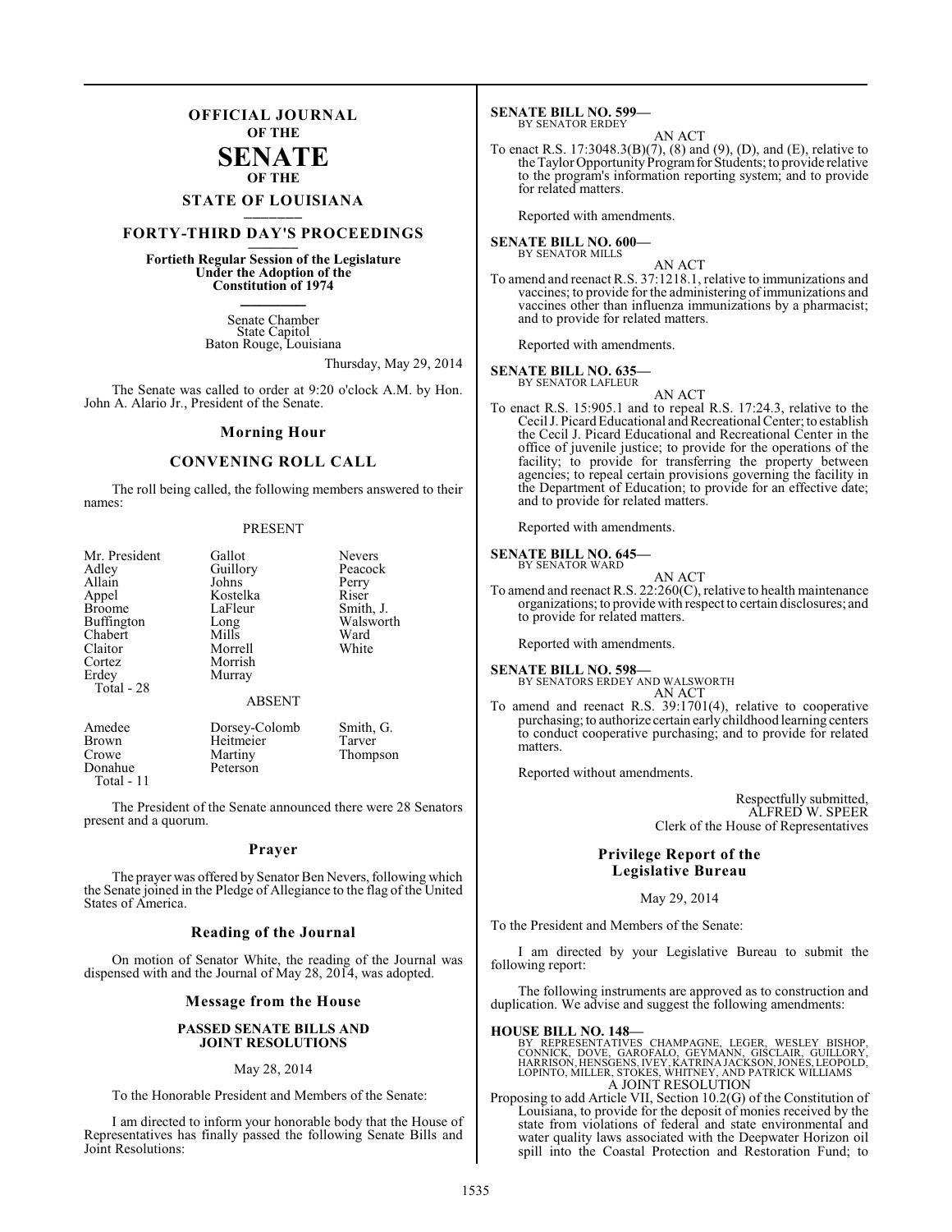# OFFICIAL JOURNAL OF THE SENATE OF THE STATE OF LOUISIANA

## FORTY-THIRD DAY'S PROCEEDINGS

**Fortieth Regular Session of the Legislature Under the Adoption of the Constitution of 1974**

Senate Chamber
State Capitol
Baton Rouge, Louisiana

Thursday, May 29, 2014

The Senate was called to order at 9:20 o'clock A.M. by Hon. John A. Alario Jr., President of the Senate.

## Morning Hour

## CONVENING ROLL CALL

The roll being called, the following members answered to their names:

PRESENT

| | | |
|---|---|---|
| Mr. President | Gallot | Nevers |
| Adley | Guillory | Peacock |
| Allain | Johns | Perry |
| Appel | Kostelka | Riser |
| Broome | LaFleur | Smith, J. |
| Buffington | Long | Walsworth |
| Chabert | Mills | Ward |
| Claitor | Morrell | White |
| Cortez | Morrish | |
| Erdey | Murray | |

Total - 28

ABSENT

| | | |
|---|---|---|
| Amedee | Dorsey-Colomb | Smith, G. |
| Brown | Heitmeier | Tarver |
| Crowe | Martiny | Thompson |
| Donahue | Peterson | |

Total - 11

The President of the Senate announced there were 28 Senators present and a quorum.

## Prayer

The prayer was offered by Senator Ben Nevers, following which the Senate joined in the Pledge of Allegiance to the flag of the United States of America.

## Reading of the Journal

On motion of Senator White, the reading of the Journal was dispensed with and the Journal of May 28, 2014, was adopted.

## Message from the House

**PASSED SENATE BILLS AND JOINT RESOLUTIONS**

May 28, 2014

To the Honorable President and Members of the Senate:

I am directed to inform your honorable body that the House of Representatives has finally passed the following Senate Bills and Joint Resolutions:

**SENATE BILL NO. 599—**
BY SENATOR ERDEY
AN ACT

To enact R.S. 17:3048.3(B)(7), (8) and (9), (D), and (E), relative to the Taylor Opportunity Program for Students; to provide relative to the program's information reporting system; and to provide for related matters.

Reported with amendments.

**SENATE BILL NO. 600—**
BY SENATOR MILLS
AN ACT

To amend and reenact R.S. 37:1218.1, relative to immunizations and vaccines; to provide for the administering of immunizations and vaccines other than influenza immunizations by a pharmacist; and to provide for related matters.

Reported with amendments.

**SENATE BILL NO. 635—**
BY SENATOR LAFLEUR
AN ACT

To enact R.S. 15:905.1 and to repeal R.S. 17:24.3, relative to the Cecil J. Picard Educational and Recreational Center; to establish the Cecil J. Picard Educational and Recreational Center in the office of juvenile justice; to provide for the operations of the facility; to provide for transferring the property between agencies; to repeal certain provisions governing the facility in the Department of Education; to provide for an effective date; and to provide for related matters.

Reported with amendments.

**SENATE BILL NO. 645—**
BY SENATOR WARD
AN ACT

To amend and reenact R.S. 22:260(C), relative to health maintenance organizations; to provide with respect to certain disclosures; and to provide for related matters.

Reported with amendments.

**SENATE BILL NO. 598—**
BY SENATORS ERDEY AND WALSWORTH
AN ACT

To amend and reenact R.S. 39:1701(4), relative to cooperative purchasing; to authorize certain early childhood learning centers to conduct cooperative purchasing; and to provide for related matters.

Reported without amendments.

Respectfully submitted,
ALFRED W. SPEER
Clerk of the House of Representatives

## Privilege Report of the Legislative Bureau

May 29, 2014

To the President and Members of the Senate:

I am directed by your Legislative Bureau to submit the following report:

The following instruments are approved as to construction and duplication. We advise and suggest the following amendments:

**HOUSE BILL NO. 148—**
BY REPRESENTATIVES CHAMPAGNE, LEGER, WESLEY BISHOP, CONNICK, DOVE, GAROFALO, GEYMANN, GISCLAIR, GUILLORY, HARRISON, HENSGENS, IVEY, KATRINA JACKSON, JONES, LEOPOLD, LOPINTO, MILLER, STOKES, WHITNEY, AND PATRICK WILLIAMS
A JOINT RESOLUTION

Proposing to add Article VII, Section 10.2(G) of the Constitution of Louisiana, to provide for the deposit of monies received by the state from violations of federal and state environmental and water quality laws associated with the Deepwater Horizon oil spill into the Coastal Protection and Restoration Fund; to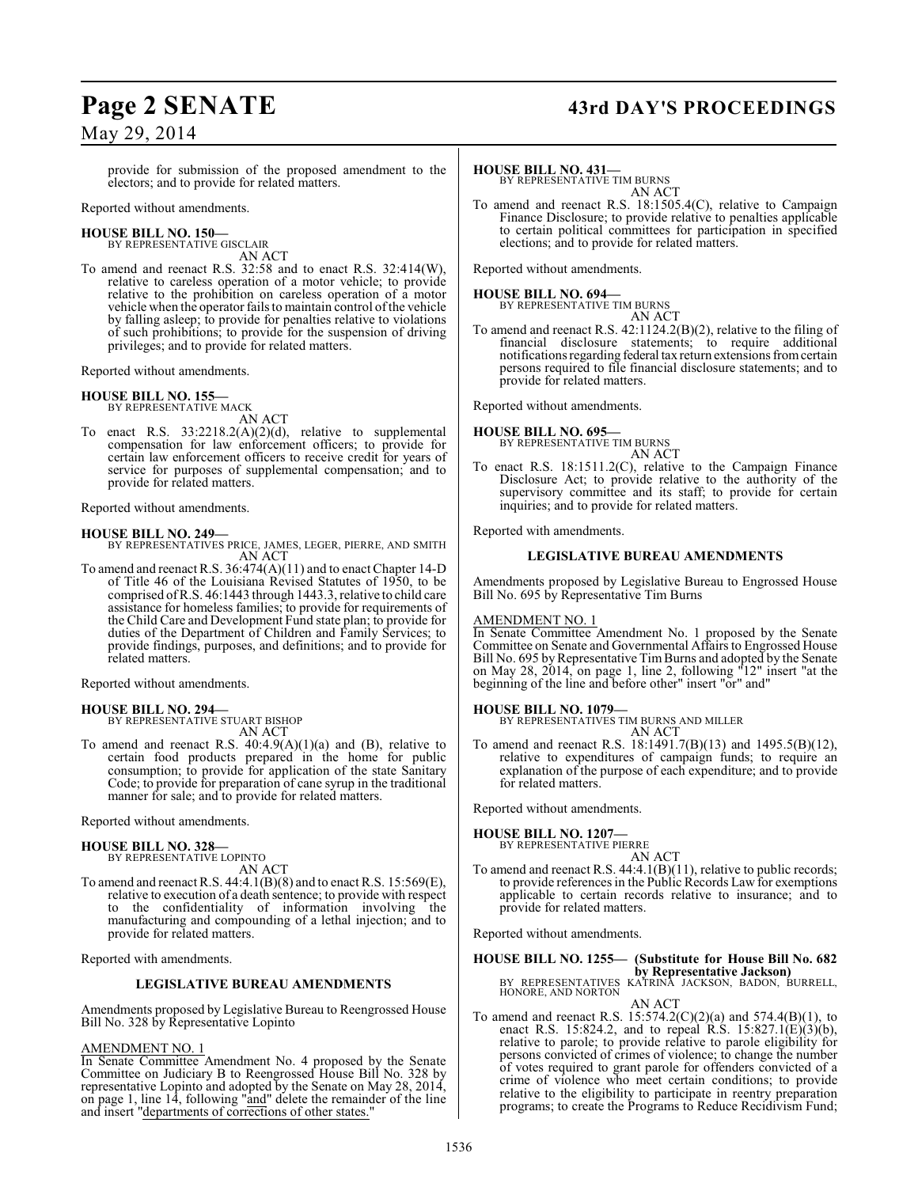provide for submission of the proposed amendment to the electors; and to provide for related matters.

Reported without amendments.

**HOUSE BILL NO. 150—**
BY REPRESENTATIVE GISCLAIR
AN ACT

To amend and reenact R.S. 32:58 and to enact R.S. 32:414(W), relative to careless operation of a motor vehicle; to provide relative to the prohibition on careless operation of a motor vehicle when the operator fails to maintain control of the vehicle by falling asleep; to provide for penalties relative to violations of such prohibitions; to provide for the suspension of driving privileges; and to provide for related matters.

Reported without amendments.

**HOUSE BILL NO. 155—**
BY REPRESENTATIVE MACK
AN ACT

To enact R.S. 33:2218.2(A)(2)(d), relative to supplemental compensation for law enforcement officers; to provide for certain law enforcement officers to receive credit for years of service for purposes of supplemental compensation; and to provide for related matters.

Reported without amendments.

**HOUSE BILL NO. 249—**
BY REPRESENTATIVES PRICE, JAMES, LEGER, PIERRE, AND SMITH
AN ACT

To amend and reenact R.S. 36:474(A)(11) and to enact Chapter 14-D of Title 46 of the Louisiana Revised Statutes of 1950, to be comprised of R.S. 46:1443 through 1443.3, relative to child care assistance for homeless families; to provide for requirements of the Child Care and Development Fund state plan; to provide for duties of the Department of Children and Family Services; to provide findings, purposes, and definitions; and to provide for related matters.

Reported without amendments.

**HOUSE BILL NO. 294—**
BY REPRESENTATIVE STUART BISHOP
AN ACT

To amend and reenact R.S. 40:4.9(A)(1)(a) and (B), relative to certain food products prepared in the home for public consumption; to provide for application of the state Sanitary Code; to provide for preparation of cane syrup in the traditional manner for sale; and to provide for related matters.

Reported without amendments.

**HOUSE BILL NO. 328—**
BY REPRESENTATIVE LOPINTO
AN ACT

To amend and reenact R.S. 44:4.1(B)(8) and to enact R.S. 15:569(E), relative to execution of a death sentence; to provide with respect to the confidentiality of information involving the manufacturing and compounding of a lethal injection; and to provide for related matters.

Reported with amendments.

**LEGISLATIVE BUREAU AMENDMENTS**

Amendments proposed by Legislative Bureau to Reengrossed House Bill No. 328 by Representative Lopinto

AMENDMENT NO. 1
In Senate Committee Amendment No. 4 proposed by the Senate Committee on Judiciary B to Reengrossed House Bill No. 328 by representative Lopinto and adopted by the Senate on May 28, 2014, on page 1, line 14, following "and" delete the remainder of the line and insert "departments of corrections of other states."

**HOUSE BILL NO. 431—**
BY REPRESENTATIVE TIM BURNS
AN ACT

To amend and reenact R.S. 18:1505.4(C), relative to Campaign Finance Disclosure; to provide relative to penalties applicable to certain political committees for participation in specified elections; and to provide for related matters.

Reported without amendments.

**HOUSE BILL NO. 694—**
BY REPRESENTATIVE TIM BURNS
AN ACT

To amend and reenact R.S. 42:1124.2(B)(2), relative to the filing of financial disclosure statements; to require additional notifications regarding federal tax return extensions from certain persons required to file financial disclosure statements; and to provide for related matters.

Reported without amendments.

**HOUSE BILL NO. 695—**
BY REPRESENTATIVE TIM BURNS
AN ACT

To enact R.S. 18:1511.2(C), relative to the Campaign Finance Disclosure Act; to provide relative to the authority of the supervisory committee and its staff; to provide for certain inquiries; and to provide for related matters.

Reported with amendments.

**LEGISLATIVE BUREAU AMENDMENTS**

Amendments proposed by Legislative Bureau to Engrossed House Bill No. 695 by Representative Tim Burns

AMENDMENT NO. 1
In Senate Committee Amendment No. 1 proposed by the Senate Committee on Senate and Governmental Affairs to Engrossed House Bill No. 695 by Representative Tim Burns and adopted by the Senate on May 28, 2014, on page 1, line 2, following "12" insert "at the beginning of the line and before other" insert "or" and"

**HOUSE BILL NO. 1079—**
BY REPRESENTATIVES TIM BURNS AND MILLER
AN ACT

To amend and reenact R.S. 18:1491.7(B)(13) and 1495.5(B)(12), relative to expenditures of campaign funds; to require an explanation of the purpose of each expenditure; and to provide for related matters.

Reported without amendments.

**HOUSE BILL NO. 1207—**
BY REPRESENTATIVE PIERRE
AN ACT

To amend and reenact R.S. 44:4.1(B)(11), relative to public records; to provide references in the Public Records Law for exemptions applicable to certain records relative to insurance; and to provide for related matters.

Reported without amendments.

**HOUSE BILL NO. 1255— (Substitute for House Bill No. 682 by Representative Jackson)**
BY REPRESENTATIVES KATRINA JACKSON, BADON, BURRELL, HONORE, AND NORTON
AN ACT

To amend and reenact R.S. 15:574.2(C)(2)(a) and 574.4(B)(1), to enact R.S. 15:824.2, and to repeal R.S. 15:827.1(E)(3)(b), relative to parole; to provide relative to parole eligibility for persons convicted of crimes of violence; to change the number of votes required to grant parole for offenders convicted of a crime of violence who meet certain conditions; to provide relative to the eligibility to participate in reentry preparation programs; to create the Programs to Reduce Recidivism Fund;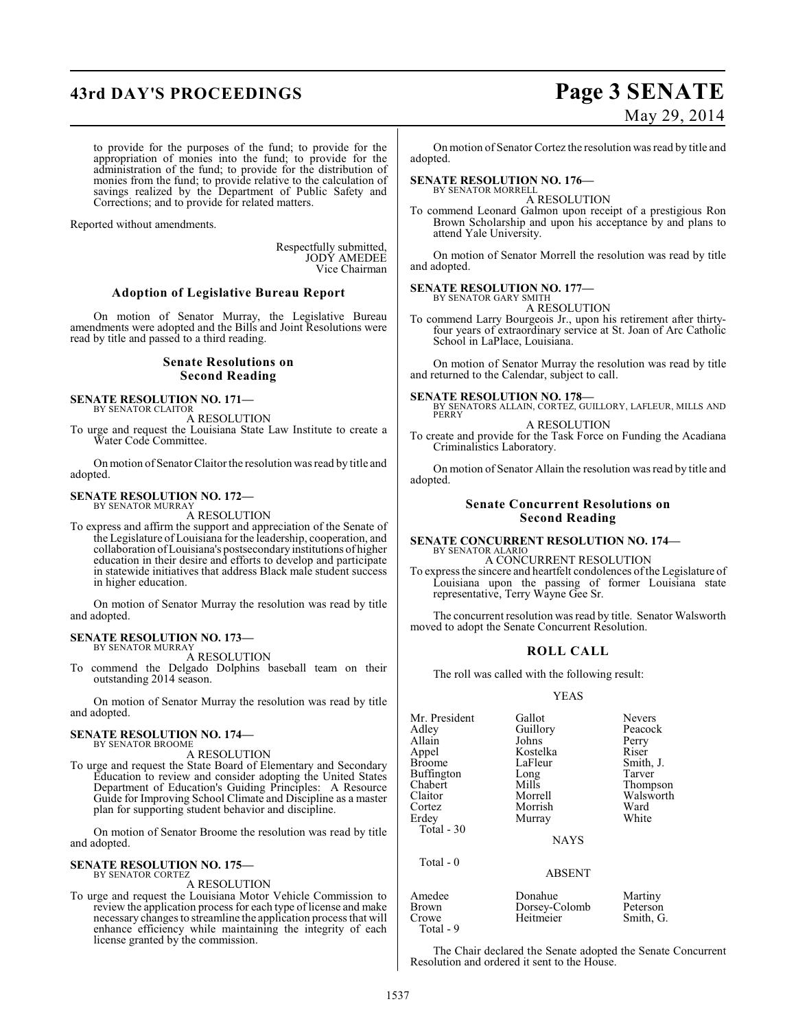to provide for the purposes of the fund; to provide for the appropriation of monies into the fund; to provide for the administration of the fund; to provide for the distribution of monies from the fund; to provide relative to the calculation of savings realized by the Department of Public Safety and Corrections; and to provide for related matters.

Reported without amendments.

Respectfully submitted,
JODY AMEDEE
Vice Chairman

### Adoption of Legislative Bureau Report

On motion of Senator Murray, the Legislative Bureau amendments were adopted and the Bills and Joint Resolutions were read by title and passed to a third reading.

### Senate Resolutions on Second Reading

**SENATE RESOLUTION NO. 171—**
BY SENATOR CLAITOR
A RESOLUTION

To urge and request the Louisiana State Law Institute to create a Water Code Committee.

On motion of Senator Claitor the resolution was read by title and adopted.

**SENATE RESOLUTION NO. 172—**
BY SENATOR MURRAY
A RESOLUTION

To express and affirm the support and appreciation of the Senate of the Legislature of Louisiana for the leadership, cooperation, and collaboration of Louisiana's postsecondary institutions of higher education in their desire and efforts to develop and participate in statewide initiatives that address Black male student success in higher education.

On motion of Senator Murray the resolution was read by title and adopted.

**SENATE RESOLUTION NO. 173—**
BY SENATOR MURRAY
A RESOLUTION

To commend the Delgado Dolphins baseball team on their outstanding 2014 season.

On motion of Senator Murray the resolution was read by title and adopted.

**SENATE RESOLUTION NO. 174—**
BY SENATOR BROOME
A RESOLUTION

To urge and request the State Board of Elementary and Secondary Education to review and consider adopting the United States Department of Education's Guiding Principles: A Resource Guide for Improving School Climate and Discipline as a master plan for supporting student behavior and discipline.

On motion of Senator Broome the resolution was read by title and adopted.

**SENATE RESOLUTION NO. 175—**
BY SENATOR CORTEZ
A RESOLUTION

To urge and request the Louisiana Motor Vehicle Commission to review the application process for each type of license and make necessary changes to streamline the application process that will enhance efficiency while maintaining the integrity of each license granted by the commission.

On motion of Senator Cortez the resolution was read by title and adopted.

**SENATE RESOLUTION NO. 176—**
BY SENATOR MORRELL
A RESOLUTION

To commend Leonard Galmon upon receipt of a prestigious Ron Brown Scholarship and upon his acceptance by and plans to attend Yale University.

On motion of Senator Morrell the resolution was read by title and adopted.

**SENATE RESOLUTION NO. 177—**
BY SENATOR GARY SMITH
A RESOLUTION

To commend Larry Bourgeois Jr., upon his retirement after thirty-four years of extraordinary service at St. Joan of Arc Catholic School in LaPlace, Louisiana.

On motion of Senator Murray the resolution was read by title and returned to the Calendar, subject to call.

**SENATE RESOLUTION NO. 178—**
BY SENATORS ALLAIN, CORTEZ, GUILLORY, LAFLEUR, MILLS AND PERRY
A RESOLUTION

To create and provide for the Task Force on Funding the Acadiana Criminalistics Laboratory.

On motion of Senator Allain the resolution was read by title and adopted.

### Senate Concurrent Resolutions on Second Reading

**SENATE CONCURRENT RESOLUTION NO. 174—**
BY SENATOR ALARIO
A CONCURRENT RESOLUTION

To express the sincere and heartfelt condolences of the Legislature of Louisiana upon the passing of former Louisiana state representative, Terry Wayne Gee Sr.

The concurrent resolution was read by title. Senator Walsworth moved to adopt the Senate Concurrent Resolution.

## ROLL CALL

The roll was called with the following result:

YEAS

| | | |
|---|---|---|
| Mr. President | Gallot | Nevers |
| Adley | Guillory | Peacock |
| Allain | Johns | Perry |
| Appel | Kostelka | Riser |
| Broome | LaFleur | Smith, J. |
| Buffington | Long | Tarver |
| Chabert | Mills | Thompson |
| Claitor | Morrell | Walsworth |
| Cortez | Morrish | Ward |
| Erdey | Murray | White |

Total - 30

NAYS

Total - 0

ABSENT

| | | |
|---|---|---|
| Amedee | Donahue | Martiny |
| Brown | Dorsey-Colomb | Peterson |
| Crowe | Heitmeier | Smith, G. |

Total - 9

The Chair declared the Senate adopted the Senate Concurrent Resolution and ordered it sent to the House.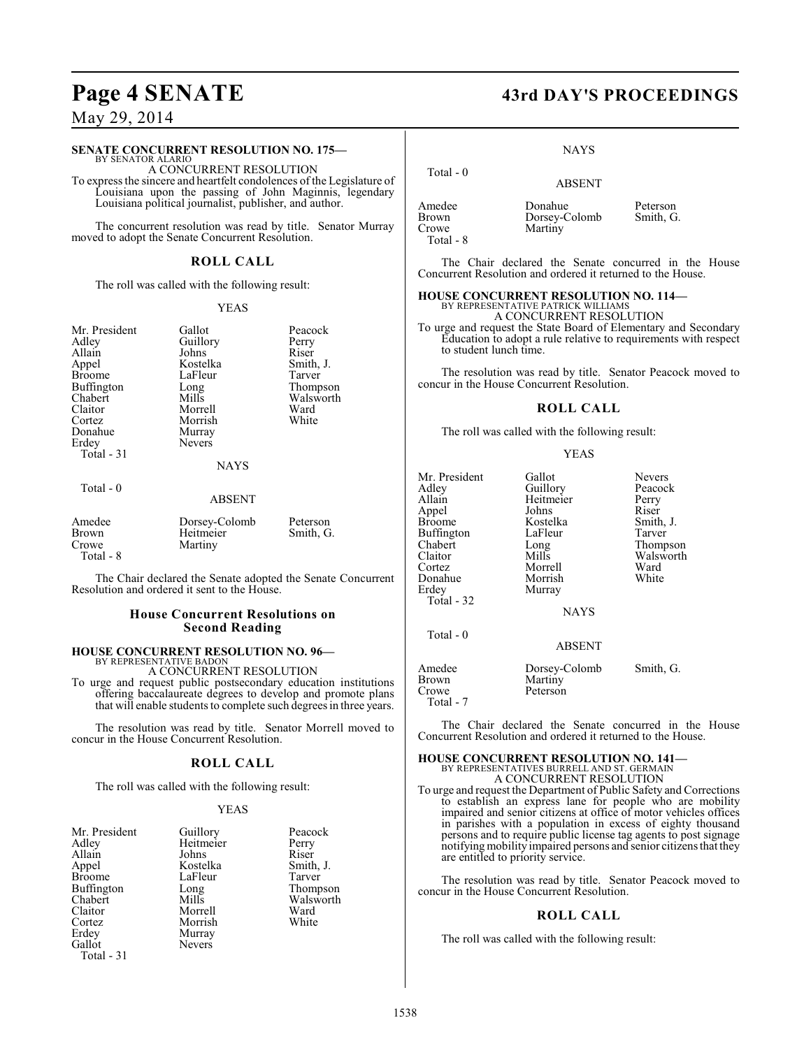**SENATE CONCURRENT RESOLUTION NO. 175—**
BY SENATOR ALARIO

A CONCURRENT RESOLUTION

To express the sincere and heartfelt condolences of the Legislature of Louisiana upon the passing of John Maginnis, legendary Louisiana political journalist, publisher, and author.

The concurrent resolution was read by title. Senator Murray moved to adopt the Senate Concurrent Resolution.

## ROLL CALL

The roll was called with the following result:

YEAS

| | | |
|---|---|---|
| Mr. President | Gallot | Peacock |
| Adley | Guillory | Perry |
| Allain | Johns | Riser |
| Appel | Kostelka | Smith, J. |
| Broome | LaFleur | Tarver |
| Buffington | Long | Thompson |
| Chabert | Mills | Walsworth |
| Claitor | Morrell | Ward |
| Cortez | Morrish | White |
| Donahue | Murray | |
| Erdey | Nevers | |

Total - 31

NAYS

Total - 0

ABSENT

| | | |
|---|---|---|
| Amedee | Dorsey-Colomb | Peterson |
| Brown | Heitmeier | Smith, G. |
| Crowe | Martiny | |

Total - 8

The Chair declared the Senate adopted the Senate Concurrent Resolution and ordered it sent to the House.

## House Concurrent Resolutions on Second Reading

**HOUSE CONCURRENT RESOLUTION NO. 96—**
BY REPRESENTATIVE BADON

A CONCURRENT RESOLUTION

To urge and request public postsecondary education institutions offering baccalaureate degrees to develop and promote plans that will enable students to complete such degrees in three years.

The resolution was read by title. Senator Morrell moved to concur in the House Concurrent Resolution.

## ROLL CALL

The roll was called with the following result:

YEAS

| | | |
|---|---|---|
| Mr. President | Guillory | Peacock |
| Adley | Heitmeier | Perry |
| Allain | Johns | Riser |
| Appel | Kostelka | Smith, J. |
| Broome | LaFleur | Tarver |
| Buffington | Long | Thompson |
| Chabert | Mills | Walsworth |
| Claitor | Morrell | Ward |
| Cortez | Morrish | White |
| Erdey | Murray | |
| Gallot | Nevers | |

Total - 31

NAYS

Total - 0

ABSENT

| | | |
|---|---|---|
| Amedee | Donahue | Peterson |
| Brown | Dorsey-Colomb | Smith, G. |
| Crowe | Martiny | |

Total - 8

The Chair declared the Senate concurred in the House Concurrent Resolution and ordered it returned to the House.

**HOUSE CONCURRENT RESOLUTION NO. 114—**
BY REPRESENTATIVE PATRICK WILLIAMS

A CONCURRENT RESOLUTION

To urge and request the State Board of Elementary and Secondary Education to adopt a rule relative to requirements with respect to student lunch time.

The resolution was read by title. Senator Peacock moved to concur in the House Concurrent Resolution.

## ROLL CALL

The roll was called with the following result:

YEAS

| | | |
|---|---|---|
| Mr. President | Gallot | Nevers |
| Adley | Guillory | Peacock |
| Allain | Heitmeier | Perry |
| Appel | Johns | Riser |
| Broome | Kostelka | Smith, J. |
| Buffington | LaFleur | Tarver |
| Chabert | Long | Thompson |
| Claitor | Mills | Walsworth |
| Cortez | Morrell | Ward |
| Donahue | Morrish | White |
| Erdey | Murray | |

Total - 32

NAYS

Total - 0

ABSENT

| | | |
|---|---|---|
| Amedee | Dorsey-Colomb | Smith, G. |
| Brown | Martiny | |
| Crowe | Peterson | |

Total - 7

The Chair declared the Senate concurred in the House Concurrent Resolution and ordered it returned to the House.

**HOUSE CONCURRENT RESOLUTION NO. 141—**
BY REPRESENTATIVES BURRELL AND ST. GERMAIN

A CONCURRENT RESOLUTION

To urge and request the Department of Public Safety and Corrections to establish an express lane for people who are mobility impaired and senior citizens at office of motor vehicles offices in parishes with a population in excess of eighty thousand persons and to require public license tag agents to post signage notifying mobility impaired persons and senior citizens that they are entitled to priority service.

The resolution was read by title. Senator Peacock moved to concur in the House Concurrent Resolution.

## ROLL CALL

The roll was called with the following result: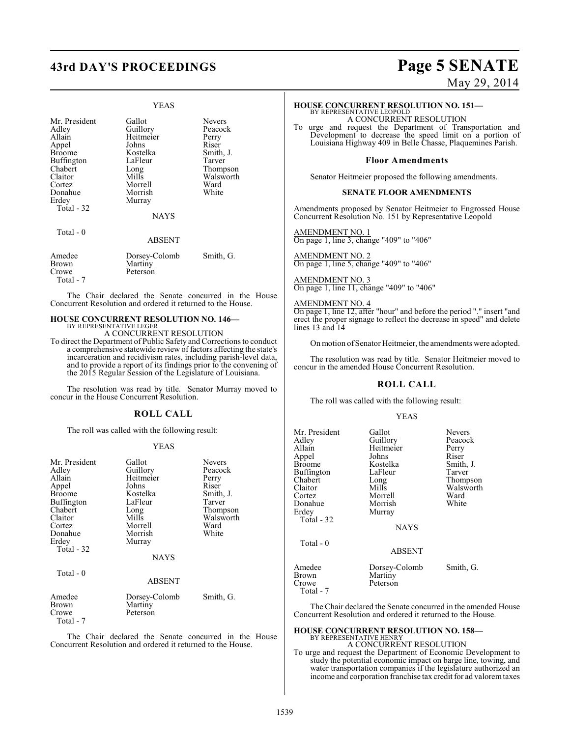YEAS

| | | |
|---|---|---|
| Mr. President | Gallot | Nevers |
| Adley | Guillory | Peacock |
| Allain | Heitmeier | Perry |
| Appel | Johns | Riser |
| Broome | Kostelka | Smith, J. |
| Buffington | LaFleur | Tarver |
| Chabert | Long | Thompson |
| Claitor | Mills | Walsworth |
| Cortez | Morrell | Ward |
| Donahue | Morrish | White |
| Erdey | Murray | |
| Total - 32 | | |

NAYS

Total - 0

ABSENT

| | | |
|---|---|---|
| Amedee | Dorsey-Colomb | Smith, G. |
| Brown | Martiny | |
| Crowe | Peterson | |
| Total - 7 | | |

The Chair declared the Senate concurred in the House Concurrent Resolution and ordered it returned to the House.

## HOUSE CONCURRENT RESOLUTION NO. 146—

BY REPRESENTATIVE LEGER

A CONCURRENT RESOLUTION

To direct the Department of Public Safety and Corrections to conduct a comprehensive statewide review of factors affecting the state's incarceration and recidivism rates, including parish-level data, and to provide a report of its findings prior to the convening of the 2015 Regular Session of the Legislature of Louisiana.

The resolution was read by title. Senator Murray moved to concur in the House Concurrent Resolution.

## ROLL CALL

The roll was called with the following result:

YEAS

| | | |
|---|---|---|
| Mr. President | Gallot | Nevers |
| Adley | Guillory | Peacock |
| Allain | Heitmeier | Perry |
| Appel | Johns | Riser |
| Broome | Kostelka | Smith, J. |
| Buffington | LaFleur | Tarver |
| Chabert | Long | Thompson |
| Claitor | Mills | Walsworth |
| Cortez | Morrell | Ward |
| Donahue | Morrish | White |
| Erdey | Murray | |
| Total - 32 | | |

NAYS

Total - 0

ABSENT

| | | |
|---|---|---|
| Amedee | Dorsey-Colomb | Smith, G. |
| Brown | Martiny | |
| Crowe | Peterson | |
| Total - 7 | | |

The Chair declared the Senate concurred in the House Concurrent Resolution and ordered it returned to the House.

## HOUSE CONCURRENT RESOLUTION NO. 151—

BY REPRESENTATIVE LEOPOLD

A CONCURRENT RESOLUTION

To urge and request the Department of Transportation and Development to decrease the speed limit on a portion of Louisiana Highway 409 in Belle Chasse, Plaquemines Parish.

### Floor Amendments

Senator Heitmeier proposed the following amendments.

### SENATE FLOOR AMENDMENTS

Amendments proposed by Senator Heitmeier to Engrossed House Concurrent Resolution No. 151 by Representative Leopold

AMENDMENT NO. 1
On page 1, line 3, change "409" to "406"

AMENDMENT NO. 2
On page 1, line 5, change "409" to "406"

AMENDMENT NO. 3
On page 1, line 11, change "409" to "406"

AMENDMENT NO. 4
On page 1, line 12, after "hour" and before the period "." insert "and erect the proper signage to reflect the decrease in speed" and delete lines 13 and 14

On motion of Senator Heitmeier, the amendments were adopted.

The resolution was read by title. Senator Heitmeier moved to concur in the amended House Concurrent Resolution.

## ROLL CALL

The roll was called with the following result:

YEAS

| | | |
|---|---|---|
| Mr. President | Gallot | Nevers |
| Adley | Guillory | Peacock |
| Allain | Heitmeier | Perry |
| Appel | Johns | Riser |
| Broome | Kostelka | Smith, J. |
| Buffington | LaFleur | Tarver |
| Chabert | Long | Thompson |
| Claitor | Mills | Walsworth |
| Cortez | Morrell | Ward |
| Donahue | Morrish | White |
| Erdey | Murray | |
| Total - 32 | | |

NAYS

Total - 0

ABSENT

| | | |
|---|---|---|
| Amedee | Dorsey-Colomb | Smith, G. |
| Brown | Martiny | |
| Crowe | Peterson | |
| Total - 7 | | |

The Chair declared the Senate concurred in the amended House Concurrent Resolution and ordered it returned to the House.

## HOUSE CONCURRENT RESOLUTION NO. 158—

BY REPRESENTATIVE HENRY

A CONCURRENT RESOLUTION

To urge and request the Department of Economic Development to study the potential economic impact on barge line, towing, and water transportation companies if the legislature authorized an income and corporation franchise tax credit for ad valorem taxes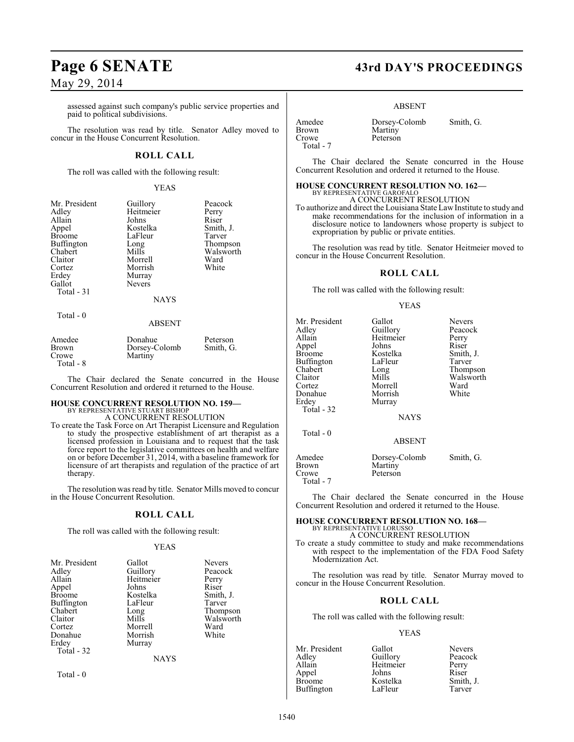assessed against such company's public service properties and paid to political subdivisions.

The resolution was read by title. Senator Adley moved to concur in the House Concurrent Resolution.

## ROLL CALL

The roll was called with the following result:

YEAS

| | | |
|---|---|---|
| Mr. President | Guillory | Peacock |
| Adley | Heitmeier | Perry |
| Allain | Johns | Riser |
| Appel | Kostelka | Smith, J. |
| Broome | LaFleur | Tarver |
| Buffington | Long | Thompson |
| Chabert | Mills | Walsworth |
| Claitor | Morrell | Ward |
| Cortez | Morrish | White |
| Erdey | Murray | |
| Gallot | Nevers | |
| Total - 31 | | |

NAYS

Total - 0

ABSENT

| | | |
|---|---|---|
| Amedee | Donahue | Peterson |
| Brown | Dorsey-Colomb | Smith, G. |
| Crowe | Martiny | |
| Total - 8 | | |

The Chair declared the Senate concurred in the House Concurrent Resolution and ordered it returned to the House.

**HOUSE CONCURRENT RESOLUTION NO. 159—**
BY REPRESENTATIVE STUART BISHOP
A CONCURRENT RESOLUTION

To create the Task Force on Art Therapist Licensure and Regulation to study the prospective establishment of art therapist as a licensed profession in Louisiana and to request that the task force report to the legislative committees on health and welfare on or before December 31, 2014, with a baseline framework for licensure of art therapists and regulation of the practice of art therapy.

The resolution was read by title. Senator Mills moved to concur in the House Concurrent Resolution.

## ROLL CALL

The roll was called with the following result:

YEAS

| | | |
|---|---|---|
| Mr. President | Gallot | Nevers |
| Adley | Guillory | Peacock |
| Allain | Heitmeier | Perry |
| Appel | Johns | Riser |
| Broome | Kostelka | Smith, J. |
| Buffington | LaFleur | Tarver |
| Chabert | Long | Thompson |
| Claitor | Mills | Walsworth |
| Cortez | Morrell | Ward |
| Donahue | Morrish | White |
| Erdey | Murray | |
| Total - 32 | | |

NAYS

Total - 0

ABSENT

| | | |
|---|---|---|
| Amedee | Dorsey-Colomb | Smith, G. |
| Brown | Martiny | |
| Crowe | Peterson | |
| Total - 7 | | |

The Chair declared the Senate concurred in the House Concurrent Resolution and ordered it returned to the House.

**HOUSE CONCURRENT RESOLUTION NO. 162—**
BY REPRESENTATIVE GAROFALO
A CONCURRENT RESOLUTION

To authorize and direct the Louisiana State Law Institute to study and make recommendations for the inclusion of information in a disclosure notice to landowners whose property is subject to expropriation by public or private entities.

The resolution was read by title. Senator Heitmeier moved to concur in the House Concurrent Resolution.

## ROLL CALL

The roll was called with the following result:

YEAS

| | | |
|---|---|---|
| Mr. President | Gallot | Nevers |
| Adley | Guillory | Peacock |
| Allain | Heitmeier | Perry |
| Appel | Johns | Riser |
| Broome | Kostelka | Smith, J. |
| Buffington | LaFleur | Tarver |
| Chabert | Long | Thompson |
| Claitor | Mills | Walsworth |
| Cortez | Morrell | Ward |
| Donahue | Morrish | White |
| Erdey | Murray | |
| Total - 32 | | |

NAYS

Total - 0

ABSENT

| | | |
|---|---|---|
| Amedee | Dorsey-Colomb | Smith, G. |
| Brown | Martiny | |
| Crowe | Peterson | |
| Total - 7 | | |

The Chair declared the Senate concurred in the House Concurrent Resolution and ordered it returned to the House.

**HOUSE CONCURRENT RESOLUTION NO. 168—**
BY REPRESENTATIVE LORUSSO
A CONCURRENT RESOLUTION

To create a study committee to study and make recommendations with respect to the implementation of the FDA Food Safety Modernization Act.

The resolution was read by title. Senator Murray moved to concur in the House Concurrent Resolution.

## ROLL CALL

The roll was called with the following result:

YEAS

| | | |
|---|---|---|
| Mr. President | Gallot | Nevers |
| Adley | Guillory | Peacock |
| Allain | Heitmeier | Perry |
| Appel | Johns | Riser |
| Broome | Kostelka | Smith, J. |
| Buffington | LaFleur | Tarver |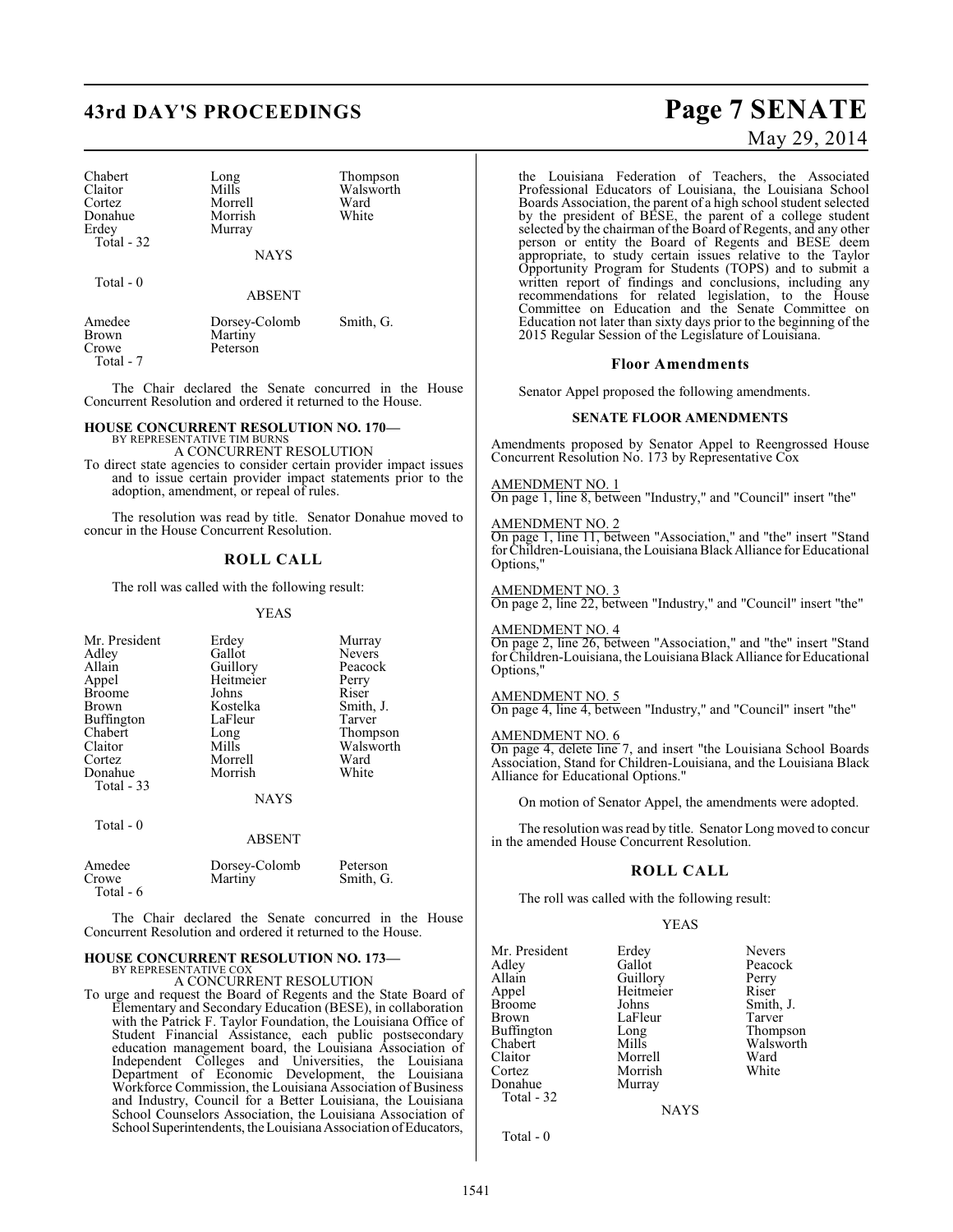| Chabert | Long | Thompson |
|---|---|---|
| Claitor | Mills | Walsworth |
| Cortez | Morrell | Ward |
| Donahue | Morrish | White |
| Erdey | Murray | |
| Total - 32 | | |

NAYS

Total - 0

ABSENT

| Amedee | Dorsey-Colomb | Smith, G. |
|---|---|---|
| Brown | Martiny | |
| Crowe | Peterson | |
| Total - 7 | | |

The Chair declared the Senate concurred in the House Concurrent Resolution and ordered it returned to the House.

**HOUSE CONCURRENT RESOLUTION NO. 170—**
BY REPRESENTATIVE TIM BURNS
A CONCURRENT RESOLUTION

To direct state agencies to consider certain provider impact issues and to issue certain provider impact statements prior to the adoption, amendment, or repeal of rules.

The resolution was read by title. Senator Donahue moved to concur in the House Concurrent Resolution.

## ROLL CALL

The roll was called with the following result:

YEAS

| Mr. President | Erdey | Murray |
|---|---|---|
| Adley | Gallot | Nevers |
| Allain | Guillory | Peacock |
| Appel | Heitmeier | Perry |
| Broome | Johns | Riser |
| Brown | Kostelka | Smith, J. |
| Buffington | LaFleur | Tarver |
| Chabert | Long | Thompson |
| Claitor | Mills | Walsworth |
| Cortez | Morrell | Ward |
| Donahue | Morrish | White |
| Total - 33 | | |

NAYS

Total - 0

ABSENT

| Amedee | Dorsey-Colomb | Peterson |
|---|---|---|
| Crowe | Martiny | Smith, G. |
| Total - 6 | | |

The Chair declared the Senate concurred in the House Concurrent Resolution and ordered it returned to the House.

**HOUSE CONCURRENT RESOLUTION NO. 173—**
BY REPRESENTATIVE COX
A CONCURRENT RESOLUTION

To urge and request the Board of Regents and the State Board of Elementary and Secondary Education (BESE), in collaboration with the Patrick F. Taylor Foundation, the Louisiana Office of Student Financial Assistance, each public postsecondary education management board, the Louisiana Association of Independent Colleges and Universities, the Louisiana Department of Economic Development, the Louisiana Workforce Commission, the Louisiana Association of Business and Industry, Council for a Better Louisiana, the Louisiana School Counselors Association, the Louisiana Association of School Superintendents, the Louisiana Association of Educators, the Louisiana Federation of Teachers, the Associated Professional Educators of Louisiana, the Louisiana School Boards Association, the parent of a high school student selected by the president of BESE, the parent of a college student selected by the chairman of the Board of Regents, and any other person or entity the Board of Regents and BESE deem appropriate, to study certain issues relative to the Taylor Opportunity Program for Students (TOPS) and to submit a written report of findings and conclusions, including any recommendations for related legislation, to the House Committee on Education and the Senate Committee on Education not later than sixty days prior to the beginning of the 2015 Regular Session of the Legislature of Louisiana.

### Floor Amendments

Senator Appel proposed the following amendments.

#### SENATE FLOOR AMENDMENTS

Amendments proposed by Senator Appel to Reengrossed House Concurrent Resolution No. 173 by Representative Cox

AMENDMENT NO. 1
On page 1, line 8, between "Industry," and "Council" insert "the"

AMENDMENT NO. 2
On page 1, line 11, between "Association," and "the" insert "Stand for Children-Louisiana, the Louisiana Black Alliance for Educational Options,"

AMENDMENT NO. 3
On page 2, line 22, between "Industry," and "Council" insert "the"

AMENDMENT NO. 4
On page 2, line 26, between "Association," and "the" insert "Stand for Children-Louisiana, the Louisiana Black Alliance for Educational Options,"

AMENDMENT NO. 5
On page 4, line 4, between "Industry," and "Council" insert "the"

AMENDMENT NO. 6
On page 4, delete line 7, and insert "the Louisiana School Boards Association, Stand for Children-Louisiana, and the Louisiana Black Alliance for Educational Options."

On motion of Senator Appel, the amendments were adopted.

The resolution was read by title. Senator Long moved to concur in the amended House Concurrent Resolution.

## ROLL CALL

The roll was called with the following result:

YEAS

| Mr. President | Erdey | Nevers |
|---|---|---|
| Adley | Gallot | Peacock |
| Allain | Guillory | Perry |
| Appel | Heitmeier | Riser |
| Broome | Johns | Smith, J. |
| Brown | LaFleur | Tarver |
| Buffington | Long | Thompson |
| Chabert | Mills | Walsworth |
| Claitor | Morrell | Ward |
| Cortez | Morrish | White |
| Donahue | Murray | |
| Total - 32 | | |

NAYS

Total - 0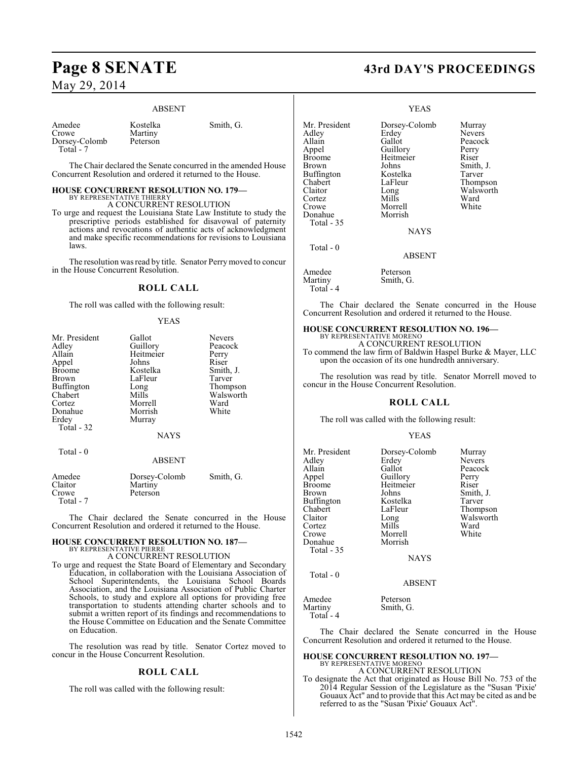### ABSENT

| | | |
|---|---|---|
| Amedee | Kostelka | Smith, G. |
| Crowe | Martiny | |
| Dorsey-Colomb | Peterson | |
| Total - 7 | | |

The Chair declared the Senate concurred in the amended House Concurrent Resolution and ordered it returned to the House.

## HOUSE CONCURRENT RESOLUTION NO. 179—

BY REPRESENTATIVE THIERRY

A CONCURRENT RESOLUTION

To urge and request the Louisiana State Law Institute to study the prescriptive periods established for disavowal of paternity actions and revocations of authentic acts of acknowledgment and make specific recommendations for revisions to Louisiana laws.

The resolution was read by title. Senator Perry moved to concur in the House Concurrent Resolution.

## ROLL CALL

The roll was called with the following result:

### YEAS

| | | |
|---|---|---|
| Mr. President | Gallot | Nevers |
| Adley | Guillory | Peacock |
| Allain | Heitmeier | Perry |
| Appel | Johns | Riser |
| Broome | Kostelka | Smith, J. |
| Brown | LaFleur | Tarver |
| Buffington | Long | Thompson |
| Chabert | Mills | Walsworth |
| Cortez | Morrell | Ward |
| Donahue | Morrish | White |
| Erdey | Murray | |
| Total - 32 | | |

### NAYS

Total - 0

### ABSENT

| | | |
|---|---|---|
| Amedee | Dorsey-Colomb | Smith, G. |
| Claitor | Martiny | |
| Crowe | Peterson | |
| Total - 7 | | |

The Chair declared the Senate concurred in the House Concurrent Resolution and ordered it returned to the House.

## HOUSE CONCURRENT RESOLUTION NO. 187—

BY REPRESENTATIVE PIERRE

A CONCURRENT RESOLUTION

To urge and request the State Board of Elementary and Secondary Education, in collaboration with the Louisiana Association of School Superintendents, the Louisiana School Boards Association, and the Louisiana Association of Public Charter Schools, to study and explore all options for providing free transportation to students attending charter schools and to submit a written report of its findings and recommendations to the House Committee on Education and the Senate Committee on Education.

The resolution was read by title. Senator Cortez moved to concur in the House Concurrent Resolution.

## ROLL CALL

The roll was called with the following result:

### YEAS

| | | |
|---|---|---|
| Mr. President | Dorsey-Colomb | Murray |
| Adley | Erdey | Nevers |
| Allain | Gallot | Peacock |
| Appel | Guillory | Perry |
| Broome | Heitmeier | Riser |
| Brown | Johns | Smith, J. |
| Buffington | Kostelka | Tarver |
| Chabert | LaFleur | Thompson |
| Claitor | Long | Walsworth |
| Cortez | Mills | Ward |
| Crowe | Morrell | White |
| Donahue | Morrish | |
| Total - 35 | | |

### NAYS

Total - 0

### ABSENT

| | |
|---|---|
| Amedee | Peterson |
| Martiny | Smith, G. |
| Total - 4 | |

The Chair declared the Senate concurred in the House Concurrent Resolution and ordered it returned to the House.

## HOUSE CONCURRENT RESOLUTION NO. 196—

BY REPRESENTATIVE MORENO

A CONCURRENT RESOLUTION

To commend the law firm of Baldwin Haspel Burke & Mayer, LLC upon the occasion of its one hundredth anniversary.

The resolution was read by title. Senator Morrell moved to concur in the House Concurrent Resolution.

## ROLL CALL

The roll was called with the following result:

### YEAS

| | | |
|---|---|---|
| Mr. President | Dorsey-Colomb | Murray |
| Adley | Erdey | Nevers |
| Allain | Gallot | Peacock |
| Appel | Guillory | Perry |
| Broome | Heitmeier | Riser |
| Brown | Johns | Smith, J. |
| Buffington | Kostelka | Tarver |
| Chabert | LaFleur | Thompson |
| Claitor | Long | Walsworth |
| Cortez | Mills | Ward |
| Crowe | Morrell | White |
| Donahue | Morrish | |
| Total - 35 | | |

### NAYS

Total - 0

### ABSENT

| | |
|---|---|
| Amedee | Peterson |
| Martiny | Smith, G. |
| Total - 4 | |

The Chair declared the Senate concurred in the House Concurrent Resolution and ordered it returned to the House.

## HOUSE CONCURRENT RESOLUTION NO. 197—

BY REPRESENTATIVE MORENO

A CONCURRENT RESOLUTION

To designate the Act that originated as House Bill No. 753 of the 2014 Regular Session of the Legislature as the "Susan 'Pixie' Gouaux Act" and to provide that this Act may be cited as and be referred to as the "Susan 'Pixie' Gouaux Act".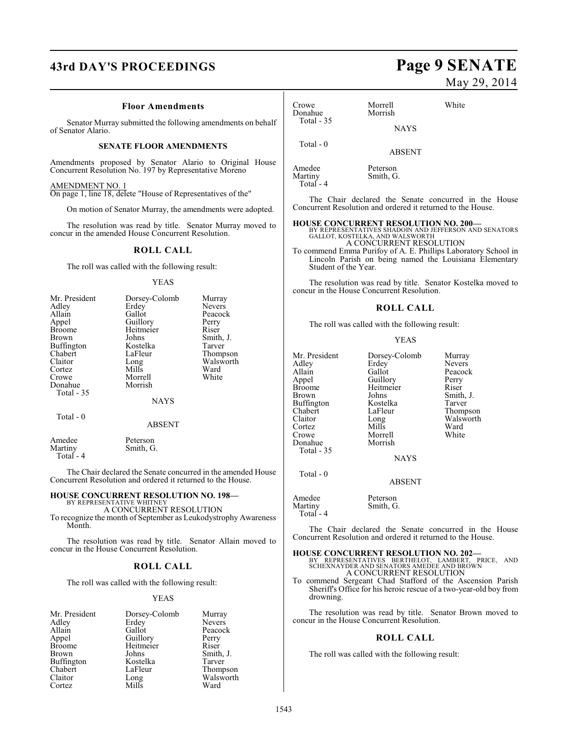### Floor Amendments

Senator Murray submitted the following amendments on behalf of Senator Alario.

**SENATE FLOOR AMENDMENTS**

Amendments proposed by Senator Alario to Original House Concurrent Resolution No. 197 by Representative Moreno

AMENDMENT NO. 1
On page 1, line 18, delete "House of Representatives of the"

On motion of Senator Murray, the amendments were adopted.

The resolution was read by title. Senator Murray moved to concur in the amended House Concurrent Resolution.

## ROLL CALL

The roll was called with the following result:

YEAS

| | | |
|---|---|---|
| Mr. President | Dorsey-Colomb | Murray |
| Adley | Erdey | Nevers |
| Allain | Gallot | Peacock |
| Appel | Guillory | Perry |
| Broome | Heitmeier | Riser |
| Brown | Johns | Smith, J. |
| Buffington | Kostelka | Tarver |
| Chabert | LaFleur | Thompson |
| Claitor | Long | Walsworth |
| Cortez | Mills | Ward |
| Crowe | Morrell | White |
| Donahue | Morrish | |

Total - 35

NAYS

Total - 0

ABSENT

| | |
|---|---|
| Amedee | Peterson |
| Martiny | Smith, G. |

Total - 4

The Chair declared the Senate concurred in the amended House Concurrent Resolution and ordered it returned to the House.

**HOUSE CONCURRENT RESOLUTION NO. 198—**
BY REPRESENTATIVE WHITNEY
A CONCURRENT RESOLUTION
To recognize the month of September as Leukodystrophy Awareness Month.

The resolution was read by title. Senator Allain moved to concur in the House Concurrent Resolution.

## ROLL CALL

The roll was called with the following result:

YEAS

| | | |
|---|---|---|
| Mr. President | Dorsey-Colomb | Murray |
| Adley | Erdey | Nevers |
| Allain | Gallot | Peacock |
| Appel | Guillory | Perry |
| Broome | Heitmeier | Riser |
| Brown | Johns | Smith, J. |
| Buffington | Kostelka | Tarver |
| Chabert | LaFleur | Thompson |
| Claitor | Long | Walsworth |
| Cortez | Mills | Ward |
| Crowe | Morrell | White |
| Donahue | Morrish | |

Total - 35

NAYS

Total - 0

ABSENT

| | |
|---|---|
| Amedee | Peterson |
| Martiny | Smith, G. |

Total - 4

The Chair declared the Senate concurred in the House Concurrent Resolution and ordered it returned to the House.

**HOUSE CONCURRENT RESOLUTION NO. 200—**
BY REPRESENTATIVES SHADOIN AND JEFFERSON AND SENATORS GALLOT, KOSTELKA, AND WALSWORTH
A CONCURRENT RESOLUTION
To commend Emma Purifoy of A. E. Phillips Laboratory School in Lincoln Parish on being named the Louisiana Elementary Student of the Year.

The resolution was read by title. Senator Kostelka moved to concur in the House Concurrent Resolution.

## ROLL CALL

The roll was called with the following result:

YEAS

| | | |
|---|---|---|
| Mr. President | Dorsey-Colomb | Murray |
| Adley | Erdey | Nevers |
| Allain | Gallot | Peacock |
| Appel | Guillory | Perry |
| Broome | Heitmeier | Riser |
| Brown | Johns | Smith, J. |
| Buffington | Kostelka | Tarver |
| Chabert | LaFleur | Thompson |
| Claitor | Long | Walsworth |
| Cortez | Mills | Ward |
| Crowe | Morrell | White |
| Donahue | Morrish | |

Total - 35

NAYS

Total - 0

ABSENT

| | |
|---|---|
| Amedee | Peterson |
| Martiny | Smith, G. |

Total - 4

The Chair declared the Senate concurred in the House Concurrent Resolution and ordered it returned to the House.

**HOUSE CONCURRENT RESOLUTION NO. 202—**
BY REPRESENTATIVES BERTHELOT, LAMBERT, PRICE, AND SCHEXNAYDER AND SENATORS AMEDEE AND BROWN
A CONCURRENT RESOLUTION
To commend Sergeant Chad Stafford of the Ascension Parish Sheriff's Office for his heroic rescue of a two-year-old boy from drowning.

The resolution was read by title. Senator Brown moved to concur in the House Concurrent Resolution.

## ROLL CALL

The roll was called with the following result: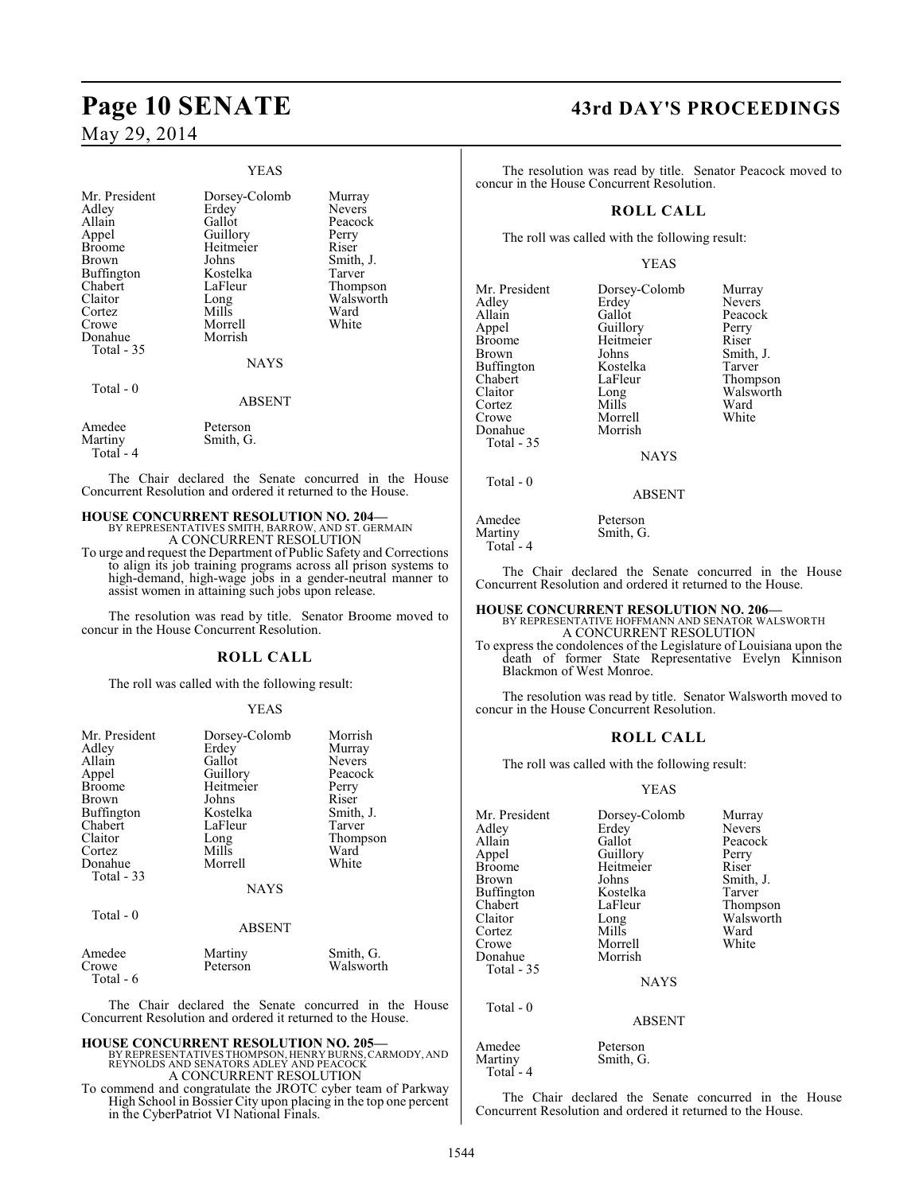YEAS

| Mr. President | Dorsey-Colomb | Murray |
|---|---|---|
| Adley | Erdey | Nevers |
| Allain | Gallot | Peacock |
| Appel | Guillory | Perry |
| Broome | Heitmeier | Riser |
| Brown | Johns | Smith, J. |
| Buffington | Kostelka | Tarver |
| Chabert | LaFleur | Thompson |
| Claitor | Long | Walsworth |
| Cortez | Mills | Ward |
| Crowe | Morrell | White |
| Donahue | Morrish | |

Total - 35

NAYS

Total - 0

ABSENT

| Amedee | Peterson |
|---|---|
| Martiny | Smith, G. |

Total - 4

The Chair declared the Senate concurred in the House Concurrent Resolution and ordered it returned to the House.

**HOUSE CONCURRENT RESOLUTION NO. 204—**
BY REPRESENTATIVES SMITH, BARROW, AND ST. GERMAIN
A CONCURRENT RESOLUTION

To urge and request the Department of Public Safety and Corrections to align its job training programs across all prison systems to high-demand, high-wage jobs in a gender-neutral manner to assist women in attaining such jobs upon release.

The resolution was read by title. Senator Broome moved to concur in the House Concurrent Resolution.

## ROLL CALL

The roll was called with the following result:

YEAS

| Mr. President | Dorsey-Colomb | Morrish |
|---|---|---|
| Adley | Erdey | Murray |
| Allain | Gallot | Nevers |
| Appel | Guillory | Peacock |
| Broome | Heitmeier | Perry |
| Brown | Johns | Riser |
| Buffington | Kostelka | Smith, J. |
| Chabert | LaFleur | Tarver |
| Claitor | Long | Thompson |
| Cortez | Mills | Ward |
| Donahue | Morrell | White |

Total - 33

NAYS

Total - 0

ABSENT

| Amedee | Martiny | Smith, G. |
|---|---|---|
| Crowe | Peterson | Walsworth |

Total - 6

The Chair declared the Senate concurred in the House Concurrent Resolution and ordered it returned to the House.

**HOUSE CONCURRENT RESOLUTION NO. 205—**
BY REPRESENTATIVES THOMPSON, HENRY BURNS, CARMODY, AND REYNOLDS AND SENATORS ADLEY AND PEACOCK
A CONCURRENT RESOLUTION

To commend and congratulate the JROTC cyber team of Parkway High School in Bossier City upon placing in the top one percent in the CyberPatriot VI National Finals.

The resolution was read by title. Senator Peacock moved to concur in the House Concurrent Resolution.

## ROLL CALL

The roll was called with the following result:

YEAS

| Mr. President | Dorsey-Colomb | Murray |
|---|---|---|
| Adley | Erdey | Nevers |
| Allain | Gallot | Peacock |
| Appel | Guillory | Perry |
| Broome | Heitmeier | Riser |
| Brown | Johns | Smith, J. |
| Buffington | Kostelka | Tarver |
| Chabert | LaFleur | Thompson |
| Claitor | Long | Walsworth |
| Cortez | Mills | Ward |
| Crowe | Morrell | White |
| Donahue | Morrish | |

Total - 35

NAYS

Total - 0

ABSENT

| Amedee | Peterson |
|---|---|
| Martiny | Smith, G. |

Total - 4

The Chair declared the Senate concurred in the House Concurrent Resolution and ordered it returned to the House.

**HOUSE CONCURRENT RESOLUTION NO. 206—**
BY REPRESENTATIVE HOFFMANN AND SENATOR WALSWORTH
A CONCURRENT RESOLUTION

To express the condolences of the Legislature of Louisiana upon the death of former State Representative Evelyn Kinnison Blackmon of West Monroe.

The resolution was read by title. Senator Walsworth moved to concur in the House Concurrent Resolution.

## ROLL CALL

The roll was called with the following result:

YEAS

| Mr. President | Dorsey-Colomb | Murray |
|---|---|---|
| Adley | Erdey | Nevers |
| Allain | Gallot | Peacock |
| Appel | Guillory | Perry |
| Broome | Heitmeier | Riser |
| Brown | Johns | Smith, J. |
| Buffington | Kostelka | Tarver |
| Chabert | LaFleur | Thompson |
| Claitor | Long | Walsworth |
| Cortez | Mills | Ward |
| Crowe | Morrell | White |
| Donahue | Morrish | |

Total - 35

NAYS

Total - 0

ABSENT

| Amedee | Peterson |
|---|---|
| Martiny | Smith, G. |

Total - 4

The Chair declared the Senate concurred in the House Concurrent Resolution and ordered it returned to the House.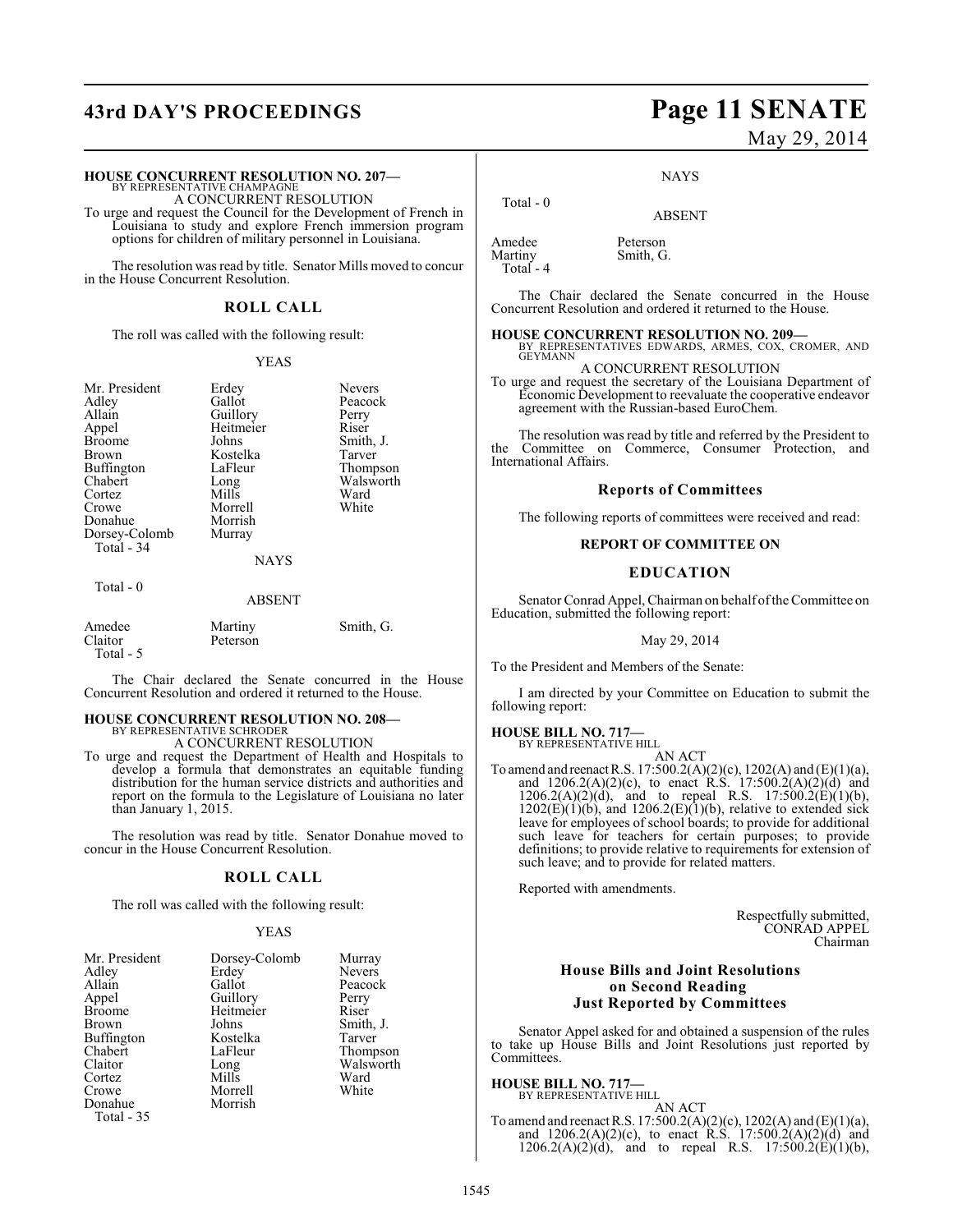**HOUSE CONCURRENT RESOLUTION NO. 207—**
BY REPRESENTATIVE CHAMPAGNE

A CONCURRENT RESOLUTION

To urge and request the Council for the Development of French in Louisiana to study and explore French immersion program options for children of military personnel in Louisiana.

The resolution was read by title. Senator Mills moved to concur in the House Concurrent Resolution.

## ROLL CALL

The roll was called with the following result:

YEAS

| | | |
|---|---|---|
| Mr. President | Erdey | Nevers |
| Adley | Gallot | Peacock |
| Allain | Guillory | Perry |
| Appel | Heitmeier | Riser |
| Broome | Johns | Smith, J. |
| Brown | Kostelka | Tarver |
| Buffington | LaFleur | Thompson |
| Chabert | Long | Walsworth |
| Cortez | Mills | Ward |
| Crowe | Morrell | White |
| Donahue | Morrish | |
| Dorsey-Colomb | Murray | |

Total - 34

NAYS

Total - 0

ABSENT

| | | |
|---|---|---|
| Amedee | Martiny | Smith, G. |
| Claitor | Peterson | |

Total - 5

The Chair declared the Senate concurred in the House Concurrent Resolution and ordered it returned to the House.

**HOUSE CONCURRENT RESOLUTION NO. 208—**
BY REPRESENTATIVE SCHRODER

A CONCURRENT RESOLUTION

To urge and request the Department of Health and Hospitals to develop a formula that demonstrates an equitable funding distribution for the human service districts and authorities and report on the formula to the Legislature of Louisiana no later than January 1, 2015.

The resolution was read by title. Senator Donahue moved to concur in the House Concurrent Resolution.

## ROLL CALL

The roll was called with the following result:

YEAS

| | | |
|---|---|---|
| Mr. President | Dorsey-Colomb | Murray |
| Adley | Erdey | Nevers |
| Allain | Gallot | Peacock |
| Appel | Guillory | Perry |
| Broome | Heitmeier | Riser |
| Brown | Johns | Smith, J. |
| Buffington | Kostelka | Tarver |
| Chabert | LaFleur | Thompson |
| Claitor | Long | Walsworth |
| Cortez | Mills | Ward |
| Crowe | Morrell | White |
| Donahue | Morrish | |

Total - 35

NAYS

Total - 0

ABSENT

| | |
|---|---|
| Amedee | Peterson |
| Martiny | Smith, G. |

Total - 4

The Chair declared the Senate concurred in the House Concurrent Resolution and ordered it returned to the House.

**HOUSE CONCURRENT RESOLUTION NO. 209—**
BY REPRESENTATIVES EDWARDS, ARMES, COX, CROMER, AND GEYMANN

A CONCURRENT RESOLUTION

To urge and request the secretary of the Louisiana Department of Economic Development to reevaluate the cooperative endeavor agreement with the Russian-based EuroChem.

The resolution was read by title and referred by the President to the Committee on Commerce, Consumer Protection, and International Affairs.

## Reports of Committees

The following reports of committees were received and read:

### REPORT OF COMMITTEE ON

### EDUCATION

Senator Conrad Appel, Chairman on behalf of the Committee on Education, submitted the following report:

May 29, 2014

To the President and Members of the Senate:

I am directed by your Committee on Education to submit the following report:

**HOUSE BILL NO. 717—**
BY REPRESENTATIVE HILL

AN ACT

To amend and reenact R.S. 17:500.2(A)(2)(c), 1202(A) and (E)(1)(a), and 1206.2(A)(2)(c), to enact R.S. 17:500.2(A)(2)(d) and 1206.2(A)(2)(d), and to repeal R.S. 17:500.2(E)(1)(b), 1202(E)(1)(b), and 1206.2(E)(1)(b), relative to extended sick leave for employees of school boards; to provide for additional such leave for teachers for certain purposes; to provide definitions; to provide relative to requirements for extension of such leave; and to provide for related matters.

Reported with amendments.

Respectfully submitted,
CONRAD APPEL
Chairman

## House Bills and Joint Resolutions on Second Reading Just Reported by Committees

Senator Appel asked for and obtained a suspension of the rules to take up House Bills and Joint Resolutions just reported by Committees.

**HOUSE BILL NO. 717—**
BY REPRESENTATIVE HILL

AN ACT

To amend and reenact R.S. 17:500.2(A)(2)(c), 1202(A) and (E)(1)(a), and 1206.2(A)(2)(c), to enact R.S. 17:500.2(A)(2)(d) and 1206.2(A)(2)(d), and to repeal R.S. 17:500.2(E)(1)(b),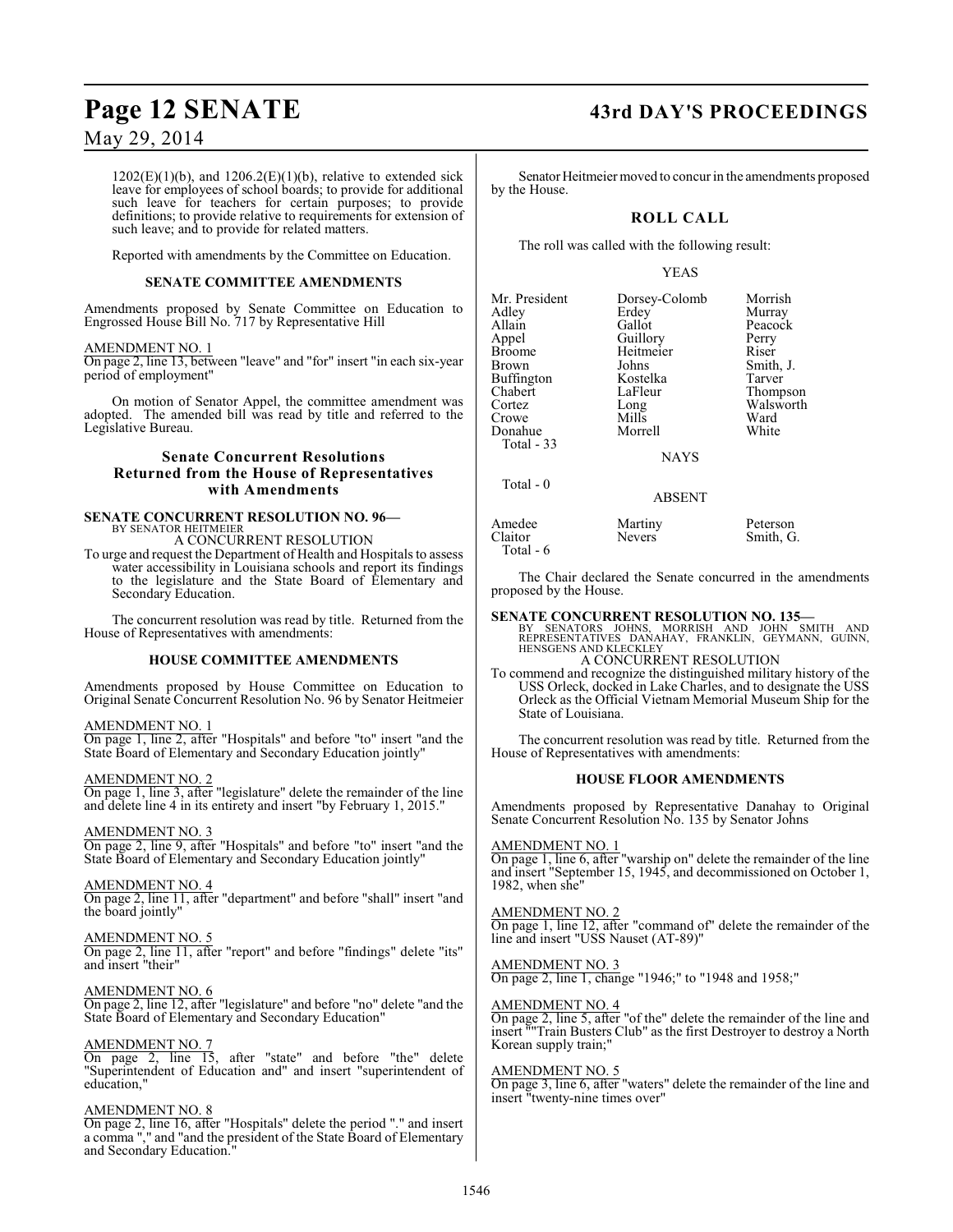1202(E)(1)(b), and 1206.2(E)(1)(b), relative to extended sick leave for employees of school boards; to provide for additional such leave for teachers for certain purposes; to provide definitions; to provide relative to requirements for extension of such leave; and to provide for related matters.

Reported with amendments by the Committee on Education.

### SENATE COMMITTEE AMENDMENTS

Amendments proposed by Senate Committee on Education to Engrossed House Bill No. 717 by Representative Hill

AMENDMENT NO. 1
On page 2, line 13, between "leave" and "for" insert "in each six-year period of employment"

On motion of Senator Appel, the committee amendment was adopted. The amended bill was read by title and referred to the Legislative Bureau.

## Senate Concurrent Resolutions Returned from the House of Representatives with Amendments

**SENATE CONCURRENT RESOLUTION NO. 96—**
BY SENATOR HEITMEIER
A CONCURRENT RESOLUTION
To urge and request the Department of Health and Hospitals to assess water accessibility in Louisiana schools and report its findings to the legislature and the State Board of Elementary and Secondary Education.

The concurrent resolution was read by title. Returned from the House of Representatives with amendments:

### HOUSE COMMITTEE AMENDMENTS

Amendments proposed by House Committee on Education to Original Senate Concurrent Resolution No. 96 by Senator Heitmeier

AMENDMENT NO. 1
On page 1, line 2, after "Hospitals" and before "to" insert "and the State Board of Elementary and Secondary Education jointly"

AMENDMENT NO. 2
On page 1, line 3, after "legislature" delete the remainder of the line and delete line 4 in its entirety and insert "by February 1, 2015."

AMENDMENT NO. 3
On page 2, line 9, after "Hospitals" and before "to" insert "and the State Board of Elementary and Secondary Education jointly"

AMENDMENT NO. 4
On page 2, line 11, after "department" and before "shall" insert "and the board jointly"

AMENDMENT NO. 5
On page 2, line 11, after "report" and before "findings" delete "its" and insert "their"

AMENDMENT NO. 6
On page 2, line 12, after "legislature" and before "no" delete "and the State Board of Elementary and Secondary Education"

AMENDMENT NO. 7
On page 2, line 15, after "state" and before "the" delete "Superintendent of Education and" and insert "superintendent of education,"

AMENDMENT NO. 8
On page 2, line 16, after "Hospitals" delete the period "." and insert a comma "," and "and the president of the State Board of Elementary and Secondary Education."

Senator Heitmeier moved to concur in the amendments proposed by the House.

### ROLL CALL

The roll was called with the following result:

YEAS

| | | |
|---|---|---|
| Mr. President | Dorsey-Colomb | Morrish |
| Adley | Erdey | Murray |
| Allain | Gallot | Peacock |
| Appel | Guillory | Perry |
| Broome | Heitmeier | Riser |
| Brown | Johns | Smith, J. |
| Buffington | Kostelka | Tarver |
| Chabert | LaFleur | Thompson |
| Cortez | Long | Walsworth |
| Crowe | Mills | Ward |
| Donahue | Morrell | White |

Total - 33

NAYS

Total - 0

ABSENT

| | | |
|---|---|---|
| Amedee | Martiny | Peterson |
| Claitor | Nevers | Smith, G. |

Total - 6

The Chair declared the Senate concurred in the amendments proposed by the House.

**SENATE CONCURRENT RESOLUTION NO. 135—**
BY SENATORS JOHNS, MORRISH AND JOHN SMITH AND REPRESENTATIVES DANAHAY, FRANKLIN, GEYMANN, GUINN, HENSGENS AND KLECKLEY
A CONCURRENT RESOLUTION
To commend and recognize the distinguished military history of the USS Orleck, docked in Lake Charles, and to designate the USS Orleck as the Official Vietnam Memorial Museum Ship for the State of Louisiana.

The concurrent resolution was read by title. Returned from the House of Representatives with amendments:

### HOUSE FLOOR AMENDMENTS

Amendments proposed by Representative Danahay to Original Senate Concurrent Resolution No. 135 by Senator Johns

AMENDMENT NO. 1
On page 1, line 6, after "warship on" delete the remainder of the line and insert "September 15, 1945, and decommissioned on October 1, 1982, when she"

AMENDMENT NO. 2
On page 1, line 12, after "command of" delete the remainder of the line and insert "USS Nauset (AT-89)"

AMENDMENT NO. 3
On page 2, line 1, change "1946;" to "1948 and 1958;"

AMENDMENT NO. 4
On page 2, line 5, after "of the" delete the remainder of the line and insert ""Train Busters Club" as the first Destroyer to destroy a North Korean supply train;"

AMENDMENT NO. 5
On page 3, line 6, after "waters" delete the remainder of the line and insert "twenty-nine times over"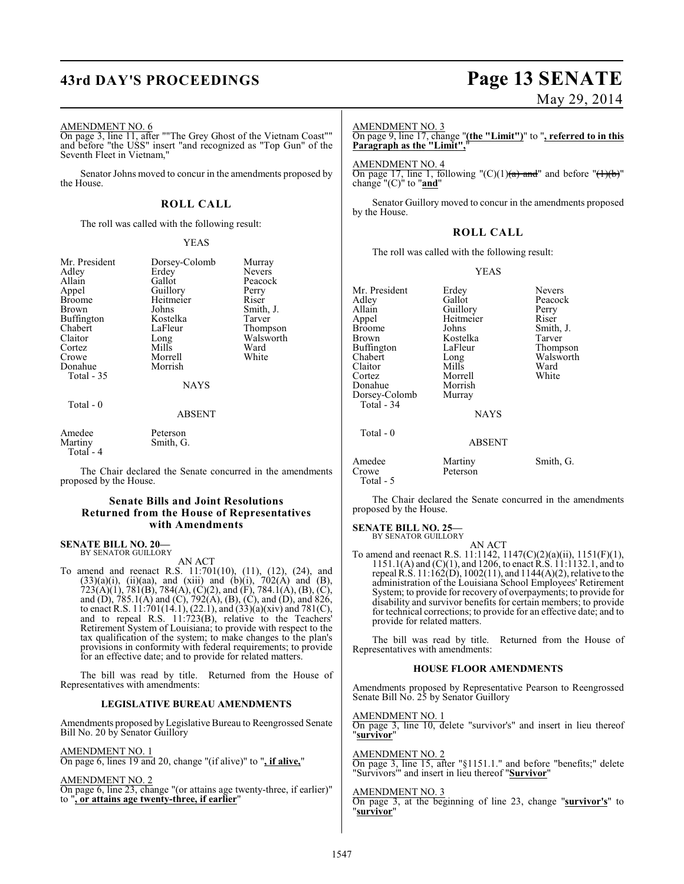AMENDMENT NO. 6

On page 3, line 11, after ""The Grey Ghost of the Vietnam Coast"" and before "the USS" insert "and recognized as "Top Gun" of the Seventh Fleet in Vietnam,"

Senator Johns moved to concur in the amendments proposed by the House.

## ROLL CALL

The roll was called with the following result:

YEAS

| | | |
|---|---|---|
| Mr. President | Dorsey-Colomb | Murray |
| Adley | Erdey | Nevers |
| Allain | Gallot | Peacock |
| Appel | Guillory | Perry |
| Broome | Heitmeier | Riser |
| Brown | Johns | Smith, J. |
| Buffington | Kostelka | Tarver |
| Chabert | LaFleur | Thompson |
| Claitor | Long | Walsworth |
| Cortez | Mills | Ward |
| Crowe | Morrell | White |
| Donahue | Morrish | |

Total - 35

NAYS

Total - 0

ABSENT

| | |
|---|---|
| Amedee | Peterson |
| Martiny | Smith, G. |

Total - 4

The Chair declared the Senate concurred in the amendments proposed by the House.

## Senate Bills and Joint Resolutions Returned from the House of Representatives with Amendments

**SENATE BILL NO. 20—**
BY SENATOR GUILLORY

AN ACT

To amend and reenact R.S. 11:701(10), (11), (12), (24), and (33)(a)(i), (ii)(aa), and (xiii) and (b)(i), 702(A) and (B), 723(A)(1), 781(B), 784(A), (C)(2), and (F), 784.1(A), (B), (C), and (D), 785.1(A) and (C), 792(A), (B), (C), and (D), and 826, to enact R.S. 11:701(14.1), (22.1), and (33)(a)(xiv) and 781(C), and to repeal R.S. 11:723(B), relative to the Teachers' Retirement System of Louisiana; to provide with respect to the tax qualification of the system; to make changes to the plan's provisions in conformity with federal requirements; to provide for an effective date; and to provide for related matters.

The bill was read by title. Returned from the House of Representatives with amendments:

### LEGISLATIVE BUREAU AMENDMENTS

Amendments proposed by Legislative Bureau to Reengrossed Senate Bill No. 20 by Senator Guillory

AMENDMENT NO. 1

On page 6, lines 19 and 20, change "(if alive)" to "**, if alive,**"

AMENDMENT NO. 2

On page 6, line 23, change "(or attains age twenty-three, if earlier)" to "**, or attains age twenty-three, if earlier**"

AMENDMENT NO. 3

On page 9, line 17, change "**(the "Limit")**" to "**, referred to in this Paragraph as the "Limit",**"

AMENDMENT NO. 4

On page 17, line 1, following "(C)(1)~~(a) and~~" and before "~~(1)(b)~~" change "(C)" to "**and**"

Senator Guillory moved to concur in the amendments proposed by the House.

## ROLL CALL

The roll was called with the following result:

YEAS

| | | |
|---|---|---|
| Mr. President | Erdey | Nevers |
| Adley | Gallot | Peacock |
| Allain | Guillory | Perry |
| Appel | Heitmeier | Riser |
| Broome | Johns | Smith, J. |
| Brown | Kostelka | Tarver |
| Buffington | LaFleur | Thompson |
| Chabert | Long | Walsworth |
| Claitor | Mills | Ward |
| Cortez | Morrell | White |
| Donahue | Morrish | |
| Dorsey-Colomb | Murray | |

Total - 34

NAYS

Total - 0

ABSENT

| | | |
|---|---|---|
| Amedee | Martiny | Smith, G. |
| Crowe | Peterson | |

Total - 5

The Chair declared the Senate concurred in the amendments proposed by the House.

**SENATE BILL NO. 25—**
BY SENATOR GUILLORY

AN ACT

To amend and reenact R.S. 11:1142, 1147(C)(2)(a)(ii), 1151(F)(1), 1151.1(A) and (C)(1), and 1206, to enact R.S. 11:1132.1, and to repeal R.S. 11:162(D), 1002(11), and 1144(A)(2), relative to the administration of the Louisiana School Employees' Retirement System; to provide for recovery of overpayments; to provide for disability and survivor benefits for certain members; to provide for technical corrections; to provide for an effective date; and to provide for related matters.

The bill was read by title. Returned from the House of Representatives with amendments:

### HOUSE FLOOR AMENDMENTS

Amendments proposed by Representative Pearson to Reengrossed Senate Bill No. 25 by Senator Guillory

AMENDMENT NO. 1

On page 3, line 10, delete "survivor's" and insert in lieu thereof "**survivor**"

AMENDMENT NO. 2

On page 3, line 15, after "§1151.1." and before "benefits;" delete "Survivors'" and insert in lieu thereof "**Survivor**"

AMENDMENT NO. 3

On page 3, at the beginning of line 23, change "**survivor's**" to "**survivor**"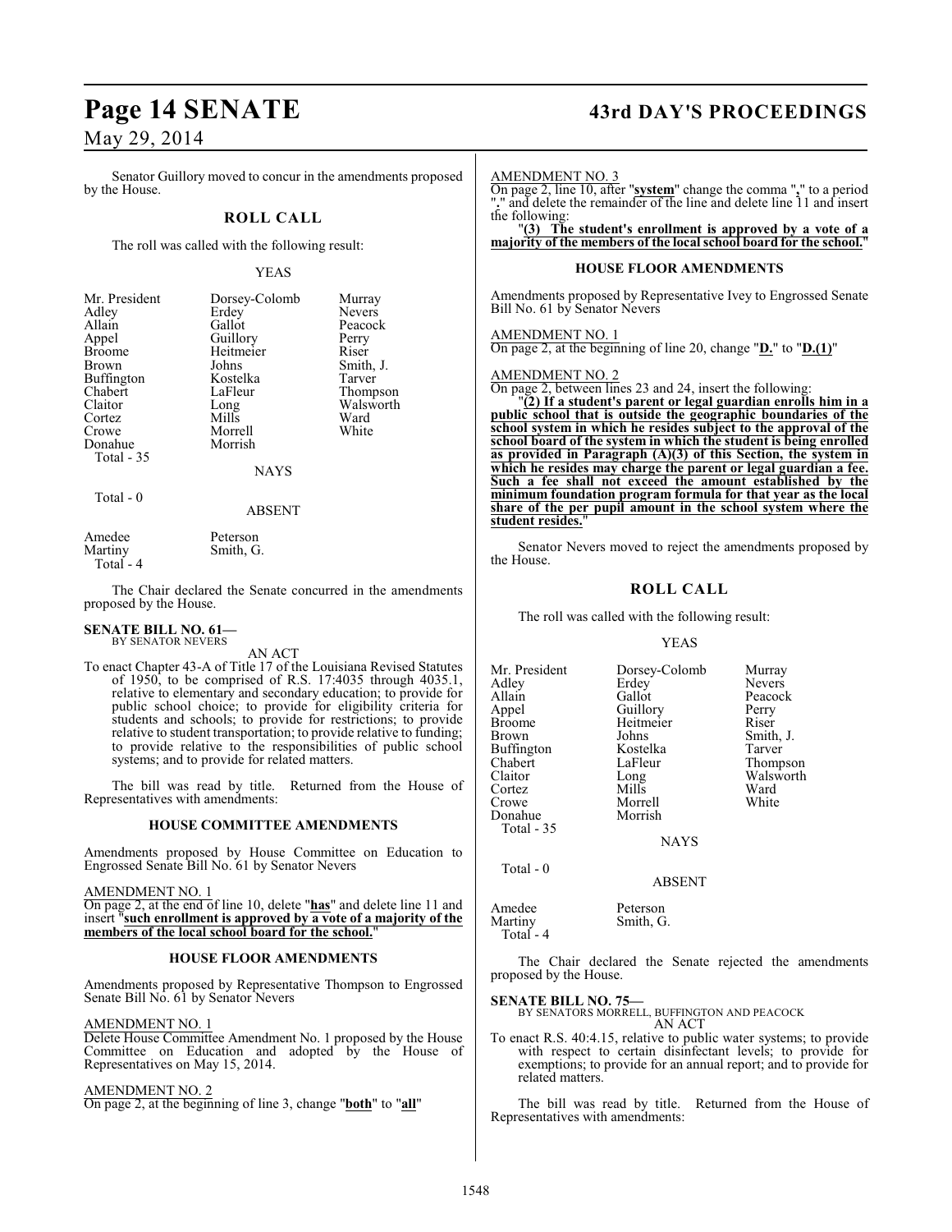Senator Guillory moved to concur in the amendments proposed by the House.

## ROLL CALL

The roll was called with the following result:

YEAS

| | | |
|---|---|---|
| Mr. President | Dorsey-Colomb | Murray |
| Adley | Erdey | Nevers |
| Allain | Gallot | Peacock |
| Appel | Guillory | Perry |
| Broome | Heitmeier | Riser |
| Brown | Johns | Smith, J. |
| Buffington | Kostelka | Tarver |
| Chabert | LaFleur | Thompson |
| Claitor | Long | Walsworth |
| Cortez | Mills | Ward |
| Crowe | Morrell | White |
| Donahue | Morrish | |
| Total - 35 | | |

NAYS

Total - 0

ABSENT

| | |
|---|---|
| Amedee | Peterson |
| Martiny | Smith, G. |
| Total - 4 | |

The Chair declared the Senate concurred in the amendments proposed by the House.

**SENATE BILL NO. 61—**
BY SENATOR NEVERS

AN ACT

To enact Chapter 43-A of Title 17 of the Louisiana Revised Statutes of 1950, to be comprised of R.S. 17:4035 through 4035.1, relative to elementary and secondary education; to provide for public school choice; to provide for eligibility criteria for students and schools; to provide for restrictions; to provide relative to student transportation; to provide relative to funding; to provide relative to the responsibilities of public school systems; and to provide for related matters.

The bill was read by title. Returned from the House of Representatives with amendments:

### HOUSE COMMITTEE AMENDMENTS

Amendments proposed by House Committee on Education to Engrossed Senate Bill No. 61 by Senator Nevers

AMENDMENT NO. 1

On page 2, at the end of line 10, delete "**has**" and delete line 11 and insert "**such enrollment is approved by a vote of a majority of the members of the local school board for the school.**"

### HOUSE FLOOR AMENDMENTS

Amendments proposed by Representative Thompson to Engrossed Senate Bill No. 61 by Senator Nevers

AMENDMENT NO. 1

Delete House Committee Amendment No. 1 proposed by the House Committee on Education and adopted by the House of Representatives on May 15, 2014.

AMENDMENT NO. 2

On page 2, at the beginning of line 3, change "**both**" to "**all**"

AMENDMENT NO. 3

On page 2, line 10, after "**system**" change the comma "**,**" to a period "**.**" and delete the remainder of the line and delete line 11 and insert the following:

"**(3) The student's enrollment is approved by a vote of a majority of the members of the local school board for the school.**"

### HOUSE FLOOR AMENDMENTS

Amendments proposed by Representative Ivey to Engrossed Senate Bill No. 61 by Senator Nevers

AMENDMENT NO. 1

On page 2, at the beginning of line 20, change "**D.**" to "**D.(1)**"

AMENDMENT NO. 2

On page 2, between lines 23 and 24, insert the following:

"**(2) If a student's parent or legal guardian enrolls him in a public school that is outside the geographic boundaries of the school system in which he resides subject to the approval of the school board of the system in which the student is being enrolled as provided in Paragraph (A)(3) of this Section, the system in which he resides may charge the parent or legal guardian a fee. Such a fee shall not exceed the amount established by the minimum foundation program formula for that year as the local share of the per pupil amount in the school system where the student resides.**"

Senator Nevers moved to reject the amendments proposed by the House.

## ROLL CALL

The roll was called with the following result:

YEAS

| | | |
|---|---|---|
| Mr. President | Dorsey-Colomb | Murray |
| Adley | Erdey | Nevers |
| Allain | Gallot | Peacock |
| Appel | Guillory | Perry |
| Broome | Heitmeier | Riser |
| Brown | Johns | Smith, J. |
| Buffington | Kostelka | Tarver |
| Chabert | LaFleur | Thompson |
| Claitor | Long | Walsworth |
| Cortez | Mills | Ward |
| Crowe | Morrell | White |
| Donahue | Morrish | |
| Total - 35 | | |

NAYS

Total - 0

ABSENT

| | |
|---|---|
| Amedee | Peterson |
| Martiny | Smith, G. |
| Total - 4 | |

The Chair declared the Senate rejected the amendments proposed by the House.

**SENATE BILL NO. 75—**
BY SENATORS MORRELL, BUFFINGTON AND PEACOCK

AN ACT

To enact R.S. 40:4.15, relative to public water systems; to provide with respect to certain disinfectant levels; to provide for exemptions; to provide for an annual report; and to provide for related matters.

The bill was read by title. Returned from the House of Representatives with amendments: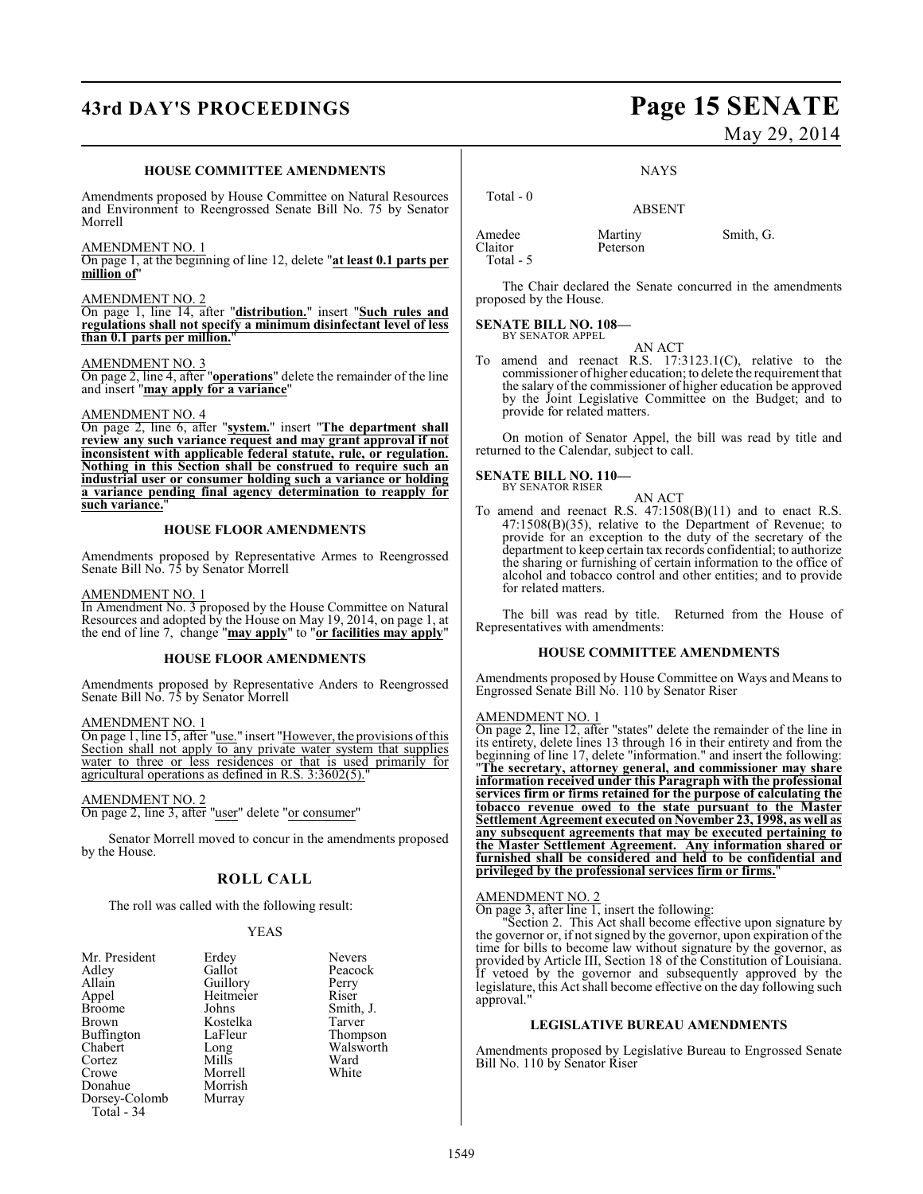### HOUSE COMMITTEE AMENDMENTS

Amendments proposed by House Committee on Natural Resources and Environment to Reengrossed Senate Bill No. 75 by Senator Morrell

AMENDMENT NO. 1

On page 1, at the beginning of line 12, delete "**at least 0.1 parts per million of**"

AMENDMENT NO. 2

On page 1, line 14, after "**distribution.**" insert "**Such rules and regulations shall not specify a minimum disinfectant level of less than 0.1 parts per million.**"

AMENDMENT NO. 3

On page 2, line 4, after "**operations**" delete the remainder of the line and insert "**may apply for a variance**"

AMENDMENT NO. 4

On page 2, line 6, after "**system.**" insert "**The department shall review any such variance request and may grant approval if not inconsistent with applicable federal statute, rule, or regulation. Nothing in this Section shall be construed to require such an industrial user or consumer holding such a variance or holding a variance pending final agency determination to reapply for such variance.**"

### HOUSE FLOOR AMENDMENTS

Amendments proposed by Representative Armes to Reengrossed Senate Bill No. 75 by Senator Morrell

AMENDMENT NO. 1

In Amendment No. 3 proposed by the House Committee on Natural Resources and adopted by the House on May 19, 2014, on page 1, at the end of line 7, change "**may apply**" to "**or facilities may apply**"

### HOUSE FLOOR AMENDMENTS

Amendments proposed by Representative Anders to Reengrossed Senate Bill No. 75 by Senator Morrell

AMENDMENT NO. 1

On page 1, line 15, after "use." insert "However, the provisions of this Section shall not apply to any private water system that supplies water to three or less residences or that is used primarily for agricultural operations as defined in R.S. 3:3602(5)."

AMENDMENT NO. 2

On page 2, line 3, after "user" delete "or consumer"

Senator Morrell moved to concur in the amendments proposed by the House.

## ROLL CALL

The roll was called with the following result:

YEAS

| | | |
|---|---|---|
| Mr. President | Erdey | Nevers |
| Adley | Gallot | Peacock |
| Allain | Guillory | Perry |
| Appel | Heitmeier | Riser |
| Broome | Johns | Smith, J. |
| Brown | Kostelka | Tarver |
| Buffington | LaFleur | Thompson |
| Chabert | Long | Walsworth |
| Cortez | Mills | Ward |
| Crowe | Morrell | White |
| Donahue | Morrish | |
| Dorsey-Colomb | Murray | |

Total - 34

NAYS

Total - 0

ABSENT

| | | |
|---|---|---|
| Amedee | Martiny | Smith, G. |
| Claitor | Peterson | |

Total - 5

The Chair declared the Senate concurred in the amendments proposed by the House.

**SENATE BILL NO. 108—**
BY SENATOR APPEL

AN ACT

To amend and reenact R.S. 17:3123.1(C), relative to the commissioner of higher education; to delete the requirement that the salary of the commissioner of higher education be approved by the Joint Legislative Committee on the Budget; and to provide for related matters.

On motion of Senator Appel, the bill was read by title and returned to the Calendar, subject to call.

**SENATE BILL NO. 110—**
BY SENATOR RISER

AN ACT

To amend and reenact R.S. 47:1508(B)(11) and to enact R.S. 47:1508(B)(35), relative to the Department of Revenue; to provide for an exception to the duty of the secretary of the department to keep certain tax records confidential; to authorize the sharing or furnishing of certain information to the office of alcohol and tobacco control and other entities; and to provide for related matters.

The bill was read by title. Returned from the House of Representatives with amendments:

### HOUSE COMMITTEE AMENDMENTS

Amendments proposed by House Committee on Ways and Means to Engrossed Senate Bill No. 110 by Senator Riser

AMENDMENT NO. 1

On page 2, line 12, after "states" delete the remainder of the line in its entirety, delete lines 13 through 16 in their entirety and from the beginning of line 17, delete "information." and insert the following: "**The secretary, attorney general, and commissioner may share information received under this Paragraph with the professional services firm or firms retained for the purpose of calculating the tobacco revenue owed to the state pursuant to the Master Settlement Agreement executed on November 23, 1998, as well as any subsequent agreements that may be executed pertaining to the Master Settlement Agreement. Any information shared or furnished shall be considered and held to be confidential and privileged by the professional services firm or firms.**"

AMENDMENT NO. 2

On page 3, after line 1, insert the following:

"Section 2. This Act shall become effective upon signature by the governor or, if not signed by the governor, upon expiration of the time for bills to become law without signature by the governor, as provided by Article III, Section 18 of the Constitution of Louisiana. If vetoed by the governor and subsequently approved by the legislature, this Act shall become effective on the day following such approval."

### LEGISLATIVE BUREAU AMENDMENTS

Amendments proposed by Legislative Bureau to Engrossed Senate Bill No. 110 by Senator Riser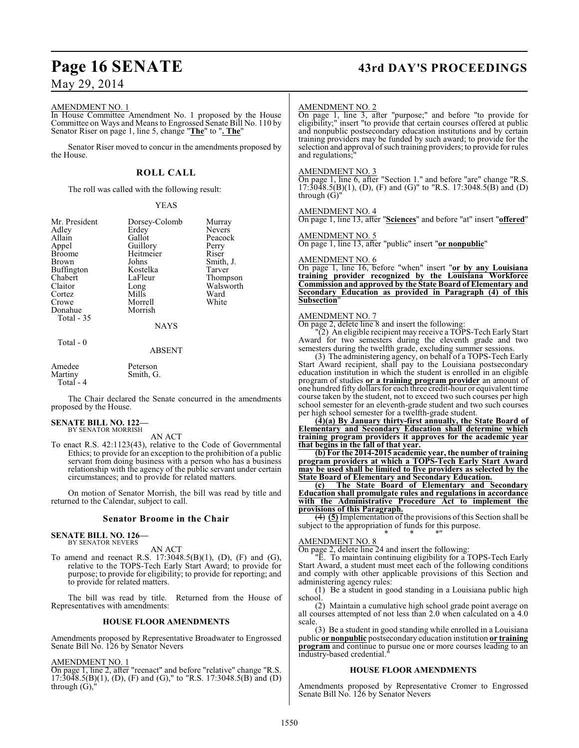AMENDMENT NO. 1

In House Committee Amendment No. 1 proposed by the House Committee on Ways and Means to Engrossed Senate Bill No. 110 by Senator Riser on page 1, line 5, change "**The**" to "**. The**"

Senator Riser moved to concur in the amendments proposed by the House.

## ROLL CALL

The roll was called with the following result:

YEAS

| | | |
|---|---|---|
| Mr. President | Dorsey-Colomb | Murray |
| Adley | Erdey | Nevers |
| Allain | Gallot | Peacock |
| Appel | Guillory | Perry |
| Broome | Heitmeier | Riser |
| Brown | Johns | Smith, J. |
| Buffington | Kostelka | Tarver |
| Chabert | LaFleur | Thompson |
| Claitor | Long | Walsworth |
| Cortez | Mills | Ward |
| Crowe | Morrell | White |
| Donahue | Morrish | |

Total - 35

NAYS

Total - 0

ABSENT

| | |
|---|---|
| Amedee | Peterson |
| Martiny | Smith, G. |

Total - 4

The Chair declared the Senate concurred in the amendments proposed by the House.

**SENATE BILL NO. 122—**
BY SENATOR MORRISH

AN ACT

To enact R.S. 42:1123(43), relative to the Code of Governmental Ethics; to provide for an exception to the prohibition of a public servant from doing business with a person who has a business relationship with the agency of the public servant under certain circumstances; and to provide for related matters.

On motion of Senator Morrish, the bill was read by title and returned to the Calendar, subject to call.

## Senator Broome in the Chair

**SENATE BILL NO. 126—**
BY SENATOR NEVERS

AN ACT

To amend and reenact R.S. 17:3048.5(B)(1), (D), (F) and (G), relative to the TOPS-Tech Early Start Award; to provide for purpose; to provide for eligibility; to provide for reporting; and to provide for related matters.

The bill was read by title. Returned from the House of Representatives with amendments:

### HOUSE FLOOR AMENDMENTS

Amendments proposed by Representative Broadwater to Engrossed Senate Bill No. 126 by Senator Nevers

AMENDMENT NO. 1

On page 1, line 2, after "reenact" and before "relative" change "R.S. 17:3048.5(B)(1), (D), (F) and (G)," to "R.S. 17:3048.5(B) and (D) through (G),"

AMENDMENT NO. 2

On page 1, line 3, after "purpose;" and before "to provide for eligibility;" insert "to provide that certain courses offered at public and nonpublic postsecondary education institutions and by certain training providers may be funded by such award; to provide for the selection and approval of such training providers; to provide for rules and regulations;"

AMENDMENT NO. 3

On page 1, line 6, after "Section 1." and before "are" change "R.S. 17:3048.5(B)(1), (D), (F) and (G)" to "R.S. 17:3048.5(B) and (D) through (G)"

AMENDMENT NO. 4

On page 1, line 13, after "**Sciences**" and before "at" insert "**offered**"

AMENDMENT NO. 5

On page 1, line 13, after "public" insert "**or nonpublic**"

AMENDMENT NO. 6

On page 1, line 16, before "when" insert "**or by any Louisiana training provider recognized by the Louisiana Workforce Commission and approved by the State Board of Elementary and Secondary Education as provided in Paragraph (4) of this Subsection**"

AMENDMENT NO. 7

On page 2, delete line 8 and insert the following:

"(2) An eligible recipient may receive a TOPS-Tech Early Start Award for two semesters during the eleventh grade and two semesters during the twelfth grade, excluding summer sessions.

(3) The administering agency, on behalf of a TOPS-Tech Early Start Award recipient, shall pay to the Louisiana postsecondary education institution in which the student is enrolled in an eligible program of studies **or a training program provider** an amount of one hundred fifty dollars for each three credit-hour or equivalent time course taken by the student, not to exceed two such courses per high school semester for an eleventh-grade student and two such courses per high school semester for a twelfth-grade student.

**(4)(a) By January thirty-first annually, the State Board of Elementary and Secondary Education shall determine which training program providers it approves for the academic year that begins in the fall of that year.**

**(b) For the 2014-2015 academic year, the number of training program providers at which a TOPS-Tech Early Start Award may be used shall be limited to five providers as selected by the State Board of Elementary and Secondary Education.**

**(c) The State Board of Elementary and Secondary Education shall promulgate rules and regulations in accordance with the Administrative Procedure Act to implement the provisions of this Paragraph.**

~~(4)~~ **(5)** Implementation of the provisions of this Section shall be subject to the appropriation of funds for this purpose.

\* \* \*"

AMENDMENT NO. 8

On page 2, delete line 24 and insert the following:

"E. To maintain continuing eligibility for a TOPS-Tech Early Start Award, a student must meet each of the following conditions and comply with other applicable provisions of this Section and administering agency rules:

(1) Be a student in good standing in a Louisiana public high school.

(2) Maintain a cumulative high school grade point average on all courses attempted of not less than 2.0 when calculated on a 4.0 scale.

(3) Be a student in good standing while enrolled in a Louisiana public **or nonpublic** postsecondary education institution **or training program** and continue to pursue one or more courses leading to an industry-based credential."

### HOUSE FLOOR AMENDMENTS

Amendments proposed by Representative Cromer to Engrossed Senate Bill No. 126 by Senator Nevers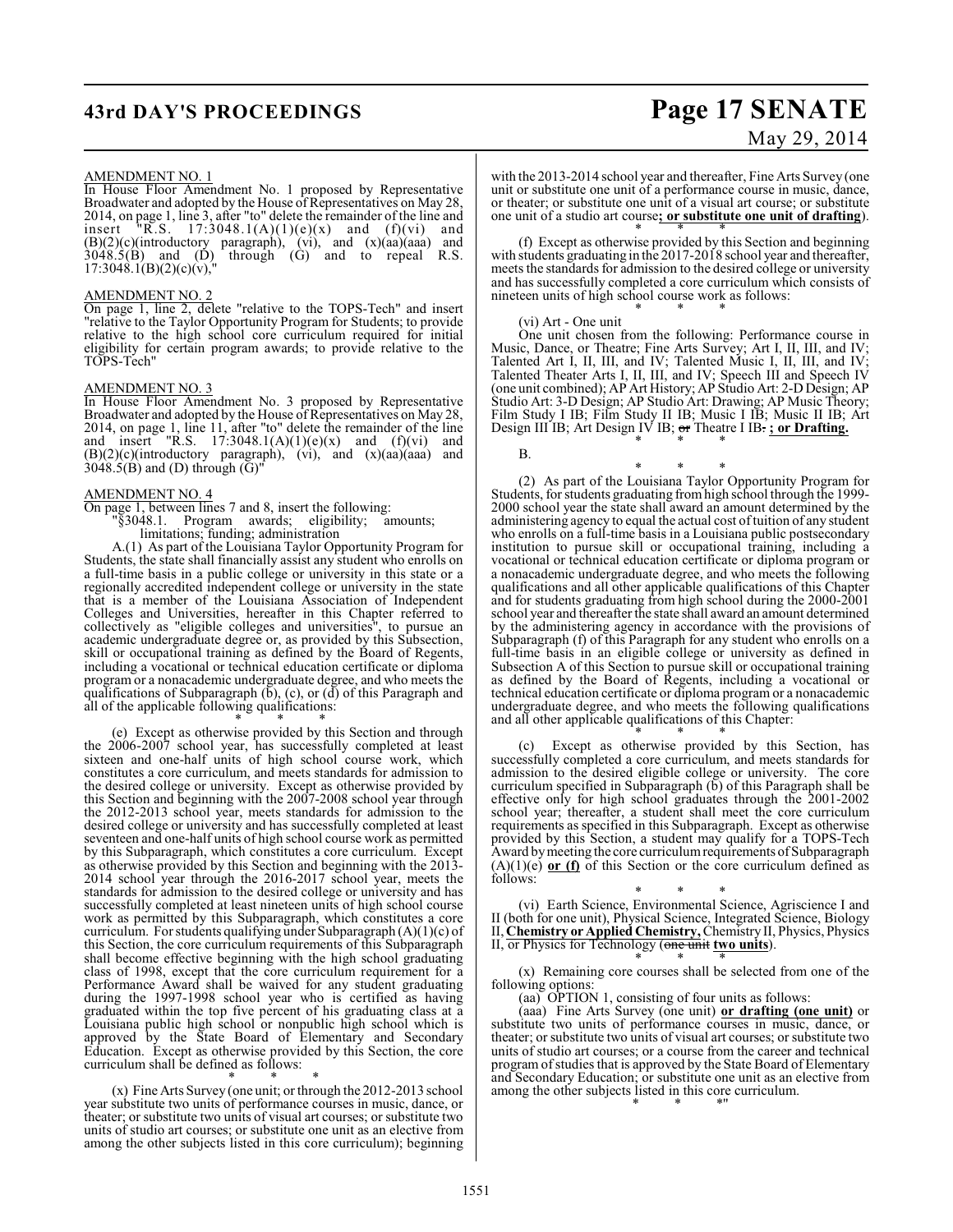AMENDMENT NO. 1

In House Floor Amendment No. 1 proposed by Representative Broadwater and adopted by the House of Representatives on May 28, 2014, on page 1, line 3, after "to" delete the remainder of the line and insert "R.S. 17:3048.1(A)(1)(e)(x) and (f)(vi) and (B)(2)(c)(introductory paragraph), (vi), and (x)(aa)(aaa) and 3048.5(B) and (D) through (G) and to repeal R.S. 17:3048.1(B)(2)(c)(v),"

AMENDMENT NO. 2

On page 1, line 2, delete "relative to the TOPS-Tech" and insert "relative to the Taylor Opportunity Program for Students; to provide relative to the high school core curriculum required for initial eligibility for certain program awards; to provide relative to the TOPS-Tech"

AMENDMENT NO. 3

In House Floor Amendment No. 3 proposed by Representative Broadwater and adopted by the House of Representatives on May 28, 2014, on page 1, line 11, after "to" delete the remainder of the line and insert "R.S. 17:3048.1(A)(1)(e)(x) and (f)(vi) and (B)(2)(c)(introductory paragraph), (vi), and (x)(aa)(aaa) and 3048.5(B) and (D) through (G)"

AMENDMENT NO. 4

On page 1, between lines 7 and 8, insert the following:

"§3048.1. Program awards; eligibility; amounts; limitations; funding; administration

A.(1) As part of the Louisiana Taylor Opportunity Program for Students, the state shall financially assist any student who enrolls on a full-time basis in a public college or university in this state or a regionally accredited independent college or university in the state that is a member of the Louisiana Association of Independent Colleges and Universities, hereafter in this Chapter referred to collectively as "eligible colleges and universities", to pursue an academic undergraduate degree or, as provided by this Subsection, skill or occupational training as defined by the Board of Regents, including a vocational or technical education certificate or diploma program or a nonacademic undergraduate degree, and who meets the qualifications of Subparagraph (b), (c), or (d) of this Paragraph and all of the applicable following qualifications:

\* \* \*

(e) Except as otherwise provided by this Section and through the 2006-2007 school year, has successfully completed at least sixteen and one-half units of high school course work, which constitutes a core curriculum, and meets standards for admission to the desired college or university. Except as otherwise provided by this Section and beginning with the 2007-2008 school year through the 2012-2013 school year, meets standards for admission to the desired college or university and has successfully completed at least seventeen and one-half units of high school course work as permitted by this Subparagraph, which constitutes a core curriculum. Except as otherwise provided by this Section and beginning with the 2013-2014 school year through the 2016-2017 school year, meets the standards for admission to the desired college or university and has successfully completed at least nineteen units of high school course work as permitted by this Subparagraph, which constitutes a core curriculum. For students qualifying under Subparagraph (A)(1)(c) of this Section, the core curriculum requirements of this Subparagraph shall become effective beginning with the high school graduating class of 1998, except that the core curriculum requirement for a Performance Award shall be waived for any student graduating during the 1997-1998 school year who is certified as having graduated within the top five percent of his graduating class at a Louisiana public high school or nonpublic high school which is approved by the State Board of Elementary and Secondary Education. Except as otherwise provided by this Section, the core curriculum shall be defined as follows:

\* \* \*

(x) Fine Arts Survey (one unit; or through the 2012-2013 school year substitute two units of performance courses in music, dance, or theater; or substitute two units of visual art courses; or substitute two units of studio art courses; or substitute one unit as an elective from among the other subjects listed in this core curriculum); beginning with the 2013-2014 school year and thereafter, Fine Arts Survey (one unit or substitute one unit of a performance course in music, dance, or theater; or substitute one unit of a visual art course; or substitute one unit of a studio art course**; or substitute one unit of drafting**).

\* \* \*

(f) Except as otherwise provided by this Section and beginning with students graduating in the 2017-2018 school year and thereafter, meets the standards for admission to the desired college or university and has successfully completed a core curriculum which consists of nineteen units of high school course work as follows:

\* \* \*

(vi) Art - One unit

One unit chosen from the following: Performance course in Music, Dance, or Theatre; Fine Arts Survey; Art I, II, III, and IV; Talented Art I, II, III, and IV; Talented Music I, II, III, and IV; Talented Theater Arts I, II, III, and IV; Speech III and Speech IV (one unit combined); AP Art History; AP Studio Art: 2-D Design; AP Studio Art: 3-D Design; AP Studio Art: Drawing; AP Music Theory; Film Study I IB; Film Study II IB; Music I IB; Music II IB; Art Design III IB; Art Design IV IB; ~~or~~ Theatre I IB~~.~~ **; or Drafting.**

\* \* \*

B.

\* \* \*

(2) As part of the Louisiana Taylor Opportunity Program for Students, for students graduating from high school through the 1999-2000 school year the state shall award an amount determined by the administering agency to equal the actual cost of tuition of any student who enrolls on a full-time basis in a Louisiana public postsecondary institution to pursue skill or occupational training, including a vocational or technical education certificate or diploma program or a nonacademic undergraduate degree, and who meets the following qualifications and all other applicable qualifications of this Chapter and for students graduating from high school during the 2000-2001 school year and thereafter the state shall award an amount determined by the administering agency in accordance with the provisions of Subparagraph (f) of this Paragraph for any student who enrolls on a full-time basis in an eligible college or university as defined in Subsection A of this Section to pursue skill or occupational training as defined by the Board of Regents, including a vocational or technical education certificate or diploma program or a nonacademic undergraduate degree, and who meets the following qualifications and all other applicable qualifications of this Chapter:

\* \* \*

(c) Except as otherwise provided by this Section, has successfully completed a core curriculum, and meets standards for admission to the desired eligible college or university. The core curriculum specified in Subparagraph (b) of this Paragraph shall be effective only for high school graduates through the 2001-2002 school year; thereafter, a student shall meet the core curriculum requirements as specified in this Subparagraph. Except as otherwise provided by this Section, a student may qualify for a TOPS-Tech Award by meeting the core curriculum requirements of Subparagraph (A)(1)(e) **or (f)** of this Section or the core curriculum defined as follows:

\* \* \*

(vi) Earth Science, Environmental Science, Agriscience I and II (both for one unit), Physical Science, Integrated Science, Biology II, **Chemistry or Applied Chemistry,** Chemistry II, Physics, Physics II, or Physics for Technology (~~one unit~~ **two units**).

\* \* \*

(x) Remaining core courses shall be selected from one of the following options:

(aa) OPTION 1, consisting of four units as follows:

(aaa) Fine Arts Survey (one unit) **or drafting (one unit)** or substitute two units of performance courses in music, dance, or theater; or substitute two units of visual art courses; or substitute two units of studio art courses; or a course from the career and technical program of studies that is approved by the State Board of Elementary and Secondary Education; or substitute one unit as an elective from among the other subjects listed in this core curriculum.

\* \* \*"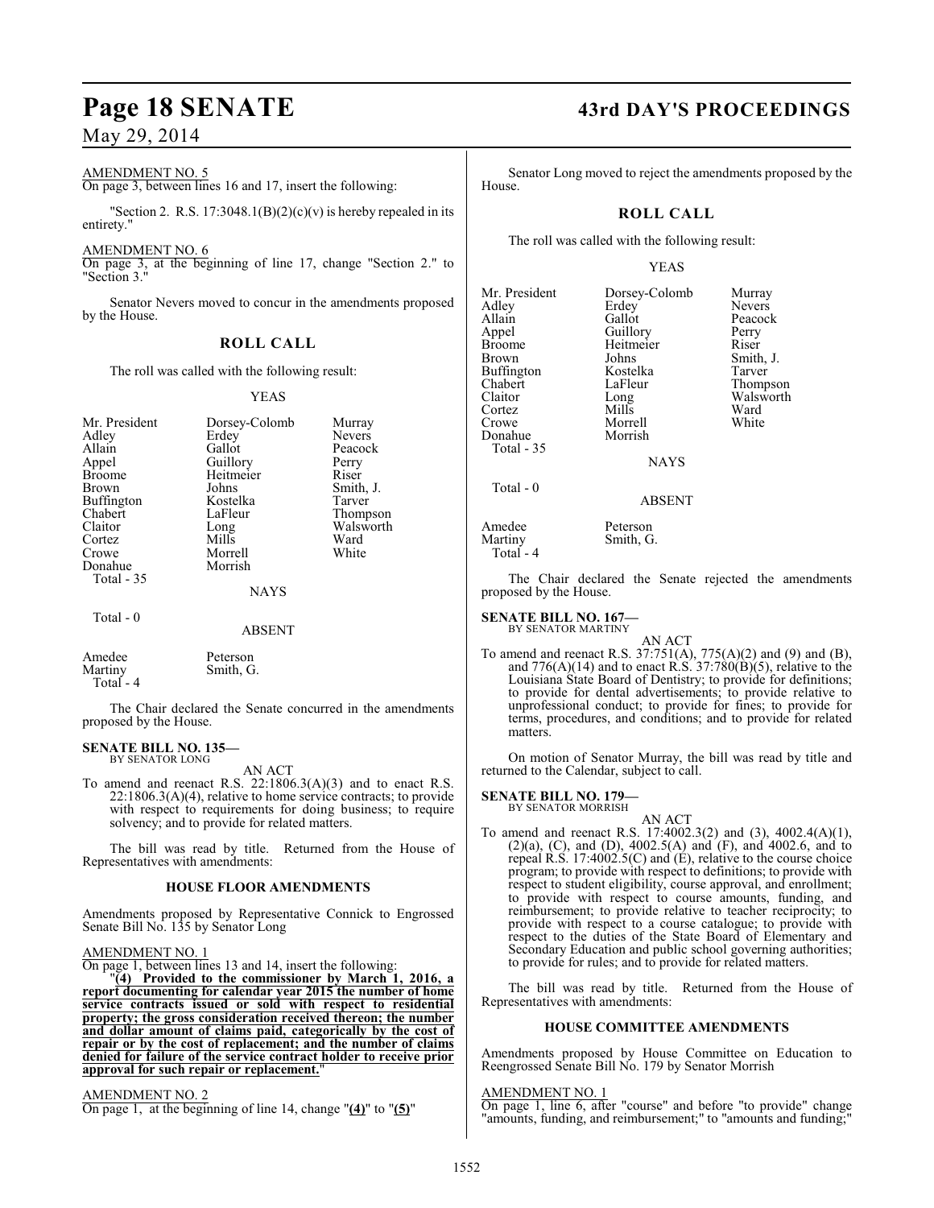AMENDMENT NO. 5

On page 3, between lines 16 and 17, insert the following:

"Section 2. R.S. 17:3048.1(B)(2)(c)(v) is hereby repealed in its entirety."

AMENDMENT NO. 6

On page 3, at the beginning of line 17, change "Section 2." to "Section 3."

Senator Nevers moved to concur in the amendments proposed by the House.

## ROLL CALL

The roll was called with the following result:

YEAS

| | | |
|---|---|---|
| Mr. President | Dorsey-Colomb | Murray |
| Adley | Erdey | Nevers |
| Allain | Gallot | Peacock |
| Appel | Guillory | Perry |
| Broome | Heitmeier | Riser |
| Brown | Johns | Smith, J. |
| Buffington | Kostelka | Tarver |
| Chabert | LaFleur | Thompson |
| Claitor | Long | Walsworth |
| Cortez | Mills | Ward |
| Crowe | Morrell | White |
| Donahue | Morrish | |

Total - 35

NAYS

Total - 0

ABSENT

| | |
|---|---|
| Amedee | Peterson |
| Martiny | Smith, G. |

Total - 4

The Chair declared the Senate concurred in the amendments proposed by the House.

**SENATE BILL NO. 135—**
BY SENATOR LONG

AN ACT

To amend and reenact R.S. 22:1806.3(A)(3) and to enact R.S. 22:1806.3(A)(4), relative to home service contracts; to provide with respect to requirements for doing business; to require solvency; and to provide for related matters.

The bill was read by title. Returned from the House of Representatives with amendments:

### HOUSE FLOOR AMENDMENTS

Amendments proposed by Representative Connick to Engrossed Senate Bill No. 135 by Senator Long

AMENDMENT NO. 1

On page 1, between lines 13 and 14, insert the following:

"**(4) Provided to the commissioner by March 1, 2016, a report documenting for calendar year 2015 the number of home service contracts issued or sold with respect to residential property; the gross consideration received thereon; the number and dollar amount of claims paid, categorically by the cost of repair or by the cost of replacement; and the number of claims denied for failure of the service contract holder to receive prior approval for such repair or replacement.**"

AMENDMENT NO. 2

On page 1, at the beginning of line 14, change "**(4)**" to "**(5)**"

Senator Long moved to reject the amendments proposed by the House.

## ROLL CALL

The roll was called with the following result:

YEAS

| | | |
|---|---|---|
| Mr. President | Dorsey-Colomb | Murray |
| Adley | Erdey | Nevers |
| Allain | Gallot | Peacock |
| Appel | Guillory | Perry |
| Broome | Heitmeier | Riser |
| Brown | Johns | Smith, J. |
| Buffington | Kostelka | Tarver |
| Chabert | LaFleur | Thompson |
| Claitor | Long | Walsworth |
| Cortez | Mills | Ward |
| Crowe | Morrell | White |
| Donahue | Morrish | |

Total - 35

NAYS

Total - 0

ABSENT

| | |
|---|---|
| Amedee | Peterson |
| Martiny | Smith, G. |

Total - 4

The Chair declared the Senate rejected the amendments proposed by the House.

**SENATE BILL NO. 167—**
BY SENATOR MARTINY

AN ACT

To amend and reenact R.S. 37:751(A), 775(A)(2) and (9) and (B), and 776(A)(14) and to enact R.S. 37:780(B)(5), relative to the Louisiana State Board of Dentistry; to provide for definitions; to provide for dental advertisements; to provide relative to unprofessional conduct; to provide for fines; to provide for terms, procedures, and conditions; and to provide for related matters.

On motion of Senator Murray, the bill was read by title and returned to the Calendar, subject to call.

**SENATE BILL NO. 179—**
BY SENATOR MORRISH

AN ACT

To amend and reenact R.S. 17:4002.3(2) and (3), 4002.4(A)(1), (2)(a), (C), and (D), 4002.5(A) and (F), and 4002.6, and to repeal R.S. 17:4002.5(C) and (E), relative to the course choice program; to provide with respect to definitions; to provide with respect to student eligibility, course approval, and enrollment; to provide with respect to course amounts, funding, and reimbursement; to provide relative to teacher reciprocity; to provide with respect to a course catalogue; to provide with respect to the duties of the State Board of Elementary and Secondary Education and public school governing authorities; to provide for rules; and to provide for related matters.

The bill was read by title. Returned from the House of Representatives with amendments:

### HOUSE COMMITTEE AMENDMENTS

Amendments proposed by House Committee on Education to Reengrossed Senate Bill No. 179 by Senator Morrish

AMENDMENT NO. 1

On page 1, line 6, after "course" and before "to provide" change "amounts, funding, and reimbursement;" to "amounts and funding;"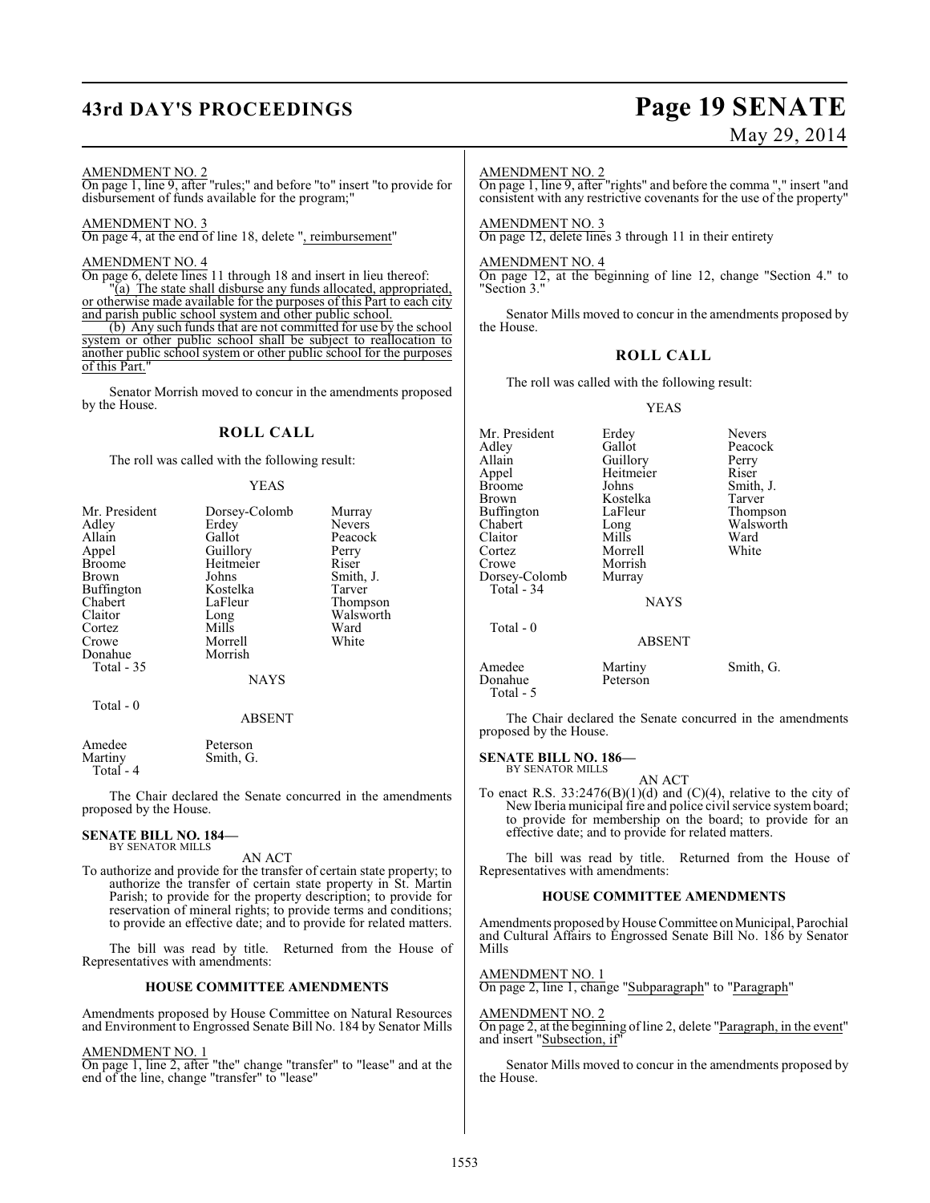AMENDMENT NO. 2

On page 1, line 9, after "rules;" and before "to" insert "to provide for disbursement of funds available for the program;"

AMENDMENT NO. 3

On page 4, at the end of line 18, delete ", reimbursement"

AMENDMENT NO. 4

On page 6, delete lines 11 through 18 and insert in lieu thereof:

"(a) The state shall disburse any funds allocated, appropriated, or otherwise made available for the purposes of this Part to each city and parish public school system and other public school.

(b) Any such funds that are not committed for use by the school system or other public school shall be subject to reallocation to another public school system or other public school for the purposes of this Part."

Senator Morrish moved to concur in the amendments proposed by the House.

## ROLL CALL

The roll was called with the following result:

YEAS

| | | |
|---|---|---|
| Mr. President | Dorsey-Colomb | Murray |
| Adley | Erdey | Nevers |
| Allain | Gallot | Peacock |
| Appel | Guillory | Perry |
| Broome | Heitmeier | Riser |
| Brown | Johns | Smith, J. |
| Buffington | Kostelka | Tarver |
| Chabert | LaFleur | Thompson |
| Claitor | Long | Walsworth |
| Cortez | Mills | Ward |
| Crowe | Morrell | White |
| Donahue | Morrish | |

Total - 35

NAYS

Total - 0

ABSENT

| | |
|---|---|
| Amedee | Peterson |
| Martiny | Smith, G. |

Total - 4

The Chair declared the Senate concurred in the amendments proposed by the House.

**SENATE BILL NO. 184—**
BY SENATOR MILLS

AN ACT

To authorize and provide for the transfer of certain state property; to authorize the transfer of certain state property in St. Martin Parish; to provide for the property description; to provide for reservation of mineral rights; to provide terms and conditions; to provide an effective date; and to provide for related matters.

The bill was read by title. Returned from the House of Representatives with amendments:

### HOUSE COMMITTEE AMENDMENTS

Amendments proposed by House Committee on Natural Resources and Environment to Engrossed Senate Bill No. 184 by Senator Mills

AMENDMENT NO. 1

On page 1, line 2, after "the" change "transfer" to "lease" and at the end of the line, change "transfer" to "lease"

AMENDMENT NO. 2

On page 1, line 9, after "rights" and before the comma "," insert "and consistent with any restrictive covenants for the use of the property"

AMENDMENT NO. 3

On page 12, delete lines 3 through 11 in their entirety

AMENDMENT NO. 4

On page 12, at the beginning of line 12, change "Section 4." to "Section 3."

Senator Mills moved to concur in the amendments proposed by the House.

## ROLL CALL

The roll was called with the following result:

YEAS

| | | |
|---|---|---|
| Mr. President | Erdey | Nevers |
| Adley | Gallot | Peacock |
| Allain | Guillory | Perry |
| Appel | Heitmeier | Riser |
| Broome | Johns | Smith, J. |
| Brown | Kostelka | Tarver |
| Buffington | LaFleur | Thompson |
| Chabert | Long | Walsworth |
| Claitor | Mills | Ward |
| Cortez | Morrell | White |
| Crowe | Morrish | |
| Dorsey-Colomb | Murray | |

Total - 34

NAYS

Total - 0

ABSENT

| | | |
|---|---|---|
| Amedee | Martiny | Smith, G. |
| Donahue | Peterson | |

Total - 5

The Chair declared the Senate concurred in the amendments proposed by the House.

**SENATE BILL NO. 186—**
BY SENATOR MILLS

AN ACT

To enact R.S. 33:2476(B)(1)(d) and (C)(4), relative to the city of New Iberia municipal fire and police civil service system board; to provide for membership on the board; to provide for an effective date; and to provide for related matters.

The bill was read by title. Returned from the House of Representatives with amendments:

### HOUSE COMMITTEE AMENDMENTS

Amendments proposed by House Committee on Municipal, Parochial and Cultural Affairs to Engrossed Senate Bill No. 186 by Senator Mills

AMENDMENT NO. 1

On page 2, line 1, change "Subparagraph" to "Paragraph"

AMENDMENT NO. 2

On page 2, at the beginning of line 2, delete "Paragraph, in the event" and insert "Subsection, if"

Senator Mills moved to concur in the amendments proposed by the House.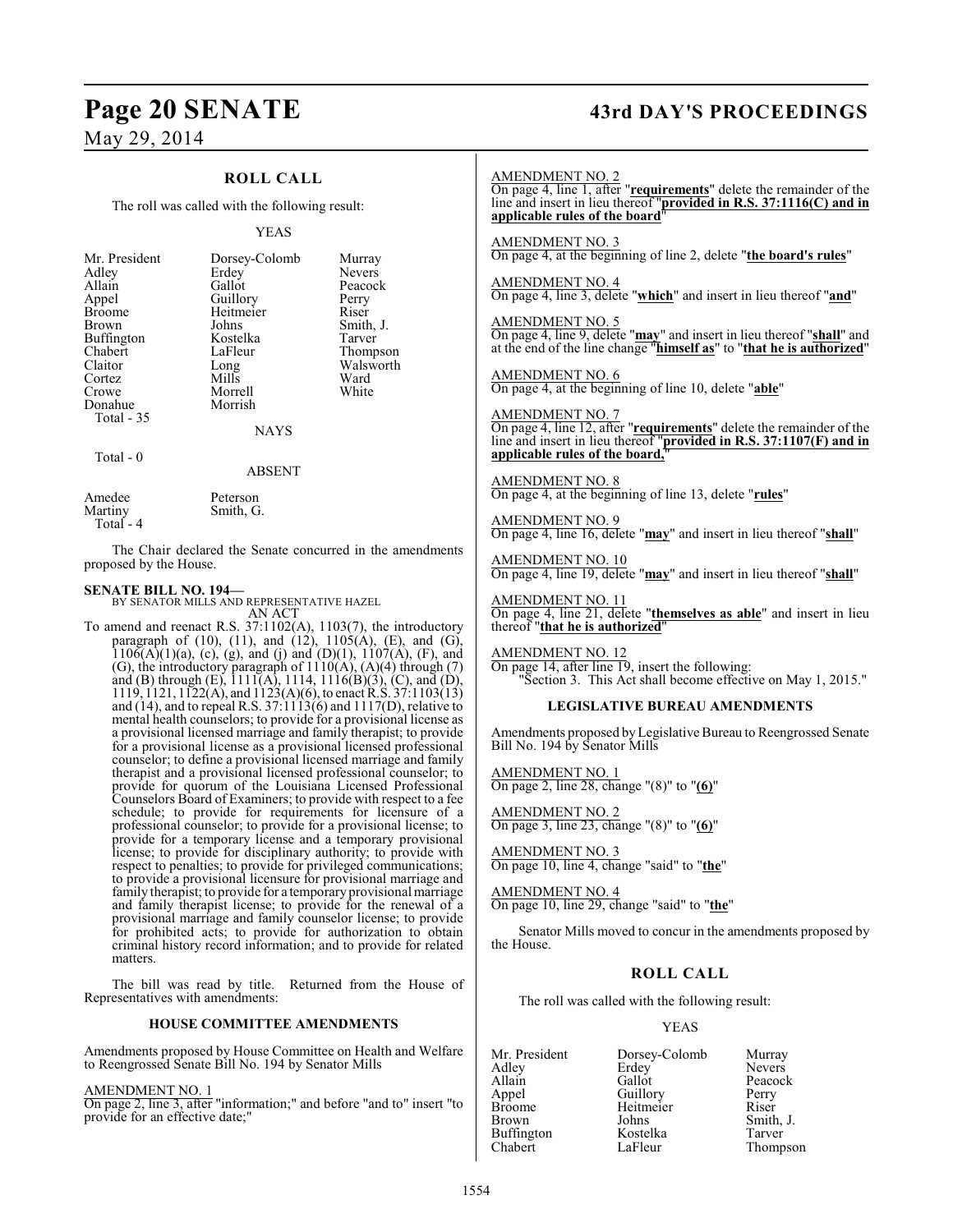## ROLL CALL

The roll was called with the following result:

YEAS

| | | |
|---|---|---|
| Mr. President | Dorsey-Colomb | Murray |
| Adley | Erdey | Nevers |
| Allain | Gallot | Peacock |
| Appel | Guillory | Perry |
| Broome | Heitmeier | Riser |
| Brown | Johns | Smith, J. |
| Buffington | Kostelka | Tarver |
| Chabert | LaFleur | Thompson |
| Claitor | Long | Walsworth |
| Cortez | Mills | Ward |
| Crowe | Morrell | White |
| Donahue | Morrish | |

Total - 35

NAYS

Total - 0

ABSENT

| | |
|---|---|
| Amedee | Peterson |
| Martiny | Smith, G. |

Total - 4

The Chair declared the Senate concurred in the amendments proposed by the House.

**SENATE BILL NO. 194—**
BY SENATOR MILLS AND REPRESENTATIVE HAZEL
AN ACT

To amend and reenact R.S. 37:1102(A), 1103(7), the introductory paragraph of (10), (11), and (12), 1105(A), (E), and (G), 1106(A)(1)(a), (c), (g), and (j) and (D)(1), 1107(A), (F), and (G), the introductory paragraph of 1110(A), (A)(4) through (7) and (B) through (E), 1111(A), 1114, 1116(B)(3), (C), and (D), 1119, 1121, 1122(A), and 1123(A)(6), to enact R.S. 37:1103(13) and (14), and to repeal R.S. 37:1113(6) and 1117(D), relative to mental health counselors; to provide for a provisional license as a provisional licensed marriage and family therapist; to provide for a provisional license as a provisional licensed professional counselor; to define a provisional licensed marriage and family therapist and a provisional licensed professional counselor; to provide for quorum of the Louisiana Licensed Professional Counselors Board of Examiners; to provide with respect to a fee schedule; to provide for requirements for licensure of a professional counselor; to provide for a provisional license; to provide for a temporary license and a temporary provisional license; to provide for disciplinary authority; to provide with respect to penalties; to provide for privileged communications; to provide a provisional licensure for provisional marriage and family therapist; to provide for a temporary provisional marriage and family therapist license; to provide for the renewal of a provisional marriage and family counselor license; to provide for prohibited acts; to provide for authorization to obtain criminal history record information; and to provide for related matters.

The bill was read by title. Returned from the House of Representatives with amendments:

### HOUSE COMMITTEE AMENDMENTS

Amendments proposed by House Committee on Health and Welfare to Reengrossed Senate Bill No. 194 by Senator Mills

AMENDMENT NO. 1
On page 2, line 3, after "information;" and before "and to" insert "to provide for an effective date;"

AMENDMENT NO. 2
On page 4, line 1, after "**requirements**" delete the remainder of the line and insert in lieu thereof "**provided in R.S. 37:1116(C) and in applicable rules of the board**"

AMENDMENT NO. 3
On page 4, at the beginning of line 2, delete "**the board's rules**"

AMENDMENT NO. 4
On page 4, line 3, delete "**which**" and insert in lieu thereof "**and**"

AMENDMENT NO. 5
On page 4, line 9, delete "**may**" and insert in lieu thereof "**shall**" and at the end of the line change "**himself as**" to "**that he is authorized**"

AMENDMENT NO. 6
On page 4, at the beginning of line 10, delete "**able**"

AMENDMENT NO. 7
On page 4, line 12, after "**requirements**" delete the remainder of the line and insert in lieu thereof "**provided in R.S. 37:1107(F) and in applicable rules of the board,**"

AMENDMENT NO. 8
On page 4, at the beginning of line 13, delete "**rules**"

AMENDMENT NO. 9
On page 4, line 16, delete "**may**" and insert in lieu thereof "**shall**"

AMENDMENT NO. 10
On page 4, line 19, delete "**may**" and insert in lieu thereof "**shall**"

AMENDMENT NO. 11
On page 4, line 21, delete "**themselves as able**" and insert in lieu thereof "**that he is authorized**"

AMENDMENT NO. 12
On page 14, after line 19, insert the following:
"Section 3. This Act shall become effective on May 1, 2015."

### LEGISLATIVE BUREAU AMENDMENTS

Amendments proposed by Legislative Bureau to Reengrossed Senate Bill No. 194 by Senator Mills

AMENDMENT NO. 1
On page 2, line 28, change "(8)" to "**(6)**"

AMENDMENT NO. 2
On page 3, line 23, change "(8)" to "**(6)**"

AMENDMENT NO. 3
On page 10, line 4, change "said" to "**the**"

AMENDMENT NO. 4
On page 10, line 29, change "said" to "**the**"

Senator Mills moved to concur in the amendments proposed by the House.

## ROLL CALL

The roll was called with the following result:

YEAS

| | | |
|---|---|---|
| Mr. President | Dorsey-Colomb | Murray |
| Adley | Erdey | Nevers |
| Allain | Gallot | Peacock |
| Appel | Guillory | Perry |
| Broome | Heitmeier | Riser |
| Brown | Johns | Smith, J. |
| Buffington | Kostelka | Tarver |
| Chabert | LaFleur | Thompson |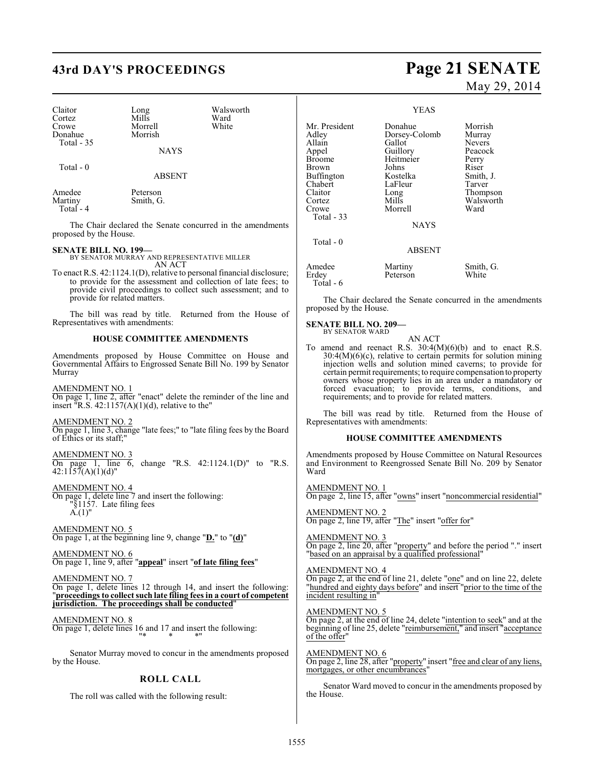| | | |
|---|---|---|
| Claitor | Long | Walsworth |
| Cortez | Mills | Ward |
| Crowe | Morrell | White |
| Donahue | Morrish | |
| Total - 35 | | |

NAYS

Total - 0

ABSENT

| | |
|---|---|
| Amedee | Peterson |
| Martiny | Smith, G. |
| Total - 4 | |

The Chair declared the Senate concurred in the amendments proposed by the House.

**SENATE BILL NO. 199—**
BY SENATOR MURRAY AND REPRESENTATIVE MILLER
AN ACT

To enact R.S. 42:1124.1(D), relative to personal financial disclosure; to provide for the assessment and collection of late fees; to provide civil proceedings to collect such assessment; and to provide for related matters.

The bill was read by title. Returned from the House of Representatives with amendments:

**HOUSE COMMITTEE AMENDMENTS**

Amendments proposed by House Committee on House and Governmental Affairs to Engrossed Senate Bill No. 199 by Senator Murray

AMENDMENT NO. 1
On page 1, line 2, after "enact" delete the reminder of the line and insert "R.S. 42:1157(A)(1)(d), relative to the"

AMENDMENT NO. 2
On page 1, line 3, change "late fees;" to "late filing fees by the Board of Ethics or its staff;"

AMENDMENT NO. 3
On page 1, line 6, change "R.S. 42:1124.1(D)" to "R.S. 42:1157(A)(1)(d)"

AMENDMENT NO. 4
On page 1, delete line 7 and insert the following:
"§1157. Late filing fees
A.(1)"

AMENDMENT NO. 5
On page 1, at the beginning line 9, change "**D.**" to "**(d)**"

AMENDMENT NO. 6
On page 1, line 9, after "**appeal**" insert "**of late filing fees**"

AMENDMENT NO. 7
On page 1, delete lines 12 through 14, and insert the following: "**proceedings to collect such late filing fees in a court of competent jurisdiction. The proceedings shall be conducted**"

AMENDMENT NO. 8
On page 1, delete lines 16 and 17 and insert the following:
"* * *"

Senator Murray moved to concur in the amendments proposed by the House.

## ROLL CALL

The roll was called with the following result:

YEAS

| | | |
|---|---|---|
| Mr. President | Donahue | Morrish |
| Adley | Dorsey-Colomb | Murray |
| Allain | Gallot | Nevers |
| Appel | Guillory | Peacock |
| Broome | Heitmeier | Perry |
| Brown | Johns | Riser |
| Buffington | Kostelka | Smith, J. |
| Chabert | LaFleur | Tarver |
| Claitor | Long | Thompson |
| Cortez | Mills | Walsworth |
| Crowe | Morrell | Ward |
| Total - 33 | | |

NAYS

Total - 0

ABSENT

| | | |
|---|---|---|
| Amedee | Martiny | Smith, G. |
| Erdey | Peterson | White |
| Total - 6 | | |

The Chair declared the Senate concurred in the amendments proposed by the House.

**SENATE BILL NO. 209—**
BY SENATOR WARD
AN ACT

To amend and reenact R.S. 30:4(M)(6)(b) and to enact R.S. 30:4(M)(6)(c), relative to certain permits for solution mining injection wells and solution mined caverns; to provide for certain permit requirements; to require compensation to property owners whose property lies in an area under a mandatory or forced evacuation; to provide terms, conditions, and requirements; and to provide for related matters.

The bill was read by title. Returned from the House of Representatives with amendments:

**HOUSE COMMITTEE AMENDMENTS**

Amendments proposed by House Committee on Natural Resources and Environment to Reengrossed Senate Bill No. 209 by Senator Ward

AMENDMENT NO. 1
On page 2, line 15, after "owns" insert "noncommercial residential"

AMENDMENT NO. 2
On page 2, line 19, after "The" insert "offer for"

AMENDMENT NO. 3
On page 2, line 20, after "property" and before the period "." insert "based on an appraisal by a qualified professional"

AMENDMENT NO. 4
On page 2, at the end of line 21, delete "one" and on line 22, delete "hundred and eighty days before" and insert "prior to the time of the incident resulting in"

AMENDMENT NO. 5
On page 2, at the end of line 24, delete "intention to seek" and at the beginning of line 25, delete "reimbursement," and insert "acceptance of the offer"

AMENDMENT NO. 6
On page 2, line 28, after "property" insert "free and clear of any liens, mortgages, or other encumbrances"

Senator Ward moved to concur in the amendments proposed by the House.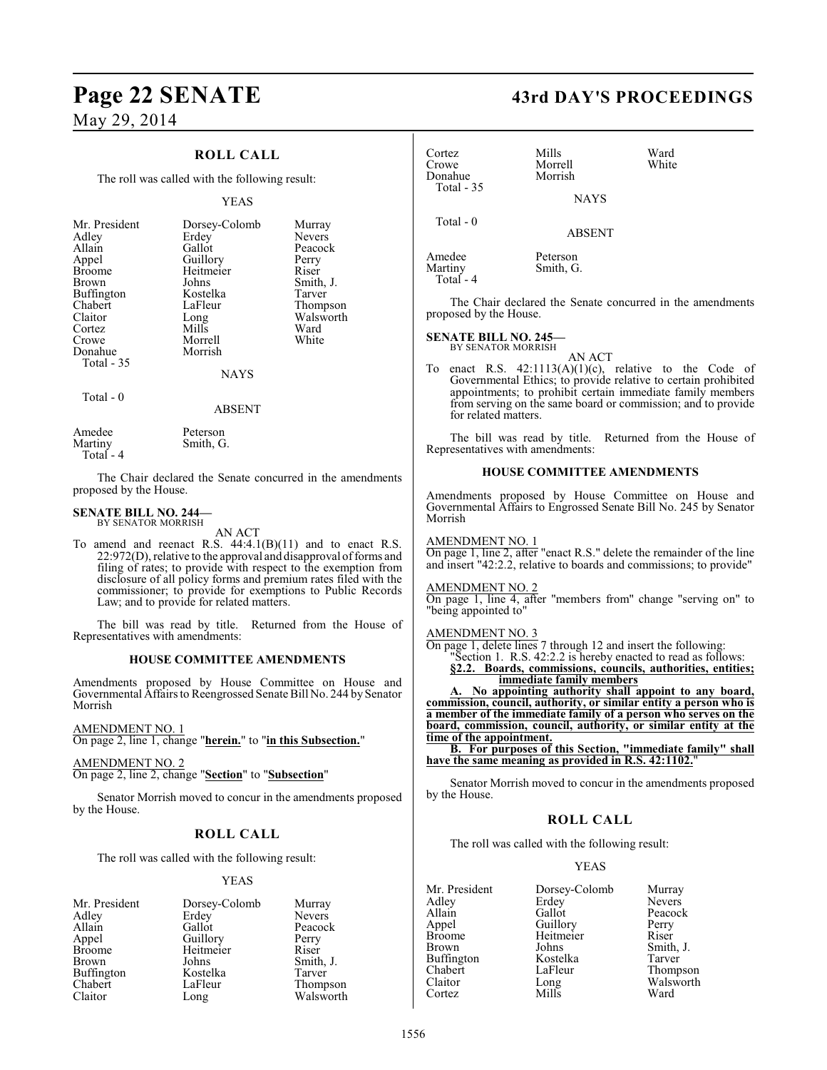## ROLL CALL

The roll was called with the following result:

YEAS

| | | |
|---|---|---|
| Mr. President | Dorsey-Colomb | Murray |
| Adley | Erdey | Nevers |
| Allain | Gallot | Peacock |
| Appel | Guillory | Perry |
| Broome | Heitmeier | Riser |
| Brown | Johns | Smith, J. |
| Buffington | Kostelka | Tarver |
| Chabert | LaFleur | Thompson |
| Claitor | Long | Walsworth |
| Cortez | Mills | Ward |
| Crowe | Morrell | White |
| Donahue | Morrish | |
| Total - 35 | | |

NAYS

Total - 0

ABSENT

| | |
|---|---|
| Amedee | Peterson |
| Martiny | Smith, G. |
| Total - 4 | |

The Chair declared the Senate concurred in the amendments proposed by the House.

### SENATE BILL NO. 244—
BY SENATOR MORRISH

AN ACT

To amend and reenact R.S. 44:4.1(B)(11) and to enact R.S. 22:972(D), relative to the approval and disapproval of forms and filing of rates; to provide with respect to the exemption from disclosure of all policy forms and premium rates filed with the commissioner; to provide for exemptions to Public Records Law; and to provide for related matters.

The bill was read by title. Returned from the House of Representatives with amendments:

#### HOUSE COMMITTEE AMENDMENTS

Amendments proposed by House Committee on House and Governmental Affairs to Reengrossed Senate Bill No. 244 by Senator Morrish

AMENDMENT NO. 1
On page 2, line 1, change "**herein.**" to "**in this Subsection.**"

AMENDMENT NO. 2
On page 2, line 2, change "**Section**" to "**Subsection**"

Senator Morrish moved to concur in the amendments proposed by the House.

## ROLL CALL

The roll was called with the following result:

YEAS

| | | |
|---|---|---|
| Mr. President | Dorsey-Colomb | Murray |
| Adley | Erdey | Nevers |
| Allain | Gallot | Peacock |
| Appel | Guillory | Perry |
| Broome | Heitmeier | Riser |
| Brown | Johns | Smith, J. |
| Buffington | Kostelka | Tarver |
| Chabert | LaFleur | Thompson |
| Claitor | Long | Walsworth |
| Cortez | Mills | Ward |
| Crowe | Morrell | White |
| Donahue | Morrish | |
| Total - 35 | | |

NAYS

Total - 0

ABSENT

| | |
|---|---|
| Amedee | Peterson |
| Martiny | Smith, G. |
| Total - 4 | |

The Chair declared the Senate concurred in the amendments proposed by the House.

### SENATE BILL NO. 245—
BY SENATOR MORRISH

AN ACT

To enact R.S. 42:1113(A)(1)(c), relative to the Code of Governmental Ethics; to provide relative to certain prohibited appointments; to prohibit certain immediate family members from serving on the same board or commission; and to provide for related matters.

The bill was read by title. Returned from the House of Representatives with amendments:

#### HOUSE COMMITTEE AMENDMENTS

Amendments proposed by House Committee on House and Governmental Affairs to Engrossed Senate Bill No. 245 by Senator Morrish

AMENDMENT NO. 1
On page 1, line 2, after "enact R.S." delete the remainder of the line and insert "42:2.2, relative to boards and commissions; to provide"

AMENDMENT NO. 2
On page 1, line 4, after "members from" change "serving on" to "being appointed to"

AMENDMENT NO. 3
On page 1, delete lines 7 through 12 and insert the following:

"Section 1. R.S. 42:2.2 is hereby enacted to read as follows:

**§2.2. Boards, commissions, councils, authorities, entities; immediate family members**

**A. No appointing authority shall appoint to any board, commission, council, authority, or similar entity a person who is a member of the immediate family of a person who serves on the board, commission, council, authority, or similar entity at the time of the appointment.**

**B. For purposes of this Section, "immediate family" shall have the same meaning as provided in R.S. 42:1102.**"

Senator Morrish moved to concur in the amendments proposed by the House.

## ROLL CALL

The roll was called with the following result:

YEAS

| | | |
|---|---|---|
| Mr. President | Dorsey-Colomb | Murray |
| Adley | Erdey | Nevers |
| Allain | Gallot | Peacock |
| Appel | Guillory | Perry |
| Broome | Heitmeier | Riser |
| Brown | Johns | Smith, J. |
| Buffington | Kostelka | Tarver |
| Chabert | LaFleur | Thompson |
| Claitor | Long | Walsworth |
| Cortez | Mills | Ward |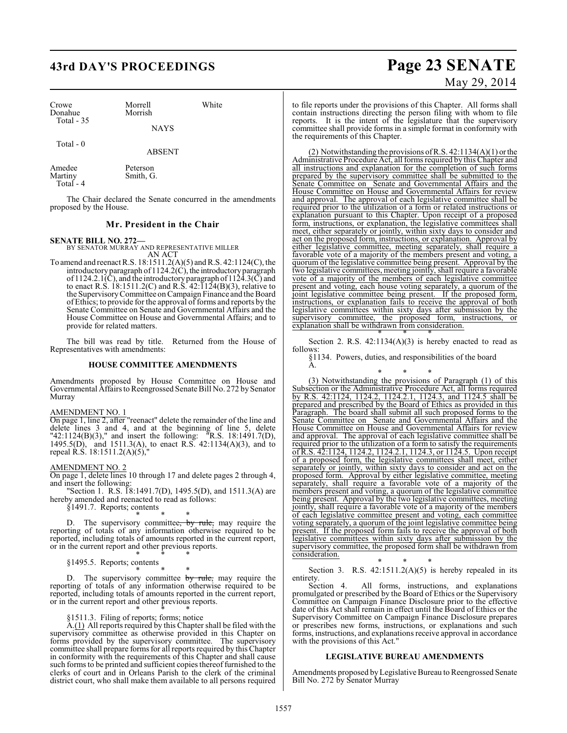| Crowe | Morrell | White |
|---|---|---|
| Donahue | Morrish | |
| Total - 35 | | |

NAYS

Total - 0

ABSENT

| Amedee | Peterson |
|---|---|
| Martiny | Smith, G. |
| Total - 4 | |

The Chair declared the Senate concurred in the amendments proposed by the House.

## Mr. President in the Chair

**SENATE BILL NO. 272—**
BY SENATOR MURRAY AND REPRESENTATIVE MILLER
AN ACT

To amend and reenact R.S. 18:1511.2(A)(5) and R.S. 42:1124(C), the introductory paragraph of 1124.2(C), the introductory paragraph of 1124.2.1(C), and the introductory paragraph of 1124.3(C) and to enact R.S. 18:1511.2(C) and R.S. 42:1124(B)(3), relative to the Supervisory Committee on Campaign Finance and the Board of Ethics; to provide for the approval of forms and reports by the Senate Committee on Senate and Governmental Affairs and the House Committee on House and Governmental Affairs; and to provide for related matters.

The bill was read by title. Returned from the House of Representatives with amendments:

### HOUSE COMMITTEE AMENDMENTS

Amendments proposed by House Committee on House and Governmental Affairs to Reengrossed Senate Bill No. 272 by Senator Murray

AMENDMENT NO. 1
On page 1, line 2, after "reenact" delete the remainder of the line and delete lines 3 and 4, and at the beginning of line 5, delete "42:1124(B)(3)," and insert the following: "R.S. 18:1491.7(D), 1495.5(D), and 1511.3(A), to enact R.S. 42:1134(A)(3), and to repeal R.S. 18:1511.2(A)(5),"

AMENDMENT NO. 2
On page 1, delete lines 10 through 17 and delete pages 2 through 4, and insert the following:

"Section 1. R.S. 18:1491.7(D), 1495.5(D), and 1511.3(A) are hereby amended and reenacted to read as follows:

§1491.7. Reports; contents

\* \* \*

D. The supervisory committee~~, by rule,~~ may require the reporting of totals of any information otherwise required to be reported, including totals of amounts reported in the current report, or in the current report and other previous reports.

\* \* \*

§1495.5. Reports; contents

\* \* \*

D. The supervisory committee ~~by rule,~~ may require the reporting of totals of any information otherwise required to be reported, including totals of amounts reported in the current report, or in the current report and other previous reports.

\* \* \*

§1511.3. Filing of reports; forms; notice

A.<u>(1)</u> All reports required by this Chapter shall be filed with the supervisory committee as otherwise provided in this Chapter on forms provided by the supervisory committee. The supervisory committee shall prepare forms for all reports required by this Chapter in conformity with the requirements of this Chapter and shall cause such forms to be printed and sufficient copies thereof furnished to the clerks of court and in Orleans Parish to the clerk of the criminal district court, who shall make them available to all persons required to file reports under the provisions of this Chapter. All forms shall contain instructions directing the person filing with whom to file reports. It is the intent of the legislature that the supervisory committee shall provide forms in a simple format in conformity with the requirements of this Chapter.

<u>(2) Notwithstanding the provisions of R.S. 42:1134(A)(1) or the Administrative Procedure Act, all forms required by this Chapter and all instructions and explanation for the completion of such forms prepared by the supervisory committee shall be submitted to the Senate Committee on Senate and Governmental Affairs and the House Committee on House and Governmental Affairs for review and approval. The approval of each legislative committee shall be required prior to the utilization of a form or related instructions or explanation pursuant to this Chapter. Upon receipt of a proposed form, instructions, or explanation, the legislative committees shall meet, either separately or jointly, within sixty days to consider and act on the proposed form, instructions, or explanation. Approval by either legislative committee, meeting separately, shall require a favorable vote of a majority of the members present and voting, a quorum of the legislative committee being present. Approval by the two legislative committees, meeting jointly, shall require a favorable vote of a majority of the members of each legislative committee present and voting, each house voting separately, a quorum of the joint legislative committee being present. If the proposed form, instructions, or explanation fails to receive the approval of both legislative committees within sixty days after submission by the supervisory committee, the proposed form, instructions, or explanation shall be withdrawn from consideration.</u>

\* \* \*

Section 2. R.S. 42:1134(A)(3) is hereby enacted to read as follows:

§1134. Powers, duties, and responsibilities of the board

A.

\* \* \*

<u>(3) Notwithstanding the provisions of Paragraph (1) of this Subsection or the Administrative Procedure Act, all forms required by R.S. 42:1124, 1124.2, 1124.2.1, 1124.3, and 1124.5 shall be prepared and prescribed by the Board of Ethics as provided in this Paragraph. The board shall submit all such proposed forms to the Senate Committee on Senate and Governmental Affairs and the House Committee on House and Governmental Affairs for review and approval. The approval of each legislative committee shall be required prior to the utilization of a form to satisfy the requirements of R.S. 42:1124, 1124.2, 1124.2.1, 1124.3, or 1124.5. Upon receipt of a proposed form, the legislative committees shall meet, either separately or jointly, within sixty days to consider and act on the proposed form. Approval by either legislative committee, meeting separately, shall require a favorable vote of a majority of the members present and voting, a quorum of the legislative committee being present. Approval by the two legislative committees, meeting jointly, shall require a favorable vote of a majority of the members of each legislative committee present and voting, each committee voting separately, a quorum of the joint legislative committee being present. If the proposed form fails to receive the approval of both legislative committees within sixty days after submission by the supervisory committee, the proposed form shall be withdrawn from consideration.</u>

\* \* \*

Section 3. R.S. 42:1511.2(A)(5) is hereby repealed in its entirety.

Section 4. All forms, instructions, and explanations promulgated or prescribed by the Board of Ethics or the Supervisory Committee on Campaign Finance Disclosure prior to the effective date of this Act shall remain in effect until the Board of Ethics or the Supervisory Committee on Campaign Finance Disclosure prepares or prescribes new forms, instructions, or explanations and such forms, instructions, and explanations receive approval in accordance with the provisions of this Act."

### LEGISLATIVE BUREAU AMENDMENTS

Amendments proposed by Legislative Bureau to Reengrossed Senate Bill No. 272 by Senator Murray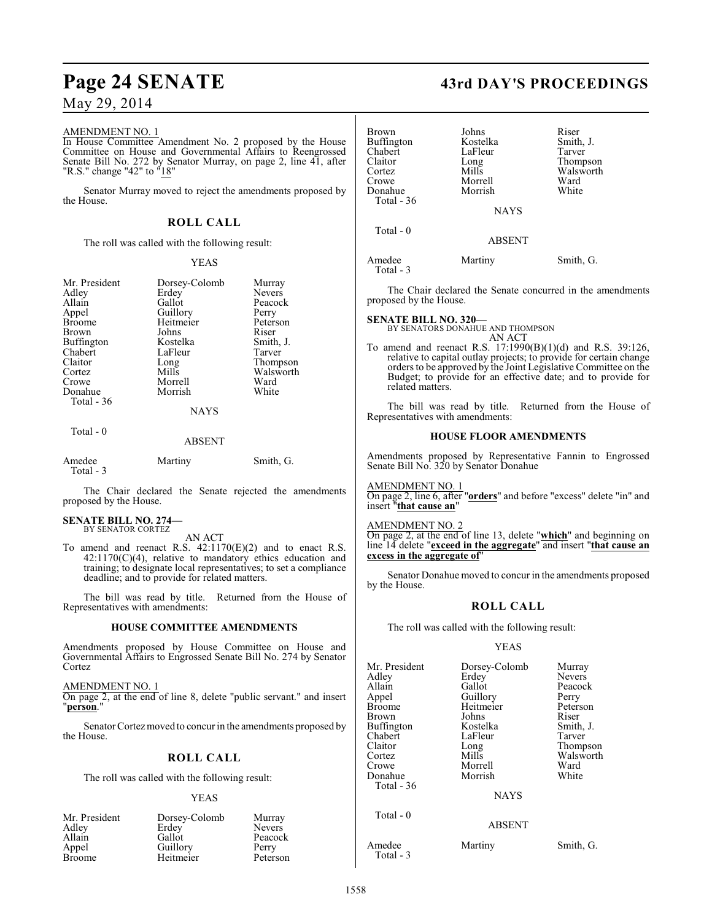AMENDMENT NO. 1

In House Committee Amendment No. 2 proposed by the House Committee on House and Governmental Affairs to Reengrossed Senate Bill No. 272 by Senator Murray, on page 2, line 41, after "R.S." change "42" to "18"

Senator Murray moved to reject the amendments proposed by the House.

## ROLL CALL

The roll was called with the following result:

YEAS

| | | |
|---|---|---|
| Mr. President | Dorsey-Colomb | Murray |
| Adley | Erdey | Nevers |
| Allain | Gallot | Peacock |
| Appel | Guillory | Perry |
| Broome | Heitmeier | Peterson |
| Brown | Johns | Riser |
| Buffington | Kostelka | Smith, J. |
| Chabert | LaFleur | Tarver |
| Claitor | Long | Thompson |
| Cortez | Mills | Walsworth |
| Crowe | Morrell | Ward |
| Donahue | Morrish | White |
| Total - 36 | | |

NAYS

Total - 0

ABSENT

| | | |
|---|---|---|
| Amedee | Martiny | Smith, G. |
| Total - 3 | | |

The Chair declared the Senate rejected the amendments proposed by the House.

**SENATE BILL NO. 274—**
BY SENATOR CORTEZ

AN ACT

To amend and reenact R.S. 42:1170(E)(2) and to enact R.S. 42:1170(C)(4), relative to mandatory ethics education and training; to designate local representatives; to set a compliance deadline; and to provide for related matters.

The bill was read by title. Returned from the House of Representatives with amendments:

### HOUSE COMMITTEE AMENDMENTS

Amendments proposed by House Committee on House and Governmental Affairs to Engrossed Senate Bill No. 274 by Senator Cortez

AMENDMENT NO. 1

On page 2, at the end of line 8, delete "public servant." and insert "**person**."

Senator Cortez moved to concur in the amendments proposed by the House.

## ROLL CALL

The roll was called with the following result:

YEAS

| | | |
|---|---|---|
| Mr. President | Dorsey-Colomb | Murray |
| Adley | Erdey | Nevers |
| Allain | Gallot | Peacock |
| Appel | Guillory | Perry |
| Broome | Heitmeier | Peterson |
| Brown | Johns | Riser |
| Buffington | Kostelka | Smith, J. |
| Chabert | LaFleur | Tarver |
| Claitor | Long | Thompson |
| Cortez | Mills | Walsworth |
| Crowe | Morrell | Ward |
| Donahue | Morrish | White |
| Total - 36 | | |

NAYS

Total - 0

ABSENT

| | | |
|---|---|---|
| Amedee | Martiny | Smith, G. |
| Total - 3 | | |

The Chair declared the Senate concurred in the amendments proposed by the House.

**SENATE BILL NO. 320—**
BY SENATORS DONAHUE AND THOMPSON

AN ACT

To amend and reenact R.S. 17:1990(B)(1)(d) and R.S. 39:126, relative to capital outlay projects; to provide for certain change orders to be approved by the Joint Legislative Committee on the Budget; to provide for an effective date; and to provide for related matters.

The bill was read by title. Returned from the House of Representatives with amendments:

### HOUSE FLOOR AMENDMENTS

Amendments proposed by Representative Fannin to Engrossed Senate Bill No. 320 by Senator Donahue

AMENDMENT NO. 1

On page 2, line 6, after "**orders**" and before "excess" delete "in" and insert "**that cause an**"

AMENDMENT NO. 2

On page 2, at the end of line 13, delete "**which**" and beginning on line 14 delete "**exceed in the aggregate**" and insert "**that cause an excess in the aggregate of**"

Senator Donahue moved to concur in the amendments proposed by the House.

## ROLL CALL

The roll was called with the following result:

YEAS

| | | |
|---|---|---|
| Mr. President | Dorsey-Colomb | Murray |
| Adley | Erdey | Nevers |
| Allain | Gallot | Peacock |
| Appel | Guillory | Perry |
| Broome | Heitmeier | Peterson |
| Brown | Johns | Riser |
| Buffington | Kostelka | Smith, J. |
| Chabert | LaFleur | Tarver |
| Claitor | Long | Thompson |
| Cortez | Mills | Walsworth |
| Crowe | Morrell | Ward |
| Donahue | Morrish | White |
| Total - 36 | | |

NAYS

Total - 0

ABSENT

| | | |
|---|---|---|
| Amedee | Martiny | Smith, G. |
| Total - 3 | | |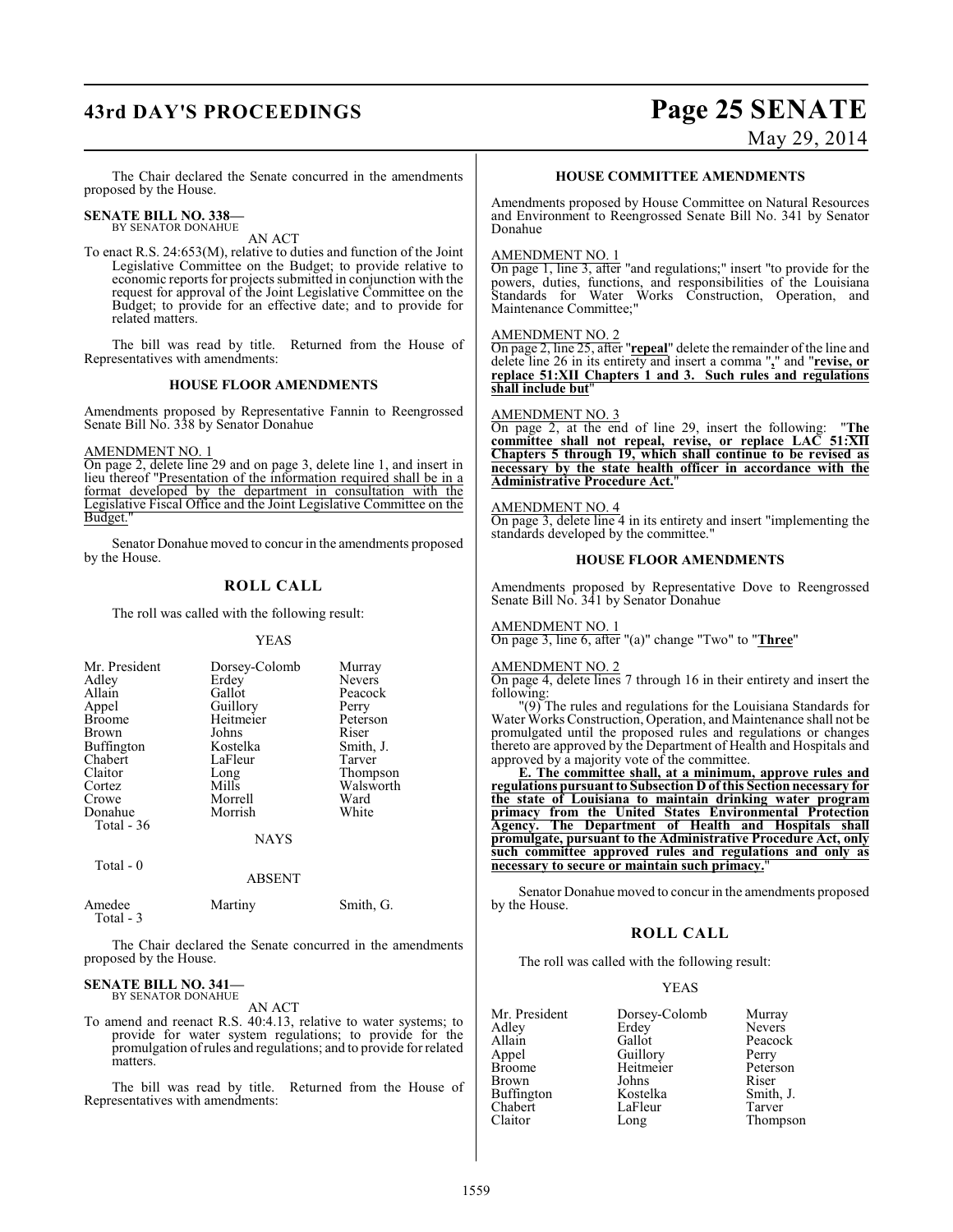The Chair declared the Senate concurred in the amendments proposed by the House.

**SENATE BILL NO. 338—**
BY SENATOR DONAHUE

AN ACT

To enact R.S. 24:653(M), relative to duties and function of the Joint Legislative Committee on the Budget; to provide relative to economic reports for projects submitted in conjunction with the request for approval of the Joint Legislative Committee on the Budget; to provide for an effective date; and to provide for related matters.

The bill was read by title. Returned from the House of Representatives with amendments:

**HOUSE FLOOR AMENDMENTS**

Amendments proposed by Representative Fannin to Reengrossed Senate Bill No. 338 by Senator Donahue

AMENDMENT NO. 1

On page 2, delete line 29 and on page 3, delete line 1, and insert in lieu thereof "Presentation of the information required shall be in a format developed by the department in consultation with the Legislative Fiscal Office and the Joint Legislative Committee on the Budget."

Senator Donahue moved to concur in the amendments proposed by the House.

## ROLL CALL

The roll was called with the following result:

YEAS

| | | |
|---|---|---|
| Mr. President | Dorsey-Colomb | Murray |
| Adley | Erdey | Nevers |
| Allain | Gallot | Peacock |
| Appel | Guillory | Perry |
| Broome | Heitmeier | Peterson |
| Brown | Johns | Riser |
| Buffington | Kostelka | Smith, J. |
| Chabert | LaFleur | Tarver |
| Claitor | Long | Thompson |
| Cortez | Mills | Walsworth |
| Crowe | Morrell | Ward |
| Donahue | Morrish | White |
| Total - 36 | | |

NAYS

Total - 0

ABSENT

| | | |
|---|---|---|
| Amedee | Martiny | Smith, G. |
| Total - 3 | | |

The Chair declared the Senate concurred in the amendments proposed by the House.

**SENATE BILL NO. 341—**
BY SENATOR DONAHUE

AN ACT

To amend and reenact R.S. 40:4.13, relative to water systems; to provide for water system regulations; to provide for the promulgation of rules and regulations; and to provide for related matters.

The bill was read by title. Returned from the House of Representatives with amendments:

**HOUSE COMMITTEE AMENDMENTS**

Amendments proposed by House Committee on Natural Resources and Environment to Reengrossed Senate Bill No. 341 by Senator Donahue

AMENDMENT NO. 1

On page 1, line 3, after "and regulations;" insert "to provide for the powers, duties, functions, and responsibilities of the Louisiana Standards for Water Works Construction, Operation, and Maintenance Committee;"

AMENDMENT NO. 2

On page 2, line 25, after "**repeal**" delete the remainder of the line and delete line 26 in its entirety and insert a comma "**,**" and "**revise, or replace 51:XII Chapters 1 and 3. Such rules and regulations shall include but**"

AMENDMENT NO. 3

On page 2, at the end of line 29, insert the following: "**The committee shall not repeal, revise, or replace LAC 51:XII Chapters 5 through 19, which shall continue to be revised as necessary by the state health officer in accordance with the Administrative Procedure Act.**"

AMENDMENT NO. 4

On page 3, delete line 4 in its entirety and insert "implementing the standards developed by the committee."

**HOUSE FLOOR AMENDMENTS**

Amendments proposed by Representative Dove to Reengrossed Senate Bill No. 341 by Senator Donahue

AMENDMENT NO. 1

On page 3, line 6, after "(a)" change "Two" to "**Three**"

AMENDMENT NO. 2

On page 4, delete lines 7 through 16 in their entirety and insert the following:

"(9) The rules and regulations for the Louisiana Standards for Water Works Construction, Operation, and Maintenance shall not be promulgated until the proposed rules and regulations or changes thereto are approved by the Department of Health and Hospitals and approved by a majority vote of the committee.

**E. The committee shall, at a minimum, approve rules and regulations pursuant to Subsection D of this Section necessary for the state of Louisiana to maintain drinking water program primacy from the United States Environmental Protection Agency. The Department of Health and Hospitals shall promulgate, pursuant to the Administrative Procedure Act, only such committee approved rules and regulations and only as necessary to secure or maintain such primacy.**"

Senator Donahue moved to concur in the amendments proposed by the House.

## ROLL CALL

The roll was called with the following result:

YEAS

| | | |
|---|---|---|
| Mr. President | Dorsey-Colomb | Murray |
| Adley | Erdey | Nevers |
| Allain | Gallot | Peacock |
| Appel | Guillory | Perry |
| Broome | Heitmeier | Peterson |
| Brown | Johns | Riser |
| Buffington | Kostelka | Smith, J. |
| Chabert | LaFleur | Tarver |
| Claitor | Long | Thompson |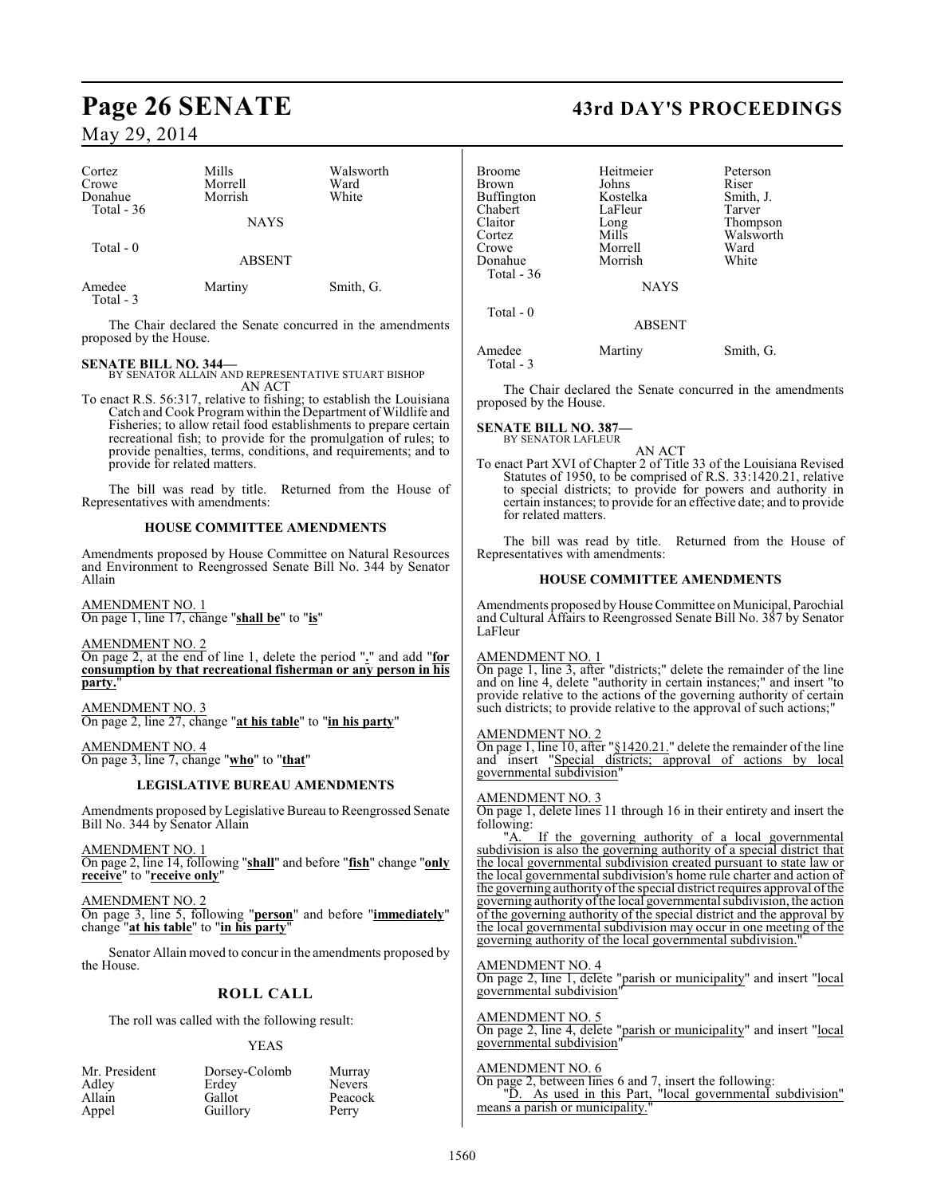| Cortez | Mills | Walsworth |
|---|---|---|
| Crowe | Morrell | Ward |
| Donahue | Morrish | White |
| Total - 36 | | |

NAYS

Total - 0

ABSENT

| Amedee | Martiny | Smith, G. |
|---|---|---|
| Total - 3 | | |

The Chair declared the Senate concurred in the amendments proposed by the House.

**SENATE BILL NO. 344—**
BY SENATOR ALLAIN AND REPRESENTATIVE STUART BISHOP
AN ACT

To enact R.S. 56:317, relative to fishing; to establish the Louisiana Catch and Cook Program within the Department of Wildlife and Fisheries; to allow retail food establishments to prepare certain recreational fish; to provide for the promulgation of rules; to provide penalties, terms, conditions, and requirements; and to provide for related matters.

The bill was read by title. Returned from the House of Representatives with amendments:

**HOUSE COMMITTEE AMENDMENTS**

Amendments proposed by House Committee on Natural Resources and Environment to Reengrossed Senate Bill No. 344 by Senator Allain

AMENDMENT NO. 1
On page 1, line 17, change "**shall be**" to "**is**"

AMENDMENT NO. 2
On page 2, at the end of line 1, delete the period "**.**" and add "**for consumption by that recreational fisherman or any person in his party.**"

AMENDMENT NO. 3
On page 2, line 27, change "**at his table**" to "**in his party**"

AMENDMENT NO. 4
On page 3, line 7, change "**who**" to "**that**"

**LEGISLATIVE BUREAU AMENDMENTS**

Amendments proposed by Legislative Bureau to Reengrossed Senate Bill No. 344 by Senator Allain

AMENDMENT NO. 1
On page 2, line 14, following "**shall**" and before "**fish**" change "**only receive**" to "**receive only**"

AMENDMENT NO. 2
On page 3, line 5, following "**person**" and before "**immediately**" change "**at his table**" to "**in his party**"

Senator Allain moved to concur in the amendments proposed by the House.

**ROLL CALL**

The roll was called with the following result:

YEAS

| Mr. President | Dorsey-Colomb | Murray |
|---|---|---|
| Adley | Erdey | Nevers |
| Allain | Gallot | Peacock |
| Appel | Guillory | Perry |
| Broome | Heitmeier | Peterson |
| Brown | Johns | Riser |
| Buffington | Kostelka | Smith, J. |
| Chabert | LaFleur | Tarver |
| Claitor | Long | Thompson |
| Cortez | Mills | Walsworth |
| Crowe | Morrell | Ward |
| Donahue | Morrish | White |
| Total - 36 | | |

NAYS

Total - 0

ABSENT

| Amedee | Martiny | Smith, G. |
|---|---|---|
| Total - 3 | | |

The Chair declared the Senate concurred in the amendments proposed by the House.

**SENATE BILL NO. 387—**
BY SENATOR LAFLEUR
AN ACT

To enact Part XVI of Chapter 2 of Title 33 of the Louisiana Revised Statutes of 1950, to be comprised of R.S. 33:1420.21, relative to special districts; to provide for powers and authority in certain instances; to provide for an effective date; and to provide for related matters.

The bill was read by title. Returned from the House of Representatives with amendments:

**HOUSE COMMITTEE AMENDMENTS**

Amendments proposed by House Committee on Municipal, Parochial and Cultural Affairs to Reengrossed Senate Bill No. 387 by Senator LaFleur

AMENDMENT NO. 1
On page 1, line 3, after "districts;" delete the remainder of the line and on line 4, delete "authority in certain instances;" and insert "to provide relative to the actions of the governing authority of certain such districts; to provide relative to the approval of such actions;"

AMENDMENT NO. 2
On page 1, line 10, after "§1420.21." delete the remainder of the line and insert "Special districts; approval of actions by local governmental subdivision"

AMENDMENT NO. 3
On page 1, delete lines 11 through 16 in their entirety and insert the following:

"A. If the governing authority of a local governmental subdivision is also the governing authority of a special district that the local governmental subdivision created pursuant to state law or the local governmental subdivision's home rule charter and action of the governing authority of the special district requires approval of the governing authority of the local governmental subdivision, the action of the governing authority of the special district and the approval by the local governmental subdivision may occur in one meeting of the governing authority of the local governmental subdivision."

AMENDMENT NO. 4
On page 2, line 1, delete "parish or municipality" and insert "local governmental subdivision"

AMENDMENT NO. 5
On page 2, line 4, delete "parish or municipality" and insert "local governmental subdivision"

AMENDMENT NO. 6
On page 2, between lines 6 and 7, insert the following:

"D. As used in this Part, "local governmental subdivision" means a parish or municipality."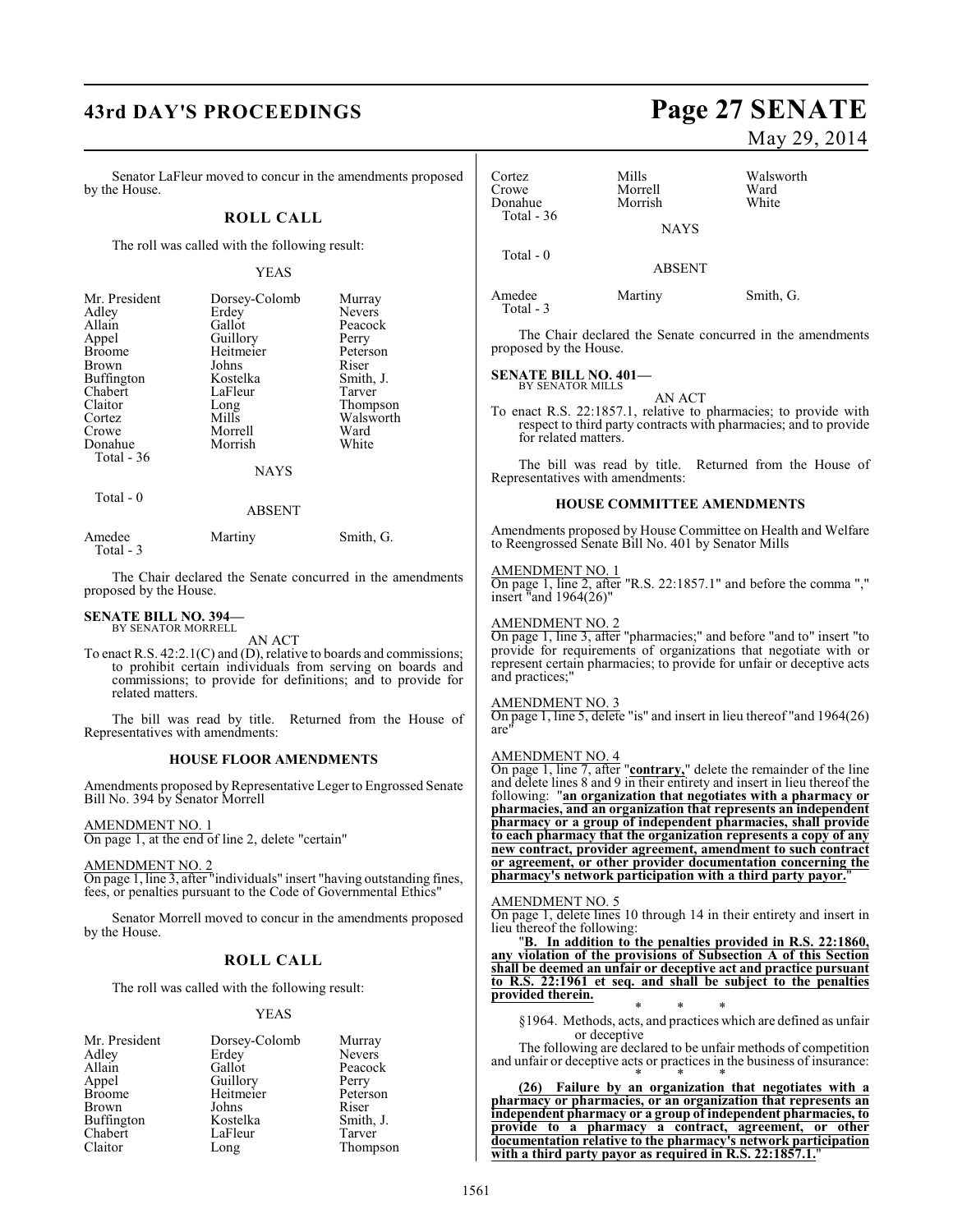Senator LaFleur moved to concur in the amendments proposed by the House.

## ROLL CALL

The roll was called with the following result:

YEAS

| | | |
|---|---|---|
| Mr. President | Dorsey-Colomb | Murray |
| Adley | Erdey | Nevers |
| Allain | Gallot | Peacock |
| Appel | Guillory | Perry |
| Broome | Heitmeier | Peterson |
| Brown | Johns | Riser |
| Buffington | Kostelka | Smith, J. |
| Chabert | LaFleur | Tarver |
| Claitor | Long | Thompson |
| Cortez | Mills | Walsworth |
| Crowe | Morrell | Ward |
| Donahue | Morrish | White |

Total - 36

NAYS

Total - 0

ABSENT

| | | |
|---|---|---|
| Amedee | Martiny | Smith, G. |

Total - 3

The Chair declared the Senate concurred in the amendments proposed by the House.

**SENATE BILL NO. 394—**
BY SENATOR MORRELL

AN ACT

To enact R.S. 42:2.1(C) and (D), relative to boards and commissions; to prohibit certain individuals from serving on boards and commissions; to provide for definitions; and to provide for related matters.

The bill was read by title. Returned from the House of Representatives with amendments:

### HOUSE FLOOR AMENDMENTS

Amendments proposed by Representative Leger to Engrossed Senate Bill No. 394 by Senator Morrell

AMENDMENT NO. 1
On page 1, at the end of line 2, delete "certain"

AMENDMENT NO. 2
On page 1, line 3, after "individuals" insert "having outstanding fines, fees, or penalties pursuant to the Code of Governmental Ethics"

Senator Morrell moved to concur in the amendments proposed by the House.

## ROLL CALL

The roll was called with the following result:

YEAS

| | | |
|---|---|---|
| Mr. President | Dorsey-Colomb | Murray |
| Adley | Erdey | Nevers |
| Allain | Gallot | Peacock |
| Appel | Guillory | Perry |
| Broome | Heitmeier | Peterson |
| Brown | Johns | Riser |
| Buffington | Kostelka | Smith, J. |
| Chabert | LaFleur | Tarver |
| Claitor | Long | Thompson |
| Cortez | Mills | Walsworth |
| Crowe | Morrell | Ward |
| Donahue | Morrish | White |

Total - 36

NAYS

Total - 0

ABSENT

| | | |
|---|---|---|
| Amedee | Martiny | Smith, G. |

Total - 3

The Chair declared the Senate concurred in the amendments proposed by the House.

**SENATE BILL NO. 401—**
BY SENATOR MILLS

AN ACT

To enact R.S. 22:1857.1, relative to pharmacies; to provide with respect to third party contracts with pharmacies; and to provide for related matters.

The bill was read by title. Returned from the House of Representatives with amendments:

### HOUSE COMMITTEE AMENDMENTS

Amendments proposed by House Committee on Health and Welfare to Reengrossed Senate Bill No. 401 by Senator Mills

AMENDMENT NO. 1
On page 1, line 2, after "R.S. 22:1857.1" and before the comma "," insert "and 1964(26)"

AMENDMENT NO. 2
On page 1, line 3, after "pharmacies;" and before "and to" insert "to provide for requirements of organizations that negotiate with or represent certain pharmacies; to provide for unfair or deceptive acts and practices;"

AMENDMENT NO. 3
On page 1, line 5, delete "is" and insert in lieu thereof "and 1964(26) are"

AMENDMENT NO. 4
On page 1, line 7, after "**contrary,**" delete the remainder of the line and delete lines 8 and 9 in their entirety and insert in lieu thereof the following: "**an organization that negotiates with a pharmacy or pharmacies, and an organization that represents an independent pharmacy or a group of independent pharmacies, shall provide to each pharmacy that the organization represents a copy of any new contract, provider agreement, amendment to such contract or agreement, or other provider documentation concerning the pharmacy's network participation with a third party payor.**"

AMENDMENT NO. 5
On page 1, delete lines 10 through 14 in their entirety and insert in lieu thereof the following:

"**B. In addition to the penalties provided in R.S. 22:1860, any violation of the provisions of Subsection A of this Section shall be deemed an unfair or deceptive act and practice pursuant to R.S. 22:1961 et seq. and shall be subject to the penalties provided therein.**

\* \* \*

§1964. Methods, acts, and practices which are defined as unfair or deceptive

The following are declared to be unfair methods of competition and unfair or deceptive acts or practices in the business of insurance:

\* \* \*

**(26) Failure by an organization that negotiates with a pharmacy or pharmacies, or an organization that represents an independent pharmacy or a group of independent pharmacies, to provide to a pharmacy a contract, agreement, or other documentation relative to the pharmacy's network participation with a third party payor as required in R.S. 22:1857.1.**"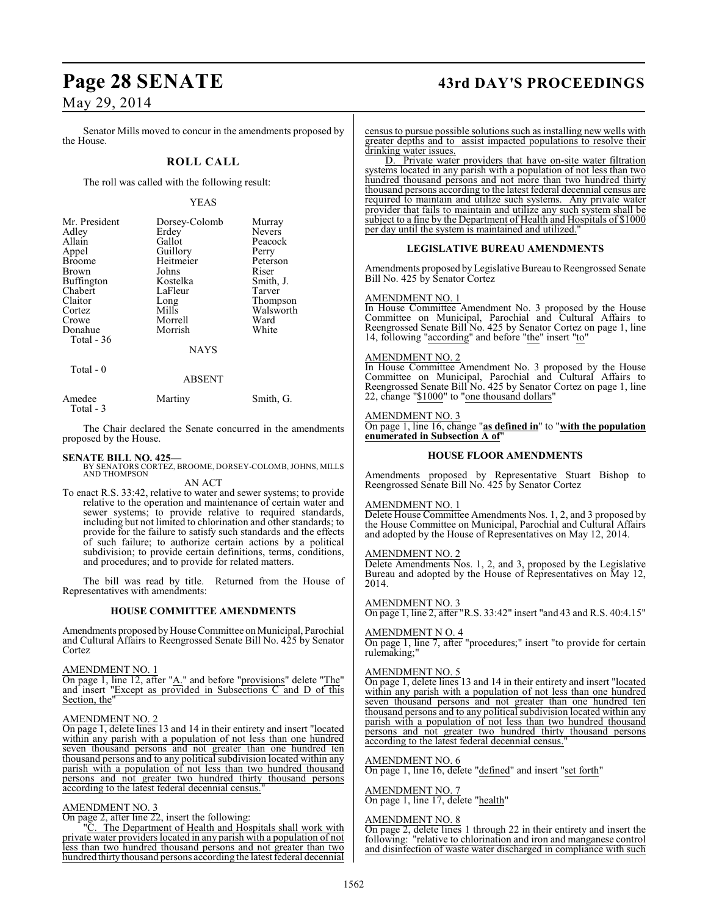Senator Mills moved to concur in the amendments proposed by the House.

## ROLL CALL

The roll was called with the following result:

YEAS

| | | |
|---|---|---|
| Mr. President | Dorsey-Colomb | Murray |
| Adley | Erdey | Nevers |
| Allain | Gallot | Peacock |
| Appel | Guillory | Perry |
| Broome | Heitmeier | Peterson |
| Brown | Johns | Riser |
| Buffington | Kostelka | Smith, J. |
| Chabert | LaFleur | Tarver |
| Claitor | Long | Thompson |
| Cortez | Mills | Walsworth |
| Crowe | Morrell | Ward |
| Donahue | Morrish | White |

Total - 36

NAYS

Total - 0

ABSENT

| | | |
|---|---|---|
| Amedee | Martiny | Smith, G. |

Total - 3

The Chair declared the Senate concurred in the amendments proposed by the House.

**SENATE BILL NO. 425—**
BY SENATORS CORTEZ, BROOME, DORSEY-COLOMB, JOHNS, MILLS AND THOMPSON

AN ACT

To enact R.S. 33:42, relative to water and sewer systems; to provide relative to the operation and maintenance of certain water and sewer systems; to provide relative to required standards, including but not limited to chlorination and other standards; to provide for the failure to satisfy such standards and the effects of such failure; to authorize certain actions by a political subdivision; to provide certain definitions, terms, conditions, and procedures; and to provide for related matters.

The bill was read by title. Returned from the House of Representatives with amendments:

### HOUSE COMMITTEE AMENDMENTS

Amendments proposed by House Committee on Municipal, Parochial and Cultural Affairs to Reengrossed Senate Bill No. 425 by Senator Cortez

AMENDMENT NO. 1
On page 1, line 12, after "A." and before "provisions" delete "The" and insert "Except as provided in Subsections C and D of this Section, the"

AMENDMENT NO. 2
On page 1, delete lines 13 and 14 in their entirety and insert "located within any parish with a population of not less than one hundred seven thousand persons and not greater than one hundred ten thousand persons and to any political subdivision located within any parish with a population of not less than two hundred thousand persons and not greater two hundred thirty thousand persons according to the latest federal decennial census."

AMENDMENT NO. 3
On page 2, after line 22, insert the following:

"C. The Department of Health and Hospitals shall work with private water providers located in any parish with a population of not less than two hundred thousand persons and not greater than two hundred thirty thousand persons according the latest federal decennial census to pursue possible solutions such as installing new wells with greater depths and to assist impacted populations to resolve their drinking water issues.

D. Private water providers that have on-site water filtration systems located in any parish with a population of not less than two hundred thousand persons and not more than two hundred thirty thousand persons according to the latest federal decennial census are required to maintain and utilize such systems. Any private water provider that fails to maintain and utilize any such system shall be subject to a fine by the Department of Health and Hospitals of $1000 per day until the system is maintained and utilized."

### LEGISLATIVE BUREAU AMENDMENTS

Amendments proposed by Legislative Bureau to Reengrossed Senate Bill No. 425 by Senator Cortez

AMENDMENT NO. 1
In House Committee Amendment No. 3 proposed by the House Committee on Municipal, Parochial and Cultural Affairs to Reengrossed Senate Bill No. 425 by Senator Cortez on page 1, line 14, following "according" and before "the" insert "to"

AMENDMENT NO. 2
In House Committee Amendment No. 3 proposed by the House Committee on Municipal, Parochial and Cultural Affairs to Reengrossed Senate Bill No. 425 by Senator Cortez on page 1, line 22, change "$1000" to "one thousand dollars"

AMENDMENT NO. 3
On page 1, line 16, change "**as defined in**" to "**with the population enumerated in Subsection A of**"

### HOUSE FLOOR AMENDMENTS

Amendments proposed by Representative Stuart Bishop to Reengrossed Senate Bill No. 425 by Senator Cortez

AMENDMENT NO. 1
Delete House Committee Amendments Nos. 1, 2, and 3 proposed by the House Committee on Municipal, Parochial and Cultural Affairs and adopted by the House of Representatives on May 12, 2014.

AMENDMENT NO. 2
Delete Amendments Nos. 1, 2, and 3, proposed by the Legislative Bureau and adopted by the House of Representatives on May 12, 2014.

AMENDMENT NO. 3
On page 1, line 2, after "R.S. 33:42" insert "and 43 and R.S. 40:4.15"

AMENDMENT N O. 4
On page 1, line 7, after "procedures;" insert "to provide for certain rulemaking;"

AMENDMENT NO. 5
On page 1, delete lines 13 and 14 in their entirety and insert "located within any parish with a population of not less than one hundred seven thousand persons and not greater than one hundred ten thousand persons and to any political subdivision located within any parish with a population of not less than two hundred thousand persons and not greater two hundred thirty thousand persons according to the latest federal decennial census."

AMENDMENT NO. 6
On page 1, line 16, delete "defined" and insert "set forth"

AMENDMENT NO. 7
On page 1, line 17, delete "health"

AMENDMENT NO. 8
On page 2, delete lines 1 through 22 in their entirety and insert the following: "relative to chlorination and iron and manganese control and disinfection of waste water discharged in compliance with such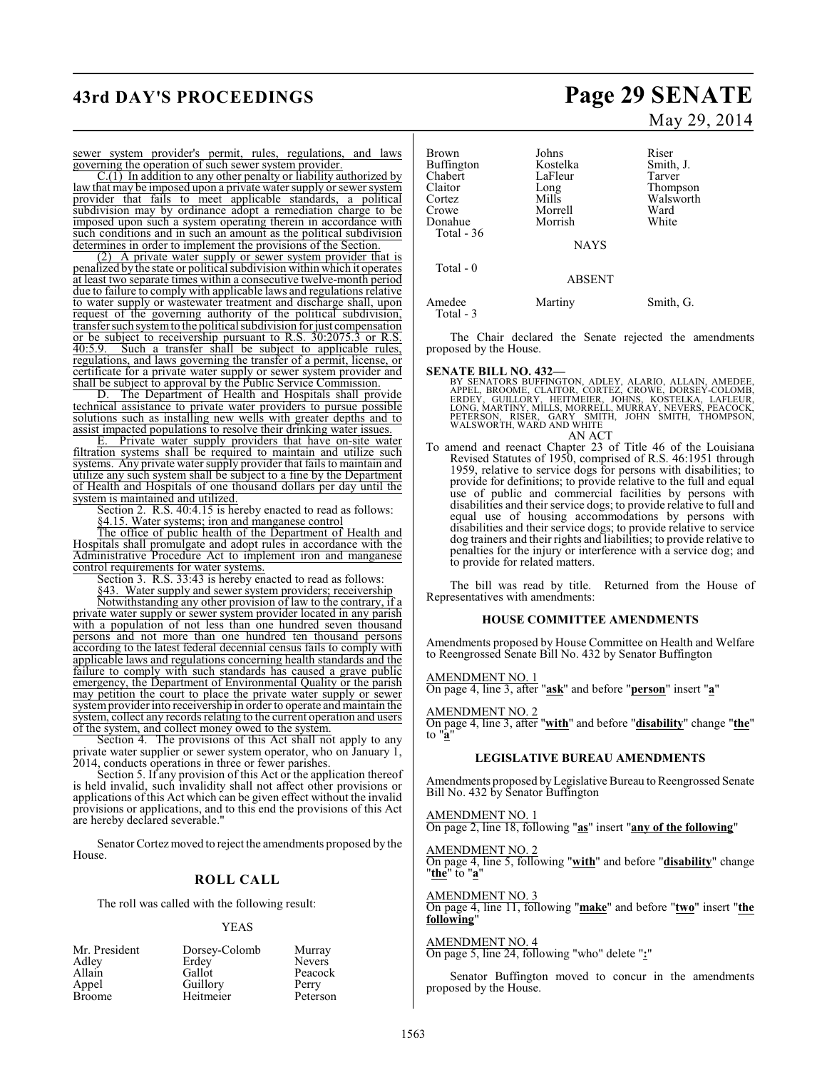sewer system provider's permit, rules, regulations, and laws governing the operation of such sewer system provider.

C.(1) In addition to any other penalty or liability authorized by law that may be imposed upon a private water supply or sewer system provider that fails to meet applicable standards, a political subdivision may by ordinance adopt a remediation charge to be imposed upon such a system operating therein in accordance with such conditions and in such an amount as the political subdivision determines in order to implement the provisions of the Section.

(2) A private water supply or sewer system provider that is penalized by the state or political subdivision within which it operates at least two separate times within a consecutive twelve-month period due to failure to comply with applicable laws and regulations relative to water supply or wastewater treatment and discharge shall, upon request of the governing authority of the political subdivision, transfer such system to the political subdivision for just compensation or be subject to receivership pursuant to R.S. 30:2075.3 or R.S. 40:5.9. Such a transfer shall be subject to applicable rules, regulations, and laws governing the transfer of a permit, license, or certificate for a private water supply or sewer system provider and shall be subject to approval by the Public Service Commission.

D. The Department of Health and Hospitals shall provide technical assistance to private water providers to pursue possible solutions such as installing new wells with greater depths and to assist impacted populations to resolve their drinking water issues.

E. Private water supply providers that have on-site water filtration systems shall be required to maintain and utilize such systems. Any private water supply provider that fails to maintain and utilize any such system shall be subject to a fine by the Department of Health and Hospitals of one thousand dollars per day until the system is maintained and utilized.

Section 2. R.S. 40:4.15 is hereby enacted to read as follows:

§4.15. Water systems; iron and manganese control

The office of public health of the Department of Health and Hospitals shall promulgate and adopt rules in accordance with the Administrative Procedure Act to implement iron and manganese control requirements for water systems.

Section 3. R.S. 33:43 is hereby enacted to read as follows:

§43. Water supply and sewer system providers; receivership

Notwithstanding any other provision of law to the contrary, if a private water supply or sewer system provider located in any parish with a population of not less than one hundred seven thousand persons and not more than one hundred ten thousand persons according to the latest federal decennial census fails to comply with applicable laws and regulations concerning health standards and the failure to comply with such standards has caused a grave public emergency, the Department of Environmental Quality or the parish may petition the court to place the private water supply or sewer system provider into receivership in order to operate and maintain the system, collect any records relating to the current operation and users of the system, and collect money owed to the system.

Section 4. The provisions of this Act shall not apply to any private water supplier or sewer system operator, who on January 1, 2014, conducts operations in three or fewer parishes.

Section 5. If any provision of this Act or the application thereof is held invalid, such invalidity shall not affect other provisions or applications of this Act which can be given effect without the invalid provisions or applications, and to this end the provisions of this Act are hereby declared severable."

Senator Cortez moved to reject the amendments proposed by the House.

## ROLL CALL

The roll was called with the following result:

YEAS

| | | |
|---|---|---|
| Mr. President | Dorsey-Colomb | Murray |
| Adley | Erdey | Nevers |
| Allain | Gallot | Peacock |
| Appel | Guillory | Perry |
| Broome | Heitmeier | Peterson |
| Brown | Johns | Riser |
| Buffington | Kostelka | Smith, J. |
| Chabert | LaFleur | Tarver |
| Claitor | Long | Thompson |
| Cortez | Mills | Walsworth |
| Crowe | Morrell | Ward |
| Donahue | Morrish | White |
| Total - 36 | | |

NAYS

Total - 0

ABSENT

| | | |
|---|---|---|
| Amedee | Martiny | Smith, G. |
| Total - 3 | | |

The Chair declared the Senate rejected the amendments proposed by the House.

**SENATE BILL NO. 432—**

BY SENATORS BUFFINGTON, ADLEY, ALARIO, ALLAIN, AMEDEE, APPEL, BROOME, CLAITOR, CORTEZ, CROWE, DORSEY-COLOMB, ERDEY, GUILLORY, HEITMEIER, JOHNS, KOSTELKA, LAFLEUR, LONG, MARTINY, MILLS, MORRELL, MURRAY, NEVERS, PEACOCK, PETERSON, RISER, GARY SMITH, JOHN SMITH, THOMPSON, WALSWORTH, WARD AND WHITE

AN ACT

To amend and reenact Chapter 23 of Title 46 of the Louisiana Revised Statutes of 1950, comprised of R.S. 46:1951 through 1959, relative to service dogs for persons with disabilities; to provide for definitions; to provide relative to the full and equal use of public and commercial facilities by persons with disabilities and their service dogs; to provide relative to full and equal use of housing accommodations by persons with disabilities and their service dogs; to provide relative to service dog trainers and their rights and liabilities; to provide relative to penalties for the injury or interference with a service dog; and to provide for related matters.

The bill was read by title. Returned from the House of Representatives with amendments:

### HOUSE COMMITTEE AMENDMENTS

Amendments proposed by House Committee on Health and Welfare to Reengrossed Senate Bill No. 432 by Senator Buffington

AMENDMENT NO. 1
On page 4, line 3, after "**ask**" and before "**person**" insert "**a**"

AMENDMENT NO. 2
On page 4, line 3, after "**with**" and before "**disability**" change "**the**" to "**a**"

### LEGISLATIVE BUREAU AMENDMENTS

Amendments proposed by Legislative Bureau to Reengrossed Senate Bill No. 432 by Senator Buffington

AMENDMENT NO. 1
On page 2, line 18, following "**as**" insert "**any of the following**"

AMENDMENT NO. 2
On page 4, line 5, following "**with**" and before "**disability**" change "**the**" to "**a**"

AMENDMENT NO. 3
On page 4, line 11, following "**make**" and before "**two**" insert "**the following**"

AMENDMENT NO. 4
On page 5, line 24, following "who" delete "**:**"

Senator Buffington moved to concur in the amendments proposed by the House.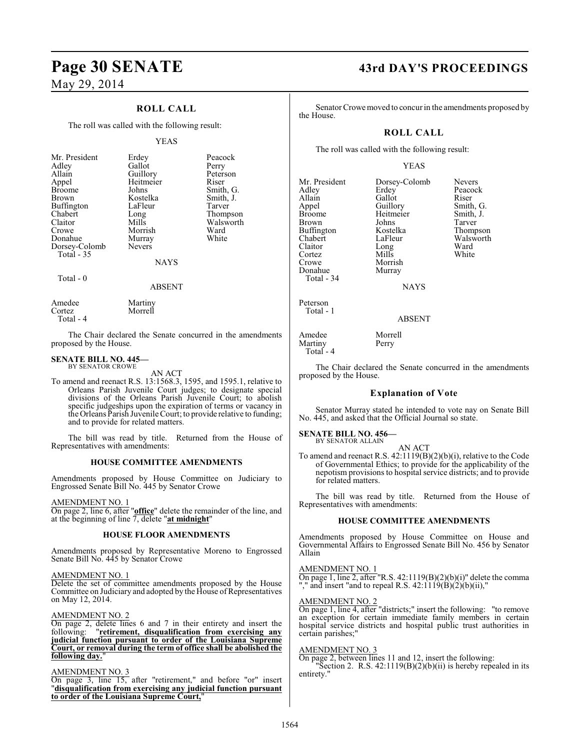May 29, 2014

## ROLL CALL

The roll was called with the following result:

YEAS

| | | |
|---|---|---|
| Mr. President | Erdey | Peacock |
| Adley | Gallot | Perry |
| Allain | Guillory | Peterson |
| Appel | Heitmeier | Riser |
| Broome | Johns | Smith, G. |
| Brown | Kostelka | Smith, J. |
| Buffington | LaFleur | Tarver |
| Chabert | Long | Thompson |
| Claitor | Mills | Walsworth |
| Crowe | Morrish | Ward |
| Donahue | Murray | White |
| Dorsey-Colomb | Nevers | |
| Total - 35 | | |

NAYS

Total - 0

ABSENT

| | |
|---|---|
| Amedee | Martiny |
| Cortez | Morrell |
| Total - 4 | |

The Chair declared the Senate concurred in the amendments proposed by the House.

**SENATE BILL NO. 445—**
BY SENATOR CROWE

AN ACT

To amend and reenact R.S. 13:1568.3, 1595, and 1595.1, relative to Orleans Parish Juvenile Court judges; to designate special divisions of the Orleans Parish Juvenile Court; to abolish specific judgeships upon the expiration of terms or vacancy in the Orleans Parish Juvenile Court; to provide relative to funding; and to provide for related matters.

The bill was read by title. Returned from the House of Representatives with amendments:

### HOUSE COMMITTEE AMENDMENTS

Amendments proposed by House Committee on Judiciary to Engrossed Senate Bill No. 445 by Senator Crowe

AMENDMENT NO. 1

On page 2, line 6, after "**office**" delete the remainder of the line, and at the beginning of line 7, delete "**at midnight**"

### HOUSE FLOOR AMENDMENTS

Amendments proposed by Representative Moreno to Engrossed Senate Bill No. 445 by Senator Crowe

AMENDMENT NO. 1

Delete the set of committee amendments proposed by the House Committee on Judiciary and adopted by the House of Representatives on May 12, 2014.

AMENDMENT NO. 2

On page 2, delete lines 6 and 7 in their entirety and insert the following: "**retirement, disqualification from exercising any judicial function pursuant to order of the Louisiana Supreme Court, or removal during the term of office shall be abolished the following day.**"

AMENDMENT NO. 3

On page 3, line 15, after "retirement," and before "or" insert "**disqualification from exercising any judicial function pursuant to order of the Louisiana Supreme Court,**"

Senator Crowe moved to concur in the amendments proposed by the House.

## ROLL CALL

The roll was called with the following result:

YEAS

| | | |
|---|---|---|
| Mr. President | Dorsey-Colomb | Nevers |
| Adley | Erdey | Peacock |
| Allain | Gallot | Riser |
| Appel | Guillory | Smith, G. |
| Broome | Heitmeier | Smith, J. |
| Brown | Johns | Tarver |
| Buffington | Kostelka | Thompson |
| Chabert | LaFleur | Walsworth |
| Claitor | Long | Ward |
| Cortez | Mills | White |
| Crowe | Morrish | |
| Donahue | Murray | |
| Total - 34 | | |

NAYS

Peterson
Total - 1

ABSENT

| | |
|---|---|
| Amedee | Morrell |
| Martiny | Perry |
| Total - 4 | |

The Chair declared the Senate concurred in the amendments proposed by the House.

### Explanation of Vote

Senator Murray stated he intended to vote nay on Senate Bill No. 445, and asked that the Official Journal so state.

**SENATE BILL NO. 456—**
BY SENATOR ALLAIN

AN ACT

To amend and reenact R.S. 42:1119(B)(2)(b)(i), relative to the Code of Governmental Ethics; to provide for the applicability of the nepotism provisions to hospital service districts; and to provide for related matters.

The bill was read by title. Returned from the House of Representatives with amendments:

### HOUSE COMMITTEE AMENDMENTS

Amendments proposed by House Committee on House and Governmental Affairs to Engrossed Senate Bill No. 456 by Senator Allain

AMENDMENT NO. 1

On page 1, line 2, after "R.S. 42:1119(B)(2)(b)(i)" delete the comma "," and insert "and to repeal R.S. 42:1119(B)(2)(b)(ii),"

AMENDMENT NO. 2

On page 1, line 4, after "districts;" insert the following: "to remove an exception for certain immediate family members in certain hospital service districts and hospital public trust authorities in certain parishes;"

AMENDMENT NO. 3

On page 2, between lines 11 and 12, insert the following:

"Section 2. R.S. 42:1119(B)(2)(b)(ii) is hereby repealed in its entirety."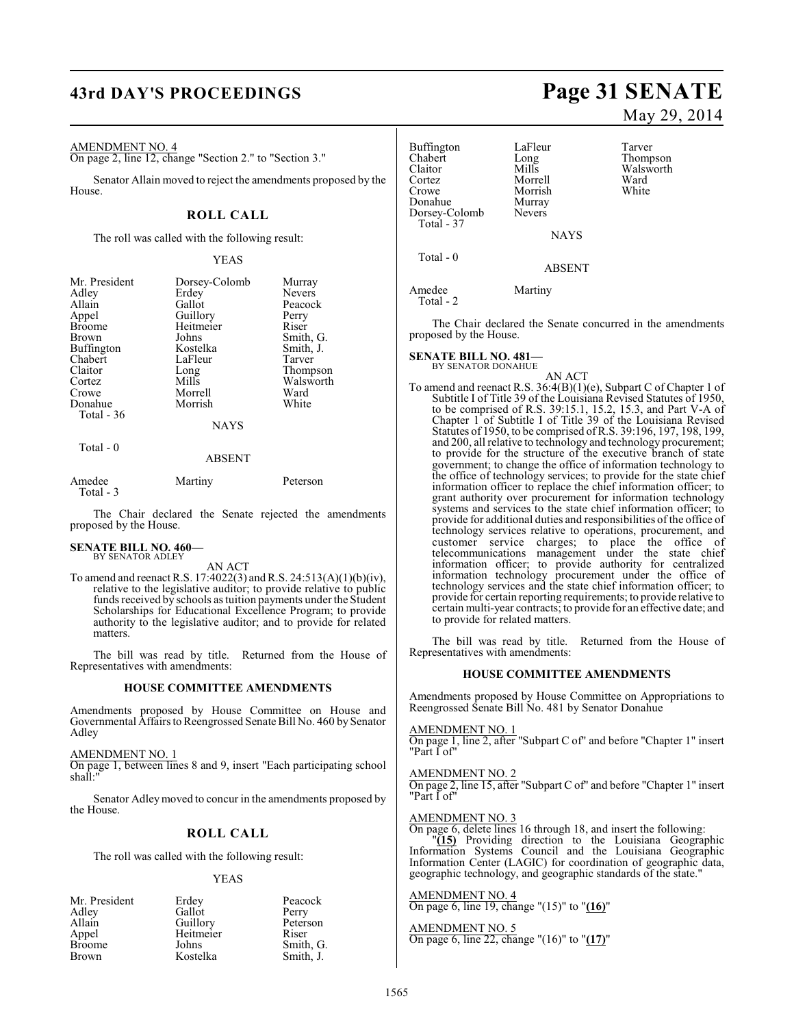AMENDMENT NO. 4

On page 2, line 12, change "Section 2." to "Section 3."

Senator Allain moved to reject the amendments proposed by the House.

## ROLL CALL

The roll was called with the following result:

YEAS

| | | |
|---|---|---|
| Mr. President | Dorsey-Colomb | Murray |
| Adley | Erdey | Nevers |
| Allain | Gallot | Peacock |
| Appel | Guillory | Perry |
| Broome | Heitmeier | Riser |
| Brown | Johns | Smith, G. |
| Buffington | Kostelka | Smith, J. |
| Chabert | LaFleur | Tarver |
| Claitor | Long | Thompson |
| Cortez | Mills | Walsworth |
| Crowe | Morrell | Ward |
| Donahue | Morrish | White |

Total - 36

NAYS

Total - 0

ABSENT

| | | |
|---|---|---|
| Amedee | Martiny | Peterson |

Total - 3

The Chair declared the Senate rejected the amendments proposed by the House.

**SENATE BILL NO. 460—**
BY SENATOR ADLEY

AN ACT

To amend and reenact R.S. 17:4022(3) and R.S. 24:513(A)(1)(b)(iv), relative to the legislative auditor; to provide relative to public funds received by schools as tuition payments under the Student Scholarships for Educational Excellence Program; to provide authority to the legislative auditor; and to provide for related matters.

The bill was read by title. Returned from the House of Representatives with amendments:

### HOUSE COMMITTEE AMENDMENTS

Amendments proposed by House Committee on House and Governmental Affairs to Reengrossed Senate Bill No. 460 by Senator Adley

AMENDMENT NO. 1

On page 1, between lines 8 and 9, insert "Each participating school shall:"

Senator Adley moved to concur in the amendments proposed by the House.

## ROLL CALL

The roll was called with the following result:

YEAS

| | | |
|---|---|---|
| Mr. President | Erdey | Peacock |
| Adley | Gallot | Perry |
| Allain | Guillory | Peterson |
| Appel | Heitmeier | Riser |
| Broome | Johns | Smith, G. |
| Brown | Kostelka | Smith, J. |
| Buffington | LaFleur | Tarver |
| Chabert | Long | Thompson |
| Claitor | Mills | Walsworth |
| Cortez | Morrell | Ward |
| Crowe | Morrish | White |
| Donahue | Murray | |
| Dorsey-Colomb | Nevers | |

Total - 37

NAYS

Total - 0

ABSENT

| | |
|---|---|
| Amedee | Martiny |

Total - 2

The Chair declared the Senate concurred in the amendments proposed by the House.

**SENATE BILL NO. 481—**
BY SENATOR DONAHUE

AN ACT

To amend and reenact R.S. 36:4(B)(1)(e), Subpart C of Chapter 1 of Subtitle I of Title 39 of the Louisiana Revised Statutes of 1950, to be comprised of R.S. 39:15.1, 15.2, 15.3, and Part V-A of Chapter 1 of Subtitle I of Title 39 of the Louisiana Revised Statutes of 1950, to be comprised of R.S. 39:196, 197, 198, 199, and 200, all relative to technology and technology procurement; to provide for the structure of the executive branch of state government; to change the office of information technology to the office of technology services; to provide for the state chief information officer to replace the chief information officer; to grant authority over procurement for information technology systems and services to the state chief information officer; to provide for additional duties and responsibilities of the office of technology services relative to operations, procurement, and customer service charges; to place the office of telecommunications management under the state chief information officer; to provide authority for centralized information technology procurement under the office of technology services and the state chief information officer; to provide for certain reporting requirements; to provide relative to certain multi-year contracts; to provide for an effective date; and to provide for related matters.

The bill was read by title. Returned from the House of Representatives with amendments:

### HOUSE COMMITTEE AMENDMENTS

Amendments proposed by House Committee on Appropriations to Reengrossed Senate Bill No. 481 by Senator Donahue

AMENDMENT NO. 1

On page 1, line 2, after "Subpart C of" and before "Chapter 1" insert "Part I of"

AMENDMENT NO. 2

On page 2, line 15, after "Subpart C of" and before "Chapter 1" insert "Part I of"

AMENDMENT NO. 3

On page 6, delete lines 16 through 18, and insert the following:

"**(15)** Providing direction to the Louisiana Geographic Information Systems Council and the Louisiana Geographic Information Center (LAGIC) for coordination of geographic data, geographic technology, and geographic standards of the state."

AMENDMENT NO. 4

On page 6, line 19, change "(15)" to "**(16)**"

AMENDMENT NO. 5

On page 6, line 22, change "(16)" to "**(17)**"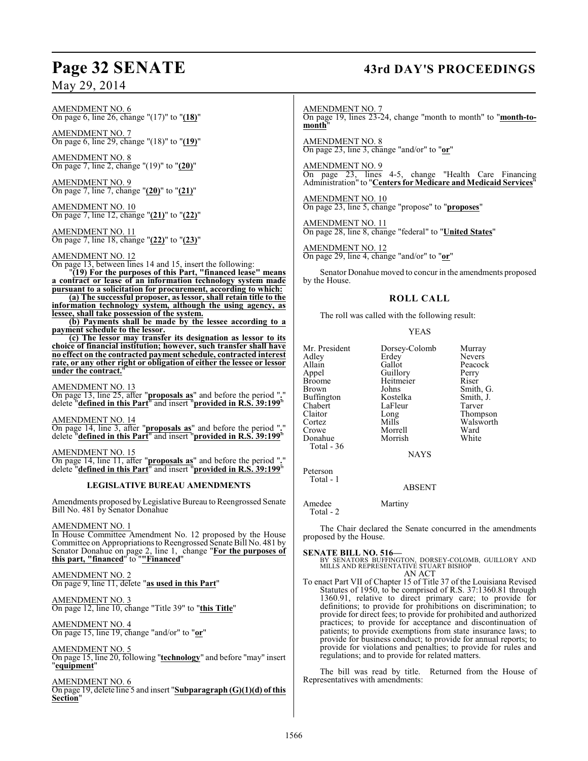AMENDMENT NO. 6
On page 6, line 26, change "(17)" to "**(18)**"

AMENDMENT NO. 7
On page 6, line 29, change "(18)" to "**(19)**"

AMENDMENT NO. 8
On page 7, line 2, change "(19)" to "**(20)**"

AMENDMENT NO. 9
On page 7, line 7, change "**(20)**" to "**(21)**"

AMENDMENT NO. 10
On page 7, line 12, change "**(21)**" to "**(22)**"

AMENDMENT NO. 11
On page 7, line 18, change "**(22)**" to "**(23)**"

AMENDMENT NO. 12
On page 13, between lines 14 and 15, insert the following:

"**(19) For the purposes of this Part, "financed lease" means a contract or lease of an information technology system made pursuant to a solicitation for procurement, according to which:**

**(a) The successful proposer, as lessor, shall retain title to the information technology system, although the using agency, as lessee, shall take possession of the system.**

**(b) Payments shall be made by the lessee according to a payment schedule to the lessor.**

**(c) The lessor may transfer its designation as lessor to its choice of financial institution; however, such transfer shall have no effect on the contracted payment schedule, contracted interest rate, or any other right or obligation of either the lessee or lessor under the contract.**"

AMENDMENT NO. 13
On page 13, line 25, after "**proposals as**" and before the period "**.**" delete "**defined in this Part**" and insert "**provided in R.S. 39:199**"

AMENDMENT NO. 14
On page 14, line 3, after "**proposals as**" and before the period "**.**" delete "**defined in this Part**" and insert "**provided in R.S. 39:199**"

AMENDMENT NO. 15
On page 14, line 11, after "**proposals as**" and before the period "**.**" delete "**defined in this Part**" and insert "**provided in R.S. 39:199**"

## LEGISLATIVE BUREAU AMENDMENTS

Amendments proposed by Legislative Bureau to Reengrossed Senate Bill No. 481 by Senator Donahue

AMENDMENT NO. 1
In House Committee Amendment No. 12 proposed by the House Committee on Appropriations to Reengrossed Senate Bill No. 481 by Senator Donahue on page 2, line 1, change "**For the purposes of this part, "financed**" to "**"Financed**"

AMENDMENT NO. 2
On page 9, line 11, delete "**as used in this Part**"

AMENDMENT NO. 3
On page 12, line 10, change "Title 39" to "**this Title**"

AMENDMENT NO. 4
On page 15, line 19, change "and/or" to "**or**"

AMENDMENT NO. 5
On page 15, line 20, following "**technology**" and before "may" insert "**equipment**"

AMENDMENT NO. 6
On page 19, delete line 5 and insert "**Subparagraph (G)(1)(d) of this Section**"

AMENDMENT NO. 7
On page 19, lines 23-24, change "month to month" to "**month-to-month**"

AMENDMENT NO. 8
On page 23, line 3, change "and/or" to "**or**"

AMENDMENT NO. 9
On page 23, lines 4-5, change "Health Care Financing Administration" to "**Centers for Medicare and Medicaid Services**"

AMENDMENT NO. 10
On page 23, line 5, change "propose" to "**proposes**"

AMENDMENT NO. 11
On page 28, line 8, change "federal" to "**United States**"

AMENDMENT NO. 12
On page 29, line 4, change "and/or" to "**or**"

Senator Donahue moved to concur in the amendments proposed by the House.

## ROLL CALL

The roll was called with the following result:

YEAS

| | | |
|---|---|---|
| Mr. President | Dorsey-Colomb | Murray |
| Adley | Erdey | Nevers |
| Allain | Gallot | Peacock |
| Appel | Guillory | Perry |
| Broome | Heitmeier | Riser |
| Brown | Johns | Smith, G. |
| Buffington | Kostelka | Smith, J. |
| Chabert | LaFleur | Tarver |
| Claitor | Long | Thompson |
| Cortez | Mills | Walsworth |
| Crowe | Morrell | Ward |
| Donahue | Morrish | White |

Total - 36

NAYS

Peterson
Total - 1

ABSENT

Amedee Martiny
Total - 2

The Chair declared the Senate concurred in the amendments proposed by the House.

**SENATE BILL NO. 516—**
BY SENATORS BUFFINGTON, DORSEY-COLOMB, GUILLORY AND MILLS AND REPRESENTATIVE STUART BISHOP

AN ACT

To enact Part VII of Chapter 15 of Title 37 of the Louisiana Revised Statutes of 1950, to be comprised of R.S. 37:1360.81 through 1360.91, relative to direct primary care; to provide for definitions; to provide for prohibitions on discrimination; to provide for direct fees; to provide for prohibited and authorized practices; to provide for acceptance and discontinuation of patients; to provide exemptions from state insurance laws; to provide for business conduct; to provide for annual reports; to provide for violations and penalties; to provide for rules and regulations; and to provide for related matters.

The bill was read by title. Returned from the House of Representatives with amendments: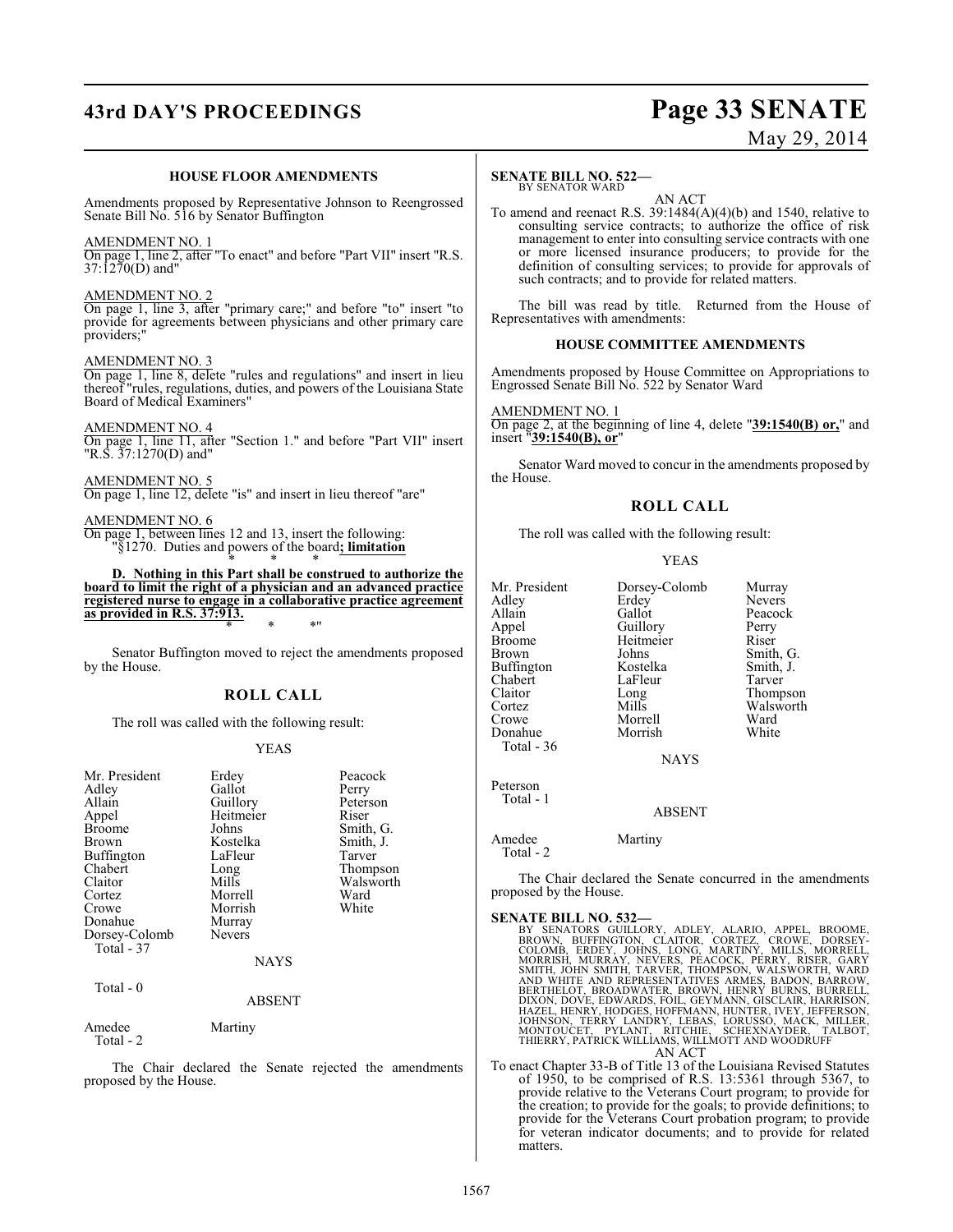### HOUSE FLOOR AMENDMENTS

Amendments proposed by Representative Johnson to Reengrossed Senate Bill No. 516 by Senator Buffington

AMENDMENT NO. 1

On page 1, line 2, after "To enact" and before "Part VII" insert "R.S. 37:1270(D) and"

AMENDMENT NO. 2

On page 1, line 3, after "primary care;" and before "to" insert "to provide for agreements between physicians and other primary care providers;"

AMENDMENT NO. 3

On page 1, line 8, delete "rules and regulations" and insert in lieu thereof "rules, regulations, duties, and powers of the Louisiana State Board of Medical Examiners"

AMENDMENT NO. 4

On page 1, line 11, after "Section 1." and before "Part VII" insert "R.S. 37:1270(D) and"

AMENDMENT NO. 5

On page 1, line 12, delete "is" and insert in lieu thereof "are"

AMENDMENT NO. 6

On page 1, between lines 12 and 13, insert the following:

"§1270. Duties and powers of the board**; limitation**

\* \* \*

**D. Nothing in this Part shall be construed to authorize the board to limit the right of a physician and an advanced practice registered nurse to engage in a collaborative practice agreement as provided in R.S. 37:913.**

\* \* \*"

Senator Buffington moved to reject the amendments proposed by the House.

## ROLL CALL

The roll was called with the following result:

YEAS

| | | |
|---|---|---|
| Mr. President | Erdey | Peacock |
| Adley | Gallot | Perry |
| Allain | Guillory | Peterson |
| Appel | Heitmeier | Riser |
| Broome | Johns | Smith, G. |
| Brown | Kostelka | Smith, J. |
| Buffington | LaFleur | Tarver |
| Chabert | Long | Thompson |
| Claitor | Mills | Walsworth |
| Cortez | Morrell | Ward |
| Crowe | Morrish | White |
| Donahue | Murray | |
| Dorsey-Colomb | Nevers | |
| Total - 37 | | |

NAYS

Total - 0

ABSENT

| | |
|---|---|
| Amedee | Martiny |
| Total - 2 | |

The Chair declared the Senate rejected the amendments proposed by the House.

**SENATE BILL NO. 522—**
BY SENATOR WARD

AN ACT

To amend and reenact R.S. 39:1484(A)(4)(b) and 1540, relative to consulting service contracts; to authorize the office of risk management to enter into consulting service contracts with one or more licensed insurance producers; to provide for the definition of consulting services; to provide for approvals of such contracts; and to provide for related matters.

The bill was read by title. Returned from the House of Representatives with amendments:

### HOUSE COMMITTEE AMENDMENTS

Amendments proposed by House Committee on Appropriations to Engrossed Senate Bill No. 522 by Senator Ward

AMENDMENT NO. 1

On page 2, at the beginning of line 4, delete "**39:1540(B) or,**" and insert "**39:1540(B), or**"

Senator Ward moved to concur in the amendments proposed by the House.

## ROLL CALL

The roll was called with the following result:

YEAS

| | | |
|---|---|---|
| Mr. President | Dorsey-Colomb | Murray |
| Adley | Erdey | Nevers |
| Allain | Gallot | Peacock |
| Appel | Guillory | Perry |
| Broome | Heitmeier | Riser |
| Brown | Johns | Smith, G. |
| Buffington | Kostelka | Smith, J. |
| Chabert | LaFleur | Tarver |
| Claitor | Long | Thompson |
| Cortez | Mills | Walsworth |
| Crowe | Morrell | Ward |
| Donahue | Morrish | White |
| Total - 36 | | |

NAYS

Peterson
Total - 1

ABSENT

| | |
|---|---|
| Amedee | Martiny |
| Total - 2 | |

The Chair declared the Senate concurred in the amendments proposed by the House.

**SENATE BILL NO. 532—**
BY SENATORS GUILLORY, ADLEY, ALARIO, APPEL, BROOME, BROWN, BUFFINGTON, CLAITOR, CORTEZ, CROWE, DORSEY-COLOMB, ERDEY, JOHNS, LONG, MARTINY, MILLS, MORRELL, MORRISH, MURRAY, NEVERS, PEACOCK, PERRY, RISER, GARY SMITH, JOHN SMITH, TARVER, THOMPSON, WALSWORTH, WARD AND WHITE AND REPRESENTATIVES ARMES, BADON, BARROW, BERTHELOT, BROADWATER, BROWN, HENRY BURNS, BURRELL, DIXON, DOVE, EDWARDS, FOIL, GEYMANN, GISCLAIR, HARRISON, HAZEL, HENRY, HODGES, HOFFMANN, HUNTER, IVEY, JEFFERSON, JOHNSON, TERRY LANDRY, LEBAS, LORUSSO, MACK, MILLER, MONTOUCET, PYLANT, RITCHIE, SCHEXNAYDER, TALBOT, THIERRY, PATRICK WILLIAMS, WILLMOTT AND WOODRUFF

AN ACT

To enact Chapter 33-B of Title 13 of the Louisiana Revised Statutes of 1950, to be comprised of R.S. 13:5361 through 5367, to provide relative to the Veterans Court program; to provide for the creation; to provide for the goals; to provide definitions; to provide for the Veterans Court probation program; to provide for veteran indicator documents; and to provide for related matters.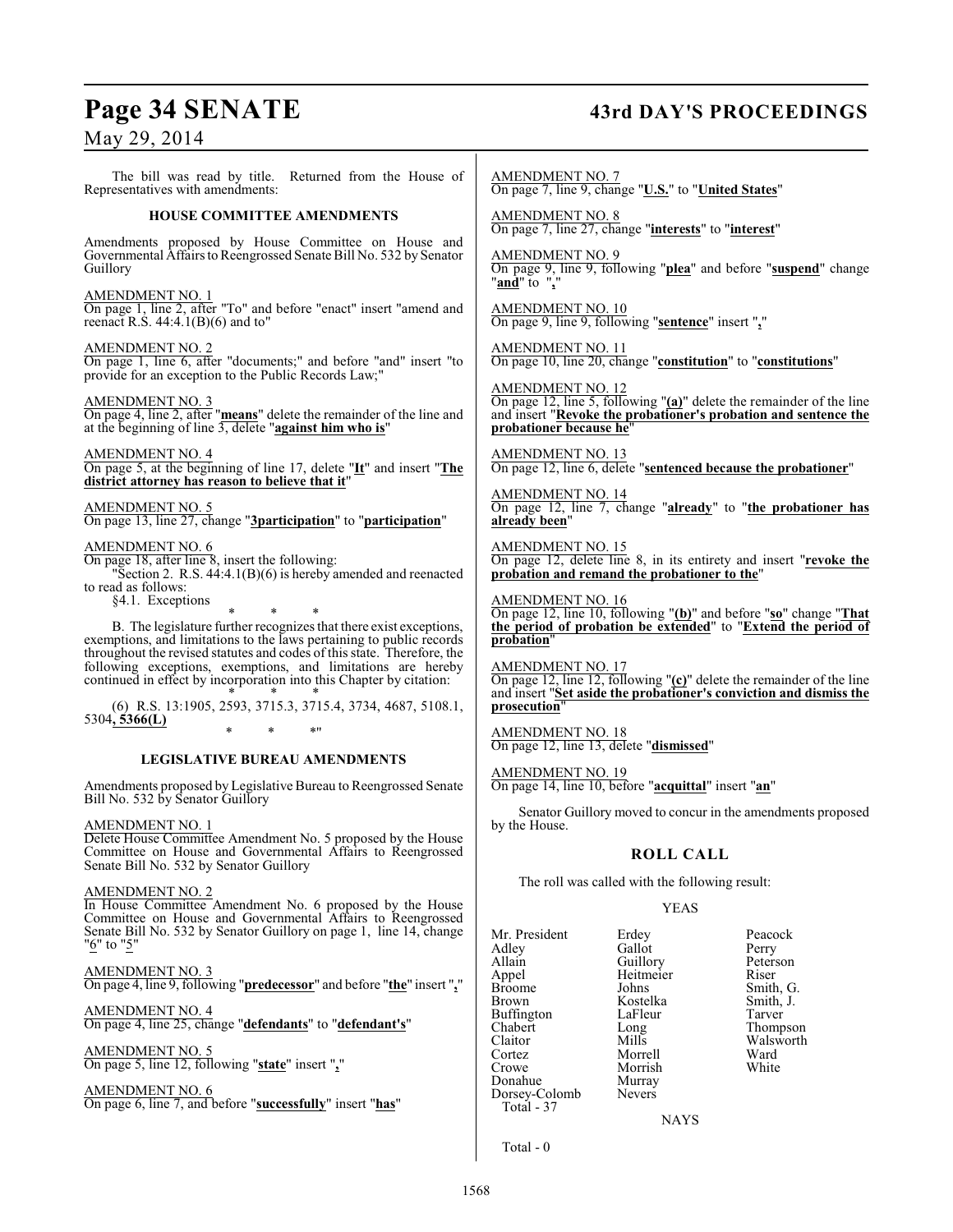The bill was read by title. Returned from the House of Representatives with amendments:

**HOUSE COMMITTEE AMENDMENTS**

Amendments proposed by House Committee on House and Governmental Affairs to Reengrossed Senate Bill No. 532 by Senator Guillory

AMENDMENT NO. 1
On page 1, line 2, after "To" and before "enact" insert "amend and reenact R.S. 44:4.1(B)(6) and to"

AMENDMENT NO. 2
On page 1, line 6, after "documents;" and before "and" insert "to provide for an exception to the Public Records Law;"

AMENDMENT NO. 3
On page 4, line 2, after "**means**" delete the remainder of the line and at the beginning of line 3, delete "**against him who is**"

AMENDMENT NO. 4
On page 5, at the beginning of line 17, delete "**It**" and insert "**The district attorney has reason to believe that it**"

AMENDMENT NO. 5
On page 13, line 27, change "**3participation**" to "**participation**"

AMENDMENT NO. 6
On page 18, after line 8, insert the following:

"Section 2. R.S. 44:4.1(B)(6) is hereby amended and reenacted to read as follows:

§4.1. Exceptions

\* \* \*

B. The legislature further recognizes that there exist exceptions, exemptions, and limitations to the laws pertaining to public records throughout the revised statutes and codes of this state. Therefore, the following exceptions, exemptions, and limitations are hereby continued in effect by incorporation into this Chapter by citation:

\* \* \*

(6) R.S. 13:1905, 2593, 3715.3, 3715.4, 3734, 4687, 5108.1, 5304**, 5366(L)**

\* \* \*"

**LEGISLATIVE BUREAU AMENDMENTS**

Amendments proposed by Legislative Bureau to Reengrossed Senate Bill No. 532 by Senator Guillory

AMENDMENT NO. 1
Delete House Committee Amendment No. 5 proposed by the House Committee on House and Governmental Affairs to Reengrossed Senate Bill No. 532 by Senator Guillory

AMENDMENT NO. 2
In House Committee Amendment No. 6 proposed by the House Committee on House and Governmental Affairs to Reengrossed Senate Bill No. 532 by Senator Guillory on page 1, line 14, change "6" to "5"

AMENDMENT NO. 3
On page 4, line 9, following "**predecessor**" and before "**the**" insert "**,**"

AMENDMENT NO. 4
On page 4, line 25, change "**defendants**" to "**defendant's**"

AMENDMENT NO. 5
On page 5, line 12, following "**state**" insert "**,**"

AMENDMENT NO. 6
On page 6, line 7, and before "**successfully**" insert "**has**"

AMENDMENT NO. 7
On page 7, line 9, change "**U.S.**" to "**United States**"

AMENDMENT NO. 8
On page 7, line 27, change "**interests**" to "**interest**"

AMENDMENT NO. 9
On page 9, line 9, following "**plea**" and before "**suspend**" change "**and**" to "**,**"

AMENDMENT NO. 10
On page 9, line 9, following "**sentence**" insert "**,**"

AMENDMENT NO. 11
On page 10, line 20, change "**constitution**" to "**constitutions**"

AMENDMENT NO. 12
On page 12, line 5, following "**(a)**" delete the remainder of the line and insert "**Revoke the probationer's probation and sentence the probationer because he**"

AMENDMENT NO. 13
On page 12, line 6, delete "**sentenced because the probationer**"

AMENDMENT NO. 14
On page 12, line 7, change "**already**" to "**the probationer has already been**"

AMENDMENT NO. 15
On page 12, delete line 8, in its entirety and insert "**revoke the probation and remand the probationer to the**"

AMENDMENT NO. 16
On page 12, line 10, following "**(b)**" and before "**so**" change "**That the period of probation be extended**" to "**Extend the period of probation**"

AMENDMENT NO. 17
On page 12, line 12, following "**(c)**" delete the remainder of the line and insert "**Set aside the probationer's conviction and dismiss the prosecution**"

AMENDMENT NO. 18
On page 12, line 13, delete "**dismissed**"

AMENDMENT NO. 19
On page 14, line 10, before "**acquittal**" insert "**an**"

Senator Guillory moved to concur in the amendments proposed by the House.

## ROLL CALL

The roll was called with the following result:

YEAS

| | | |
|---|---|---|
| Mr. President | Erdey | Peacock |
| Adley | Gallot | Perry |
| Allain | Guillory | Peterson |
| Appel | Heitmeier | Riser |
| Broome | Johns | Smith, G. |
| Brown | Kostelka | Smith, J. |
| Buffington | LaFleur | Tarver |
| Chabert | Long | Thompson |
| Claitor | Mills | Walsworth |
| Cortez | Morrell | Ward |
| Crowe | Morrish | White |
| Donahue | Murray | |
| Dorsey-Colomb | Nevers | |

Total - 37

NAYS

Total - 0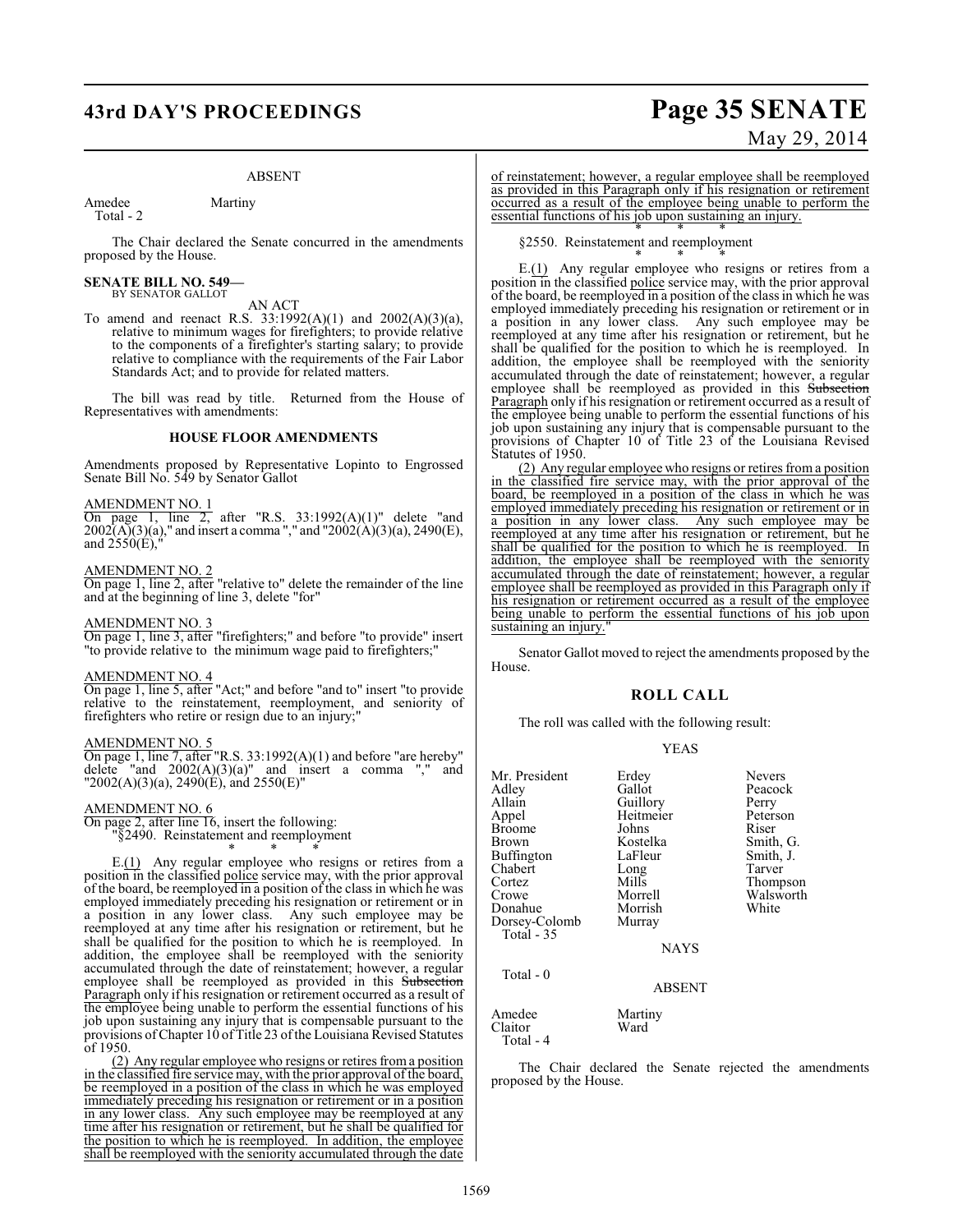ABSENT

| | |
|---|---|
| Amedee | Martiny |
| Total - 2 | |

The Chair declared the Senate concurred in the amendments proposed by the House.

**SENATE BILL NO. 549—**
BY SENATOR GALLOT

AN ACT

To amend and reenact R.S. 33:1992(A)(1) and 2002(A)(3)(a), relative to minimum wages for firefighters; to provide relative to the components of a firefighter's starting salary; to provide relative to compliance with the requirements of the Fair Labor Standards Act; and to provide for related matters.

The bill was read by title. Returned from the House of Representatives with amendments:

**HOUSE FLOOR AMENDMENTS**

Amendments proposed by Representative Lopinto to Engrossed Senate Bill No. 549 by Senator Gallot

AMENDMENT NO. 1

On page 1, line 2, after "R.S. 33:1992(A)(1)" delete "and 2002(A)(3)(a)," and insert a comma "," and "2002(A)(3)(a), 2490(E), and 2550(E),"

AMENDMENT NO. 2

On page 1, line 2, after "relative to" delete the remainder of the line and at the beginning of line 3, delete "for"

AMENDMENT NO. 3

On page 1, line 3, after "firefighters;" and before "to provide" insert "to provide relative to the minimum wage paid to firefighters;"

AMENDMENT NO. 4

On page 1, line 5, after "Act;" and before "and to" insert "to provide relative to the reinstatement, reemployment, and seniority of firefighters who retire or resign due to an injury;"

AMENDMENT NO. 5

On page 1, line 7, after "R.S. 33:1992(A)(1) and before "are hereby" delete "and 2002(A)(3)(a)" and insert a comma "," and "2002(A)(3)(a), 2490(E), and 2550(E)"

AMENDMENT NO. 6

On page 2, after line 16, insert the following:

"§2490. Reinstatement and reemployment

\* \* \*

E.(1) Any regular employee who resigns or retires from a position in the classified police service may, with the prior approval of the board, be reemployed in a position of the class in which he was employed immediately preceding his resignation or retirement or in a position in any lower class. Any such employee may be reemployed at any time after his resignation or retirement, but he shall be qualified for the position to which he is reemployed. In addition, the employee shall be reemployed with the seniority accumulated through the date of reinstatement; however, a regular employee shall be reemployed as provided in this ~~Subsection~~ Paragraph only if his resignation or retirement occurred as a result of the employee being unable to perform the essential functions of his job upon sustaining any injury that is compensable pursuant to the provisions of Chapter 10 of Title 23 of the Louisiana Revised Statutes of 1950.

(2) Any regular employee who resigns or retires from a position in the classified fire service may, with the prior approval of the board, be reemployed in a position of the class in which he was employed immediately preceding his resignation or retirement or in a position in any lower class. Any such employee may be reemployed at any time after his resignation or retirement, but he shall be qualified for the position to which he is reemployed. In addition, the employee shall be reemployed with the seniority accumulated through the date of reinstatement; however, a regular employee shall be reemployed as provided in this Paragraph only if his resignation or retirement occurred as a result of the employee being unable to perform the essential functions of his job upon sustaining an injury.

\* \* \*

§2550. Reinstatement and reemployment

\* \* \*

E.(1) Any regular employee who resigns or retires from a position in the classified police service may, with the prior approval of the board, be reemployed in a position of the class in which he was employed immediately preceding his resignation or retirement or in a position in any lower class. Any such employee may be reemployed at any time after his resignation or retirement, but he shall be qualified for the position to which he is reemployed. In addition, the employee shall be reemployed with the seniority accumulated through the date of reinstatement; however, a regular employee shall be reemployed as provided in this ~~Subsection~~ Paragraph only if his resignation or retirement occurred as a result of the employee being unable to perform the essential functions of his job upon sustaining any injury that is compensable pursuant to the provisions of Chapter 10 of Title 23 of the Louisiana Revised Statutes of 1950.

(2) Any regular employee who resigns or retires from a position in the classified fire service may, with the prior approval of the board, be reemployed in a position of the class in which he was employed immediately preceding his resignation or retirement or in a position in any lower class. Any such employee may be reemployed at any time after his resignation or retirement, but he shall be qualified for the position to which he is reemployed. In addition, the employee shall be reemployed with the seniority accumulated through the date of reinstatement; however, a regular employee shall be reemployed as provided in this Paragraph only if his resignation or retirement occurred as a result of the employee being unable to perform the essential functions of his job upon sustaining an injury."

Senator Gallot moved to reject the amendments proposed by the House.

**ROLL CALL**

The roll was called with the following result:

YEAS

| | | |
|---|---|---|
| Mr. President | Erdey | Nevers |
| Adley | Gallot | Peacock |
| Allain | Guillory | Perry |
| Appel | Heitmeier | Peterson |
| Broome | Johns | Riser |
| Brown | Kostelka | Smith, G. |
| Buffington | LaFleur | Smith, J. |
| Chabert | Long | Tarver |
| Cortez | Mills | Thompson |
| Crowe | Morrell | Walsworth |
| Donahue | Morrish | White |
| Dorsey-Colomb | Murray | |
| Total - 35 | | |

NAYS

Total - 0

ABSENT

| | |
|---|---|
| Amedee | Martiny |
| Claitor | Ward |
| Total - 4 | |

The Chair declared the Senate rejected the amendments proposed by the House.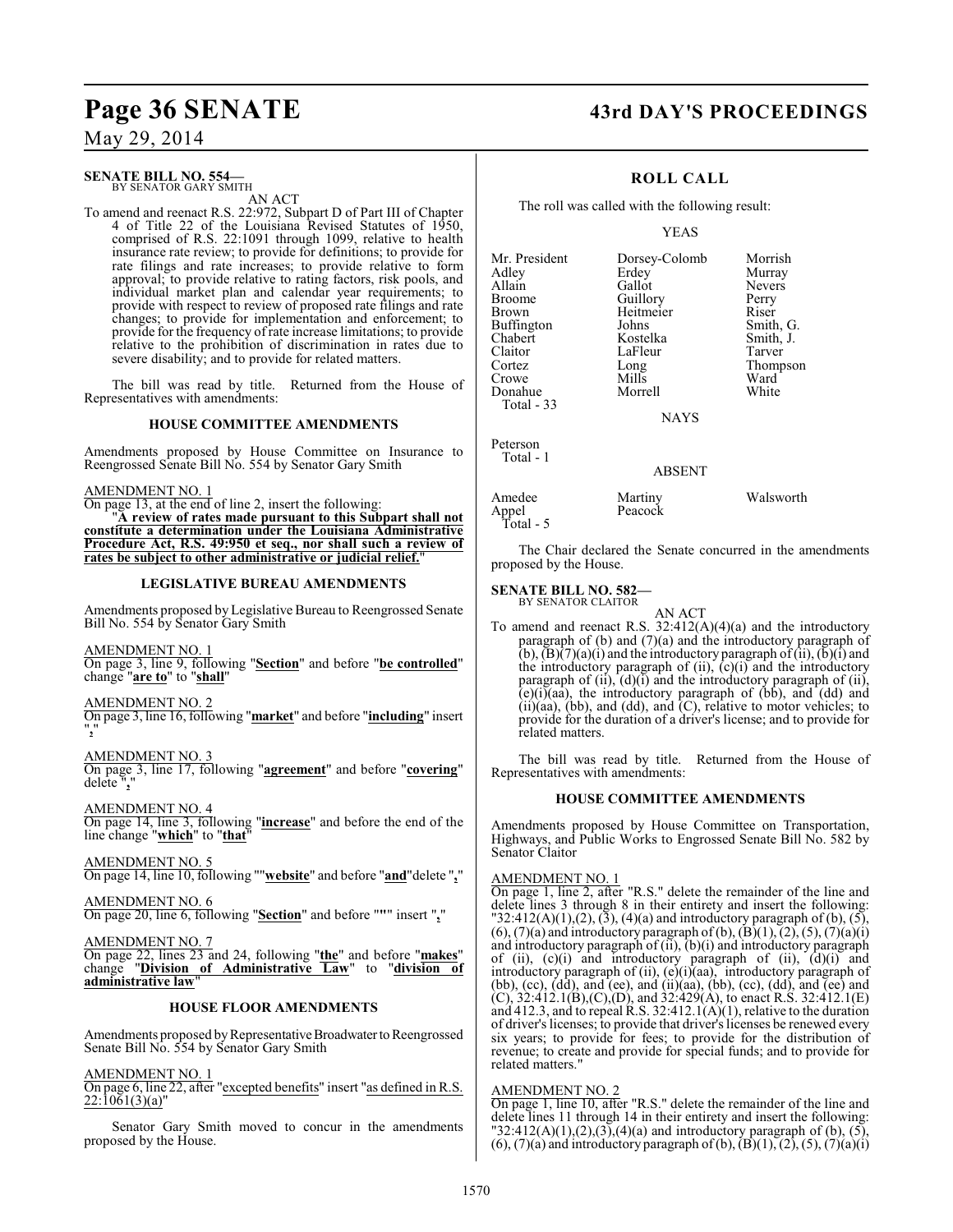**SENATE BILL NO. 554—**
BY SENATOR GARY SMITH

AN ACT

To amend and reenact R.S. 22:972, Subpart D of Part III of Chapter 4 of Title 22 of the Louisiana Revised Statutes of 1950, comprised of R.S. 22:1091 through 1099, relative to health insurance rate review; to provide for definitions; to provide for rate filings and rate increases; to provide relative to form approval; to provide relative to rating factors, risk pools, and individual market plan and calendar year requirements; to provide with respect to review of proposed rate filings and rate changes; to provide for implementation and enforcement; to provide for the frequency of rate increase limitations; to provide relative to the prohibition of discrimination in rates due to severe disability; and to provide for related matters.

The bill was read by title. Returned from the House of Representatives with amendments:

**HOUSE COMMITTEE AMENDMENTS**

Amendments proposed by House Committee on Insurance to Reengrossed Senate Bill No. 554 by Senator Gary Smith

AMENDMENT NO. 1
On page 13, at the end of line 2, insert the following:
"**A review of rates made pursuant to this Subpart shall not constitute a determination under the Louisiana Administrative Procedure Act, R.S. 49:950 et seq., nor shall such a review of rates be subject to other administrative or judicial relief.**"

**LEGISLATIVE BUREAU AMENDMENTS**

Amendments proposed by Legislative Bureau to Reengrossed Senate Bill No. 554 by Senator Gary Smith

AMENDMENT NO. 1
On page 3, line 9, following "**Section**" and before "**be controlled**" change "**are to**" to "**shall**"

AMENDMENT NO. 2
On page 3, line 16, following "**market**" and before "**including**" insert "**,**"

AMENDMENT NO. 3
On page 3, line 17, following "**agreement**" and before "**covering**" delete "**,**"

AMENDMENT NO. 4
On page 14, line 3, following "**increase**" and before the end of the line change "**which**" to "**that**"

AMENDMENT NO. 5
On page 14, line 10, following ""**website**" and before "**and**"delete "**,**"

AMENDMENT NO. 6
On page 20, line 6, following "**Section**" and before "**"**" insert "**,**"

AMENDMENT NO. 7
On page 22, lines 23 and 24, following "**the**" and before "**makes**" change "**Division of Administrative Law**" to "**division of administrative law**"

**HOUSE FLOOR AMENDMENTS**

Amendments proposed by Representative Broadwater to Reengrossed Senate Bill No. 554 by Senator Gary Smith

AMENDMENT NO. 1
On page 6, line 22, after "excepted benefits" insert "as defined in R.S. 22:1061(3)(a)"

Senator Gary Smith moved to concur in the amendments proposed by the House.

**ROLL CALL**

The roll was called with the following result:

YEAS

| | | |
|---|---|---|
| Mr. President | Dorsey-Colomb | Morrish |
| Adley | Erdey | Murray |
| Allain | Gallot | Nevers |
| Broome | Guillory | Perry |
| Brown | Heitmeier | Riser |
| Buffington | Johns | Smith, G. |
| Chabert | Kostelka | Smith, J. |
| Claitor | LaFleur | Tarver |
| Cortez | Long | Thompson |
| Crowe | Mills | Ward |
| Donahue | Morrell | White |

Total - 33

NAYS

Peterson
Total - 1

ABSENT

| | | |
|---|---|---|
| Amedee | Martiny | Walsworth |
| Appel | Peacock | |

Total - 5

The Chair declared the Senate concurred in the amendments proposed by the House.

**SENATE BILL NO. 582—**
BY SENATOR CLAITOR

AN ACT

To amend and reenact R.S. 32:412(A)(4)(a) and the introductory paragraph of (b) and (7)(a) and the introductory paragraph of (b), (B)(7)(a)(i) and the introductory paragraph of (ii), (b)(i) and the introductory paragraph of (ii), (c)(i) and the introductory paragraph of (ii), (d)(i) and the introductory paragraph of (ii), (e)(i)(aa), the introductory paragraph of (bb), and (dd) and (ii)(aa), (bb), and (dd), and (C), relative to motor vehicles; to provide for the duration of a driver's license; and to provide for related matters.

The bill was read by title. Returned from the House of Representatives with amendments:

**HOUSE COMMITTEE AMENDMENTS**

Amendments proposed by House Committee on Transportation, Highways, and Public Works to Engrossed Senate Bill No. 582 by Senator Claitor

AMENDMENT NO. 1
On page 1, line 2, after "R.S." delete the remainder of the line and delete lines 3 through 8 in their entirety and insert the following: "32:412(A)(1),(2), (3), (4)(a) and introductory paragraph of (b), (5), (6), (7)(a) and introductory paragraph of (b), (B)(1), (2), (5), (7)(a)(i) and introductory paragraph of (ii), (b)(i) and introductory paragraph of (ii), (c)(i) and introductory paragraph of (ii), (d)(i) and introductory paragraph of (ii), (e)(i)(aa), introductory paragraph of (bb), (cc), (dd), and (ee), and (ii)(aa), (bb), (cc), (dd), and (ee) and (C), 32:412.1(B),(C),(D), and 32:429(A), to enact R.S. 32:412.1(E) and 412.3, and to repeal R.S. 32:412.1(A)(1), relative to the duration of driver's licenses; to provide that driver's licenses be renewed every six years; to provide for fees; to provide for the distribution of revenue; to create and provide for special funds; and to provide for related matters."

AMENDMENT NO. 2
On page 1, line 10, after "R.S." delete the remainder of the line and delete lines 11 through 14 in their entirety and insert the following: "32:412(A)(1),(2),(3),(4)(a) and introductory paragraph of (b), (5), (6), (7)(a) and introductory paragraph of (b), (B)(1), (2), (5), (7)(a)(i)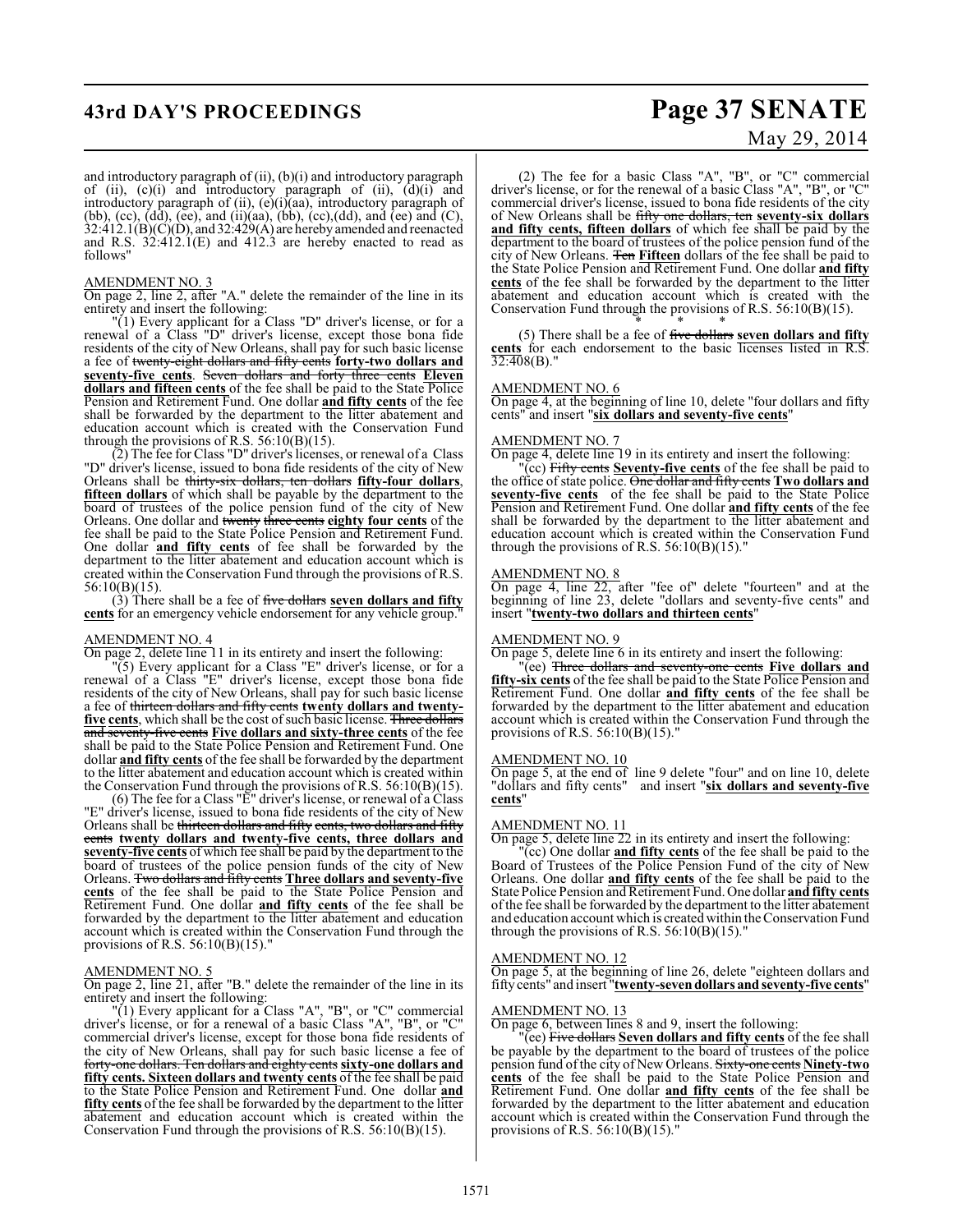and introductory paragraph of (ii), (b)(i) and introductory paragraph of (ii), (c)(i) and introductory paragraph of (ii), (d)(i) and introductory paragraph of (ii), (e)(i)(aa), introductory paragraph of (bb), (cc), (dd), (ee), and (ii)(aa), (bb), (cc),(dd), and (ee) and (C), 32:412.1(B)(C)(D), and 32:429(A) are hereby amended and reenacted and R.S. 32:412.1(E) and 412.3 are hereby enacted to read as follows"

AMENDMENT NO. 3

On page 2, line 2, after "A." delete the remainder of the line in its entirety and insert the following:

"(1) Every applicant for a Class "D" driver's license, or for a renewal of a Class "D" driver's license, except those bona fide residents of the city of New Orleans, shall pay for such basic license a fee of ~~twenty-eight dollars and fifty cents~~ **forty-two dollars and seventy-five cents**. ~~Seven dollars and forty three cents~~ **Eleven dollars and fifteen cents** of the fee shall be paid to the State Police Pension and Retirement Fund. One dollar **and fifty cents** of the fee shall be forwarded by the department to the litter abatement and education account which is created with the Conservation Fund through the provisions of R.S. 56:10(B)(15).

(2) The fee for Class "D" driver's licenses, or renewal of a Class "D" driver's license, issued to bona fide residents of the city of New Orleans shall be ~~thirty-six dollars, ten dollars~~ **fifty-four dollars**, **fifteen dollars** of which shall be payable by the department to the board of trustees of the police pension fund of the city of New Orleans. One dollar and ~~twenty three cents~~ **eighty four cents** of the fee shall be paid to the State Police Pension and Retirement Fund. One dollar **and fifty cents** of fee shall be forwarded by the department to the litter abatement and education account which is created within the Conservation Fund through the provisions of R.S. 56:10(B)(15).

(3) There shall be a fee of ~~five dollars~~ **seven dollars and fifty cents** for an emergency vehicle endorsement for any vehicle group."

AMENDMENT NO. 4

On page 2, delete line 11 in its entirety and insert the following:

"(5) Every applicant for a Class "E" driver's license, or for a renewal of a Class "E" driver's license, except those bona fide residents of the city of New Orleans, shall pay for such basic license a fee of ~~thirteen dollars and fifty cents~~ **twenty dollars and twenty-five cents**, which shall be the cost of such basic license. ~~Three dollars and seventy-five cents~~ **Five dollars and sixty-three cents** of the fee shall be paid to the State Police Pension and Retirement Fund. One dollar **and fifty cents** of the fee shall be forwarded by the department to the litter abatement and education account which is created within the Conservation Fund through the provisions of R.S. 56:10(B)(15).

(6) The fee for a Class "E" driver's license, or renewal of a Class "E" driver's license, issued to bona fide residents of the city of New Orleans shall be ~~thirteen dollars and fifty cents, two dollars and fifty cents~~ **twenty dollars and twenty-five cents, three dollars and seventy-five cents** of which fee shall be paid by the department to the board of trustees of the police pension funds of the city of New Orleans. ~~Two dollars and fifty cents~~ **Three dollars and seventy-five cents** of the fee shall be paid to the State Police Pension and Retirement Fund. One dollar **and fifty cents** of the fee shall be forwarded by the department to the litter abatement and education account which is created within the Conservation Fund through the provisions of R.S. 56:10(B)(15)."

AMENDMENT NO. 5

On page 2, line 21, after "B." delete the remainder of the line in its entirety and insert the following:

"(1) Every applicant for a Class "A", "B", or "C" commercial driver's license, or for a renewal of a basic Class "A", "B", or "C" commercial driver's license, except for those bona fide residents of the city of New Orleans, shall pay for such basic license a fee of ~~forty-one dollars. Ten dollars and eighty cents~~ **sixty-one dollars and fifty cents. Sixteen dollars and twenty cents** of the fee shall be paid to the State Police Pension and Retirement Fund. One dollar **and fifty cents** of the fee shall be forwarded by the department to the litter abatement and education account which is created within the Conservation Fund through the provisions of R.S. 56:10(B)(15).

(2) The fee for a basic Class "A", "B", or "C" commercial driver's license, or for the renewal of a basic Class "A", "B", or "C" commercial driver's license, issued to bona fide residents of the city of New Orleans shall be ~~fifty one dollars, ten~~ **seventy-six dollars and fifty cents, fifteen dollars** of which fee shall be paid by the department to the board of trustees of the police pension fund of the city of New Orleans. ~~Ten~~ **Fifteen** dollars of the fee shall be paid to the State Police Pension and Retirement Fund. One dollar **and fifty cents** of the fee shall be forwarded by the department to the litter abatement and education account which is created with the Conservation Fund through the provisions of R.S. 56:10(B)(15).

\* \* \*

(5) There shall be a fee of ~~five dollars~~ **seven dollars and fifty cents** for each endorsement to the basic licenses listed in R.S. 32:408(B)."

AMENDMENT NO. 6

On page 4, at the beginning of line 10, delete "four dollars and fifty cents" and insert "**six dollars and seventy-five cents**"

AMENDMENT NO. 7

On page 4, delete line 19 in its entirety and insert the following:

"(cc) ~~Fifty cents~~ **Seventy-five cents** of the fee shall be paid to the office of state police. ~~One dollar and fifty cents~~ **Two dollars and seventy-five cents** of the fee shall be paid to the State Police Pension and Retirement Fund. One dollar **and fifty cents** of the fee shall be forwarded by the department to the litter abatement and education account which is created within the Conservation Fund through the provisions of R.S. 56:10(B)(15)."

AMENDMENT NO. 8

On page 4, line 22, after "fee of" delete "fourteen" and at the beginning of line 23, delete "dollars and seventy-five cents" and insert "**twenty-two dollars and thirteen cents**"

AMENDMENT NO. 9

On page 5, delete line 6 in its entirety and insert the following:

"(ee) ~~Three dollars and seventy-one cents~~ **Five dollars and fifty-six cents** of the fee shall be paid to the State Police Pension and Retirement Fund. One dollar **and fifty cents** of the fee shall be forwarded by the department to the litter abatement and education account which is created within the Conservation Fund through the provisions of R.S. 56:10(B)(15)."

AMENDMENT NO. 10

On page 5, at the end of line 9 delete "four" and on line 10, delete "dollars and fifty cents" and insert "**six dollars and seventy-five cents**"

AMENDMENT NO. 11

On page 5, delete line 22 in its entirety and insert the following:

"(cc) One dollar **and fifty cents** of the fee shall be paid to the Board of Trustees of the Police Pension Fund of the city of New Orleans. One dollar **and fifty cents** of the fee shall be paid to the State Police Pension and Retirement Fund. One dollar **and fifty cents** of the fee shall be forwarded by the department to the litter abatement and education account which is created within the Conservation Fund through the provisions of R.S. 56:10(B)(15)."

AMENDMENT NO. 12

On page 5, at the beginning of line 26, delete "eighteen dollars and fifty cents" and insert "**twenty-seven dollars and seventy-five cents**"

AMENDMENT NO. 13

On page 6, between lines 8 and 9, insert the following:

"(ee) ~~Five dollars~~ **Seven dollars and fifty cents** of the fee shall be payable by the department to the board of trustees of the police pension fund of the city of New Orleans. ~~Sixty-one cents~~ **Ninety-two cents** of the fee shall be paid to the State Police Pension and Retirement Fund. One dollar **and fifty cents** of the fee shall be forwarded by the department to the litter abatement and education account which is created within the Conservation Fund through the provisions of R.S. 56:10(B)(15)."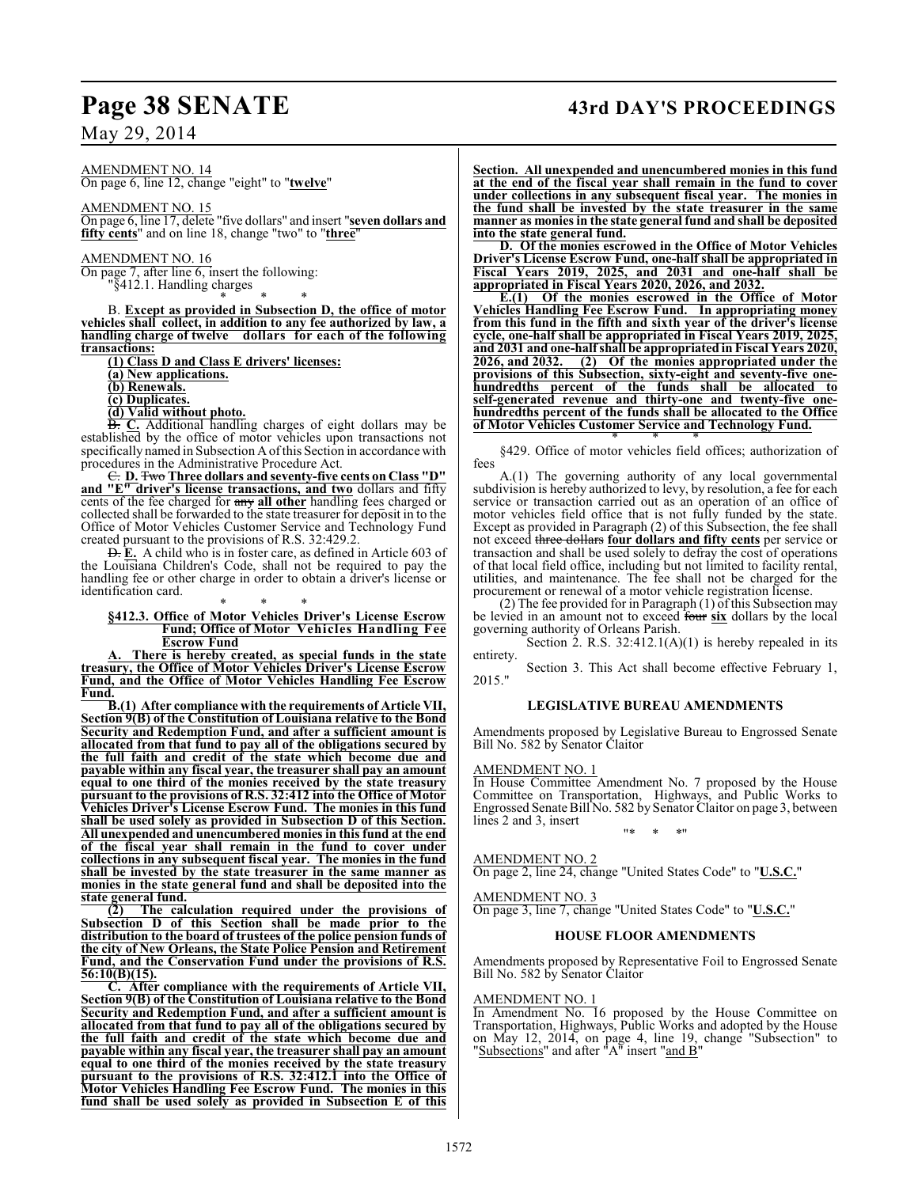AMENDMENT NO. 14
On page 6, line 12, change "eight" to "**twelve**"

AMENDMENT NO. 15
On page 6, line 17, delete "five dollars" and insert "**seven dollars and fifty cents**" and on line 18, change "two" to "**three**"

AMENDMENT NO. 16
On page 7, after line 6, insert the following:

"§412.1. Handling charges

\* \* \*

B. **Except as provided in Subsection D, the office of motor vehicles shall collect, in addition to any fee authorized by law, a handling charge of twelve dollars for each of the following transactions:**

**(1) Class D and Class E drivers' licenses:**

**(a) New applications.**

**(b) Renewals.**

**(c) Duplicates.**

**(d) Valid without photo.**

~~B.~~ **C.** Additional handling charges of eight dollars may be established by the office of motor vehicles upon transactions not specifically named in Subsection A of this Section in accordance with procedures in the Administrative Procedure Act.

~~C.~~ **D.** ~~Two~~ **Three dollars and seventy-five cents on Class "D" and "E" driver's license transactions, and two** dollars and fifty cents of the fee charged for ~~any~~ **all other** handling fees charged or collected shall be forwarded to the state treasurer for deposit in to the Office of Motor Vehicles Customer Service and Technology Fund created pursuant to the provisions of R.S. 32:429.2.

~~D.~~ **E.** A child who is in foster care, as defined in Article 603 of the Louisiana Children's Code, shall not be required to pay the handling fee or other charge in order to obtain a driver's license or identification card.

\* \* \*

**§412.3. Office of Motor Vehicles Driver's License Escrow Fund; Office of Motor Vehicles Handling Fee Escrow Fund**

**A. There is hereby created, as special funds in the state treasury, the Office of Motor Vehicles Driver's License Escrow Fund, and the Office of Motor Vehicles Handling Fee Escrow Fund.**

**B.(1) After compliance with the requirements of Article VII, Section 9(B) of the Constitution of Louisiana relative to the Bond Security and Redemption Fund, and after a sufficient amount is allocated from that fund to pay all of the obligations secured by the full faith and credit of the state which become due and payable within any fiscal year, the treasurer shall pay an amount equal to one third of the monies received by the state treasury pursuant to the provisions of R.S. 32:412 into the Office of Motor Vehicles Driver's License Escrow Fund. The monies in this fund shall be used solely as provided in Subsection D of this Section. All unexpended and unencumbered monies in this fund at the end of the fiscal year shall remain in the fund to cover under collections in any subsequent fiscal year. The monies in the fund shall be invested by the state treasurer in the same manner as monies in the state general fund and shall be deposited into the state general fund.**

**(2) The calculation required under the provisions of Subsection D of this Section shall be made prior to the distribution to the board of trustees of the police pension funds of the city of New Orleans, the State Police Pension and Retirement Fund, and the Conservation Fund under the provisions of R.S. 56:10(B)(15).**

**C. After compliance with the requirements of Article VII, Section 9(B) of the Constitution of Louisiana relative to the Bond Security and Redemption Fund, and after a sufficient amount is allocated from that fund to pay all of the obligations secured by the full faith and credit of the state which become due and payable within any fiscal year, the treasurer shall pay an amount equal to one third of the monies received by the state treasury pursuant to the provisions of R.S. 32:412.1 into the Office of Motor Vehicles Handling Fee Escrow Fund. The monies in this fund shall be used solely as provided in Subsection E of this Section. All unexpended and unencumbered monies in this fund at the end of the fiscal year shall remain in the fund to cover under collections in any subsequent fiscal year. The monies in the fund shall be invested by the state treasurer in the same manner as monies in the state general fund and shall be deposited into the state general fund.**

**D. Of the monies escrowed in the Office of Motor Vehicles Driver's License Escrow Fund, one-half shall be appropriated in Fiscal Years 2019, 2025, and 2031 and one-half shall be appropriated in Fiscal Years 2020, 2026, and 2032.**

**E.(1) Of the monies escrowed in the Office of Motor Vehicles Handling Fee Escrow Fund. In appropriating money from this fund in the fifth and sixth year of the driver's license cycle, one-half shall be appropriated in Fiscal Years 2019, 2025, and 2031 and one-half shall be appropriated in Fiscal Years 2020, 2026, and 2032. (2) Of the monies appropriated under the provisions of this Subsection, sixty-eight and seventy-five one-hundredths percent of the funds shall be allocated to self-generated revenue and thirty-one and twenty-five one-hundredths percent of the funds shall be allocated to the Office of Motor Vehicles Customer Service and Technology Fund.**

\* \* \*

§429. Office of motor vehicles field offices; authorization of fees

A.(1) The governing authority of any local governmental subdivision is hereby authorized to levy, by resolution, a fee for each service or transaction carried out as an operation of an office of motor vehicles field office that is not fully funded by the state. Except as provided in Paragraph (2) of this Subsection, the fee shall not exceed ~~three dollars~~ **four dollars and fifty cents** per service or transaction and shall be used solely to defray the cost of operations of that local field office, including but not limited to facility rental, utilities, and maintenance. The fee shall not be charged for the procurement or renewal of a motor vehicle registration license.

(2) The fee provided for in Paragraph (1) of this Subsection may be levied in an amount not to exceed ~~four~~ **six** dollars by the local governing authority of Orleans Parish.

Section 2. R.S. 32:412.1(A)(1) is hereby repealed in its entirety.

Section 3. This Act shall become effective February 1, 2015."

## LEGISLATIVE BUREAU AMENDMENTS

Amendments proposed by Legislative Bureau to Engrossed Senate Bill No. 582 by Senator Claitor

AMENDMENT NO. 1
In House Committee Amendment No. 7 proposed by the House Committee on Transportation, Highways, and Public Works to Engrossed Senate Bill No. 582 by Senator Claitor on page 3, between lines 2 and 3, insert

"\* \* \*"

AMENDMENT NO. 2
On page 2, line 24, change "United States Code" to "**U.S.C.**"

AMENDMENT NO. 3
On page 3, line 7, change "United States Code" to "**U.S.C.**"

## HOUSE FLOOR AMENDMENTS

Amendments proposed by Representative Foil to Engrossed Senate Bill No. 582 by Senator Claitor

AMENDMENT NO. 1
In Amendment No. 16 proposed by the House Committee on Transportation, Highways, Public Works and adopted by the House on May 12, 2014, on page 4, line 19, change "Subsection" to "Subsections" and after "A" insert "and B"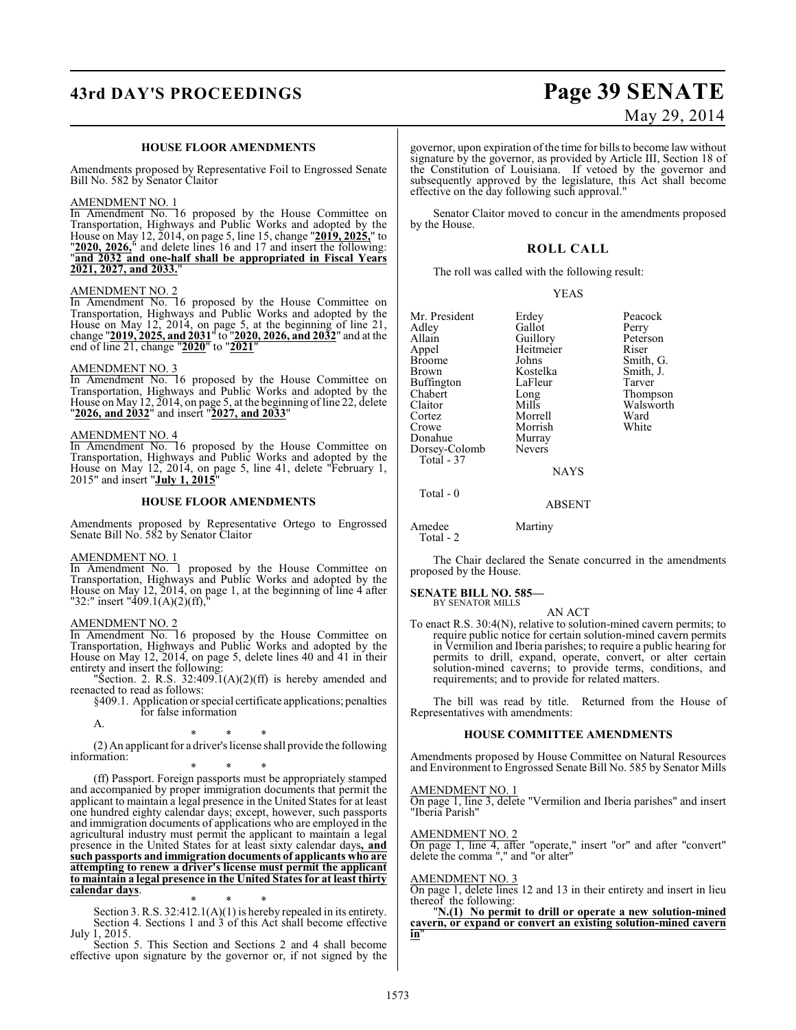### HOUSE FLOOR AMENDMENTS

Amendments proposed by Representative Foil to Engrossed Senate Bill No. 582 by Senator Claitor

AMENDMENT NO. 1

In Amendment No. 16 proposed by the House Committee on Transportation, Highways and Public Works and adopted by the House on May 12, 2014, on page 5, line 15, change "**2019, 2025,**" to "**2020, 2026,**" and delete lines 16 and 17 and insert the following: "**and 2032 and one-half shall be appropriated in Fiscal Years 2021, 2027, and 2033.**"

AMENDMENT NO. 2

In Amendment No. 16 proposed by the House Committee on Transportation, Highways and Public Works and adopted by the House on May 12, 2014, on page 5, at the beginning of line 21, change "**2019, 2025, and 2031**" to "**2020, 2026, and 2032**" and at the end of line 21, change "**2020**" to "**2021**"

AMENDMENT NO. 3

In Amendment No. 16 proposed by the House Committee on Transportation, Highways and Public Works and adopted by the House on May 12, 2014, on page 5, at the beginning of line 22, delete "**2026, and 2032**" and insert "**2027, and 2033**"

AMENDMENT NO. 4

In Amendment No. 16 proposed by the House Committee on Transportation, Highways and Public Works and adopted by the House on May 12, 2014, on page 5, line 41, delete "February 1, 2015" and insert "**July 1, 2015**"

### HOUSE FLOOR AMENDMENTS

Amendments proposed by Representative Ortego to Engrossed Senate Bill No. 582 by Senator Claitor

AMENDMENT NO. 1

In Amendment No. 1 proposed by the House Committee on Transportation, Highways and Public Works and adopted by the House on May 12, 2014, on page 1, at the beginning of line 4 after "32:" insert "409.1(A)(2)(ff),"

AMENDMENT NO. 2

In Amendment No. 16 proposed by the House Committee on Transportation, Highways and Public Works and adopted by the House on May 12, 2014, on page 5, delete lines 40 and 41 in their entirety and insert the following:

"Section. 2. R.S. 32:409.1(A)(2)(ff) is hereby amended and reenacted to read as follows:

§409.1. Application or special certificate applications; penalties for false information

A.

\* \* \*

(2) An applicant for a driver's license shall provide the following information:

\* \* \*

(ff) Passport. Foreign passports must be appropriately stamped and accompanied by proper immigration documents that permit the applicant to maintain a legal presence in the United States for at least one hundred eighty calendar days; except, however, such passports and immigration documents of applications who are employed in the agricultural industry must permit the applicant to maintain a legal presence in the United States for at least sixty calendar days**, and such passports and immigration documents of applicants who are attempting to renew a driver's license must permit the applicant to maintain a legal presence in the United States for at least thirty calendar days**.

\* \* \*

Section 3. R.S. 32:412.1(A)(1) is hereby repealed in its entirety.

Section 4. Sections 1 and 3 of this Act shall become effective July 1, 2015.

Section 5. This Section and Sections 2 and 4 shall become effective upon signature by the governor or, if not signed by the governor, upon expiration of the time for bills to become law without signature by the governor, as provided by Article III, Section 18 of the Constitution of Louisiana. If vetoed by the governor and subsequently approved by the legislature, this Act shall become effective on the day following such approval."

Senator Claitor moved to concur in the amendments proposed by the House.

### ROLL CALL

The roll was called with the following result:

YEAS

| | | |
|---|---|---|
| Mr. President | Erdey | Peacock |
| Adley | Gallot | Perry |
| Allain | Guillory | Peterson |
| Appel | Heitmeier | Riser |
| Broome | Johns | Smith, G. |
| Brown | Kostelka | Smith, J. |
| Buffington | LaFleur | Tarver |
| Chabert | Long | Thompson |
| Claitor | Mills | Walsworth |
| Cortez | Morrell | Ward |
| Crowe | Morrish | White |
| Donahue | Murray | |
| Dorsey-Colomb | Nevers | |

Total - 37

NAYS

Total - 0

ABSENT

Amedee Martiny

Total - 2

The Chair declared the Senate concurred in the amendments proposed by the House.

**SENATE BILL NO. 585—**
BY SENATOR MILLS

AN ACT

To enact R.S. 30:4(N), relative to solution-mined cavern permits; to require public notice for certain solution-mined cavern permits in Vermilion and Iberia parishes; to require a public hearing for permits to drill, expand, operate, convert, or alter certain solution-mined caverns; to provide terms, conditions, and requirements; and to provide for related matters.

The bill was read by title. Returned from the House of Representatives with amendments:

### HOUSE COMMITTEE AMENDMENTS

Amendments proposed by House Committee on Natural Resources and Environment to Engrossed Senate Bill No. 585 by Senator Mills

AMENDMENT NO. 1

On page 1, line 3, delete "Vermilion and Iberia parishes" and insert "Iberia Parish"

AMENDMENT NO. 2

On page 1, line 4, after "operate," insert "or" and after "convert" delete the comma "," and "or alter"

AMENDMENT NO. 3

On page 1, delete lines 12 and 13 in their entirety and insert in lieu thereof the following:

"**N.(1) No permit to drill or operate a new solution-mined cavern, or expand or convert an existing solution-mined cavern in**"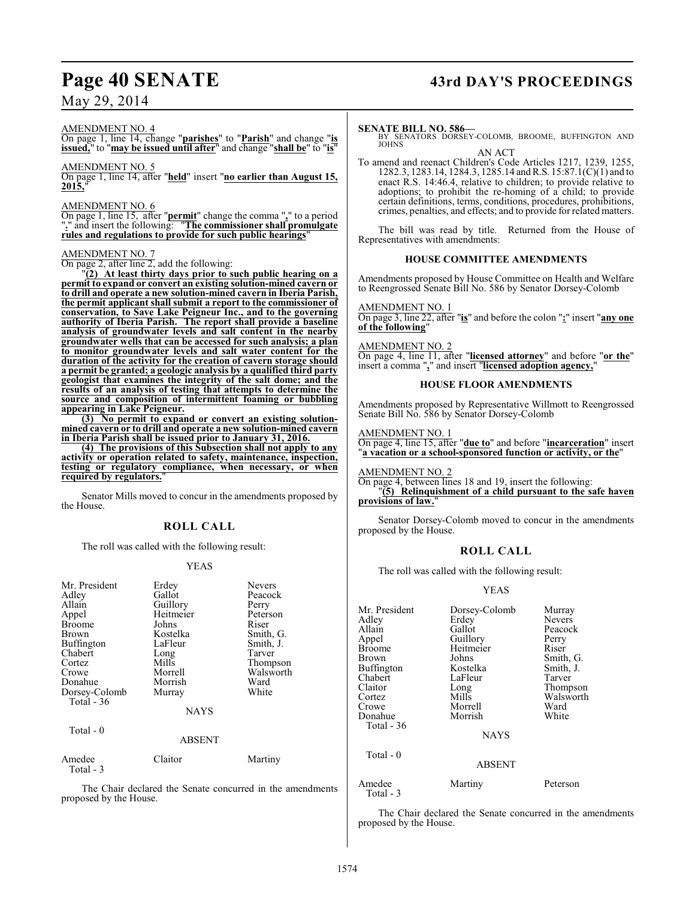AMENDMENT NO. 4

On page 1, line 14, change "**parishes**" to "**Parish**" and change "**is issued,**" to "**may be issued until after**" and change "**shall be**" to "**is**"

AMENDMENT NO. 5

On page 1, line 14, after "**held**" insert "**no earlier than August 15, 2015,**"

AMENDMENT NO. 6

On page 1, line 15, after "**permit**" change the comma "**,**" to a period "**.**" and insert the following: "**The commissioner shall promulgate rules and regulations to provide for such public hearings**"

AMENDMENT NO. 7

On page 2, after line 2, add the following:

"**(2) At least thirty days prior to such public hearing on a permit to expand or convert an existing solution-mined cavern or to drill and operate a new solution-mined cavern in Iberia Parish, the permit applicant shall submit a report to the commissioner of conservation, to Save Lake Peigneur Inc., and to the governing authority of Iberia Parish. The report shall provide a baseline analysis of groundwater levels and salt content in the nearby groundwater wells that can be accessed for such analysis; a plan to monitor groundwater levels and salt water content for the duration of the activity for the creation of cavern storage should a permit be granted; a geologic analysis by a qualified third party geologist that examines the integrity of the salt dome; and the results of an analysis of testing that attempts to determine the source and composition of intermittent foaming or bubbling appearing in Lake Peigneur.**

**(3) No permit to expand or convert an existing solution-mined cavern or to drill and operate a new solution-mined cavern in Iberia Parish shall be issued prior to January 31, 2016.**

**(4) The provisions of this Subsection shall not apply to any activity or operation related to safety, maintenance, inspection, testing or regulatory compliance, when necessary, or when required by regulators.**"

Senator Mills moved to concur in the amendments proposed by the House.

## ROLL CALL

The roll was called with the following result:

YEAS

| | | |
|---|---|---|
| Mr. President | Erdey | Nevers |
| Adley | Gallot | Peacock |
| Allain | Guillory | Perry |
| Appel | Heitmeier | Peterson |
| Broome | Johns | Riser |
| Brown | Kostelka | Smith, G. |
| Buffington | LaFleur | Smith, J. |
| Chabert | Long | Tarver |
| Cortez | Mills | Thompson |
| Crowe | Morrell | Walsworth |
| Donahue | Morrish | Ward |
| Dorsey-Colomb | Murray | White |

Total - 36

NAYS

Total - 0

ABSENT

| | | |
|---|---|---|
| Amedee | Claitor | Martiny |

Total - 3

The Chair declared the Senate concurred in the amendments proposed by the House.

**SENATE BILL NO. 586—**
BY SENATORS DORSEY-COLOMB, BROOME, BUFFINGTON AND JOHNS

AN ACT

To amend and reenact Children's Code Articles 1217, 1239, 1255, 1282.3, 1283.14, 1284.3, 1285.14 and R.S. 15:87.1(C)(1) and to enact R.S. 14:46.4, relative to children; to provide relative to adoptions; to prohibit the re-homing of a child; to provide certain definitions, terms, conditions, procedures, prohibitions, crimes, penalties, and effects; and to provide for related matters.

The bill was read by title. Returned from the House of Representatives with amendments:

### HOUSE COMMITTEE AMENDMENTS

Amendments proposed by House Committee on Health and Welfare to Reengrossed Senate Bill No. 586 by Senator Dorsey-Colomb

AMENDMENT NO. 1

On page 3, line 22, after "**is**" and before the colon "**:**" insert "**any one of the following**"

AMENDMENT NO. 2

On page 4, line 11, after "**licensed attorney**" and before "**or the**" insert a comma "**,**" and insert "**licensed adoption agency,**"

### HOUSE FLOOR AMENDMENTS

Amendments proposed by Representative Willmott to Reengrossed Senate Bill No. 586 by Senator Dorsey-Colomb

AMENDMENT NO. 1

On page 4, line 15, after "**due to**" and before "**incarceration**" insert "**a vacation or a school-sponsored function or activity, or the**"

AMENDMENT NO. 2

On page 4, between lines 18 and 19, insert the following:

"**(5) Relinquishment of a child pursuant to the safe haven provisions of law.**"

Senator Dorsey-Colomb moved to concur in the amendments proposed by the House.

## ROLL CALL

The roll was called with the following result:

YEAS

| | | |
|---|---|---|
| Mr. President | Dorsey-Colomb | Murray |
| Adley | Erdey | Nevers |
| Allain | Gallot | Peacock |
| Appel | Guillory | Perry |
| Broome | Heitmeier | Riser |
| Brown | Johns | Smith, G. |
| Buffington | Kostelka | Smith, J. |
| Chabert | LaFleur | Tarver |
| Claitor | Long | Thompson |
| Cortez | Mills | Walsworth |
| Crowe | Morrell | Ward |
| Donahue | Morrish | White |

Total - 36

NAYS

Total - 0

ABSENT

| | | |
|---|---|---|
| Amedee | Martiny | Peterson |

Total - 3

The Chair declared the Senate concurred in the amendments proposed by the House.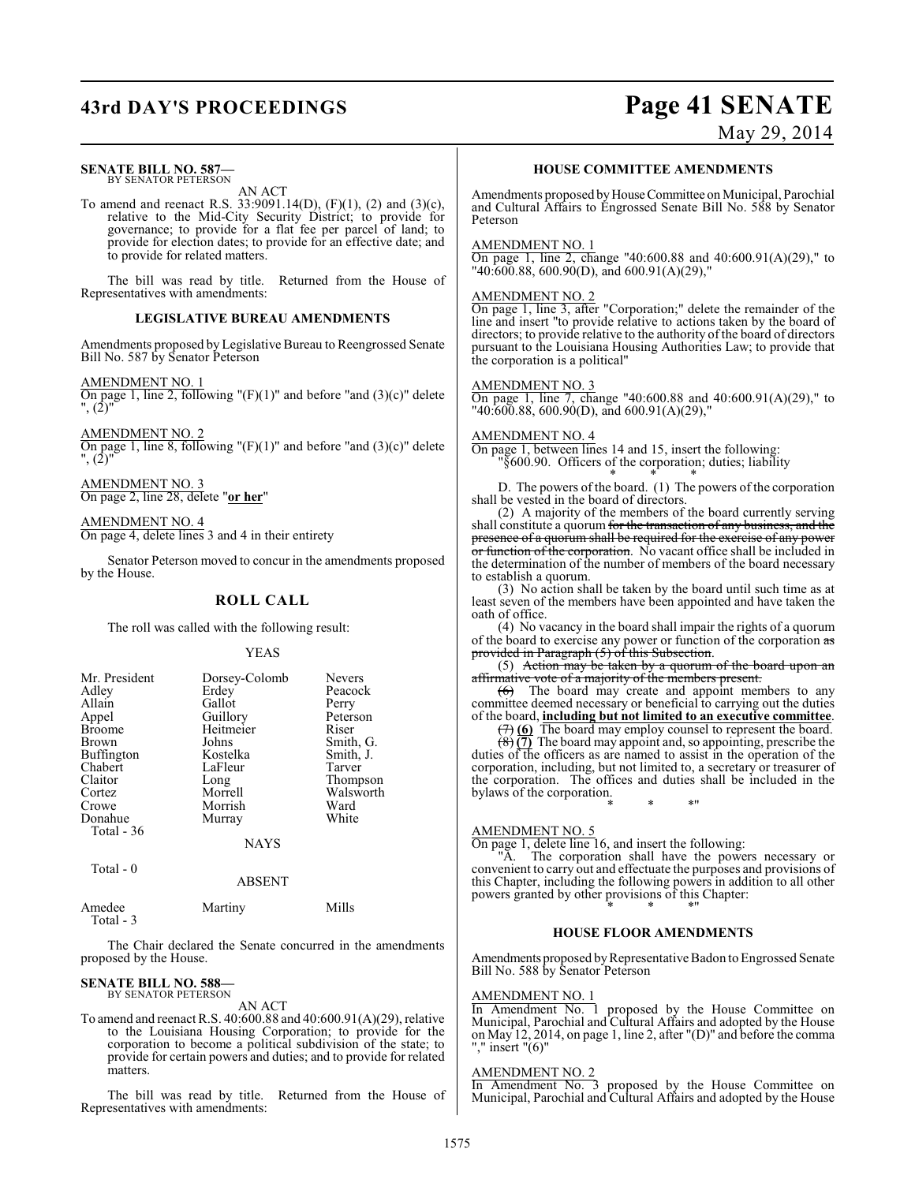**SENATE BILL NO. 587—**
BY SENATOR PETERSON

AN ACT

To amend and reenact R.S. 33:9091.14(D), (F)(1), (2) and (3)(c), relative to the Mid-City Security District; to provide for governance; to provide for a flat fee per parcel of land; to provide for election dates; to provide for an effective date; and to provide for related matters.

The bill was read by title. Returned from the House of Representatives with amendments:

**LEGISLATIVE BUREAU AMENDMENTS**

Amendments proposed by Legislative Bureau to Reengrossed Senate Bill No. 587 by Senator Peterson

AMENDMENT NO. 1
On page 1, line 2, following "(F)(1)" and before "and (3)(c)" delete ", (2)"

AMENDMENT NO. 2
On page 1, line 8, following "(F)(1)" and before "and (3)(c)" delete ", (2)"

AMENDMENT NO. 3
On page 2, line 28, delete "**or her**"

AMENDMENT NO. 4
On page 4, delete lines 3 and 4 in their entirety

Senator Peterson moved to concur in the amendments proposed by the House.

## ROLL CALL

The roll was called with the following result:

YEAS

| | | |
|---|---|---|
| Mr. President | Dorsey-Colomb | Nevers |
| Adley | Erdey | Peacock |
| Allain | Gallot | Perry |
| Appel | Guillory | Peterson |
| Broome | Heitmeier | Riser |
| Brown | Johns | Smith, G. |
| Buffington | Kostelka | Smith, J. |
| Chabert | LaFleur | Tarver |
| Claitor | Long | Thompson |
| Cortez | Morrell | Walsworth |
| Crowe | Morrish | Ward |
| Donahue | Murray | White |

Total - 36

NAYS

Total - 0

ABSENT

| | | |
|---|---|---|
| Amedee | Martiny | Mills |

Total - 3

The Chair declared the Senate concurred in the amendments proposed by the House.

**SENATE BILL NO. 588—**
BY SENATOR PETERSON

AN ACT

To amend and reenact R.S. 40:600.88 and 40:600.91(A)(29), relative to the Louisiana Housing Corporation; to provide for the corporation to become a political subdivision of the state; to provide for certain powers and duties; and to provide for related matters.

The bill was read by title. Returned from the House of Representatives with amendments:

**HOUSE COMMITTEE AMENDMENTS**

Amendments proposed by House Committee on Municipal, Parochial and Cultural Affairs to Engrossed Senate Bill No. 588 by Senator Peterson

AMENDMENT NO. 1
On page 1, line 2, change "40:600.88 and 40:600.91(A)(29)," to "40:600.88, 600.90(D), and 600.91(A)(29),"

AMENDMENT NO. 2
On page 1, line 3, after "Corporation;" delete the remainder of the line and insert "to provide relative to actions taken by the board of directors; to provide relative to the authority of the board of directors pursuant to the Louisiana Housing Authorities Law; to provide that the corporation is a political"

AMENDMENT NO. 3
On page 1, line 7, change "40:600.88 and 40:600.91(A)(29)," to "40:600.88, 600.90(D), and 600.91(A)(29),"

AMENDMENT NO. 4
On page 1, between lines 14 and 15, insert the following:
"§600.90. Officers of the corporation; duties; liability

\* \* \*

D. The powers of the board. (1) The powers of the corporation shall be vested in the board of directors.

(2) A majority of the members of the board currently serving shall constitute a quorum ~~for the transaction of any business, and the presence of a quorum shall be required for the exercise of any power or function of the corporation~~. No vacant office shall be included in the determination of the number of members of the board necessary to establish a quorum.

(3) No action shall be taken by the board until such time as at least seven of the members have been appointed and have taken the oath of office.

(4) No vacancy in the board shall impair the rights of a quorum of the board to exercise any power or function of the corporation ~~as provided in Paragraph (5) of this Subsection~~.

(5) ~~Action may be taken by a quorum of the board upon an affirmative vote of a majority of the members present.~~

~~(6)~~ The board may create and appoint members to any committee deemed necessary or beneficial to carrying out the duties of the board, **including but not limited to an executive committee**.

~~(7)~~ **(6)** The board may employ counsel to represent the board.

~~(8)~~ **(7)** The board may appoint and, so appointing, prescribe the duties of the officers as are named to assist in the operation of the corporation, including, but not limited to, a secretary or treasurer of the corporation. The offices and duties shall be included in the bylaws of the corporation.

\* \* \*"

AMENDMENT NO. 5
On page 1, delete line 16, and insert the following:
"A. The corporation shall have the powers necessary or convenient to carry out and effectuate the purposes and provisions of this Chapter, including the following powers in addition to all other powers granted by other provisions of this Chapter:

\* \* \*"

**HOUSE FLOOR AMENDMENTS**

Amendments proposed by Representative Badon to Engrossed Senate Bill No. 588 by Senator Peterson

AMENDMENT NO. 1
In Amendment No. 1 proposed by the House Committee on Municipal, Parochial and Cultural Affairs and adopted by the House on May 12, 2014, on page 1, line 2, after "(D)" and before the comma "," insert "(6)"

AMENDMENT NO. 2
In Amendment No. 3 proposed by the House Committee on Municipal, Parochial and Cultural Affairs and adopted by the House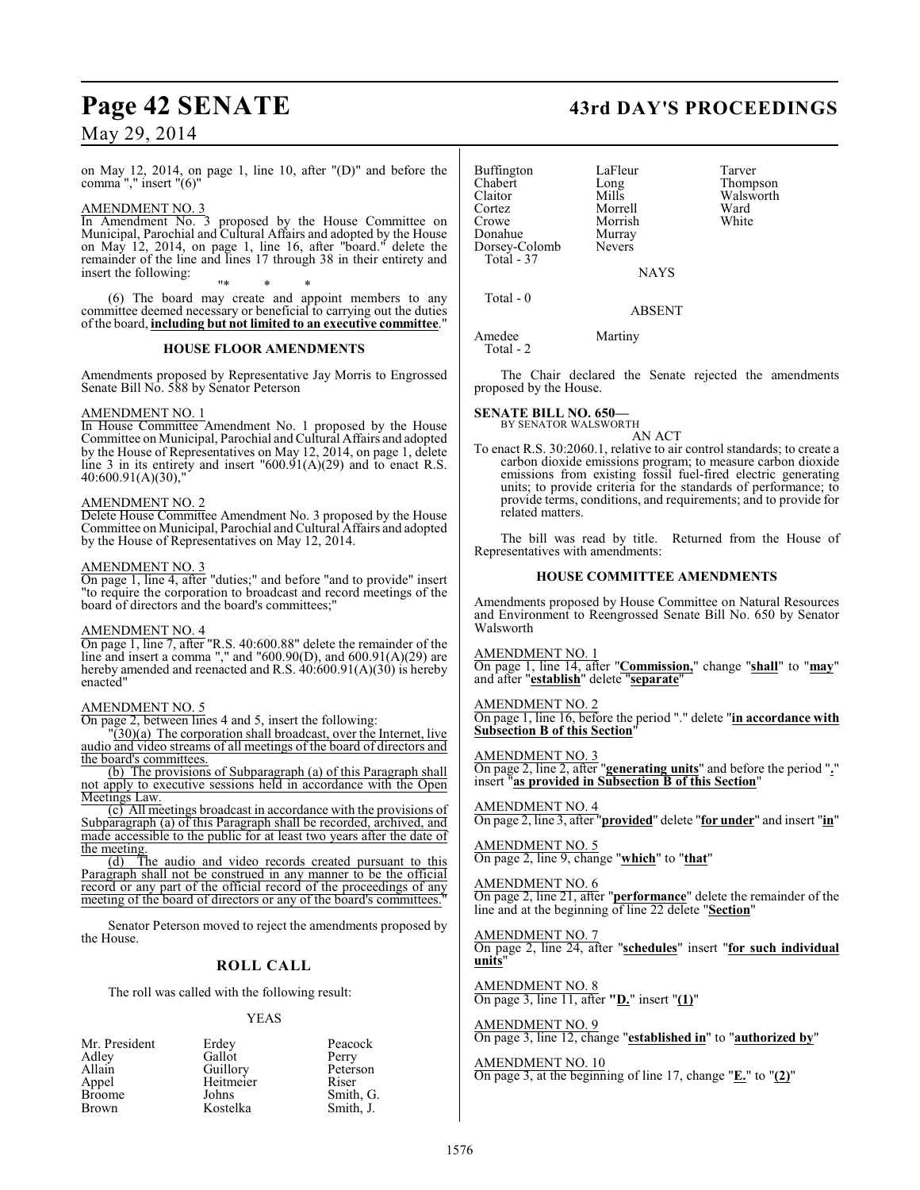on May 12, 2014, on page 1, line 10, after "(D)" and before the comma "," insert "(6)"

AMENDMENT NO. 3

In Amendment No. 3 proposed by the House Committee on Municipal, Parochial and Cultural Affairs and adopted by the House on May 12, 2014, on page 1, line 16, after "board." delete the remainder of the line and lines 17 through 38 in their entirety and insert the following:

"* * *

(6) The board may create and appoint members to any committee deemed necessary or beneficial to carrying out the duties of the board, **including but not limited to an executive committee**."

## HOUSE FLOOR AMENDMENTS

Amendments proposed by Representative Jay Morris to Engrossed Senate Bill No. 588 by Senator Peterson

AMENDMENT NO. 1

In House Committee Amendment No. 1 proposed by the House Committee on Municipal, Parochial and Cultural Affairs and adopted by the House of Representatives on May 12, 2014, on page 1, delete line 3 in its entirety and insert "600.91(A)(29) and to enact R.S. 40:600.91(A)(30),"

AMENDMENT NO. 2

Delete House Committee Amendment No. 3 proposed by the House Committee on Municipal, Parochial and Cultural Affairs and adopted by the House of Representatives on May 12, 2014.

AMENDMENT NO. 3

On page 1, line 4, after "duties;" and before "and to provide" insert "to require the corporation to broadcast and record meetings of the board of directors and the board's committees;"

AMENDMENT NO. 4

On page 1, line 7, after "R.S. 40:600.88" delete the remainder of the line and insert a comma "," and "600.90(D), and 600.91(A)(29) are hereby amended and reenacted and R.S. 40:600.91(A)(30) is hereby enacted"

AMENDMENT NO. 5

On page 2, between lines 4 and 5, insert the following:

"(30)(a) The corporation shall broadcast, over the Internet, live audio and video streams of all meetings of the board of directors and the board's committees.

(b) The provisions of Subparagraph (a) of this Paragraph shall not apply to executive sessions held in accordance with the Open Meetings Law.

(c) All meetings broadcast in accordance with the provisions of Subparagraph (a) of this Paragraph shall be recorded, archived, and made accessible to the public for at least two years after the date of the meeting.

(d) The audio and video records created pursuant to this Paragraph shall not be construed in any manner to be the official record or any part of the official record of the proceedings of any meeting of the board of directors or any of the board's committees."

Senator Peterson moved to reject the amendments proposed by the House.

## ROLL CALL

The roll was called with the following result:

YEAS

| | | |
|---|---|---|
| Mr. President | Erdey | Peacock |
| Adley | Gallot | Perry |
| Allain | Guillory | Peterson |
| Appel | Heitmeier | Riser |
| Broome | Johns | Smith, G. |
| Brown | Kostelka | Smith, J. |
| Buffington | LaFleur | Tarver |
| Chabert | Long | Thompson |
| Claitor | Mills | Walsworth |
| Cortez | Morrell | Ward |
| Crowe | Morrish | White |
| Donahue | Murray | |
| Dorsey-Colomb | Nevers | |

Total - 37

NAYS

Total - 0

ABSENT

| | |
|---|---|
| Amedee | Martiny |

Total - 2

The Chair declared the Senate rejected the amendments proposed by the House.

**SENATE BILL NO. 650—**
BY SENATOR WALSWORTH

AN ACT

To enact R.S. 30:2060.1, relative to air control standards; to create a carbon dioxide emissions program; to measure carbon dioxide emissions from existing fossil fuel-fired electric generating units; to provide criteria for the standards of performance; to provide terms, conditions, and requirements; and to provide for related matters.

The bill was read by title. Returned from the House of Representatives with amendments:

## HOUSE COMMITTEE AMENDMENTS

Amendments proposed by House Committee on Natural Resources and Environment to Reengrossed Senate Bill No. 650 by Senator Walsworth

AMENDMENT NO. 1

On page 1, line 14, after "**Commission,**" change "**shall**" to "**may**" and after "**establish**" delete "**separate**"

AMENDMENT NO. 2

On page 1, line 16, before the period "." delete "**in accordance with Subsection B of this Section**"

AMENDMENT NO. 3

On page 2, line 2, after "**generating units**" and before the period "**.**" insert "**as provided in Subsection B of this Section**"

AMENDMENT NO. 4

On page 2, line 3, after "**provided**" delete "**for under**" and insert "**in**"

AMENDMENT NO. 5

On page 2, line 9, change "**which**" to "**that**"

AMENDMENT NO. 6

On page 2, line 21, after "**performance**" delete the remainder of the line and at the beginning of line 22 delete "**Section**"

AMENDMENT NO. 7

On page 2, line 24, after "**schedules**" insert "**for such individual units**"

AMENDMENT NO. 8

On page 3, line 11, after "**D.**" insert "**(1)**"

AMENDMENT NO. 9

On page 3, line 12, change "**established in**" to "**authorized by**"

AMENDMENT NO. 10

On page 3, at the beginning of line 17, change "**E.**" to "**(2)**"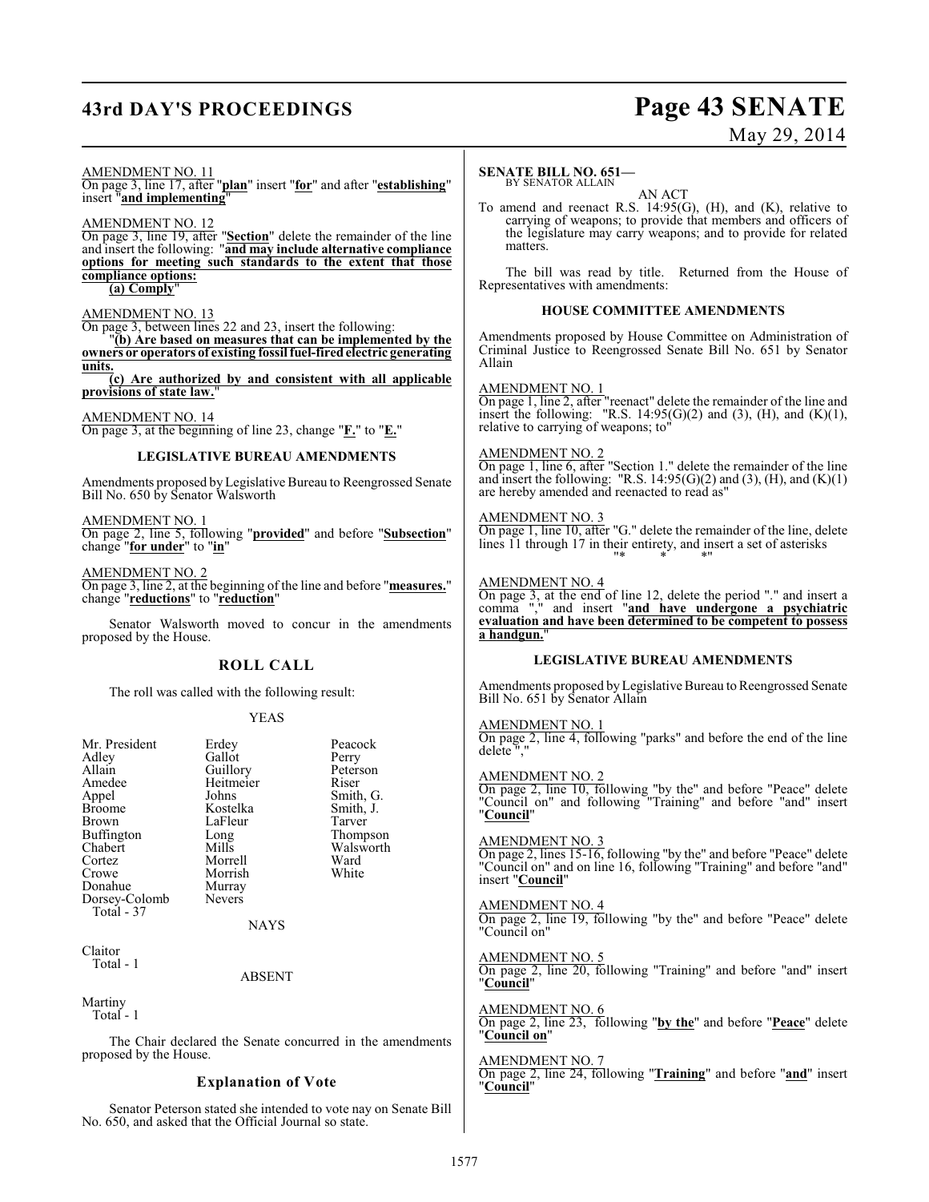AMENDMENT NO. 11

On page 3, line 17, after "**plan**" insert "**for**" and after "**establishing**" insert "**and implementing**"

AMENDMENT NO. 12

On page 3, line 19, after "**Section**" delete the remainder of the line and insert the following: "**and may include alternative compliance options for meeting such standards to the extent that those compliance options:**

**(a) Comply**"

AMENDMENT NO. 13

On page 3, between lines 22 and 23, insert the following:

"**(b) Are based on measures that can be implemented by the owners or operators of existing fossil fuel-fired electric generating units.**

**(c) Are authorized by and consistent with all applicable provisions of state law.**"

AMENDMENT NO. 14

On page 3, at the beginning of line 23, change "**F.**" to "**E.**"

### LEGISLATIVE BUREAU AMENDMENTS

Amendments proposed by Legislative Bureau to Reengrossed Senate Bill No. 650 by Senator Walsworth

AMENDMENT NO. 1

On page 2, line 5, following "**provided**" and before "**Subsection**" change "**for under**" to "**in**"

AMENDMENT NO. 2

On page 3, line 2, at the beginning of the line and before "**measures.**" change "**reductions**" to "**reduction**"

Senator Walsworth moved to concur in the amendments proposed by the House.

## ROLL CALL

The roll was called with the following result:

YEAS

| | | |
|---|---|---|
| Mr. President | Erdey | Peacock |
| Adley | Gallot | Perry |
| Allain | Guillory | Peterson |
| Amedee | Heitmeier | Riser |
| Appel | Johns | Smith, G. |
| Broome | Kostelka | Smith, J. |
| Brown | LaFleur | Tarver |
| Buffington | Long | Thompson |
| Chabert | Mills | Walsworth |
| Cortez | Morrell | Ward |
| Crowe | Morrish | White |
| Donahue | Murray | |
| Dorsey-Colomb | Nevers | |

Total - 37

NAYS

Claitor

Total - 1

ABSENT

Martiny

Total - 1

The Chair declared the Senate concurred in the amendments proposed by the House.

## Explanation of Vote

Senator Peterson stated she intended to vote nay on Senate Bill No. 650, and asked that the Official Journal so state.

**SENATE BILL NO. 651—**
BY SENATOR ALLAIN

AN ACT

To amend and reenact R.S. 14:95(G), (H), and (K), relative to carrying of weapons; to provide that members and officers of the legislature may carry weapons; and to provide for related matters.

The bill was read by title. Returned from the House of Representatives with amendments:

### HOUSE COMMITTEE AMENDMENTS

Amendments proposed by House Committee on Administration of Criminal Justice to Reengrossed Senate Bill No. 651 by Senator Allain

AMENDMENT NO. 1

On page 1, line 2, after "reenact" delete the remainder of the line and insert the following: "R.S. 14:95(G)(2) and (3), (H), and (K)(1), relative to carrying of weapons; to"

AMENDMENT NO. 2

On page 1, line 6, after "Section 1." delete the remainder of the line and insert the following: "R.S. 14:95(G)(2) and (3), (H), and (K)(1) are hereby amended and reenacted to read as"

AMENDMENT NO. 3

On page 1, line 10, after "G." delete the remainder of the line, delete lines 11 through 17 in their entirety, and insert a set of asterisks "* * *"

AMENDMENT NO. 4

On page 3, at the end of line 12, delete the period "." and insert a comma "," and insert "**and have undergone a psychiatric evaluation and have been determined to be competent to possess a handgun.**"

### LEGISLATIVE BUREAU AMENDMENTS

Amendments proposed by Legislative Bureau to Reengrossed Senate Bill No. 651 by Senator Allain

AMENDMENT NO. 1

On page 2, line 4, following "parks" and before the end of the line delete ","

AMENDMENT NO. 2

On page 2, line 10, following "by the" and before "Peace" delete "Council on" and following "Training" and before "and" insert "**Council**"

AMENDMENT NO. 3

On page 2, lines 15-16, following "by the" and before "Peace" delete "Council on" and on line 16, following "Training" and before "and" insert "**Council**"

AMENDMENT NO. 4

On page 2, line 19, following "by the" and before "Peace" delete "Council on"

AMENDMENT NO. 5

On page 2, line 20, following "Training" and before "and" insert "**Council**"

AMENDMENT NO. 6

On page 2, line 23, following "**by the**" and before "**Peace**" delete "**Council on**"

AMENDMENT NO. 7

On page 2, line 24, following "**Training**" and before "**and**" insert "**Council**"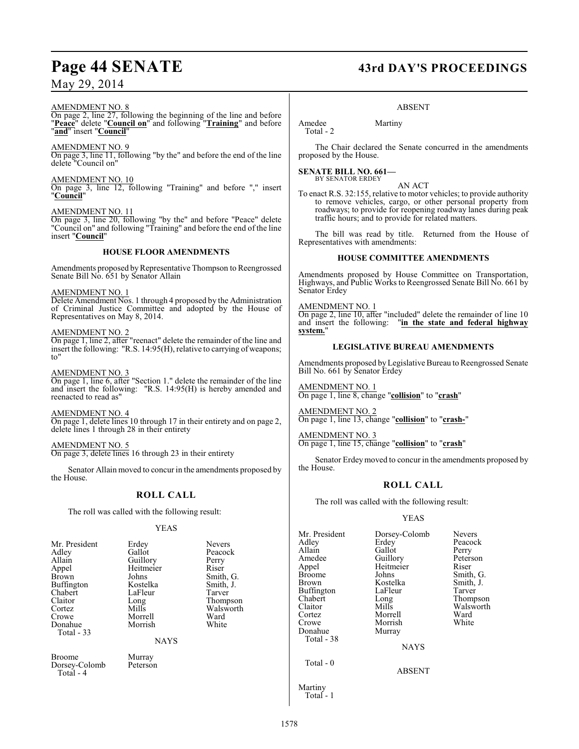AMENDMENT NO. 8

On page 2, line 27, following the beginning of the line and before "**Peace**" delete "**Council on**" and following "**Training**" and before "**and**" insert "**Council**"

AMENDMENT NO. 9

On page 3, line 11, following "by the" and before the end of the line delete "Council on"

AMENDMENT NO. 10

On page 3, line 12, following "Training" and before "," insert "**Council**"

AMENDMENT NO. 11

On page 3, line 20, following "by the" and before "Peace" delete "Council on" and following "Training" and before the end of the line insert "**Council**"

### HOUSE FLOOR AMENDMENTS

Amendments proposed by Representative Thompson to Reengrossed Senate Bill No. 651 by Senator Allain

AMENDMENT NO. 1

Delete Amendment Nos. 1 through 4 proposed by the Administration of Criminal Justice Committee and adopted by the House of Representatives on May 8, 2014.

AMENDMENT NO. 2

On page 1, line 2, after "reenact" delete the remainder of the line and insert the following: "R.S. 14:95(H), relative to carrying of weapons; to"

AMENDMENT NO. 3

On page 1, line 6, after "Section 1." delete the remainder of the line and insert the following: "R.S. 14:95(H) is hereby amended and reenacted to read as"

AMENDMENT NO. 4

On page 1, delete lines 10 through 17 in their entirety and on page 2, delete lines 1 through 28 in their entirety

AMENDMENT NO. 5

On page 3, delete lines 16 through 23 in their entirety

Senator Allain moved to concur in the amendments proposed by the House.

### ROLL CALL

The roll was called with the following result:

YEAS

| | | |
|---|---|---|
| Mr. President | Erdey | Nevers |
| Adley | Gallot | Peacock |
| Allain | Guillory | Perry |
| Appel | Heitmeier | Riser |
| Brown | Johns | Smith, G. |
| Buffington | Kostelka | Smith, J. |
| Chabert | LaFleur | Tarver |
| Claitor | Long | Thompson |
| Cortez | Mills | Walsworth |
| Crowe | Morrell | Ward |
| Donahue | Morrish | White |

Total - 33

NAYS

| | |
|---|---|
| Broome | Murray |
| Dorsey-Colomb | Peterson |

Total - 4

ABSENT

| | |
|---|---|
| Amedee | Martiny |

Total - 2

The Chair declared the Senate concurred in the amendments proposed by the House.

**SENATE BILL NO. 661—**
BY SENATOR ERDEY

AN ACT

To enact R.S. 32:155, relative to motor vehicles; to provide authority to remove vehicles, cargo, or other personal property from roadways; to provide for reopening roadway lanes during peak traffic hours; and to provide for related matters.

The bill was read by title. Returned from the House of Representatives with amendments:

### HOUSE COMMITTEE AMENDMENTS

Amendments proposed by House Committee on Transportation, Highways, and Public Works to Reengrossed Senate Bill No. 661 by Senator Erdey

AMENDMENT NO. 1

On page 2, line 10, after "included" delete the remainder of line 10 and insert the following: "**in the state and federal highway system.**"

### LEGISLATIVE BUREAU AMENDMENTS

Amendments proposed by Legislative Bureau to Reengrossed Senate Bill No. 661 by Senator Erdey

AMENDMENT NO. 1

On page 1, line 8, change "**collision**" to "**crash**"

AMENDMENT NO. 2

On page 1, line 13, change "**collision**" to "**crash-**"

AMENDMENT NO. 3

On page 1, line 15, change "**collision**" to "**crash**"

Senator Erdey moved to concur in the amendments proposed by the House.

### ROLL CALL

The roll was called with the following result:

YEAS

| | | |
|---|---|---|
| Mr. President | Dorsey-Colomb | Nevers |
| Adley | Erdey | Peacock |
| Allain | Gallot | Perry |
| Amedee | Guillory | Peterson |
| Appel | Heitmeier | Riser |
| Broome | Johns | Smith, G. |
| Brown | Kostelka | Smith, J. |
| Buffington | LaFleur | Tarver |
| Chabert | Long | Thompson |
| Claitor | Mills | Walsworth |
| Cortez | Morrell | Ward |
| Crowe | Morrish | White |
| Donahue | Murray | |

Total - 38

NAYS

Total - 0

ABSENT

Martiny

Total - 1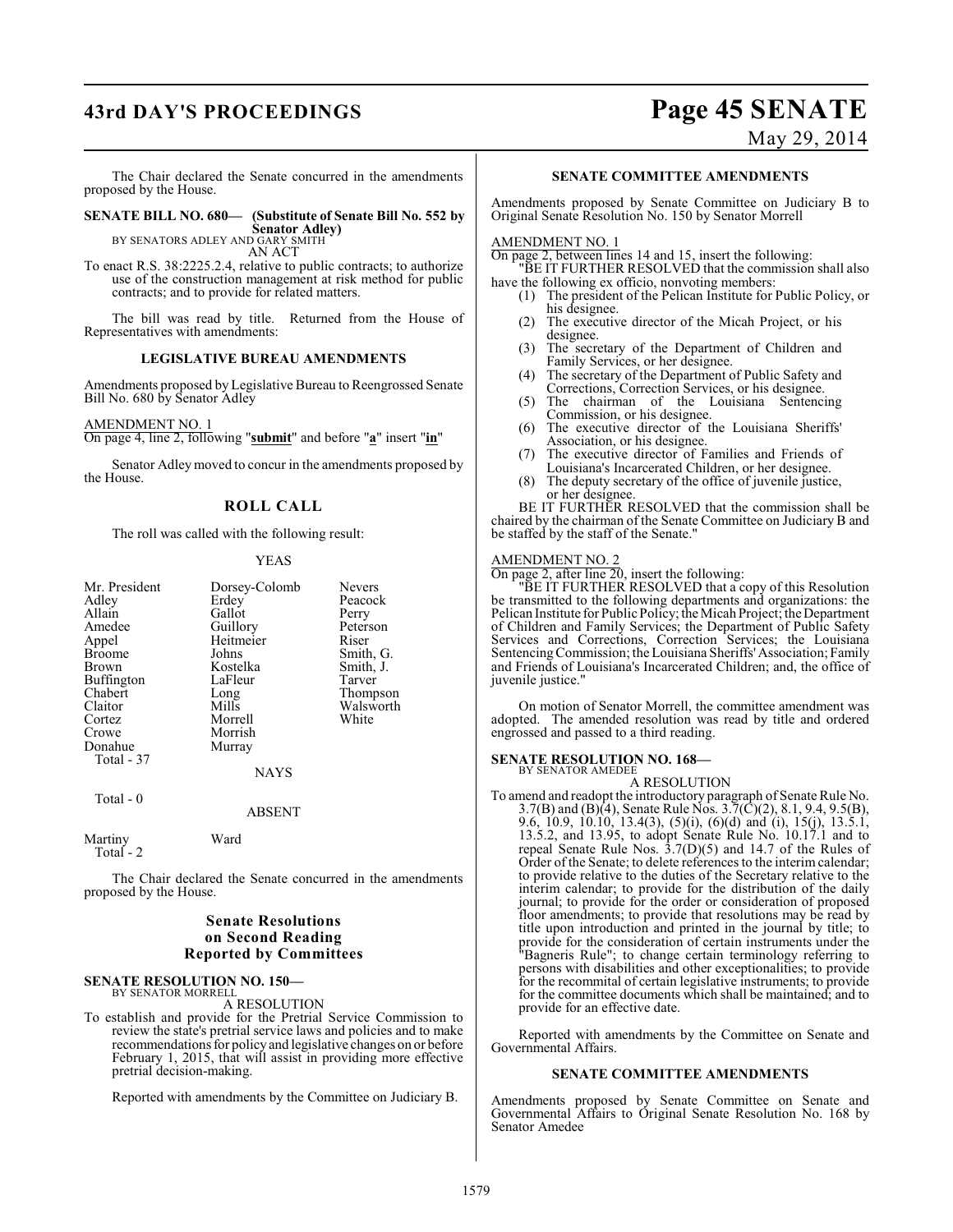The Chair declared the Senate concurred in the amendments proposed by the House.

**SENATE BILL NO. 680— (Substitute of Senate Bill No. 552 by Senator Adley)**
BY SENATORS ADLEY AND GARY SMITH

AN ACT

To enact R.S. 38:2225.2.4, relative to public contracts; to authorize use of the construction management at risk method for public contracts; and to provide for related matters.

The bill was read by title. Returned from the House of Representatives with amendments:

**LEGISLATIVE BUREAU AMENDMENTS**

Amendments proposed by Legislative Bureau to Reengrossed Senate Bill No. 680 by Senator Adley

AMENDMENT NO. 1
On page 4, line 2, following "**submit**" and before "**a**" insert "**in**"

Senator Adley moved to concur in the amendments proposed by the House.

## ROLL CALL

The roll was called with the following result:

YEAS

| | | |
|---|---|---|
| Mr. President | Dorsey-Colomb | Nevers |
| Adley | Erdey | Peacock |
| Allain | Gallot | Perry |
| Amedee | Guillory | Peterson |
| Appel | Heitmeier | Riser |
| Broome | Johns | Smith, G. |
| Brown | Kostelka | Smith, J. |
| Buffington | LaFleur | Tarver |
| Chabert | Long | Thompson |
| Claitor | Mills | Walsworth |
| Cortez | Morrell | White |
| Crowe | Morrish | |
| Donahue | Murray | |
| Total - 37 | | |

NAYS

Total - 0

ABSENT

Martiny Ward
Total - 2

The Chair declared the Senate concurred in the amendments proposed by the House.

## Senate Resolutions on Second Reading Reported by Committees

**SENATE RESOLUTION NO. 150—**
BY SENATOR MORRELL

A RESOLUTION

To establish and provide for the Pretrial Service Commission to review the state's pretrial service laws and policies and to make recommendations for policy and legislative changes on or before February 1, 2015, that will assist in providing more effective pretrial decision-making.

Reported with amendments by the Committee on Judiciary B.

**SENATE COMMITTEE AMENDMENTS**

Amendments proposed by Senate Committee on Judiciary B to Original Senate Resolution No. 150 by Senator Morrell

AMENDMENT NO. 1
On page 2, between lines 14 and 15, insert the following:

"BE IT FURTHER RESOLVED that the commission shall also have the following ex officio, nonvoting members:

(1) The president of the Pelican Institute for Public Policy, or his designee.
(2) The executive director of the Micah Project, or his designee.
(3) The secretary of the Department of Children and Family Services, or her designee.
(4) The secretary of the Department of Public Safety and Corrections, Correction Services, or his designee.
(5) The chairman of the Louisiana Sentencing Commission, or his designee.
(6) The executive director of the Louisiana Sheriffs' Association, or his designee.
(7) The executive director of Families and Friends of Louisiana's Incarcerated Children, or her designee.
(8) The deputy secretary of the office of juvenile justice, or her designee.

BE IT FURTHER RESOLVED that the commission shall be chaired by the chairman of the Senate Committee on Judiciary B and be staffed by the staff of the Senate."

AMENDMENT NO. 2
On page 2, after line 20, insert the following:

"BE IT FURTHER RESOLVED that a copy of this Resolution be transmitted to the following departments and organizations: the Pelican Institute for Public Policy; the Micah Project; the Department of Children and Family Services; the Department of Public Safety Services and Corrections, Correction Services; the Louisiana Sentencing Commission; the Louisiana Sheriffs' Association; Family and Friends of Louisiana's Incarcerated Children; and, the office of juvenile justice."

On motion of Senator Morrell, the committee amendment was adopted. The amended resolution was read by title and ordered engrossed and passed to a third reading.

**SENATE RESOLUTION NO. 168—**
BY SENATOR AMEDEE

A RESOLUTION

To amend and readopt the introductory paragraph of Senate Rule No. 3.7(B) and (B)(4), Senate Rule Nos. 3.7(C)(2), 8.1, 9.4, 9.5(B), 9.6, 10.9, 10.10, 13.4(3), (5)(i), (6)(d) and (i), 15(j), 13.5.1, 13.5.2, and 13.95, to adopt Senate Rule No. 10.17.1 and to repeal Senate Rule Nos. 3.7(D)(5) and 14.7 of the Rules of Order of the Senate; to delete references to the interim calendar; to provide relative to the duties of the Secretary relative to the interim calendar; to provide for the distribution of the daily journal; to provide for the order or consideration of proposed floor amendments; to provide that resolutions may be read by title upon introduction and printed in the journal by title; to provide for the consideration of certain instruments under the "Bagneris Rule"; to change certain terminology referring to persons with disabilities and other exceptionalities; to provide for the recommital of certain legislative instruments; to provide for the committee documents which shall be maintained; and to provide for an effective date.

Reported with amendments by the Committee on Senate and Governmental Affairs.

**SENATE COMMITTEE AMENDMENTS**

Amendments proposed by Senate Committee on Senate and Governmental Affairs to Original Senate Resolution No. 168 by Senator Amedee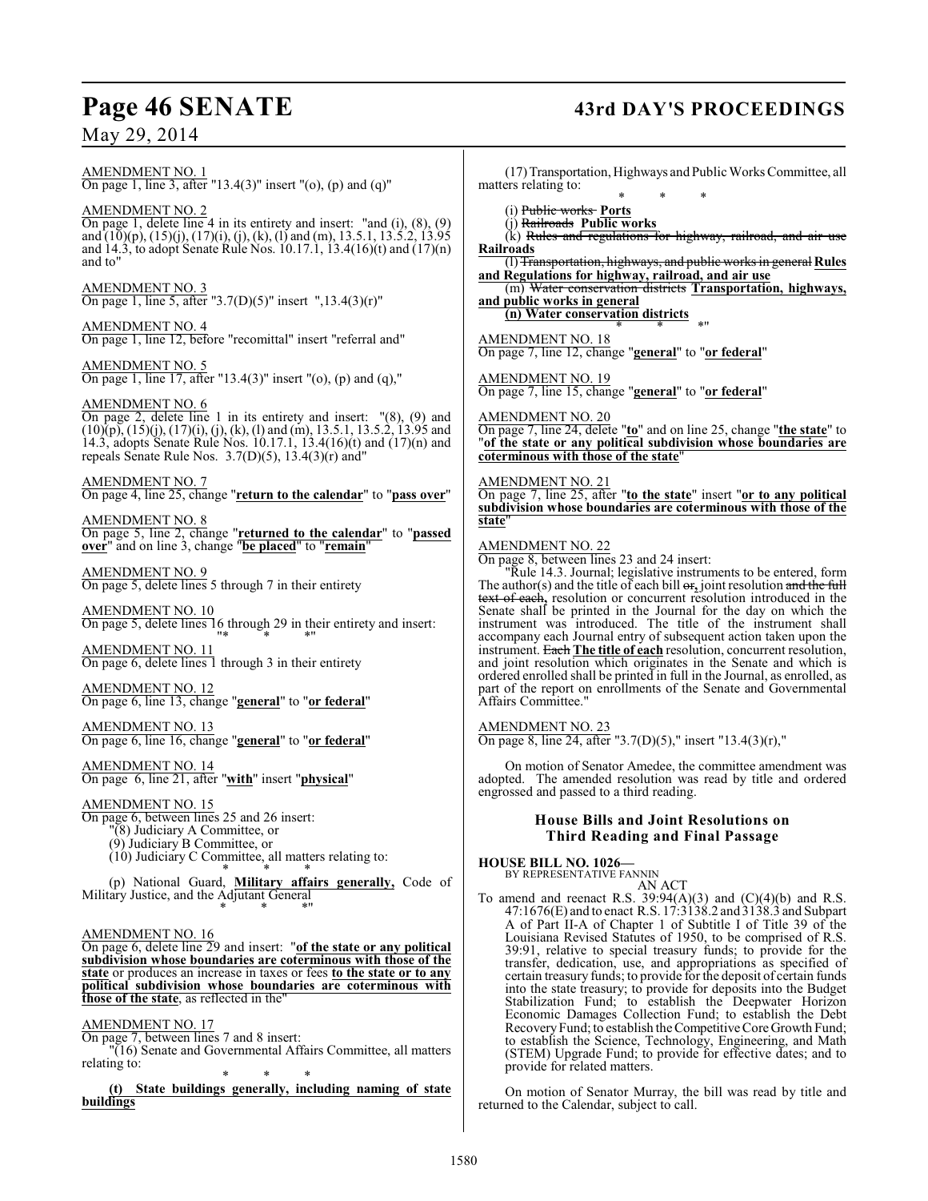AMENDMENT NO. 1
On page 1, line 3, after "13.4(3)" insert "(o), (p) and (q)"

AMENDMENT NO. 2
On page 1, delete line 4 in its entirety and insert: "and (i), (8), (9) and (10)(p), (15)(j), (17)(i), (j), (k), (l) and (m), 13.5.1, 13.5.2, 13.95 and 14.3, to adopt Senate Rule Nos. 10.17.1, 13.4(16)(t) and (17)(n) and to"

AMENDMENT NO. 3
On page 1, line 5, after "3.7(D)(5)" insert ",13.4(3)(r)"

AMENDMENT NO. 4
On page 1, line 12, before "recomittal" insert "referral and"

AMENDMENT NO. 5
On page 1, line 17, after "13.4(3)" insert "(o), (p) and (q),"

AMENDMENT NO. 6
On page 2, delete line 1 in its entirety and insert: "(8), (9) and (10)(p), (15)(j), (17)(i), (j), (k), (l) and (m), 13.5.1, 13.5.2, 13.95 and 14.3, adopts Senate Rule Nos. 10.17.1, 13.4(16)(t) and (17)(n) and repeals Senate Rule Nos. 3.7(D)(5), 13.4(3)(r) and"

AMENDMENT NO. 7
On page 4, line 25, change "**return to the calendar**" to "**pass over**"

AMENDMENT NO. 8
On page 5, line 2, change "**returned to the calendar**" to "**passed over**" and on line 3, change "**be placed**" to "**remain**"

AMENDMENT NO. 9
On page 5, delete lines 5 through 7 in their entirety

AMENDMENT NO. 10
On page 5, delete lines 16 through 29 in their entirety and insert:
"* * *"

AMENDMENT NO. 11
On page 6, delete lines 1 through 3 in their entirety

AMENDMENT NO. 12
On page 6, line 13, change "**general**" to "**or federal**"

AMENDMENT NO. 13
On page 6, line 16, change "**general**" to "**or federal**"

AMENDMENT NO. 14
On page 6, line 21, after "**with**" insert "**physical**"

AMENDMENT NO. 15
On page 6, between lines 25 and 26 insert:
"(8) Judiciary A Committee, or
(9) Judiciary B Committee, or
(10) Judiciary C Committee, all matters relating to:
* * *
(p) National Guard, **Military affairs generally,** Code of Military Justice, and the Adjutant General
* * *"

AMENDMENT NO. 16
On page 6, delete line 29 and insert: "**of the state or any political subdivision whose boundaries are coterminous with those of the state** or produces an increase in taxes or fees **to the state or to any political subdivision whose boundaries are coterminous with those of the state**, as reflected in the"

AMENDMENT NO. 17
On page 7, between lines 7 and 8 insert:
"(16) Senate and Governmental Affairs Committee, all matters relating to:
* * *
**(t) State buildings generally, including naming of state buildings**

(17) Transportation, Highways and Public Works Committee, all matters relating to:
* * *
(i) ~~Public works~~ **Ports**
(j) ~~Railroads~~ **Public works**
(k) ~~Rules and regulations for highway, railroad, and air use~~ **Railroads**
(l) ~~Transportation, highways, and public works in general~~ **Rules and Regulations for highway, railroad, and air use**
(m) ~~Water conservation districts~~ **Transportation, highways, and public works in general**
**(n) Water conservation districts**
* * *"

AMENDMENT NO. 18
On page 7, line 12, change "**general**" to "**or federal**"

AMENDMENT NO. 19
On page 7, line 15, change "**general**" to "**or federal**"

AMENDMENT NO. 20
On page 7, line 24, delete "**to**" and on line 25, change "**the state**" to "**of the state or any political subdivision whose boundaries are coterminous with those of the state**"

AMENDMENT NO. 21
On page 7, line 25, after "**to the state**" insert "**or to any political subdivision whose boundaries are coterminous with those of the state**"

AMENDMENT NO. 22
On page 8, between lines 23 and 24 insert:
"Rule 14.3. Journal; legislative instruments to be entered, form
The author(s) and the title of each bill ~~or~~**,** joint resolution ~~and the full text of each,~~ resolution or concurrent resolution introduced in the Senate shall be printed in the Journal for the day on which the instrument was introduced. The title of the instrument shall accompany each Journal entry of subsequent action taken upon the instrument. ~~Each~~ **The title of each** resolution, concurrent resolution, and joint resolution which originates in the Senate and which is ordered enrolled shall be printed in full in the Journal, as enrolled, as part of the report on enrollments of the Senate and Governmental Affairs Committee."

AMENDMENT NO. 23
On page 8, line 24, after "3.7(D)(5)," insert "13.4(3)(r),"

On motion of Senator Amedee, the committee amendment was adopted. The amended resolution was read by title and ordered engrossed and passed to a third reading.

## House Bills and Joint Resolutions on Third Reading and Final Passage

**HOUSE BILL NO. 1026—**
BY REPRESENTATIVE FANNIN
AN ACT

To amend and reenact R.S. 39:94(A)(3) and (C)(4)(b) and R.S. 47:1676(E) and to enact R.S. 17:3138.2 and 3138.3 and Subpart A of Part II-A of Chapter 1 of Subtitle I of Title 39 of the Louisiana Revised Statutes of 1950, to be comprised of R.S. 39:91, relative to special treasury funds; to provide for the transfer, dedication, use, and appropriations as specified of certain treasury funds; to provide for the deposit of certain funds into the state treasury; to provide for deposits into the Budget Stabilization Fund; to establish the Deepwater Horizon Economic Damages Collection Fund; to establish the Debt Recovery Fund; to establish the Competitive Core Growth Fund; to establish the Science, Technology, Engineering, and Math (STEM) Upgrade Fund; to provide for effective dates; and to provide for related matters.

On motion of Senator Murray, the bill was read by title and returned to the Calendar, subject to call.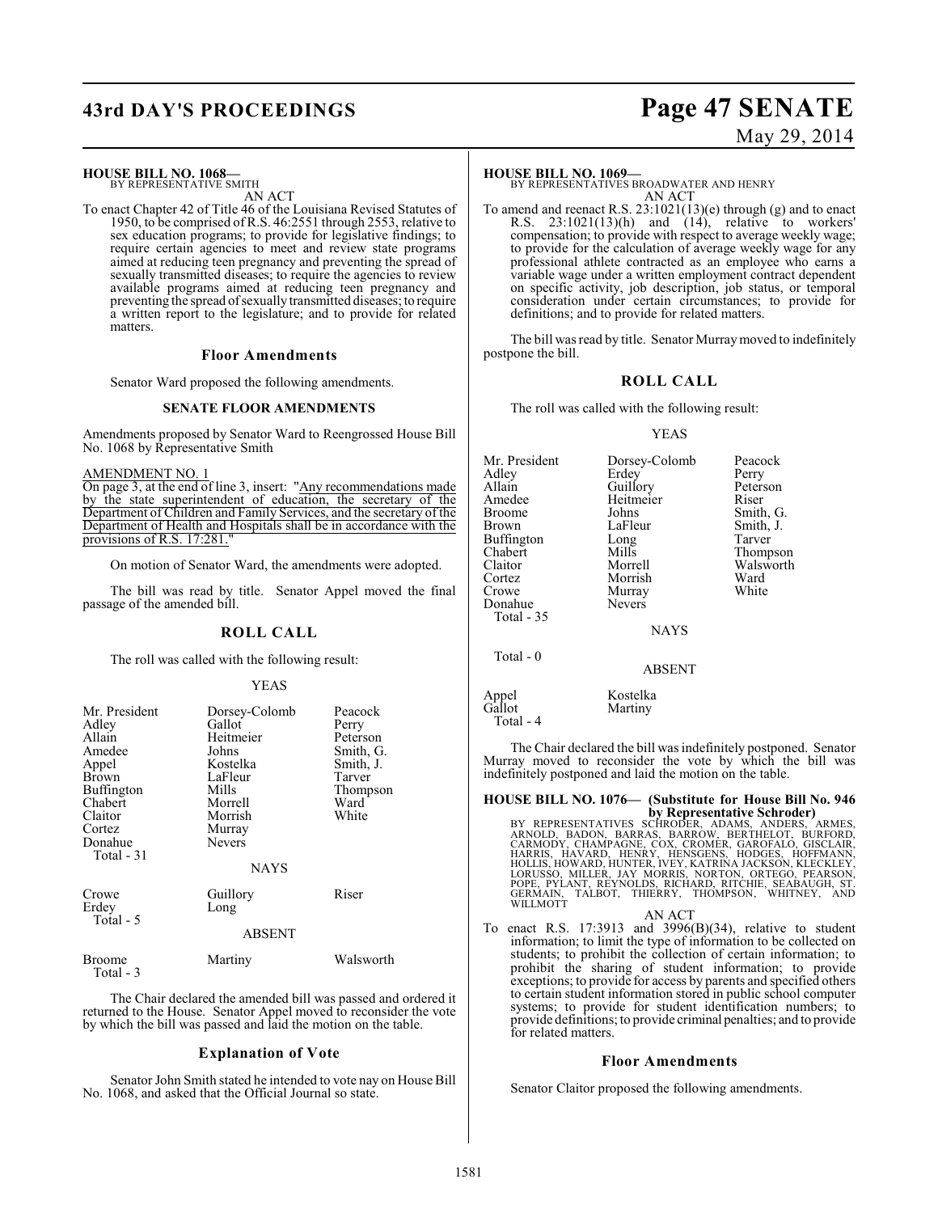**HOUSE BILL NO. 1068—**
BY REPRESENTATIVE SMITH
AN ACT

To enact Chapter 42 of Title 46 of the Louisiana Revised Statutes of 1950, to be comprised of R.S. 46:2551 through 2553, relative to sex education programs; to provide for legislative findings; to require certain agencies to meet and review state programs aimed at reducing teen pregnancy and preventing the spread of sexually transmitted diseases; to require the agencies to review available programs aimed at reducing teen pregnancy and preventing the spread of sexually transmitted diseases; to require a written report to the legislature; and to provide for related matters.

### Floor Amendments

Senator Ward proposed the following amendments.

#### SENATE FLOOR AMENDMENTS

Amendments proposed by Senator Ward to Reengrossed House Bill No. 1068 by Representative Smith

AMENDMENT NO. 1
On page 3, at the end of line 3, insert: "Any recommendations made by the state superintendent of education, the secretary of the Department of Children and Family Services, and the secretary of the Department of Health and Hospitals shall be in accordance with the provisions of R.S. 17:281."

On motion of Senator Ward, the amendments were adopted.

The bill was read by title. Senator Appel moved the final passage of the amended bill.

### ROLL CALL

The roll was called with the following result:

YEAS

| | | |
|---|---|---|
| Mr. President | Dorsey-Colomb | Peacock |
| Adley | Gallot | Perry |
| Allain | Heitmeier | Peterson |
| Amedee | Johns | Smith, G. |
| Appel | Kostelka | Smith, J. |
| Brown | LaFleur | Tarver |
| Buffington | Mills | Thompson |
| Chabert | Morrell | Ward |
| Claitor | Morrish | White |
| Cortez | Murray | |
| Donahue | Nevers | |
| Total - 31 | | |

NAYS

| | | |
|---|---|---|
| Crowe | Guillory | Riser |
| Erdey | Long | |
| Total - 5 | | |

ABSENT

| | | |
|---|---|---|
| Broome | Martiny | Walsworth |
| Total - 3 | | |

The Chair declared the amended bill was passed and ordered it returned to the House. Senator Appel moved to reconsider the vote by which the bill was passed and laid the motion on the table.

### Explanation of Vote

Senator John Smith stated he intended to vote nay on House Bill No. 1068, and asked that the Official Journal so state.

**HOUSE BILL NO. 1069—**
BY REPRESENTATIVES BROADWATER AND HENRY
AN ACT

To amend and reenact R.S. 23:1021(13)(e) through (g) and to enact R.S. 23:1021(13)(h) and (14), relative to workers' compensation; to provide with respect to average weekly wage; to provide for the calculation of average weekly wage for any professional athlete contracted as an employee who earns a variable wage under a written employment contract dependent on specific activity, job description, job status, or temporal consideration under certain circumstances; to provide for definitions; and to provide for related matters.

The bill was read by title. Senator Murray moved to indefinitely postpone the bill.

### ROLL CALL

The roll was called with the following result:

YEAS

| | | |
|---|---|---|
| Mr. President | Dorsey-Colomb | Peacock |
| Adley | Erdey | Perry |
| Allain | Guillory | Peterson |
| Amedee | Heitmeier | Riser |
| Broome | Johns | Smith, G. |
| Brown | LaFleur | Smith, J. |
| Buffington | Long | Tarver |
| Chabert | Mills | Thompson |
| Claitor | Morrell | Walsworth |
| Cortez | Morrish | Ward |
| Crowe | Murray | White |
| Donahue | Nevers | |
| Total - 35 | | |

NAYS

Total - 0

ABSENT

| | |
|---|---|
| Appel | Kostelka |
| Gallot | Martiny |
| Total - 4 | |

The Chair declared the bill was indefinitely postponed. Senator Murray moved to reconsider the vote by which the bill was indefinitely postponed and laid the motion on the table.

**HOUSE BILL NO. 1076— (Substitute for House Bill No. 946 by Representative Schroder)**
BY REPRESENTATIVES SCHRODER, ADAMS, ANDERS, ARMES, ARNOLD, BADON, BARRAS, BARROW, BERTHELOT, BURFORD, CARMODY, CHAMPAGNE, COX, CROMER, GAROFALO, GISCLAIR, HARRIS, HAVARD, HENRY, HENSGENS, HODGES, HOFFMANN, HOLLIS, HOWARD, HUNTER, IVEY, KATRINA JACKSON, KLECKLEY, LORUSSO, MILLER, JAY MORRIS, NORTON, ORTEGO, PEARSON, POPE, PYLANT, REYNOLDS, RICHARD, RITCHIE, SEABAUGH, ST. GERMAIN, TALBOT, THIERRY, THOMPSON, WHITNEY, AND WILLMOTT
AN ACT

To enact R.S. 17:3913 and 3996(B)(34), relative to student information; to limit the type of information to be collected on students; to prohibit the collection of certain information; to prohibit the sharing of student information; to provide exceptions; to provide for access by parents and specified others to certain student information stored in public school computer systems; to provide for student identification numbers; to provide definitions; to provide criminal penalties; and to provide for related matters.

### Floor Amendments

Senator Claitor proposed the following amendments.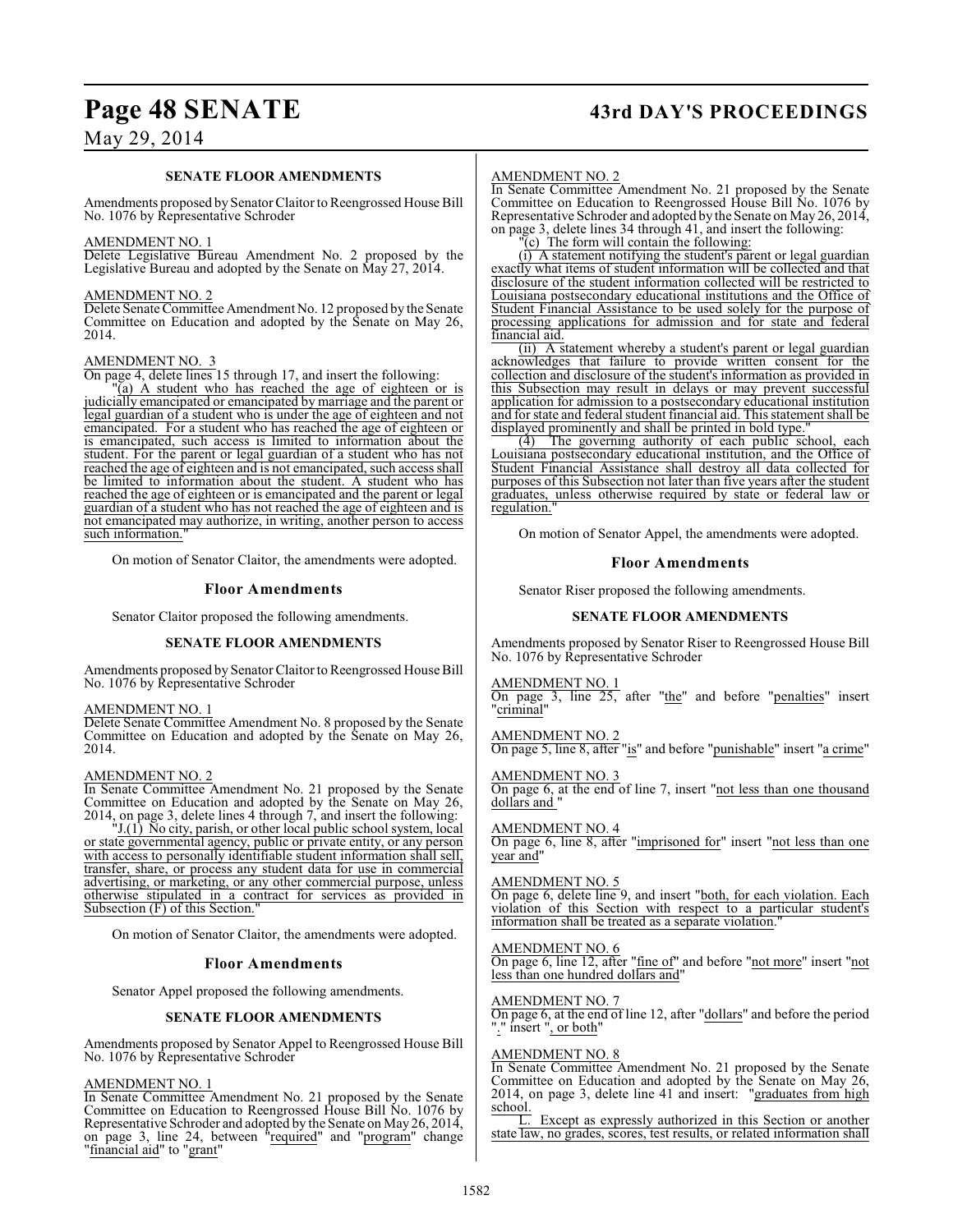**SENATE FLOOR AMENDMENTS**

Amendments proposed by Senator Claitor to Reengrossed House Bill No. 1076 by Representative Schroder

AMENDMENT NO. 1
Delete Legislative Bureau Amendment No. 2 proposed by the Legislative Bureau and adopted by the Senate on May 27, 2014.

AMENDMENT NO. 2
Delete Senate Committee Amendment No. 12 proposed by the Senate Committee on Education and adopted by the Senate on May 26, 2014.

AMENDMENT NO. 3
On page 4, delete lines 15 through 17, and insert the following:

"(a) A student who has reached the age of eighteen or is judicially emancipated or emancipated by marriage and the parent or legal guardian of a student who is under the age of eighteen and not emancipated. For a student who has reached the age of eighteen or is emancipated, such access is limited to information about the student. For the parent or legal guardian of a student who has not reached the age of eighteen and is not emancipated, such access shall be limited to information about the student. A student who has reached the age of eighteen or is emancipated and the parent or legal guardian of a student who has not reached the age of eighteen and is not emancipated may authorize, in writing, another person to access such information."

On motion of Senator Claitor, the amendments were adopted.

**Floor Amendments**

Senator Claitor proposed the following amendments.

**SENATE FLOOR AMENDMENTS**

Amendments proposed by Senator Claitor to Reengrossed House Bill No. 1076 by Representative Schroder

AMENDMENT NO. 1
Delete Senate Committee Amendment No. 8 proposed by the Senate Committee on Education and adopted by the Senate on May 26, 2014.

AMENDMENT NO. 2
In Senate Committee Amendment No. 21 proposed by the Senate Committee on Education and adopted by the Senate on May 26, 2014, on page 3, delete lines 4 through 7, and insert the following:

"J.(1) No city, parish, or other local public school system, local or state governmental agency, public or private entity, or any person with access to personally identifiable student information shall sell, transfer, share, or process any student data for use in commercial advertising, or marketing, or any other commercial purpose, unless otherwise stipulated in a contract for services as provided in Subsection (F) of this Section."

On motion of Senator Claitor, the amendments were adopted.

**Floor Amendments**

Senator Appel proposed the following amendments.

**SENATE FLOOR AMENDMENTS**

Amendments proposed by Senator Appel to Reengrossed House Bill No. 1076 by Representative Schroder

AMENDMENT NO. 1
In Senate Committee Amendment No. 21 proposed by the Senate Committee on Education to Reengrossed House Bill No. 1076 by Representative Schroder and adopted by the Senate on May 26, 2014, on page 3, line 24, between "required" and "program" change "financial aid" to "grant"

AMENDMENT NO. 2
In Senate Committee Amendment No. 21 proposed by the Senate Committee on Education to Reengrossed House Bill No. 1076 by Representative Schroder and adopted by the Senate on May 26, 2014, on page 3, delete lines 34 through 41, and insert the following:

"(c) The form will contain the following:

(i) A statement notifying the student's parent or legal guardian exactly what items of student information will be collected and that disclosure of the student information collected will be restricted to Louisiana postsecondary educational institutions and the Office of Student Financial Assistance to be used solely for the purpose of processing applications for admission and for state and federal financial aid.

(ii) A statement whereby a student's parent or legal guardian acknowledges that failure to provide written consent for the collection and disclosure of the student's information as provided in this Subsection may result in delays or may prevent successful application for admission to a postsecondary educational institution and for state and federal student financial aid. This statement shall be displayed prominently and shall be printed in bold type."

(4) The governing authority of each public school, each Louisiana postsecondary educational institution, and the Office of Student Financial Assistance shall destroy all data collected for purposes of this Subsection not later than five years after the student graduates, unless otherwise required by state or federal law or regulation."

On motion of Senator Appel, the amendments were adopted.

**Floor Amendments**

Senator Riser proposed the following amendments.

**SENATE FLOOR AMENDMENTS**

Amendments proposed by Senator Riser to Reengrossed House Bill No. 1076 by Representative Schroder

AMENDMENT NO. 1
On page 3, line 25, after "the" and before "penalties" insert "criminal"

AMENDMENT NO. 2
On page 5, line 8, after "is" and before "punishable" insert "a crime"

AMENDMENT NO. 3
On page 6, at the end of line 7, insert "not less than one thousand dollars and "

AMENDMENT NO. 4
On page 6, line 8, after "imprisoned for" insert "not less than one year and"

AMENDMENT NO. 5
On page 6, delete line 9, and insert "both, for each violation. Each violation of this Section with respect to a particular student's information shall be treated as a separate violation."

AMENDMENT NO. 6
On page 6, line 12, after "fine of" and before "not more" insert "not less than one hundred dollars and"

AMENDMENT NO. 7
On page 6, at the end of line 12, after "dollars" and before the period "." insert ", or both"

AMENDMENT NO. 8
In Senate Committee Amendment No. 21 proposed by the Senate Committee on Education and adopted by the Senate on May 26, 2014, on page 3, delete line 41 and insert: "graduates from high school.

L. Except as expressly authorized in this Section or another state law, no grades, scores, test results, or related information shall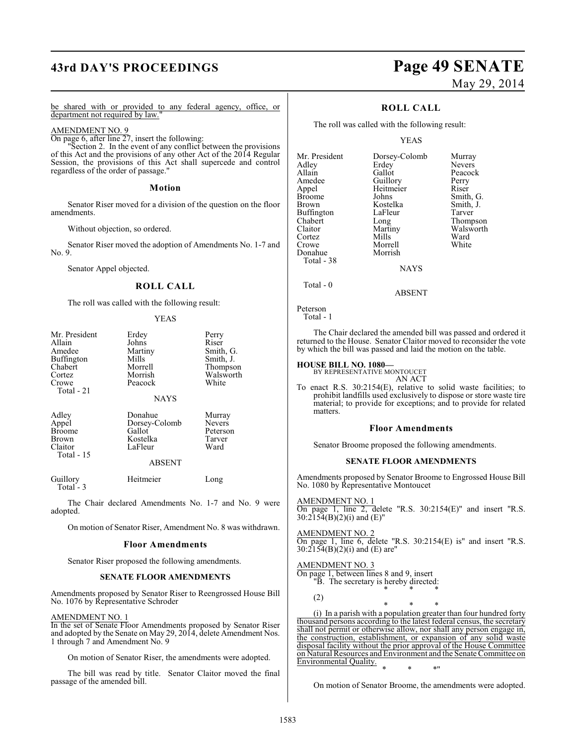be shared with or provided to any federal agency, office, or department not required by law."

AMENDMENT NO. 9

On page 6, after line 27, insert the following:

"Section 2. In the event of any conflict between the provisions of this Act and the provisions of any other Act of the 2014 Regular Session, the provisions of this Act shall supercede and control regardless of the order of passage."

### Motion

Senator Riser moved for a division of the question on the floor amendments.

Without objection, so ordered.

Senator Riser moved the adoption of Amendments No. 1-7 and No. 9.

Senator Appel objected.

## ROLL CALL

The roll was called with the following result:

YEAS

| | | |
|---|---|---|
| Mr. President | Erdey | Perry |
| Allain | Johns | Riser |
| Amedee | Martiny | Smith, G. |
| Buffington | Mills | Smith, J. |
| Chabert | Morrell | Thompson |
| Cortez | Morrish | Walsworth |
| Crowe | Peacock | White |

Total - 21

NAYS

| | | |
|---|---|---|
| Adley | Donahue | Murray |
| Appel | Dorsey-Colomb | Nevers |
| Broome | Gallot | Peterson |
| Brown | Kostelka | Tarver |
| Claitor | LaFleur | Ward |

Total - 15

ABSENT

| | | |
|---|---|---|
| Guillory | Heitmeier | Long |

Total - 3

The Chair declared Amendments No. 1-7 and No. 9 were adopted.

On motion of Senator Riser, Amendment No. 8 was withdrawn.

### Floor Amendments

Senator Riser proposed the following amendments.

#### SENATE FLOOR AMENDMENTS

Amendments proposed by Senator Riser to Reengrossed House Bill No. 1076 by Representative Schroder

AMENDMENT NO. 1

In the set of Senate Floor Amendments proposed by Senator Riser and adopted by the Senate on May 29, 2014, delete Amendment Nos. 1 through 7 and Amendment No. 9

On motion of Senator Riser, the amendments were adopted.

The bill was read by title. Senator Claitor moved the final passage of the amended bill.

## ROLL CALL

The roll was called with the following result:

YEAS

| | | |
|---|---|---|
| Mr. President | Dorsey-Colomb | Murray |
| Adley | Erdey | Nevers |
| Allain | Gallot | Peacock |
| Amedee | Guillory | Perry |
| Appel | Heitmeier | Riser |
| Broome | Johns | Smith, G. |
| Brown | Kostelka | Smith, J. |
| Buffington | LaFleur | Tarver |
| Chabert | Long | Thompson |
| Claitor | Martiny | Walsworth |
| Cortez | Mills | Ward |
| Crowe | Morrell | White |
| Donahue | Morrish | |

Total - 38

NAYS

Total - 0

ABSENT

Peterson

Total - 1

The Chair declared the amended bill was passed and ordered it returned to the House. Senator Claitor moved to reconsider the vote by which the bill was passed and laid the motion on the table.

**HOUSE BILL NO. 1080—**
BY REPRESENTATIVE MONTOUCET
AN ACT

To enact R.S. 30:2154(E), relative to solid waste facilities; to prohibit landfills used exclusively to dispose or store waste tire material; to provide for exceptions; and to provide for related matters.

### Floor Amendments

Senator Broome proposed the following amendments.

#### SENATE FLOOR AMENDMENTS

Amendments proposed by Senator Broome to Engrossed House Bill No. 1080 by Representative Montoucet

AMENDMENT NO. 1

On page 1, line 2, delete "R.S. 30:2154(E)" and insert "R.S. 30:2154(B)(2)(i) and (E)"

AMENDMENT NO. 2

On page 1, line 6, delete "R.S. 30:2154(E) is" and insert "R.S. 30:2154(B)(2)(i) and (E) are"

AMENDMENT NO. 3

On page 1, between lines 8 and 9, insert

"B. The secretary is hereby directed:

\* \* \*

(2)

\* \* \*

(i) In a parish with a population greater than four hundred forty thousand persons according to the latest federal census, the secretary shall not permit or otherwise allow, nor shall any person engage in, the construction, establishment, or expansion of any solid waste disposal facility without the prior approval of the House Committee on Natural Resources and Environment and the Senate Committee on Environmental Quality.

\* \* \*"

On motion of Senator Broome, the amendments were adopted.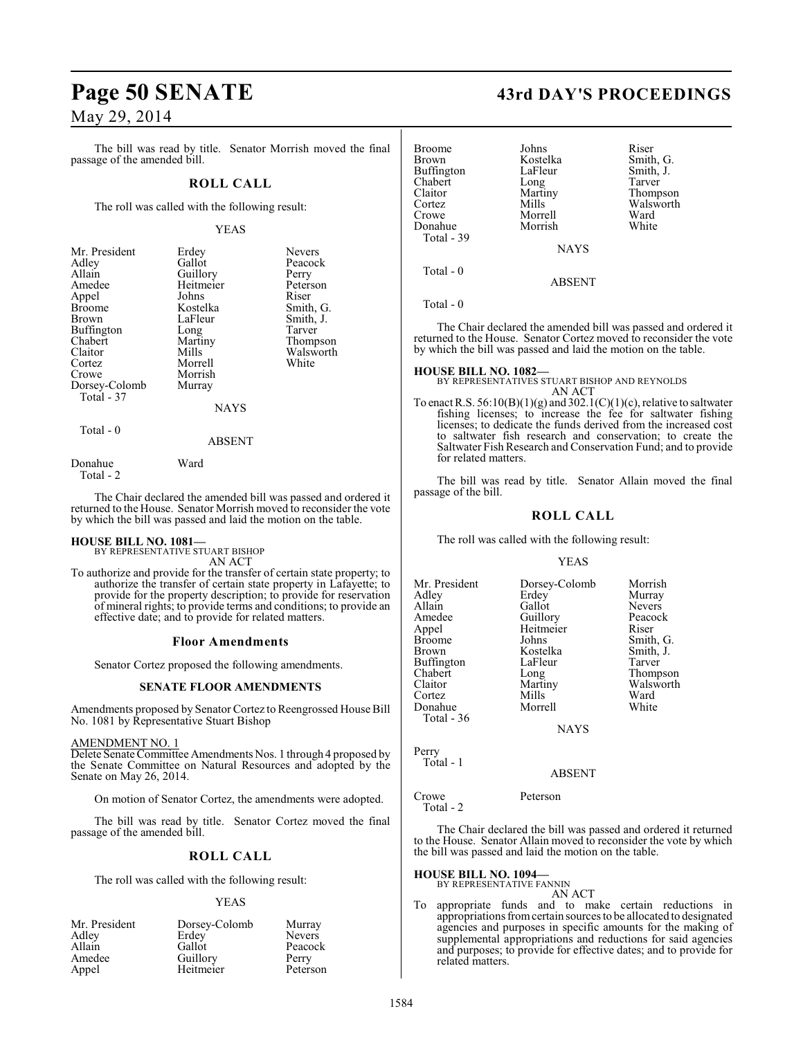The bill was read by title. Senator Morrish moved the final passage of the amended bill.

## ROLL CALL

The roll was called with the following result:

YEAS

| | | |
|---|---|---|
| Mr. President | Erdey | Nevers |
| Adley | Gallot | Peacock |
| Allain | Guillory | Perry |
| Amedee | Heitmeier | Peterson |
| Appel | Johns | Riser |
| Broome | Kostelka | Smith, G. |
| Brown | LaFleur | Smith, J. |
| Buffington | Long | Tarver |
| Chabert | Martiny | Thompson |
| Claitor | Mills | Walsworth |
| Cortez | Morrell | White |
| Crowe | Morrish | |
| Dorsey-Colomb | Murray | |
| Total - 37 | | |

NAYS

Total - 0

ABSENT

| | |
|---|---|
| Donahue | Ward |
| Total - 2 | |

The Chair declared the amended bill was passed and ordered it returned to the House. Senator Morrish moved to reconsider the vote by which the bill was passed and laid the motion on the table.

**HOUSE BILL NO. 1081—**
BY REPRESENTATIVE STUART BISHOP
AN ACT

To authorize and provide for the transfer of certain state property; to authorize the transfer of certain state property in Lafayette; to provide for the property description; to provide for reservation of mineral rights; to provide terms and conditions; to provide an effective date; and to provide for related matters.

## Floor Amendments

Senator Cortez proposed the following amendments.

### SENATE FLOOR AMENDMENTS

Amendments proposed by Senator Cortez to Reengrossed House Bill No. 1081 by Representative Stuart Bishop

AMENDMENT NO. 1
Delete Senate Committee Amendments Nos. 1 through 4 proposed by the Senate Committee on Natural Resources and adopted by the Senate on May 26, 2014.

On motion of Senator Cortez, the amendments were adopted.

The bill was read by title. Senator Cortez moved the final passage of the amended bill.

## ROLL CALL

The roll was called with the following result:

YEAS

| | | |
|---|---|---|
| Mr. President | Dorsey-Colomb | Murray |
| Adley | Erdey | Nevers |
| Allain | Gallot | Peacock |
| Amedee | Guillory | Perry |
| Appel | Heitmeier | Peterson |
| Broome | Johns | Riser |
| Brown | Kostelka | Smith, G. |
| Buffington | LaFleur | Smith, J. |
| Chabert | Long | Tarver |
| Claitor | Martiny | Thompson |
| Cortez | Mills | Walsworth |
| Crowe | Morrell | Ward |
| Donahue | Morrish | White |
| Total - 39 | | |

NAYS

Total - 0

ABSENT

Total - 0

The Chair declared the amended bill was passed and ordered it returned to the House. Senator Cortez moved to reconsider the vote by which the bill was passed and laid the motion on the table.

**HOUSE BILL NO. 1082—**
BY REPRESENTATIVES STUART BISHOP AND REYNOLDS
AN ACT

To enact R.S. 56:10(B)(1)(g) and 302.1(C)(1)(c), relative to saltwater fishing licenses; to increase the fee for saltwater fishing licenses; to dedicate the funds derived from the increased cost to saltwater fish research and conservation; to create the Saltwater Fish Research and Conservation Fund; and to provide for related matters.

The bill was read by title. Senator Allain moved the final passage of the bill.

## ROLL CALL

The roll was called with the following result:

YEAS

| | | |
|---|---|---|
| Mr. President | Dorsey-Colomb | Morrish |
| Adley | Erdey | Murray |
| Allain | Gallot | Nevers |
| Amedee | Guillory | Peacock |
| Appel | Heitmeier | Riser |
| Broome | Johns | Smith, G. |
| Brown | Kostelka | Smith, J. |
| Buffington | LaFleur | Tarver |
| Chabert | Long | Thompson |
| Claitor | Martiny | Walsworth |
| Cortez | Mills | Ward |
| Donahue | Morrell | White |
| Total - 36 | | |

NAYS

Perry
Total - 1

ABSENT

| | |
|---|---|
| Crowe | Peterson |
| Total - 2 | |

The Chair declared the bill was passed and ordered it returned to the House. Senator Allain moved to reconsider the vote by which the bill was passed and laid the motion on the table.

**HOUSE BILL NO. 1094—**
BY REPRESENTATIVE FANNIN
AN ACT

To appropriate funds and to make certain reductions in appropriations from certain sources to be allocated to designated agencies and purposes in specific amounts for the making of supplemental appropriations and reductions for said agencies and purposes; to provide for effective dates; and to provide for related matters.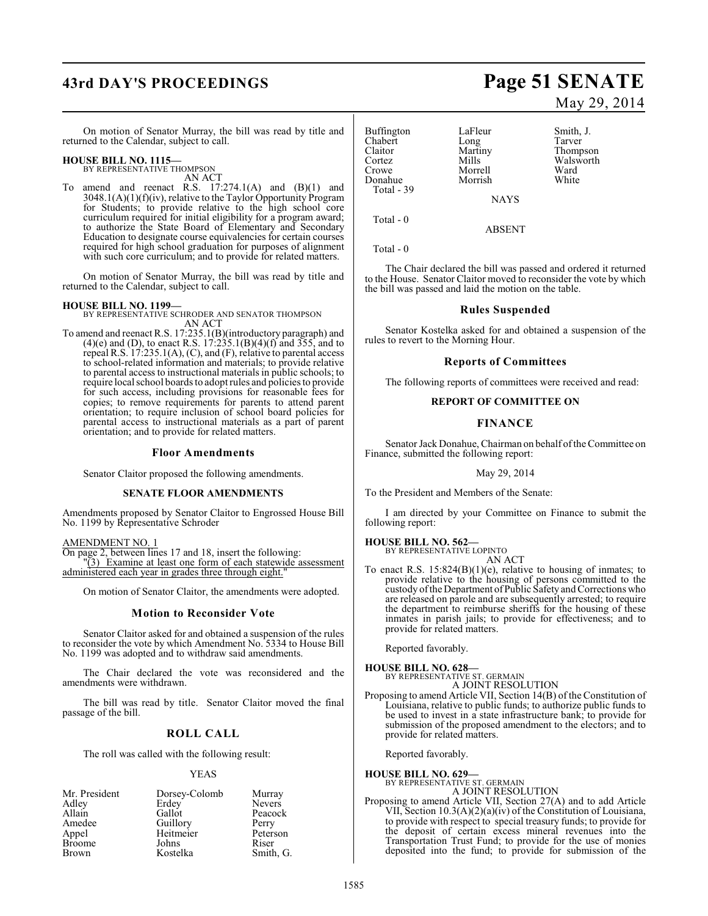On motion of Senator Murray, the bill was read by title and returned to the Calendar, subject to call.

**HOUSE BILL NO. 1115—**
BY REPRESENTATIVE THOMPSON
AN ACT

To amend and reenact R.S. 17:274.1(A) and (B)(1) and 3048.1(A)(1)(f)(iv), relative to the Taylor Opportunity Program for Students; to provide relative to the high school core curriculum required for initial eligibility for a program award; to authorize the State Board of Elementary and Secondary Education to designate course equivalencies for certain courses required for high school graduation for purposes of alignment with such core curriculum; and to provide for related matters.

On motion of Senator Murray, the bill was read by title and returned to the Calendar, subject to call.

**HOUSE BILL NO. 1199—**
BY REPRESENTATIVE SCHRODER AND SENATOR THOMPSON
AN ACT

To amend and reenact R.S. 17:235.1(B)(introductory paragraph) and (4)(e) and (D), to enact R.S. 17:235.1(B)(4)(f) and 355, and to repeal R.S. 17:235.1(A), (C), and (F), relative to parental access to school-related information and materials; to provide relative to parental access to instructional materials in public schools; to require local school boards to adopt rules and policies to provide for such access, including provisions for reasonable fees for copies; to remove requirements for parents to attend parent orientation; to require inclusion of school board policies for parental access to instructional materials as a part of parent orientation; and to provide for related matters.

### Floor Amendments

Senator Claitor proposed the following amendments.

#### SENATE FLOOR AMENDMENTS

Amendments proposed by Senator Claitor to Engrossed House Bill No. 1199 by Representative Schroder

AMENDMENT NO. 1
On page 2, between lines 17 and 18, insert the following:
"(3) Examine at least one form of each statewide assessment administered each year in grades three through eight."

On motion of Senator Claitor, the amendments were adopted.

### Motion to Reconsider Vote

Senator Claitor asked for and obtained a suspension of the rules to reconsider the vote by which Amendment No. 5334 to House Bill No. 1199 was adopted and to withdraw said amendments.

The Chair declared the vote was reconsidered and the amendments were withdrawn.

The bill was read by title. Senator Claitor moved the final passage of the bill.

### ROLL CALL

The roll was called with the following result:

YEAS

| | | |
|---|---|---|
| Mr. President | Dorsey-Colomb | Murray |
| Adley | Erdey | Nevers |
| Allain | Gallot | Peacock |
| Amedee | Guillory | Perry |
| Appel | Heitmeier | Peterson |
| Broome | Johns | Riser |
| Brown | Kostelka | Smith, G. |
| Buffington | LaFleur | Smith, J. |
| Chabert | Long | Tarver |
| Claitor | Martiny | Thompson |
| Cortez | Mills | Walsworth |
| Crowe | Morrell | Ward |
| Donahue | Morrish | White |

Total - 39

NAYS

Total - 0

ABSENT

Total - 0

The Chair declared the bill was passed and ordered it returned to the House. Senator Claitor moved to reconsider the vote by which the bill was passed and laid the motion on the table.

### Rules Suspended

Senator Kostelka asked for and obtained a suspension of the rules to revert to the Morning Hour.

### Reports of Committees

The following reports of committees were received and read:

#### REPORT OF COMMITTEE ON

#### FINANCE

Senator Jack Donahue, Chairman on behalf of the Committee on Finance, submitted the following report:

May 29, 2014

To the President and Members of the Senate:

I am directed by your Committee on Finance to submit the following report:

**HOUSE BILL NO. 562—**
BY REPRESENTATIVE LOPINTO
AN ACT

To enact R.S. 15:824(B)(1)(e), relative to housing of inmates; to provide relative to the housing of persons committed to the custody of the Department of Public Safety and Corrections who are released on parole and are subsequently arrested; to require the department to reimburse sheriffs for the housing of these inmates in parish jails; to provide for effectiveness; and to provide for related matters.

Reported favorably.

**HOUSE BILL NO. 628—**
BY REPRESENTATIVE ST. GERMAIN
A JOINT RESOLUTION

Proposing to amend Article VII, Section 14(B) of the Constitution of Louisiana, relative to public funds; to authorize public funds to be used to invest in a state infrastructure bank; to provide for submission of the proposed amendment to the electors; and to provide for related matters.

Reported favorably.

**HOUSE BILL NO. 629—**
BY REPRESENTATIVE ST. GERMAIN
A JOINT RESOLUTION

Proposing to amend Article VII, Section 27(A) and to add Article VII, Section 10.3(A)(2)(a)(iv) of the Constitution of Louisiana, to provide with respect to special treasury funds; to provide for the deposit of certain excess mineral revenues into the Transportation Trust Fund; to provide for the use of monies deposited into the fund; to provide for submission of the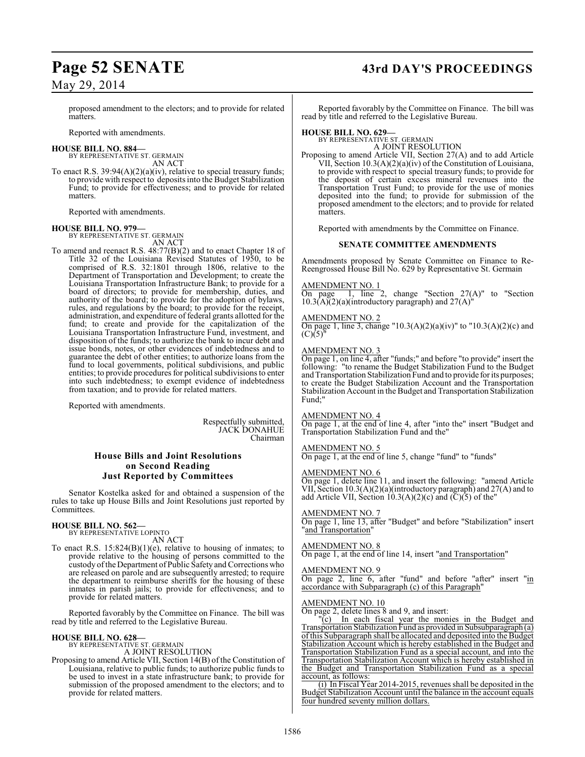proposed amendment to the electors; and to provide for related matters.

Reported with amendments.

**HOUSE BILL NO. 884—**
BY REPRESENTATIVE ST. GERMAIN
AN ACT

To enact R.S. 39:94(A)(2)(a)(iv), relative to special treasury funds; to provide with respect to deposits into the Budget Stabilization Fund; to provide for effectiveness; and to provide for related matters.

Reported with amendments.

**HOUSE BILL NO. 979—**
BY REPRESENTATIVE ST. GERMAIN
AN ACT

To amend and reenact R.S. 48:77(B)(2) and to enact Chapter 18 of Title 32 of the Louisiana Revised Statutes of 1950, to be comprised of R.S. 32:1801 through 1806, relative to the Department of Transportation and Development; to create the Louisiana Transportation Infrastructure Bank; to provide for a board of directors; to provide for membership, duties, and authority of the board; to provide for the adoption of bylaws, rules, and regulations by the board; to provide for the receipt, administration, and expenditure of federal grants allotted for the fund; to create and provide for the capitalization of the Louisiana Transportation Infrastructure Fund, investment, and disposition of the funds; to authorize the bank to incur debt and issue bonds, notes, or other evidences of indebtedness and to guarantee the debt of other entities; to authorize loans from the fund to local governments, political subdivisions, and public entities; to provide procedures for political subdivisions to enter into such indebtedness; to exempt evidence of indebtedness from taxation; and to provide for related matters.

Reported with amendments.

Respectfully submitted,
JACK DONAHUE
Chairman

## House Bills and Joint Resolutions on Second Reading Just Reported by Committees

Senator Kostelka asked for and obtained a suspension of the rules to take up House Bills and Joint Resolutions just reported by Committees.

**HOUSE BILL NO. 562—**
BY REPRESENTATIVE LOPINTO
AN ACT

To enact R.S. 15:824(B)(1)(e), relative to housing of inmates; to provide relative to the housing of persons committed to the custody of the Department of Public Safety and Corrections who are released on parole and are subsequently arrested; to require the department to reimburse sheriffs for the housing of these inmates in parish jails; to provide for effectiveness; and to provide for related matters.

Reported favorably by the Committee on Finance. The bill was read by title and referred to the Legislative Bureau.

**HOUSE BILL NO. 628—**
BY REPRESENTATIVE ST. GERMAIN
A JOINT RESOLUTION

Proposing to amend Article VII, Section 14(B) of the Constitution of Louisiana, relative to public funds; to authorize public funds to be used to invest in a state infrastructure bank; to provide for submission of the proposed amendment to the electors; and to provide for related matters.

Reported favorably by the Committee on Finance. The bill was read by title and referred to the Legislative Bureau.

**HOUSE BILL NO. 629—**
BY REPRESENTATIVE ST. GERMAIN
A JOINT RESOLUTION

Proposing to amend Article VII, Section 27(A) and to add Article VII, Section 10.3(A)(2)(a)(iv) of the Constitution of Louisiana, to provide with respect to special treasury funds; to provide for the deposit of certain excess mineral revenues into the Transportation Trust Fund; to provide for the use of monies deposited into the fund; to provide for submission of the proposed amendment to the electors; and to provide for related matters.

Reported with amendments by the Committee on Finance.

### SENATE COMMITTEE AMENDMENTS

Amendments proposed by Senate Committee on Finance to Re-Reengrossed House Bill No. 629 by Representative St. Germain

AMENDMENT NO. 1
On page 1, line 2, change "Section 27(A)" to "Section 10.3(A)(2)(a)(introductory paragraph) and 27(A)"

AMENDMENT NO. 2
On page 1, line 3, change "10.3(A)(2)(a)(iv)" to "10.3(A)(2)(c) and (C)(5)"

AMENDMENT NO. 3
On page 1, on line 4, after "funds;" and before "to provide" insert the following: "to rename the Budget Stabilization Fund to the Budget and Transportation Stabilization Fund and to provide for its purposes; to create the Budget Stabilization Account and the Transportation Stabilization Account in the Budget and Transportation Stabilization Fund;"

AMENDMENT NO. 4
On page 1, at the end of line 4, after "into the" insert "Budget and Transportation Stabilization Fund and the"

AMENDMENT NO. 5
On page 1, at the end of line 5, change "fund" to "funds"

AMENDMENT NO. 6
On page 1, delete line 11, and insert the following: "amend Article VII, Section 10.3(A)(2)(a)(introductory paragraph) and 27(A) and to add Article VII, Section 10.3(A)(2)(c) and (C)(5) of the"

AMENDMENT NO. 7
On page 1, line 13, after "Budget" and before "Stabilization" insert "and Transportation"

AMENDMENT NO. 8
On page 1, at the end of line 14, insert "and Transportation"

AMENDMENT NO. 9
On page 2, line 6, after "fund" and before "after" insert "in accordance with Subparagraph (c) of this Paragraph"

AMENDMENT NO. 10
On page 2, delete lines 8 and 9, and insert:

"(c) In each fiscal year the monies in the Budget and Transportation Stabilization Fund as provided in Subsubparagraph (a) of this Subparagraph shall be allocated and deposited into the Budget Stabilization Account which is hereby established in the Budget and Transportation Stabilization Fund as a special account, and into the Transportation Stabilization Account which is hereby established in the Budget and Transportation Stabilization Fund as a special account, as follows:

(i) In Fiscal Year 2014-2015, revenues shall be deposited in the Budget Stabilization Account until the balance in the account equals four hundred seventy million dollars.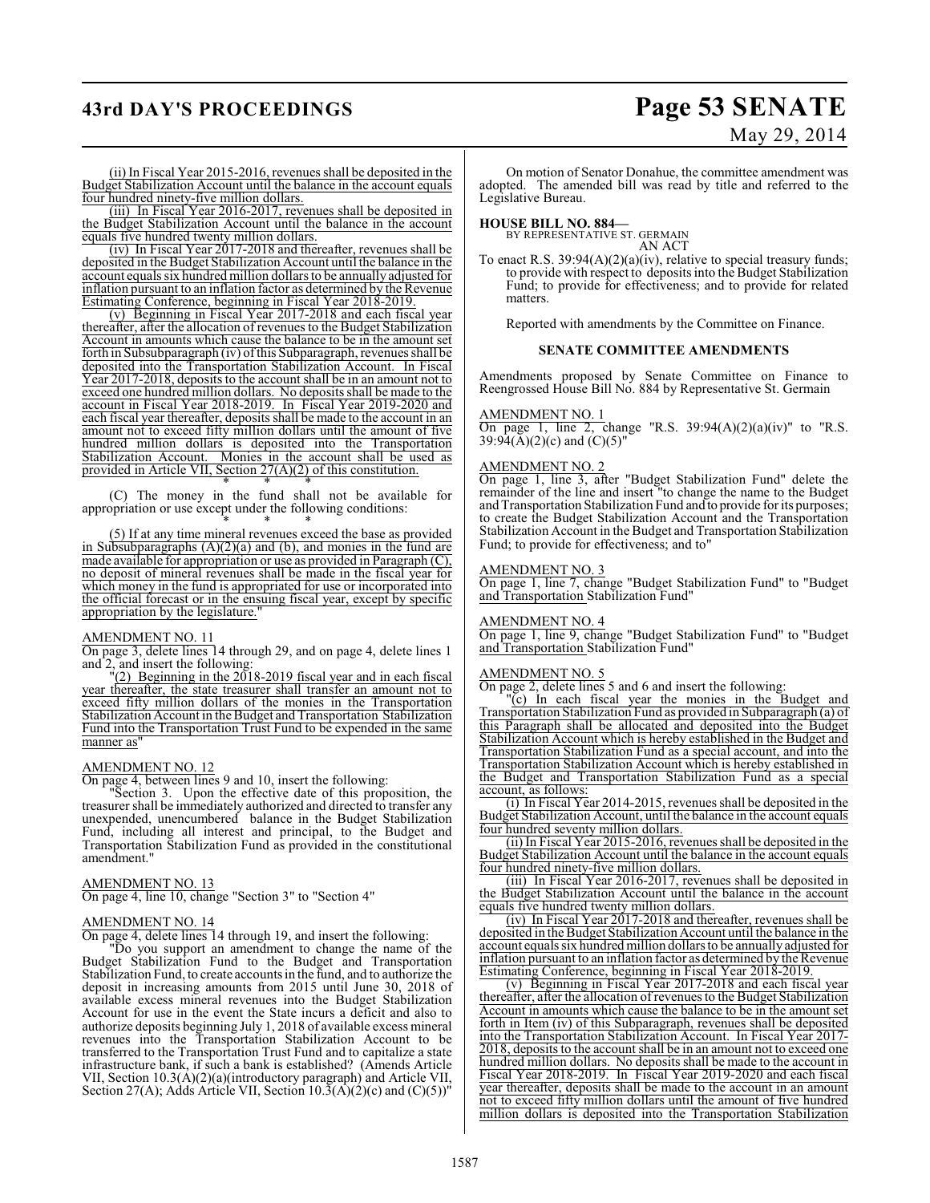(ii) In Fiscal Year 2015-2016, revenues shall be deposited in the Budget Stabilization Account until the balance in the account equals four hundred ninety-five million dollars.

(iii) In Fiscal Year 2016-2017, revenues shall be deposited in the Budget Stabilization Account until the balance in the account equals five hundred twenty million dollars.

(iv) In Fiscal Year 2017-2018 and thereafter, revenues shall be deposited in the Budget Stabilization Account until the balance in the account equals six hundred million dollars to be annually adjusted for inflation pursuant to an inflation factor as determined by the Revenue Estimating Conference, beginning in Fiscal Year 2018-2019.

(v) Beginning in Fiscal Year 2017-2018 and each fiscal year thereafter, after the allocation of revenues to the Budget Stabilization Account in amounts which cause the balance to be in the amount set forth in Subsubparagraph (iv) of this Subparagraph, revenues shall be deposited into the Transportation Stabilization Account. In Fiscal Year 2017-2018, deposits to the account shall be in an amount not to exceed one hundred million dollars. No deposits shall be made to the account in Fiscal Year 2018-2019. In Fiscal Year 2019-2020 and each fiscal year thereafter, deposits shall be made to the account in an amount not to exceed fifty million dollars until the amount of five hundred million dollars is deposited into the Transportation Stabilization Account. Monies in the account shall be used as provided in Article VII, Section 27(A)(2) of this constitution.

\* \* \*

(C) The money in the fund shall not be available for appropriation or use except under the following conditions:

\* \* \*

(5) If at any time mineral revenues exceed the base as provided in Subsubparagraphs (A)(2)(a) and (b), and monies in the fund are made available for appropriation or use as provided in Paragraph (C), no deposit of mineral revenues shall be made in the fiscal year for which money in the fund is appropriated for use or incorporated into the official forecast or in the ensuing fiscal year, except by specific appropriation by the legislature."

AMENDMENT NO. 11

On page 3, delete lines 14 through 29, and on page 4, delete lines 1 and 2, and insert the following:

"(2) Beginning in the 2018-2019 fiscal year and in each fiscal year thereafter, the state treasurer shall transfer an amount not to exceed fifty million dollars of the monies in the Transportation Stabilization Account in the Budget and Transportation Stabilization Fund into the Transportation Trust Fund to be expended in the same manner as"

AMENDMENT NO. 12

On page 4, between lines 9 and 10, insert the following:

"Section 3. Upon the effective date of this proposition, the treasurer shall be immediately authorized and directed to transfer any unexpended, unencumbered balance in the Budget Stabilization Fund, including all interest and principal, to the Budget and Transportation Stabilization Fund as provided in the constitutional amendment."

AMENDMENT NO. 13

On page 4, line 10, change "Section 3" to "Section 4"

AMENDMENT NO. 14

On page 4, delete lines 14 through 19, and insert the following:

"Do you support an amendment to change the name of the Budget Stabilization Fund to the Budget and Transportation Stabilization Fund, to create accounts in the fund, and to authorize the deposit in increasing amounts from 2015 until June 30, 2018 of available excess mineral revenues into the Budget Stabilization Account for use in the event the State incurs a deficit and also to authorize deposits beginning July 1, 2018 of available excess mineral revenues into the Transportation Stabilization Account to be transferred to the Transportation Trust Fund and to capitalize a state infrastructure bank, if such a bank is established? (Amends Article VII, Section 10.3(A)(2)(a)(introductory paragraph) and Article VII, Section 27(A); Adds Article VII, Section 10.3(A)(2)(c) and (C)(5))"

On motion of Senator Donahue, the committee amendment was adopted. The amended bill was read by title and referred to the Legislative Bureau.

**HOUSE BILL NO. 884—**
BY REPRESENTATIVE ST. GERMAIN
AN ACT

To enact R.S. 39:94(A)(2)(a)(iv), relative to special treasury funds; to provide with respect to deposits into the Budget Stabilization Fund; to provide for effectiveness; and to provide for related matters.

Reported with amendments by the Committee on Finance.

**SENATE COMMITTEE AMENDMENTS**

Amendments proposed by Senate Committee on Finance to Reengrossed House Bill No. 884 by Representative St. Germain

AMENDMENT NO. 1

On page 1, line 2, change "R.S. 39:94(A)(2)(a)(iv)" to "R.S. 39:94(A)(2)(c) and (C)(5)"

AMENDMENT NO. 2

On page 1, line 3, after "Budget Stabilization Fund" delete the remainder of the line and insert "to change the name to the Budget and Transportation Stabilization Fund and to provide for its purposes; to create the Budget Stabilization Account and the Transportation Stabilization Account in the Budget and Transportation Stabilization Fund; to provide for effectiveness; and to"

AMENDMENT NO. 3

On page 1, line 7, change "Budget Stabilization Fund" to "Budget and Transportation Stabilization Fund"

AMENDMENT NO. 4

On page 1, line 9, change "Budget Stabilization Fund" to "Budget and Transportation Stabilization Fund"

AMENDMENT NO. 5

On page 2, delete lines 5 and 6 and insert the following:

"(c) In each fiscal year the monies in the Budget and Transportation Stabilization Fund as provided in Subparagraph (a) of this Paragraph shall be allocated and deposited into the Budget Stabilization Account which is hereby established in the Budget and Transportation Stabilization Fund as a special account, and into the Transportation Stabilization Account which is hereby established in the Budget and Transportation Stabilization Fund as a special account, as follows:

(i) In Fiscal Year 2014-2015, revenues shall be deposited in the Budget Stabilization Account, until the balance in the account equals four hundred seventy million dollars.

(ii) In Fiscal Year 2015-2016, revenues shall be deposited in the Budget Stabilization Account until the balance in the account equals four hundred ninety-five million dollars.

(iii) In Fiscal Year 2016-2017, revenues shall be deposited in the Budget Stabilization Account until the balance in the account equals five hundred twenty million dollars.

(iv) In Fiscal Year 2017-2018 and thereafter, revenues shall be deposited in the Budget Stabilization Account until the balance in the account equals six hundred million dollars to be annually adjusted for inflation pursuant to an inflation factor as determined by the Revenue Estimating Conference, beginning in Fiscal Year 2018-2019.

(v) Beginning in Fiscal Year 2017-2018 and each fiscal year thereafter, after the allocation of revenues to the Budget Stabilization Account in amounts which cause the balance to be in the amount set forth in Item (iv) of this Subparagraph, revenues shall be deposited into the Transportation Stabilization Account. In Fiscal Year 2017-2018, deposits to the account shall be in an amount not to exceed one hundred million dollars. No deposits shall be made to the account in Fiscal Year 2018-2019. In Fiscal Year 2019-2020 and each fiscal year thereafter, deposits shall be made to the account in an amount not to exceed fifty million dollars until the amount of five hundred million dollars is deposited into the Transportation Stabilization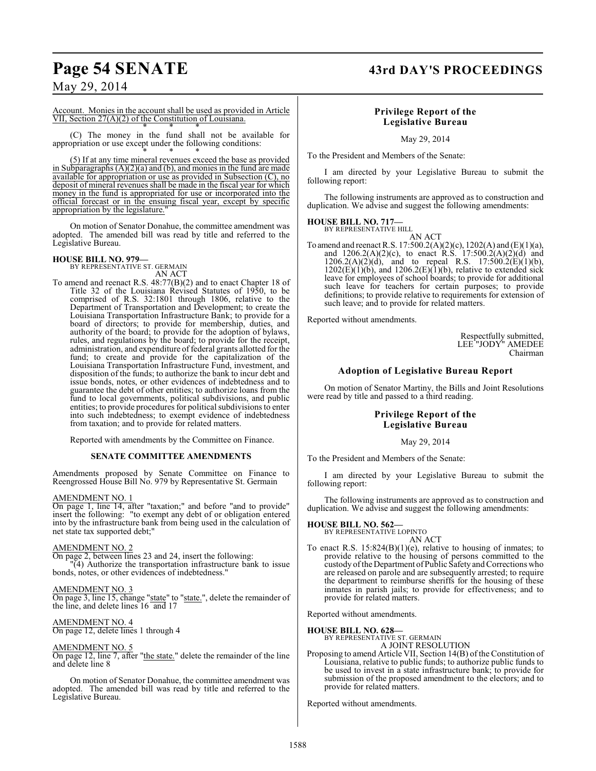Account. Monies in the account shall be used as provided in Article VII, Section 27(A)(2) of the Constitution of Louisiana.

\* \* \*

(C) The money in the fund shall not be available for appropriation or use except under the following conditions:

\* \* \*

(5) If at any time mineral revenues exceed the base as provided in Subparagraphs (A)(2)(a) and (b), and monies in the fund are made available for appropriation or use as provided in Subsection (C), no deposit of mineral revenues shall be made in the fiscal year for which money in the fund is appropriated for use or incorporated into the official forecast or in the ensuing fiscal year, except by specific appropriation by the legislature."

On motion of Senator Donahue, the committee amendment was adopted. The amended bill was read by title and referred to the Legislative Bureau.

**HOUSE BILL NO. 979—**
BY REPRESENTATIVE ST. GERMAIN
AN ACT

To amend and reenact R.S. 48:77(B)(2) and to enact Chapter 18 of Title 32 of the Louisiana Revised Statutes of 1950, to be comprised of R.S. 32:1801 through 1806, relative to the Department of Transportation and Development; to create the Louisiana Transportation Infrastructure Bank; to provide for a board of directors; to provide for membership, duties, and authority of the board; to provide for the adoption of bylaws, rules, and regulations by the board; to provide for the receipt, administration, and expenditure of federal grants allotted for the fund; to create and provide for the capitalization of the Louisiana Transportation Infrastructure Fund, investment, and disposition of the funds; to authorize the bank to incur debt and issue bonds, notes, or other evidences of indebtedness and to guarantee the debt of other entities; to authorize loans from the fund to local governments, political subdivisions, and public entities; to provide procedures for political subdivisions to enter into such indebtedness; to exempt evidence of indebtedness from taxation; and to provide for related matters.

Reported with amendments by the Committee on Finance.

**SENATE COMMITTEE AMENDMENTS**

Amendments proposed by Senate Committee on Finance to Reengrossed House Bill No. 979 by Representative St. Germain

AMENDMENT NO. 1
On page 1, line 14, after "taxation;" and before "and to provide" insert the following: "to exempt any debt of or obligation entered into by the infrastructure bank from being used in the calculation of net state tax supported debt;"

AMENDMENT NO. 2
On page 2, between lines 23 and 24, insert the following:
"(4) Authorize the transportation infrastructure bank to issue bonds, notes, or other evidences of indebtedness."

AMENDMENT NO. 3
On page 3, line 15, change "state" to "state.", delete the remainder of the line, and delete lines 16 and 17

AMENDMENT NO. 4
On page 12, delete lines 1 through 4

AMENDMENT NO. 5
On page 12, line 7, after "the state." delete the remainder of the line and delete line 8

On motion of Senator Donahue, the committee amendment was adopted. The amended bill was read by title and referred to the Legislative Bureau.

## Privilege Report of the Legislative Bureau

May 29, 2014

To the President and Members of the Senate:

I am directed by your Legislative Bureau to submit the following report:

The following instruments are approved as to construction and duplication. We advise and suggest the following amendments:

**HOUSE BILL NO. 717—**
BY REPRESENTATIVE HILL
AN ACT

To amend and reenact R.S. 17:500.2(A)(2)(c), 1202(A) and (E)(1)(a), and 1206.2(A)(2)(c), to enact R.S. 17:500.2(A)(2)(d) and 1206.2(A)(2)(d), and to repeal R.S. 17:500.2(E)(1)(b), 1202(E)(1)(b), and 1206.2(E)(1)(b), relative to extended sick leave for employees of school boards; to provide for additional such leave for teachers for certain purposes; to provide definitions; to provide relative to requirements for extension of such leave; and to provide for related matters.

Reported without amendments.

Respectfully submitted,
LEE "JODY" AMEDEE
Chairman

## Adoption of Legislative Bureau Report

On motion of Senator Martiny, the Bills and Joint Resolutions were read by title and passed to a third reading.

## Privilege Report of the Legislative Bureau

May 29, 2014

To the President and Members of the Senate:

I am directed by your Legislative Bureau to submit the following report:

The following instruments are approved as to construction and duplication. We advise and suggest the following amendments:

**HOUSE BILL NO. 562—**
BY REPRESENTATIVE LOPINTO
AN ACT

To enact R.S. 15:824(B)(1)(e), relative to housing of inmates; to provide relative to the housing of persons committed to the custody of the Department of Public Safety and Corrections who are released on parole and are subsequently arrested; to require the department to reimburse sheriffs for the housing of these inmates in parish jails; to provide for effectiveness; and to provide for related matters.

Reported without amendments.

**HOUSE BILL NO. 628—**
BY REPRESENTATIVE ST. GERMAIN
A JOINT RESOLUTION

Proposing to amend Article VII, Section 14(B) of the Constitution of Louisiana, relative to public funds; to authorize public funds to be used to invest in a state infrastructure bank; to provide for submission of the proposed amendment to the electors; and to provide for related matters.

Reported without amendments.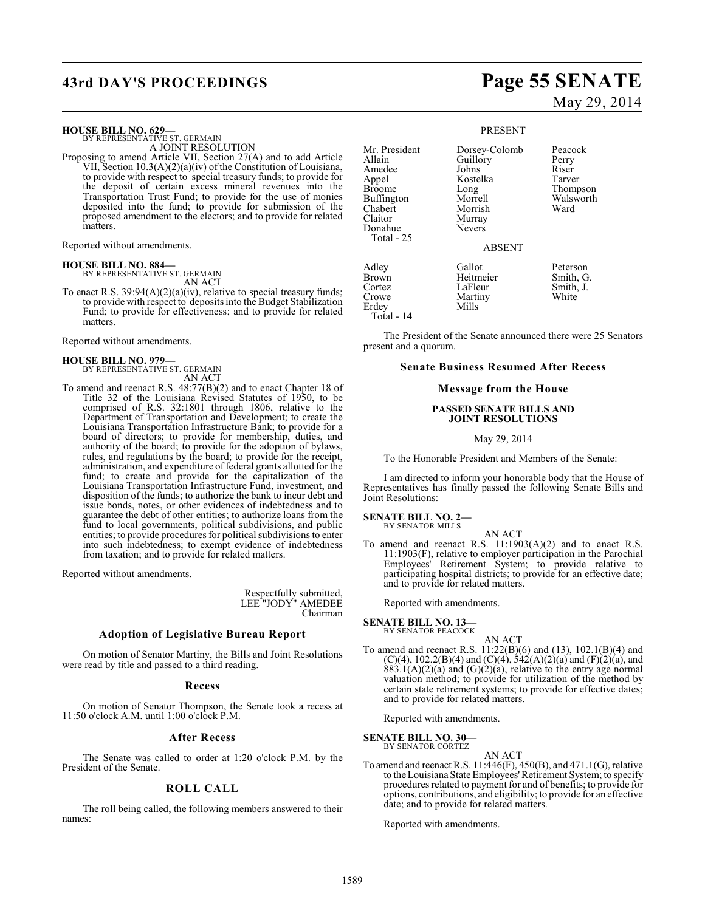**HOUSE BILL NO. 629—**
BY REPRESENTATIVE ST. GERMAIN

A JOINT RESOLUTION

Proposing to amend Article VII, Section 27(A) and to add Article VII, Section 10.3(A)(2)(a)(iv) of the Constitution of Louisiana, to provide with respect to special treasury funds; to provide for the deposit of certain excess mineral revenues into the Transportation Trust Fund; to provide for the use of monies deposited into the fund; to provide for submission of the proposed amendment to the electors; and to provide for related matters.

Reported without amendments.

**HOUSE BILL NO. 884—**
BY REPRESENTATIVE ST. GERMAIN

AN ACT

To enact R.S. 39:94(A)(2)(a)(iv), relative to special treasury funds; to provide with respect to deposits into the Budget Stabilization Fund; to provide for effectiveness; and to provide for related matters.

Reported without amendments.

**HOUSE BILL NO. 979—**
BY REPRESENTATIVE ST. GERMAIN

AN ACT

To amend and reenact R.S. 48:77(B)(2) and to enact Chapter 18 of Title 32 of the Louisiana Revised Statutes of 1950, to be comprised of R.S. 32:1801 through 1806, relative to the Department of Transportation and Development; to create the Louisiana Transportation Infrastructure Bank; to provide for a board of directors; to provide for membership, duties, and authority of the board; to provide for the adoption of bylaws, rules, and regulations by the board; to provide for the receipt, administration, and expenditure of federal grants allotted for the fund; to create and provide for the capitalization of the Louisiana Transportation Infrastructure Fund, investment, and disposition of the funds; to authorize the bank to incur debt and issue bonds, notes, or other evidences of indebtedness and to guarantee the debt of other entities; to authorize loans from the fund to local governments, political subdivisions, and public entities; to provide procedures for political subdivisions to enter into such indebtedness; to exempt evidence of indebtedness from taxation; and to provide for related matters.

Reported without amendments.

Respectfully submitted,
LEE "JODY" AMEDEE
Chairman

### Adoption of Legislative Bureau Report

On motion of Senator Martiny, the Bills and Joint Resolutions were read by title and passed to a third reading.

### Recess

On motion of Senator Thompson, the Senate took a recess at 11:50 o'clock A.M. until 1:00 o'clock P.M.

### After Recess

The Senate was called to order at 1:20 o'clock P.M. by the President of the Senate.

### ROLL CALL

The roll being called, the following members answered to their names:

PRESENT

| | | |
|---|---|---|
| Mr. President | Dorsey-Colomb | Peacock |
| Allain | Guillory | Perry |
| Amedee | Johns | Riser |
| Appel | Kostelka | Tarver |
| Broome | Long | Thompson |
| Buffington | Morrell | Walsworth |
| Chabert | Morrish | Ward |
| Claitor | Murray | |
| Donahue | Nevers | |
| Total - 25 | | |

ABSENT

| | | |
|---|---|---|
| Adley | Gallot | Peterson |
| Brown | Heitmeier | Smith, G. |
| Cortez | LaFleur | Smith, J. |
| Crowe | Martiny | White |
| Erdey | Mills | |
| Total - 14 | | |

The President of the Senate announced there were 25 Senators present and a quorum.

### Senate Business Resumed After Recess

### Message from the House

**PASSED SENATE BILLS AND JOINT RESOLUTIONS**

May 29, 2014

To the Honorable President and Members of the Senate:

I am directed to inform your honorable body that the House of Representatives has finally passed the following Senate Bills and Joint Resolutions:

**SENATE BILL NO. 2—**
BY SENATOR MILLS

AN ACT

To amend and reenact R.S. 11:1903(A)(2) and to enact R.S. 11:1903(F), relative to employer participation in the Parochial Employees' Retirement System; to provide relative to participating hospital districts; to provide for an effective date; and to provide for related matters.

Reported with amendments.

**SENATE BILL NO. 13—**
BY SENATOR PEACOCK

AN ACT

To amend and reenact R.S. 11:22(B)(6) and (13), 102.1(B)(4) and (C)(4), 102.2(B)(4) and (C)(4), 542(A)(2)(a) and (F)(2)(a), and 883.1(A)(2)(a) and (G)(2)(a), relative to the entry age normal valuation method; to provide for utilization of the method by certain state retirement systems; to provide for effective dates; and to provide for related matters.

Reported with amendments.

**SENATE BILL NO. 30—**
BY SENATOR CORTEZ

AN ACT

To amend and reenact R.S. 11:446(F), 450(B), and 471.1(G), relative to the Louisiana State Employees' Retirement System; to specify procedures related to payment for and of benefits; to provide for options, contributions, and eligibility; to provide for an effective date; and to provide for related matters.

Reported with amendments.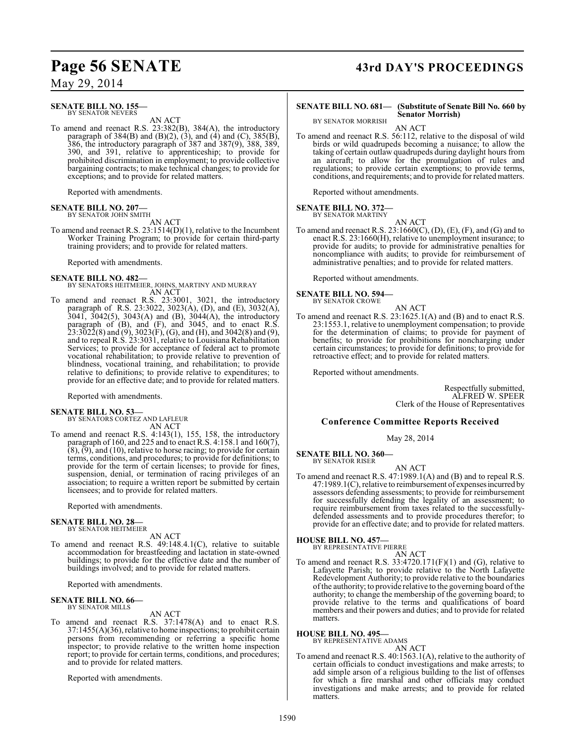**SENATE BILL NO. 155—**
BY SENATOR NEVERS

AN ACT

To amend and reenact R.S. 23:382(B), 384(A), the introductory paragraph of 384(B) and (B)(2), (3), and (4) and (C), 385(B), 386, the introductory paragraph of 387 and 387(9), 388, 389, 390, and 391, relative to apprenticeship; to provide for prohibited discrimination in employment; to provide collective bargaining contracts; to make technical changes; to provide for exceptions; and to provide for related matters.

Reported with amendments.

**SENATE BILL NO. 207—**
BY SENATOR JOHN SMITH

AN ACT

To amend and reenact R.S. 23:1514(D)(1), relative to the Incumbent Worker Training Program; to provide for certain third-party training providers; and to provide for related matters.

Reported with amendments.

**SENATE BILL NO. 482—**
BY SENATORS HEITMEIER, JOHNS, MARTINY AND MURRAY

AN ACT

To amend and reenact R.S. 23:3001, 3021, the introductory paragraph of R.S. 23:3022, 3023(A), (D), and (E), 3032(A), 3041, 3042(5), 3043(A) and (B), 3044(A), the introductory paragraph of (B), and (F), and 3045, and to enact R.S. 23:3022(8) and (9), 3023(F), (G), and (H), and 3042(8) and (9), and to repeal R.S. 23:3031, relative to Louisiana Rehabilitation Services; to provide for acceptance of federal act to promote vocational rehabilitation; to provide relative to prevention of blindness, vocational training, and rehabilitation; to provide relative to definitions; to provide relative to expenditures; to provide for an effective date; and to provide for related matters.

Reported with amendments.

**SENATE BILL NO. 53—**
BY SENATORS CORTEZ AND LAFLEUR

AN ACT

To amend and reenact R.S. 4:143(1), 155, 158, the introductory paragraph of 160, and 225 and to enact R.S. 4:158.1 and 160(7), (8), (9), and (10), relative to horse racing; to provide for certain terms, conditions, and procedures; to provide for definitions; to provide for the term of certain licenses; to provide for fines, suspension, denial, or termination of racing privileges of an association; to require a written report be submitted by certain licensees; and to provide for related matters.

Reported with amendments.

**SENATE BILL NO. 28—**
BY SENATOR HEITMEIER

AN ACT

To amend and reenact R.S. 49:148.4.1(C), relative to suitable accommodation for breastfeeding and lactation in state-owned buildings; to provide for the effective date and the number of buildings involved; and to provide for related matters.

Reported with amendments.

**SENATE BILL NO. 66—**
BY SENATOR MILLS

AN ACT

To amend and reenact R.S. 37:1478(A) and to enact R.S. 37:1455(A)(36), relative to home inspections; to prohibit certain persons from recommending or referring a specific home inspector; to provide relative to the written home inspection report; to provide for certain terms, conditions, and procedures; and to provide for related matters.

Reported with amendments.

**SENATE BILL NO. 681— (Substitute of Senate Bill No. 660 by Senator Morrish)**
BY SENATOR MORRISH

AN ACT

To amend and reenact R.S. 56:112, relative to the disposal of wild birds or wild quadrupeds becoming a nuisance; to allow the taking of certain outlaw quadrupeds during daylight hours from an aircraft; to allow for the promulgation of rules and regulations; to provide certain exemptions; to provide terms, conditions, and requirements; and to provide for related matters.

Reported without amendments.

**SENATE BILL NO. 372—**
BY SENATOR MARTINY

AN ACT

To amend and reenact R.S. 23:1660(C), (D), (E), (F), and (G) and to enact R.S. 23:1660(H), relative to unemployment insurance; to provide for audits; to provide for administrative penalties for noncompliance with audits; to provide for reimbursement of administrative penalties; and to provide for related matters.

Reported without amendments.

**SENATE BILL NO. 594—**
BY SENATOR CROWE

AN ACT

To amend and reenact R.S. 23:1625.1(A) and (B) and to enact R.S. 23:1553.1, relative to unemployment compensation; to provide for the determination of claims; to provide for payment of benefits; to provide for prohibitions for noncharging under certain circumstances; to provide for definitions; to provide for retroactive effect; and to provide for related matters.

Reported without amendments.

Respectfully submitted,
ALFRED W. SPEER
Clerk of the House of Representatives

## Conference Committee Reports Received

May 28, 2014

**SENATE BILL NO. 360—**
BY SENATOR RISER

AN ACT

To amend and reenact R.S. 47:1989.1(A) and (B) and to repeal R.S. 47:1989.1(C), relative to reimbursement of expenses incurred by assessors defending assessments; to provide for reimbursement for successfully defending the legality of an assessment; to require reimbursement from taxes related to the successfully-defended assessments and to provide procedures therefor; to provide for an effective date; and to provide for related matters.

**HOUSE BILL NO. 457—**
BY REPRESENTATIVE PIERRE

AN ACT

To amend and reenact R.S. 33:4720.171(F)(1) and (G), relative to Lafayette Parish; to provide relative to the North Lafayette Redevelopment Authority; to provide relative to the boundaries of the authority; to provide relative to the governing board of the authority; to change the membership of the governing board; to provide relative to the terms and qualifications of board members and their powers and duties; and to provide for related matters.

**HOUSE BILL NO. 495—**
BY REPRESENTATIVE ADAMS

AN ACT

To amend and reenact R.S. 40:1563.1(A), relative to the authority of certain officials to conduct investigations and make arrests; to add simple arson of a religious building to the list of offenses for which a fire marshal and other officials may conduct investigations and make arrests; and to provide for related matters.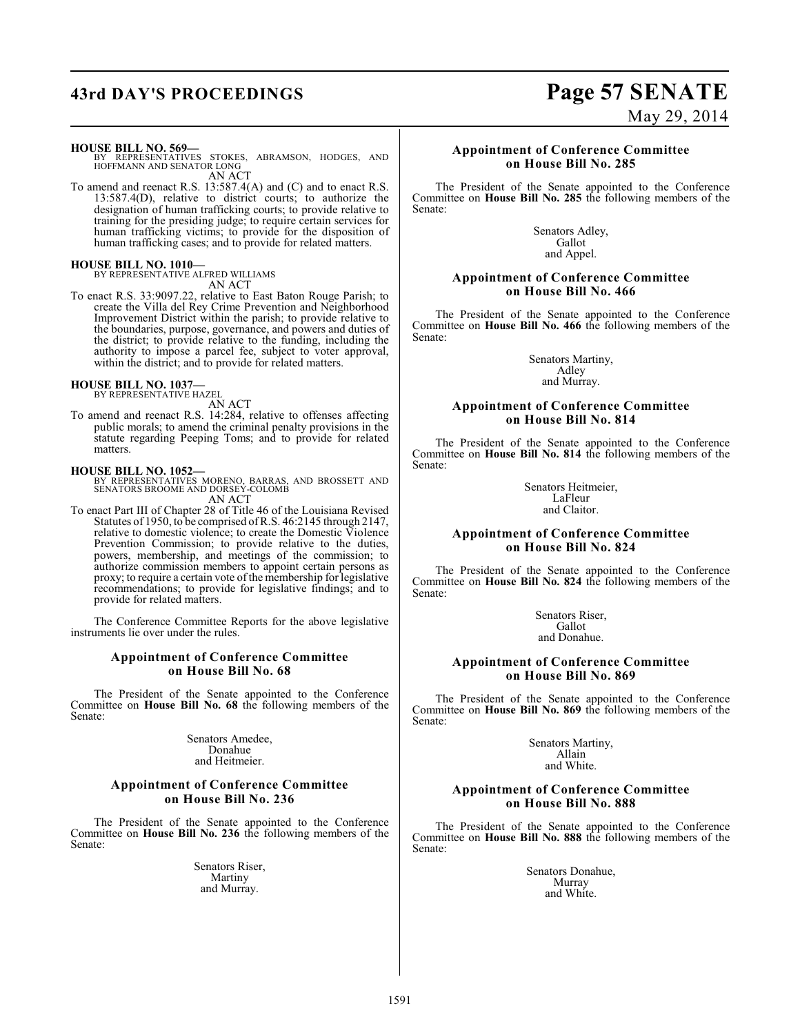**HOUSE BILL NO. 569—**
BY REPRESENTATIVES STOKES, ABRAMSON, HODGES, AND HOFFMANN AND SENATOR LONG
AN ACT

To amend and reenact R.S. 13:587.4(A) and (C) and to enact R.S. 13:587.4(D), relative to district courts; to authorize the designation of human trafficking courts; to provide relative to training for the presiding judge; to require certain services for human trafficking victims; to provide for the disposition of human trafficking cases; and to provide for related matters.

**HOUSE BILL NO. 1010—**
BY REPRESENTATIVE ALFRED WILLIAMS
AN ACT

To enact R.S. 33:9097.22, relative to East Baton Rouge Parish; to create the Villa del Rey Crime Prevention and Neighborhood Improvement District within the parish; to provide relative to the boundaries, purpose, governance, and powers and duties of the district; to provide relative to the funding, including the authority to impose a parcel fee, subject to voter approval, within the district; and to provide for related matters.

**HOUSE BILL NO. 1037—**
BY REPRESENTATIVE HAZEL
AN ACT

To amend and reenact R.S. 14:284, relative to offenses affecting public morals; to amend the criminal penalty provisions in the statute regarding Peeping Toms; and to provide for related matters.

**HOUSE BILL NO. 1052—**
BY REPRESENTATIVES MORENO, BARRAS, AND BROSSETT AND SENATORS BROOME AND DORSEY-COLOMB
AN ACT

To enact Part III of Chapter 28 of Title 46 of the Louisiana Revised Statutes of 1950, to be comprised of R.S. 46:2145 through 2147, relative to domestic violence; to create the Domestic Violence Prevention Commission; to provide relative to the duties, powers, membership, and meetings of the commission; to authorize commission members to appoint certain persons as proxy; to require a certain vote of the membership for legislative recommendations; to provide for legislative findings; and to provide for related matters.

The Conference Committee Reports for the above legislative instruments lie over under the rules.

### Appointment of Conference Committee on House Bill No. 68

The President of the Senate appointed to the Conference Committee on **House Bill No. 68** the following members of the Senate:

Senators Amedee,
Donahue
and Heitmeier.

### Appointment of Conference Committee on House Bill No. 236

The President of the Senate appointed to the Conference Committee on **House Bill No. 236** the following members of the Senate:

Senators Riser,
Martiny
and Murray.

### Appointment of Conference Committee on House Bill No. 285

The President of the Senate appointed to the Conference Committee on **House Bill No. 285** the following members of the Senate:

Senators Adley,
Gallot
and Appel.

### Appointment of Conference Committee on House Bill No. 466

The President of the Senate appointed to the Conference Committee on **House Bill No. 466** the following members of the Senate:

Senators Martiny,
Adley
and Murray.

### Appointment of Conference Committee on House Bill No. 814

The President of the Senate appointed to the Conference Committee on **House Bill No. 814** the following members of the Senate:

Senators Heitmeier,
LaFleur
and Claitor.

### Appointment of Conference Committee on House Bill No. 824

The President of the Senate appointed to the Conference Committee on **House Bill No. 824** the following members of the Senate:

Senators Riser,
Gallot
and Donahue.

### Appointment of Conference Committee on House Bill No. 869

The President of the Senate appointed to the Conference Committee on **House Bill No. 869** the following members of the Senate:

Senators Martiny,
Allain
and White.

### Appointment of Conference Committee on House Bill No. 888

The President of the Senate appointed to the Conference Committee on **House Bill No. 888** the following members of the Senate:

Senators Donahue,
Murray
and White.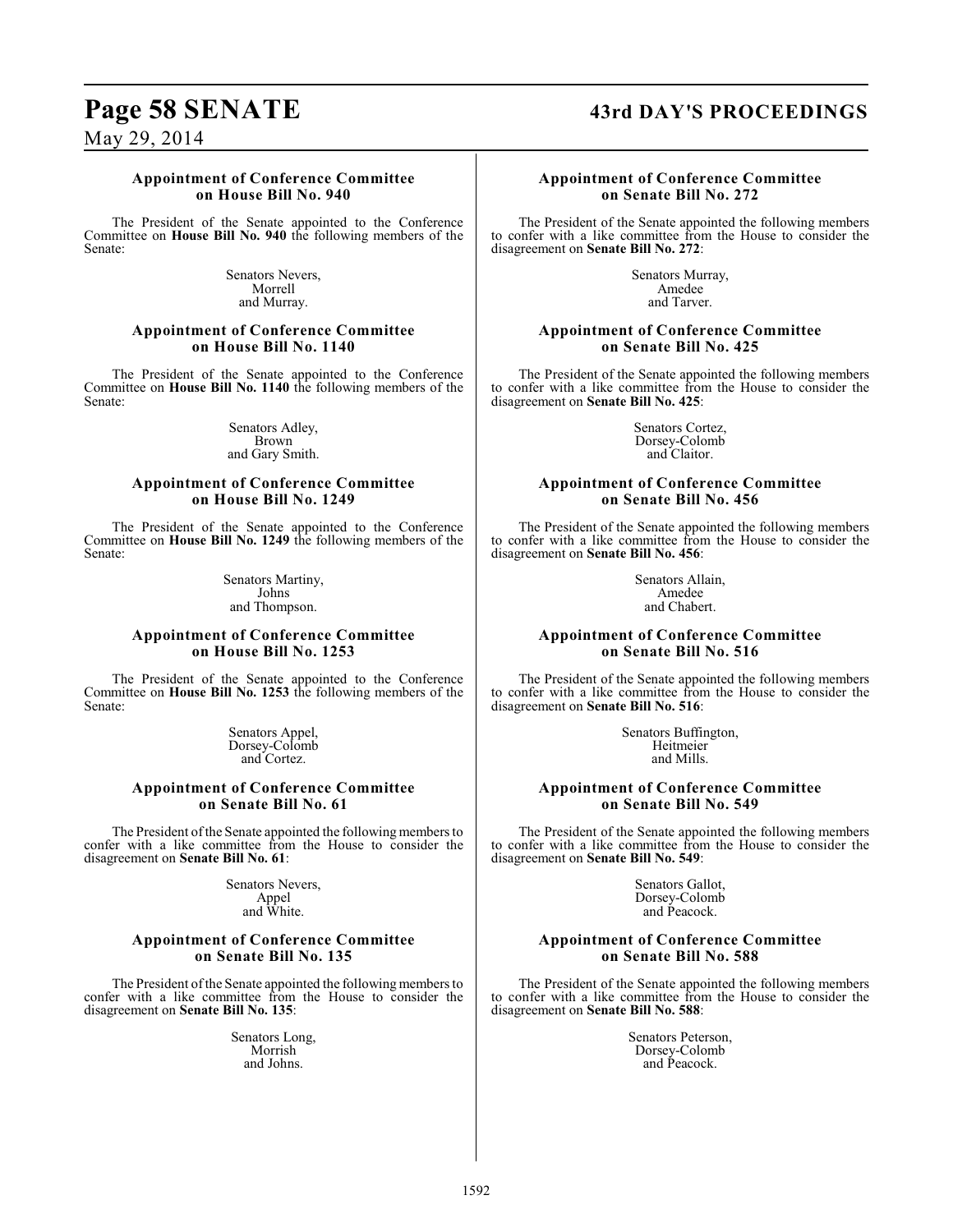### Appointment of Conference Committee on House Bill No. 940

The President of the Senate appointed to the Conference Committee on **House Bill No. 940** the following members of the Senate:

Senators Nevers,
Morrell
and Murray.

### Appointment of Conference Committee on House Bill No. 1140

The President of the Senate appointed to the Conference Committee on **House Bill No. 1140** the following members of the Senate:

Senators Adley,
Brown
and Gary Smith.

### Appointment of Conference Committee on House Bill No. 1249

The President of the Senate appointed to the Conference Committee on **House Bill No. 1249** the following members of the Senate:

Senators Martiny,
Johns
and Thompson.

### Appointment of Conference Committee on House Bill No. 1253

The President of the Senate appointed to the Conference Committee on **House Bill No. 1253** the following members of the Senate:

Senators Appel,
Dorsey-Colomb
and Cortez.

### Appointment of Conference Committee on Senate Bill No. 61

The President of the Senate appointed the following members to confer with a like committee from the House to consider the disagreement on **Senate Bill No. 61**:

Senators Nevers,
Appel
and White.

### Appointment of Conference Committee on Senate Bill No. 135

The President of the Senate appointed the following members to confer with a like committee from the House to consider the disagreement on **Senate Bill No. 135**:

Senators Long,
Morrish
and Johns.

### Appointment of Conference Committee on Senate Bill No. 272

The President of the Senate appointed the following members to confer with a like committee from the House to consider the disagreement on **Senate Bill No. 272**:

Senators Murray,
Amedee
and Tarver.

### Appointment of Conference Committee on Senate Bill No. 425

The President of the Senate appointed the following members to confer with a like committee from the House to consider the disagreement on **Senate Bill No. 425**:

Senators Cortez,
Dorsey-Colomb
and Claitor.

### Appointment of Conference Committee on Senate Bill No. 456

The President of the Senate appointed the following members to confer with a like committee from the House to consider the disagreement on **Senate Bill No. 456**:

Senators Allain,
Amedee
and Chabert.

### Appointment of Conference Committee on Senate Bill No. 516

The President of the Senate appointed the following members to confer with a like committee from the House to consider the disagreement on **Senate Bill No. 516**:

Senators Buffington,
Heitmeier
and Mills.

### Appointment of Conference Committee on Senate Bill No. 549

The President of the Senate appointed the following members to confer with a like committee from the House to consider the disagreement on **Senate Bill No. 549**:

Senators Gallot,
Dorsey-Colomb
and Peacock.

### Appointment of Conference Committee on Senate Bill No. 588

The President of the Senate appointed the following members to confer with a like committee from the House to consider the disagreement on **Senate Bill No. 588**:

Senators Peterson,
Dorsey-Colomb
and Peacock.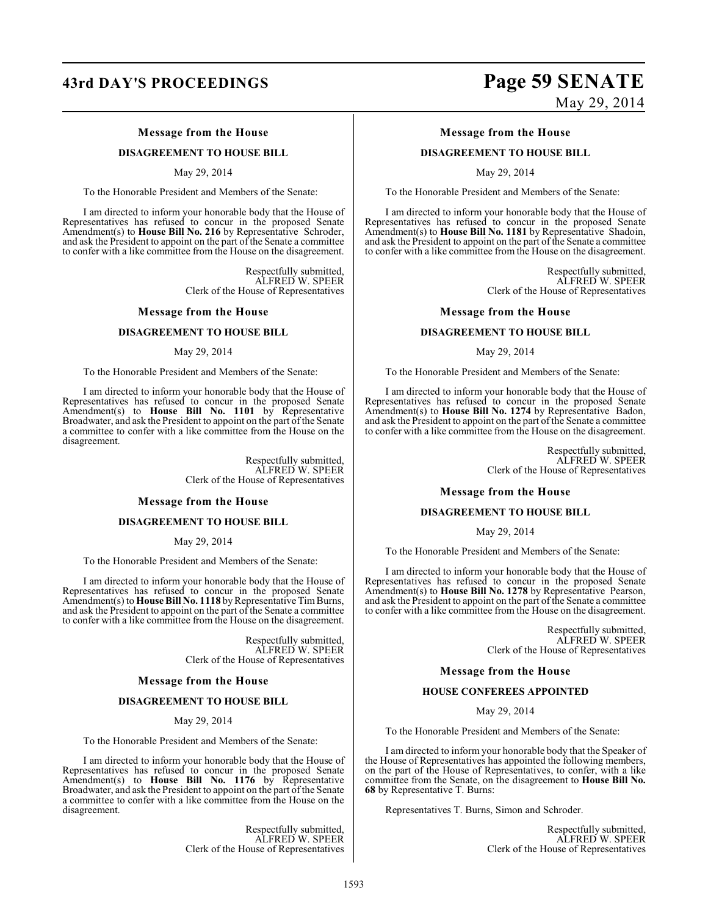### Message from the House

#### DISAGREEMENT TO HOUSE BILL

May 29, 2014

To the Honorable President and Members of the Senate:

I am directed to inform your honorable body that the House of Representatives has refused to concur in the proposed Senate Amendment(s) to **House Bill No. 216** by Representative Schroder, and ask the President to appoint on the part of the Senate a committee to confer with a like committee from the House on the disagreement.

Respectfully submitted,
ALFRED W. SPEER
Clerk of the House of Representatives

### Message from the House

#### DISAGREEMENT TO HOUSE BILL

May 29, 2014

To the Honorable President and Members of the Senate:

I am directed to inform your honorable body that the House of Representatives has refused to concur in the proposed Senate Amendment(s) to **House Bill No. 1101** by Representative Broadwater, and ask the President to appoint on the part of the Senate a committee to confer with a like committee from the House on the disagreement.

Respectfully submitted,
ALFRED W. SPEER
Clerk of the House of Representatives

### Message from the House

#### DISAGREEMENT TO HOUSE BILL

May 29, 2014

To the Honorable President and Members of the Senate:

I am directed to inform your honorable body that the House of Representatives has refused to concur in the proposed Senate Amendment(s) to **House Bill No. 1118** by Representative Tim Burns, and ask the President to appoint on the part of the Senate a committee to confer with a like committee from the House on the disagreement.

Respectfully submitted,
ALFRED W. SPEER
Clerk of the House of Representatives

### Message from the House

#### DISAGREEMENT TO HOUSE BILL

May 29, 2014

To the Honorable President and Members of the Senate:

I am directed to inform your honorable body that the House of Representatives has refused to concur in the proposed Senate Amendment(s) to **House Bill No. 1176** by Representative Broadwater, and ask the President to appoint on the part of the Senate a committee to confer with a like committee from the House on the disagreement.

Respectfully submitted,
ALFRED W. SPEER
Clerk of the House of Representatives

### Message from the House

#### DISAGREEMENT TO HOUSE BILL

May 29, 2014

To the Honorable President and Members of the Senate:

I am directed to inform your honorable body that the House of Representatives has refused to concur in the proposed Senate Amendment(s) to **House Bill No. 1181** by Representative Shadoin, and ask the President to appoint on the part of the Senate a committee to confer with a like committee from the House on the disagreement.

Respectfully submitted,
ALFRED W. SPEER
Clerk of the House of Representatives

### Message from the House

#### DISAGREEMENT TO HOUSE BILL

May 29, 2014

To the Honorable President and Members of the Senate:

I am directed to inform your honorable body that the House of Representatives has refused to concur in the proposed Senate Amendment(s) to **House Bill No. 1274** by Representative Badon, and ask the President to appoint on the part of the Senate a committee to confer with a like committee from the House on the disagreement.

Respectfully submitted,
ALFRED W. SPEER
Clerk of the House of Representatives

### Message from the House

#### DISAGREEMENT TO HOUSE BILL

May 29, 2014

To the Honorable President and Members of the Senate:

I am directed to inform your honorable body that the House of Representatives has refused to concur in the proposed Senate Amendment(s) to **House Bill No. 1278** by Representative Pearson, and ask the President to appoint on the part of the Senate a committee to confer with a like committee from the House on the disagreement.

Respectfully submitted,
ALFRED W. SPEER
Clerk of the House of Representatives

### Message from the House

#### HOUSE CONFEREES APPOINTED

May 29, 2014

To the Honorable President and Members of the Senate:

I am directed to inform your honorable body that the Speaker of the House of Representatives has appointed the following members, on the part of the House of Representatives, to confer, with a like committee from the Senate, on the disagreement to **House Bill No. 68** by Representative T. Burns:

Representatives T. Burns, Simon and Schroder.

Respectfully submitted,
ALFRED W. SPEER
Clerk of the House of Representatives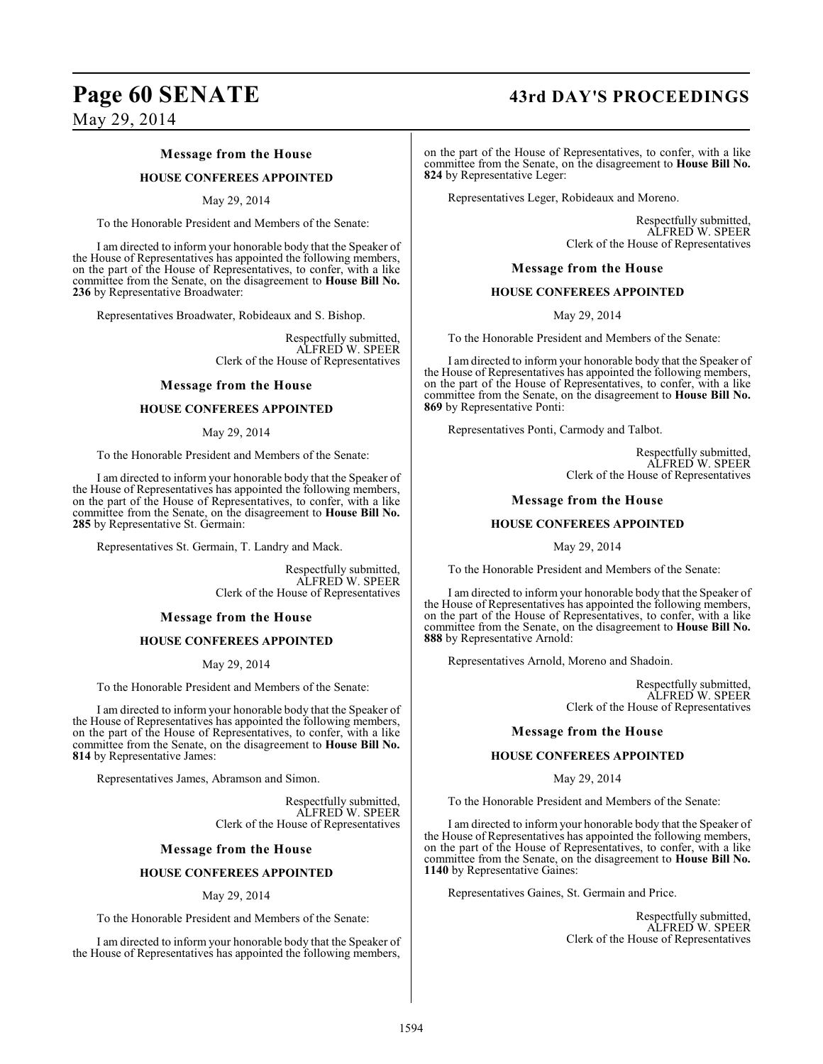### Message from the House

#### HOUSE CONFEREES APPOINTED

May 29, 2014

To the Honorable President and Members of the Senate:

I am directed to inform your honorable body that the Speaker of the House of Representatives has appointed the following members, on the part of the House of Representatives, to confer, with a like committee from the Senate, on the disagreement to **House Bill No. 236** by Representative Broadwater:

Representatives Broadwater, Robideaux and S. Bishop.

Respectfully submitted,
ALFRED W. SPEER
Clerk of the House of Representatives

### Message from the House

#### HOUSE CONFEREES APPOINTED

May 29, 2014

To the Honorable President and Members of the Senate:

I am directed to inform your honorable body that the Speaker of the House of Representatives has appointed the following members, on the part of the House of Representatives, to confer, with a like committee from the Senate, on the disagreement to **House Bill No. 285** by Representative St. Germain:

Representatives St. Germain, T. Landry and Mack.

Respectfully submitted,
ALFRED W. SPEER
Clerk of the House of Representatives

### Message from the House

#### HOUSE CONFEREES APPOINTED

May 29, 2014

To the Honorable President and Members of the Senate:

I am directed to inform your honorable body that the Speaker of the House of Representatives has appointed the following members, on the part of the House of Representatives, to confer, with a like committee from the Senate, on the disagreement to **House Bill No. 814** by Representative James:

Representatives James, Abramson and Simon.

Respectfully submitted,
ALFRED W. SPEER
Clerk of the House of Representatives

### Message from the House

#### HOUSE CONFEREES APPOINTED

May 29, 2014

To the Honorable President and Members of the Senate:

I am directed to inform your honorable body that the Speaker of the House of Representatives has appointed the following members, on the part of the House of Representatives, to confer, with a like committee from the Senate, on the disagreement to **House Bill No. 824** by Representative Leger:

Representatives Leger, Robideaux and Moreno.

Respectfully submitted,
ALFRED W. SPEER
Clerk of the House of Representatives

### Message from the House

#### HOUSE CONFEREES APPOINTED

May 29, 2014

To the Honorable President and Members of the Senate:

I am directed to inform your honorable body that the Speaker of the House of Representatives has appointed the following members, on the part of the House of Representatives, to confer, with a like committee from the Senate, on the disagreement to **House Bill No. 869** by Representative Ponti:

Representatives Ponti, Carmody and Talbot.

Respectfully submitted,
ALFRED W. SPEER
Clerk of the House of Representatives

### Message from the House

#### HOUSE CONFEREES APPOINTED

May 29, 2014

To the Honorable President and Members of the Senate:

I am directed to inform your honorable body that the Speaker of the House of Representatives has appointed the following members, on the part of the House of Representatives, to confer, with a like committee from the Senate, on the disagreement to **House Bill No. 888** by Representative Arnold:

Representatives Arnold, Moreno and Shadoin.

Respectfully submitted,
ALFRED W. SPEER
Clerk of the House of Representatives

### Message from the House

#### HOUSE CONFEREES APPOINTED

May 29, 2014

To the Honorable President and Members of the Senate:

I am directed to inform your honorable body that the Speaker of the House of Representatives has appointed the following members, on the part of the House of Representatives, to confer, with a like committee from the Senate, on the disagreement to **House Bill No. 1140** by Representative Gaines:

Representatives Gaines, St. Germain and Price.

Respectfully submitted,
ALFRED W. SPEER
Clerk of the House of Representatives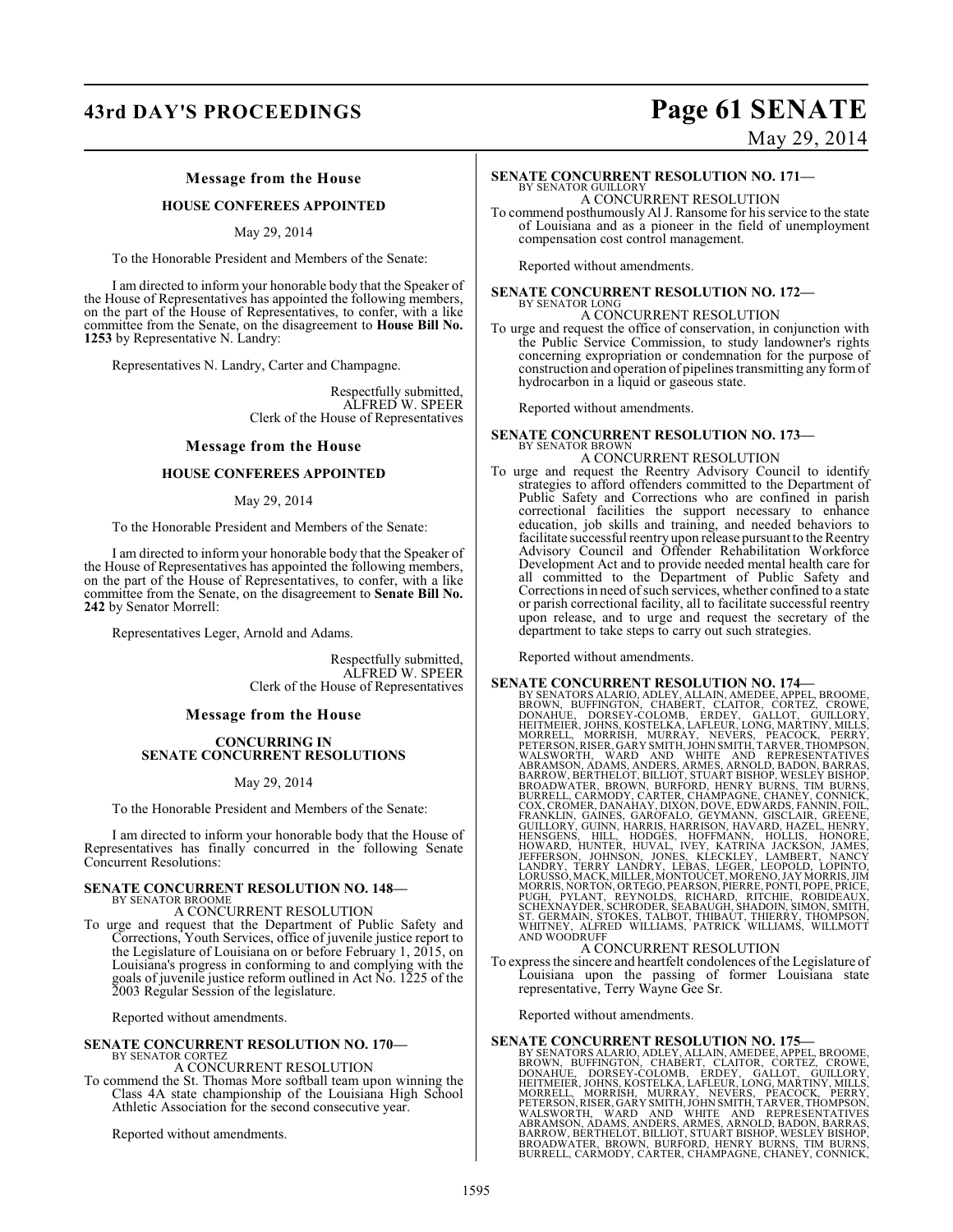## Message from the House

### HOUSE CONFEREES APPOINTED

May 29, 2014

To the Honorable President and Members of the Senate:

I am directed to inform your honorable body that the Speaker of the House of Representatives has appointed the following members, on the part of the House of Representatives, to confer, with a like committee from the Senate, on the disagreement to **House Bill No. 1253** by Representative N. Landry:

Representatives N. Landry, Carter and Champagne.

Respectfully submitted,
ALFRED W. SPEER
Clerk of the House of Representatives

## Message from the House

### HOUSE CONFEREES APPOINTED

May 29, 2014

To the Honorable President and Members of the Senate:

I am directed to inform your honorable body that the Speaker of the House of Representatives has appointed the following members, on the part of the House of Representatives, to confer, with a like committee from the Senate, on the disagreement to **Senate Bill No. 242** by Senator Morrell:

Representatives Leger, Arnold and Adams.

Respectfully submitted,
ALFRED W. SPEER
Clerk of the House of Representatives

## Message from the House

### CONCURRING IN SENATE CONCURRENT RESOLUTIONS

May 29, 2014

To the Honorable President and Members of the Senate:

I am directed to inform your honorable body that the House of Representatives has finally concurred in the following Senate Concurrent Resolutions:

**SENATE CONCURRENT RESOLUTION NO. 148—**
BY SENATOR BROOME
A CONCURRENT RESOLUTION

To urge and request that the Department of Public Safety and Corrections, Youth Services, office of juvenile justice report to the Legislature of Louisiana on or before February 1, 2015, on Louisiana's progress in conforming to and complying with the goals of juvenile justice reform outlined in Act No. 1225 of the 2003 Regular Session of the legislature.

Reported without amendments.

**SENATE CONCURRENT RESOLUTION NO. 170—**
BY SENATOR CORTEZ
A CONCURRENT RESOLUTION

To commend the St. Thomas More softball team upon winning the Class 4A state championship of the Louisiana High School Athletic Association for the second consecutive year.

Reported without amendments.

**SENATE CONCURRENT RESOLUTION NO. 171—**
BY SENATOR GUILLORY
A CONCURRENT RESOLUTION

To commend posthumously Al J. Ransome for his service to the state of Louisiana and as a pioneer in the field of unemployment compensation cost control management.

Reported without amendments.

**SENATE CONCURRENT RESOLUTION NO. 172—**
BY SENATOR LONG
A CONCURRENT RESOLUTION

To urge and request the office of conservation, in conjunction with the Public Service Commission, to study landowner's rights concerning expropriation or condemnation for the purpose of construction and operation of pipelines transmitting any form of hydrocarbon in a liquid or gaseous state.

Reported without amendments.

**SENATE CONCURRENT RESOLUTION NO. 173—**
BY SENATOR BROWN
A CONCURRENT RESOLUTION

To urge and request the Reentry Advisory Council to identify strategies to afford offenders committed to the Department of Public Safety and Corrections who are confined in parish correctional facilities the support necessary to enhance education, job skills and training, and needed behaviors to facilitate successful reentry upon release pursuant to the Reentry Advisory Council and Offender Rehabilitation Workforce Development Act and to provide needed mental health care for all committed to the Department of Public Safety and Corrections in need of such services, whether confined to a state or parish correctional facility, all to facilitate successful reentry upon release, and to urge and request the secretary of the department to take steps to carry out such strategies.

Reported without amendments.

**SENATE CONCURRENT RESOLUTION NO. 174—**
BY SENATORS ALARIO, ADLEY, ALLAIN, AMEDEE, APPEL, BROOME, BROWN, BUFFINGTON, CHABERT, CLAITOR, CORTEZ, CROWE, DONAHUE, DORSEY-COLOMB, ERDEY, GALLOT, GUILLORY, HEITMEIER, JOHNS, KOSTELKA, LAFLEUR, LONG, MARTINY, MILLS, MORRELL, MORRISH, MURRAY, NEVERS, PEACOCK, PERRY, PETERSON, RISER, GARY SMITH, JOHN SMITH, TARVER, THOMPSON, WALSWORTH, WARD AND WHITE AND REPRESENTATIVES ABRAMSON, ADAMS, ANDERS, ARMES, ARNOLD, BADON, BARRAS, BARROW, BERTHELOT, BILLIOT, STUART BISHOP, WESLEY BISHOP, BROADWATER, BROWN, BURFORD, HENRY BURNS, TIM BURNS, BURRELL, CARMODY, CARTER, CHAMPAGNE, CHANEY, CONNICK, COX, CROMER, DANAHAY, DIXON, DOVE, EDWARDS, FANNIN, FOIL, FRANKLIN, GAINES, GAROFALO, GEYMANN, GISCLAIR, GREENE, GUILLORY, GUINN, HARRIS, HARRISON, HAVARD, HAZEL, HENRY, HENSGENS, HILL, HODGES, HOFFMANN, HOLLIS, HONORE, HOWARD, HUNTER, HUVAL, IVEY, KATRINA JACKSON, JAMES, JEFFERSON, JOHNSON, JONES, KLECKLEY, LAMBERT, NANCY LANDRY, TERRY LANDRY, LEBAS, LEGER, LEOPOLD, LOPINTO, LORUSSO, MACK, MILLER, MONTOUCET, MORENO, JAY MORRIS, JIM MORRIS, NORTON, ORTEGO, PEARSON, PIERRE, PONTI, POPE, PRICE, PUGH, PYLANT, REYNOLDS, RICHARD, RITCHIE, ROBIDEAUX, SCHEXNAYDER, SCHRODER, SEABAUGH, SHADOIN, SIMON, SMITH, ST. GERMAIN, STOKES, TALBOT, THIBAUT, THIERRY, THOMPSON, WHITNEY, ALFRED WILLIAMS, PATRICK WILLIAMS, WILLMOTT AND WOODRUFF
A CONCURRENT RESOLUTION

To express the sincere and heartfelt condolences of the Legislature of Louisiana upon the passing of former Louisiana state representative, Terry Wayne Gee Sr.

Reported without amendments.

**SENATE CONCURRENT RESOLUTION NO. 175—**
BY SENATORS ALARIO, ADLEY, ALLAIN, AMEDEE, APPEL, BROOME, BROWN, BUFFINGTON, CHABERT, CLAITOR, CORTEZ, CROWE, DONAHUE, DORSEY-COLOMB, ERDEY, GALLOT, GUILLORY, HEITMEIER, JOHNS, KOSTELKA, LAFLEUR, LONG, MARTINY, MILLS, MORRELL, MORRISH, MURRAY, NEVERS, PEACOCK, PERRY, PETERSON, RISER, GARY SMITH, JOHN SMITH, TARVER, THOMPSON, WALSWORTH, WARD AND WHITE AND REPRESENTATIVES ABRAMSON, ADAMS, ANDERS, ARMES, ARNOLD, BADON, BARRAS, BARROW, BERTHELOT, BILLIOT, STUART BISHOP, WESLEY BISHOP, BROADWATER, BROWN, BURFORD, HENRY BURNS, TIM BURNS, BURRELL, CARMODY, CARTER, CHAMPAGNE, CHANEY, CONNICK,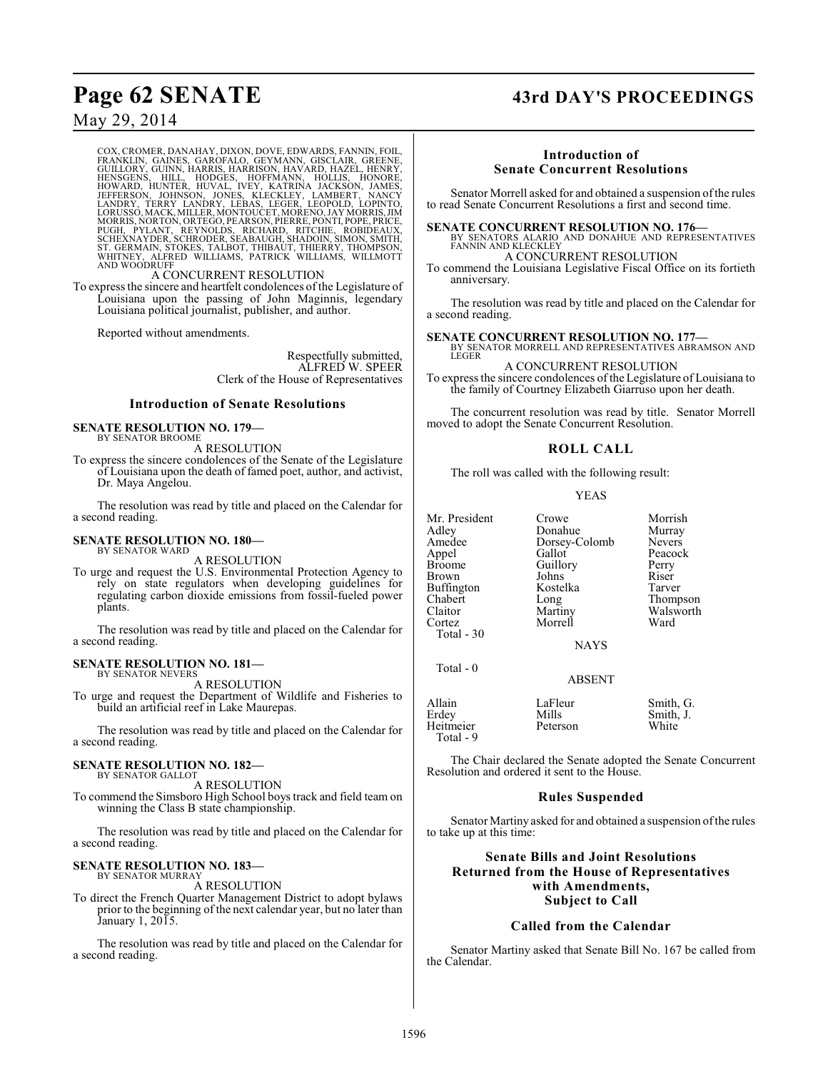COX, CROMER, DANAHAY, DIXON, DOVE, EDWARDS, FANNIN, FOIL, FRANKLIN, GAINES, GAROFALO, GEYMANN, GISCLAIR, GREENE, GUILLORY, GUINN, HARRIS, HARRISON, HAVARD, HAZEL, HENRY, HENSGENS, HILL, HODGES, HOFFMANN, HOLLIS, HONORE, HOWARD, HUNTER, HUVAL, IVEY, KATRINA JACKSON, JAMES, JEFFERSON, JOHNSON, JONES, KLECKLEY, LAMBERT, NANCY LANDRY, TERRY LANDRY, LEBAS, LEGER, LEOPOLD, LOPINTO, LORUSSO, MACK, MILLER, MONTOUCET, MORENO, JAY MORRIS, JIM MORRIS, NORTON, ORTEGO, PEARSON, PIERRE, PONTI, POPE, PRICE, PUGH, PYLANT, REYNOLDS, RICHARD, RITCHIE, ROBIDEAUX, SCHEXNAYDER, SCHRODER, SEABAUGH, SHADOIN, SIMON, SMITH, ST. GERMAIN, STOKES, TALBOT, THIBAUT, THIERRY, THOMPSON, WHITNEY, ALFRED WILLIAMS, PATRICK WILLIAMS, WILLMOTT AND WOODRUFF

A CONCURRENT RESOLUTION

To express the sincere and heartfelt condolences of the Legislature of Louisiana upon the passing of John Maginnis, legendary Louisiana political journalist, publisher, and author.

Reported without amendments.

Respectfully submitted,
ALFRED W. SPEER
Clerk of the House of Representatives

## Introduction of Senate Resolutions

**SENATE RESOLUTION NO. 179—**
BY SENATOR BROOME
A RESOLUTION

To express the sincere condolences of the Senate of the Legislature of Louisiana upon the death of famed poet, author, and activist, Dr. Maya Angelou.

The resolution was read by title and placed on the Calendar for a second reading.

**SENATE RESOLUTION NO. 180—**
BY SENATOR WARD
A RESOLUTION

To urge and request the U.S. Environmental Protection Agency to rely on state regulators when developing guidelines for regulating carbon dioxide emissions from fossil-fueled power plants.

The resolution was read by title and placed on the Calendar for a second reading.

**SENATE RESOLUTION NO. 181—**
BY SENATOR NEVERS
A RESOLUTION

To urge and request the Department of Wildlife and Fisheries to build an artificial reef in Lake Maurepas.

The resolution was read by title and placed on the Calendar for a second reading.

**SENATE RESOLUTION NO. 182—**
BY SENATOR GALLOT
A RESOLUTION

To commend the Simsboro High School boys track and field team on winning the Class B state championship.

The resolution was read by title and placed on the Calendar for a second reading.

**SENATE RESOLUTION NO. 183—**
BY SENATOR MURRAY
A RESOLUTION

To direct the French Quarter Management District to adopt bylaws prior to the beginning of the next calendar year, but no later than January 1, 2015.

The resolution was read by title and placed on the Calendar for a second reading.

## Introduction of Senate Concurrent Resolutions

Senator Morrell asked for and obtained a suspension of the rules to read Senate Concurrent Resolutions a first and second time.

**SENATE CONCURRENT RESOLUTION NO. 176—**
BY SENATORS ALARIO AND DONAHUE AND REPRESENTATIVES FANNIN AND KLECKLEY
A CONCURRENT RESOLUTION

To commend the Louisiana Legislative Fiscal Office on its fortieth anniversary.

The resolution was read by title and placed on the Calendar for a second reading.

**SENATE CONCURRENT RESOLUTION NO. 177—**
BY SENATOR MORRELL AND REPRESENTATIVES ABRAMSON AND LEGER
A CONCURRENT RESOLUTION

To express the sincere condolences of the Legislature of Louisiana to the family of Courtney Elizabeth Giarrusso upon her death.

The concurrent resolution was read by title. Senator Morrell moved to adopt the Senate Concurrent Resolution.

## ROLL CALL

The roll was called with the following result:

YEAS

| | | |
|---|---|---|
| Mr. President | Crowe | Morrish |
| Adley | Donahue | Murray |
| Amedee | Dorsey-Colomb | Nevers |
| Appel | Gallot | Peacock |
| Broome | Guillory | Perry |
| Brown | Johns | Riser |
| Buffington | Kostelka | Tarver |
| Chabert | Long | Thompson |
| Claitor | Martiny | Walsworth |
| Cortez | Morrell | Ward |

Total - 30

NAYS

Total - 0

ABSENT

| | | |
|---|---|---|
| Allain | LaFleur | Smith, G. |
| Erdey | Mills | Smith, J. |
| Heitmeier | Peterson | White |

Total - 9

The Chair declared the Senate adopted the Senate Concurrent Resolution and ordered it sent to the House.

## Rules Suspended

Senator Martiny asked for and obtained a suspension of the rules to take up at this time:

## Senate Bills and Joint Resolutions Returned from the House of Representatives with Amendments, Subject to Call

## Called from the Calendar

Senator Martiny asked that Senate Bill No. 167 be called from the Calendar.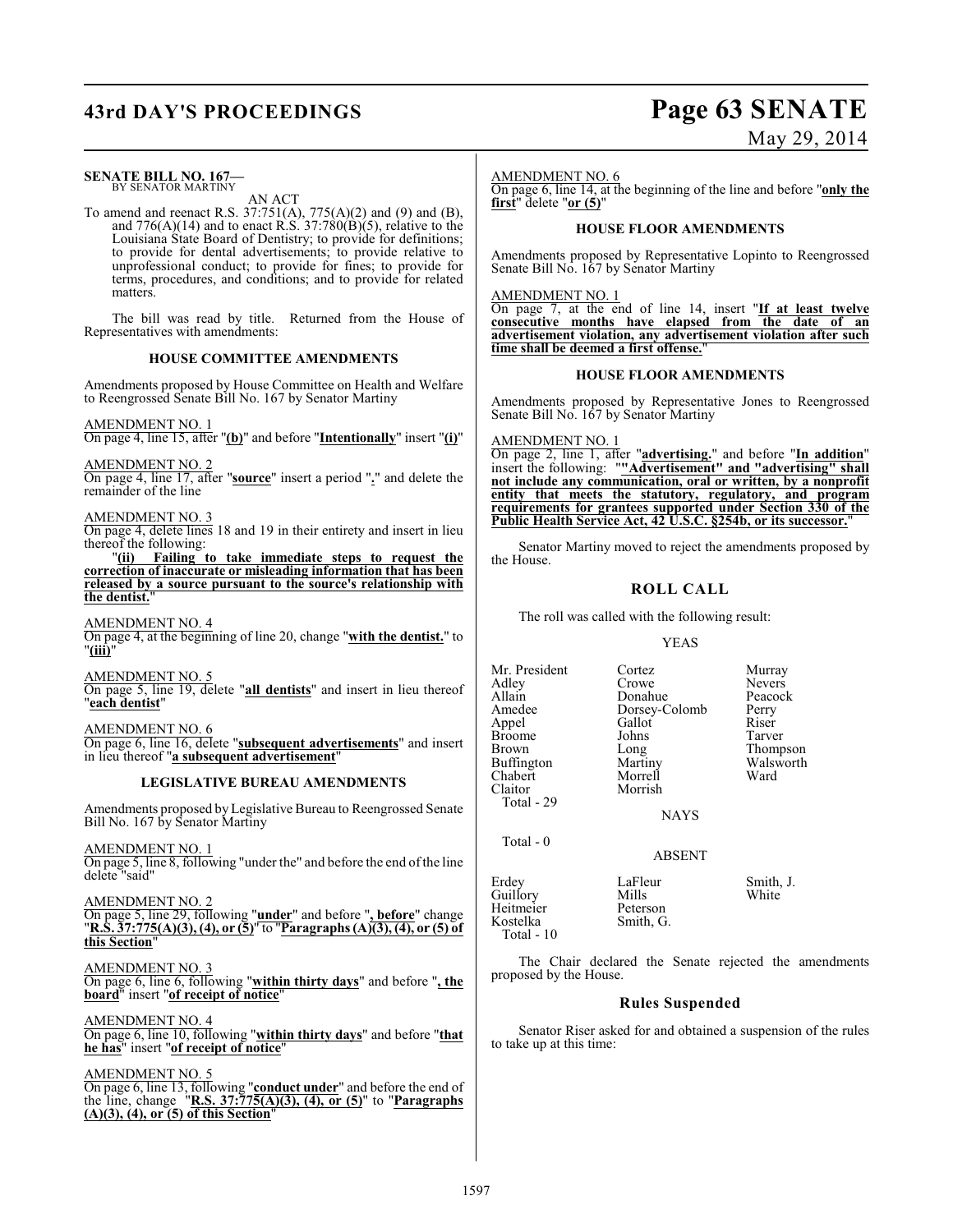**SENATE BILL NO. 167—**
BY SENATOR MARTINY

AN ACT

To amend and reenact R.S. 37:751(A), 775(A)(2) and (9) and (B), and 776(A)(14) and to enact R.S. 37:780(B)(5), relative to the Louisiana State Board of Dentistry; to provide for definitions; to provide for dental advertisements; to provide relative to unprofessional conduct; to provide for fines; to provide for terms, procedures, and conditions; and to provide for related matters.

The bill was read by title. Returned from the House of Representatives with amendments:

### HOUSE COMMITTEE AMENDMENTS

Amendments proposed by House Committee on Health and Welfare to Reengrossed Senate Bill No. 167 by Senator Martiny

AMENDMENT NO. 1
On page 4, line 15, after "**(b)**" and before "**Intentionally**" insert "**(i)**"

AMENDMENT NO. 2
On page 4, line 17, after "**source**" insert a period "**.**" and delete the remainder of the line

AMENDMENT NO. 3
On page 4, delete lines 18 and 19 in their entirety and insert in lieu thereof the following:

"**(ii) Failing to take immediate steps to request the correction of inaccurate or misleading information that has been released by a source pursuant to the source's relationship with the dentist.**"

AMENDMENT NO. 4
On page 4, at the beginning of line 20, change "**with the dentist.**" to "**(iii)**"

AMENDMENT NO. 5
On page 5, line 19, delete "**all dentists**" and insert in lieu thereof "**each dentist**"

AMENDMENT NO. 6
On page 6, line 16, delete "**subsequent advertisements**" and insert in lieu thereof "**a subsequent advertisement**"

### LEGISLATIVE BUREAU AMENDMENTS

Amendments proposed by Legislative Bureau to Reengrossed Senate Bill No. 167 by Senator Martiny

AMENDMENT NO. 1
On page 5, line 8, following "under the" and before the end of the line delete "said"

AMENDMENT NO. 2
On page 5, line 29, following "**under**" and before "**, before**" change "**R.S. 37:775(A)(3), (4), or (5)**" to "**Paragraphs (A)(3), (4), or (5) of this Section**"

AMENDMENT NO. 3
On page 6, line 6, following "**within thirty days**" and before "**, the board**" insert "**of receipt of notice**"

AMENDMENT NO. 4
On page 6, line 10, following "**within thirty days**" and before "**that he has**" insert "**of receipt of notice**"

AMENDMENT NO. 5
On page 6, line 13, following "**conduct under**" and before the end of the line, change "**R.S. 37:775(A)(3), (4), or (5)**" to "**Paragraphs (A)(3), (4), or (5) of this Section**"

AMENDMENT NO. 6
On page 6, line 14, at the beginning of the line and before "**only the first**" delete "**or (5)**"

### HOUSE FLOOR AMENDMENTS

Amendments proposed by Representative Lopinto to Reengrossed Senate Bill No. 167 by Senator Martiny

AMENDMENT NO. 1
On page 7, at the end of line 14, insert "**If at least twelve consecutive months have elapsed from the date of an advertisement violation, any advertisement violation after such time shall be deemed a first offense.**"

### HOUSE FLOOR AMENDMENTS

Amendments proposed by Representative Jones to Reengrossed Senate Bill No. 167 by Senator Martiny

AMENDMENT NO. 1
On page 2, line 1, after "**advertising.**" and before "**In addition**" insert the following: ""**Advertisement" and "advertising" shall not include any communication, oral or written, by a nonprofit entity that meets the statutory, regulatory, and program requirements for grantees supported under Section 330 of the Public Health Service Act, 42 U.S.C. §254b, or its successor.**"

Senator Martiny moved to reject the amendments proposed by the House.

## ROLL CALL

The roll was called with the following result:

YEAS

| | | |
|---|---|---|
| Mr. President | Cortez | Murray |
| Adley | Crowe | Nevers |
| Allain | Donahue | Peacock |
| Amedee | Dorsey-Colomb | Perry |
| Appel | Gallot | Riser |
| Broome | Johns | Tarver |
| Brown | Long | Thompson |
| Buffington | Martiny | Walsworth |
| Chabert | Morrell | Ward |
| Claitor | Morrish | |

Total - 29

NAYS

Total - 0

ABSENT

| | | |
|---|---|---|
| Erdey | LaFleur | Smith, J. |
| Guillory | Mills | White |
| Heitmeier | Peterson | |
| Kostelka | Smith, G. | |

Total - 10

The Chair declared the Senate rejected the amendments proposed by the House.

## Rules Suspended

Senator Riser asked for and obtained a suspension of the rules to take up at this time: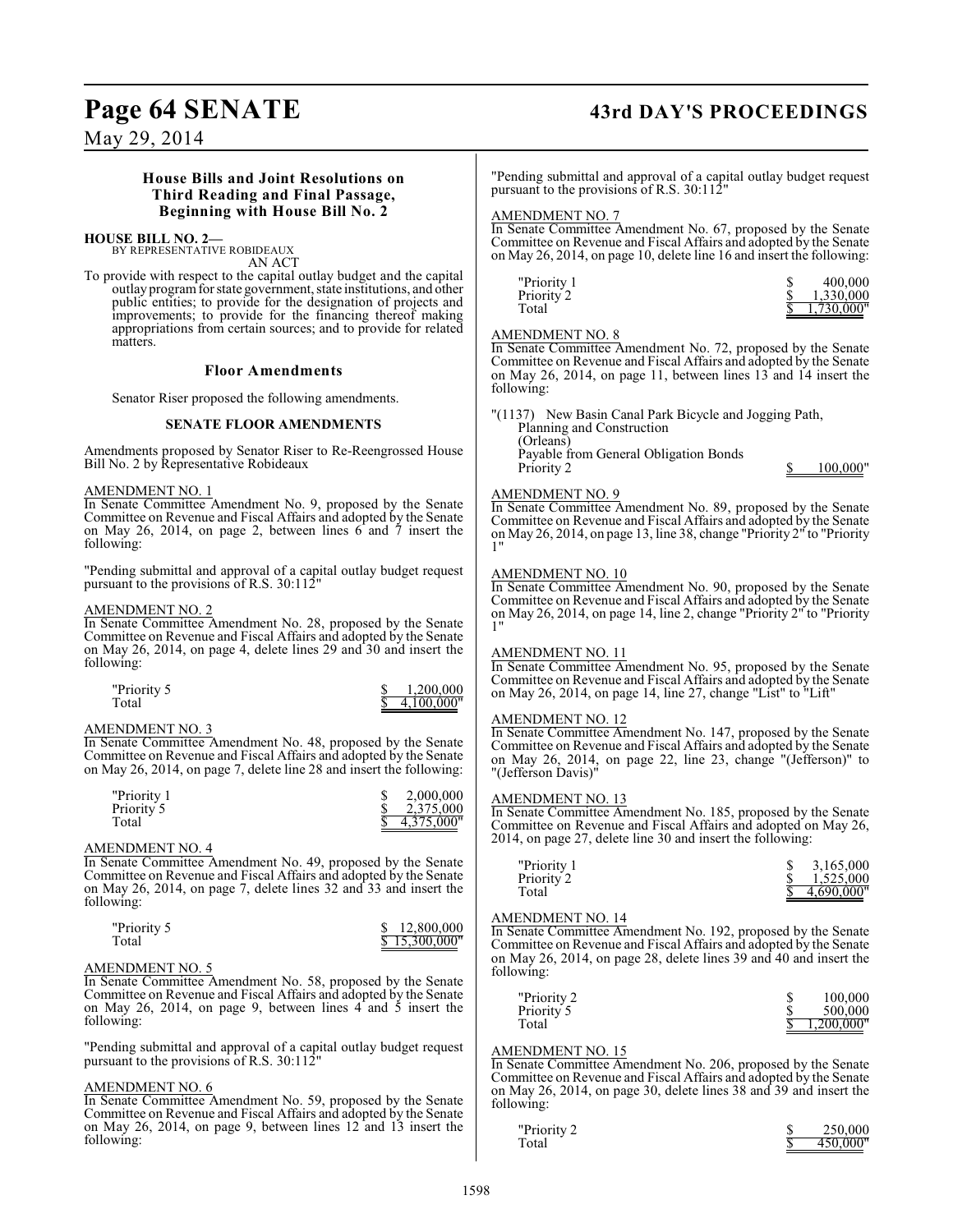## House Bills and Joint Resolutions on Third Reading and Final Passage, Beginning with House Bill No. 2

**HOUSE BILL NO. 2—**
BY REPRESENTATIVE ROBIDEAUX

AN ACT

To provide with respect to the capital outlay budget and the capital outlay program for state government, state institutions, and other public entities; to provide for the designation of projects and improvements; to provide for the financing thereof making appropriations from certain sources; and to provide for related matters.

### Floor Amendments

Senator Riser proposed the following amendments.

#### SENATE FLOOR AMENDMENTS

Amendments proposed by Senator Riser to Re-Reengrossed House Bill No. 2 by Representative Robideaux

AMENDMENT NO. 1
In Senate Committee Amendment No. 9, proposed by the Senate Committee on Revenue and Fiscal Affairs and adopted by the Senate on May 26, 2014, on page 2, between lines 6 and 7 insert the following:

"Pending submittal and approval of a capital outlay budget request pursuant to the provisions of R.S. 30:112"

AMENDMENT NO. 2
In Senate Committee Amendment No. 28, proposed by the Senate Committee on Revenue and Fiscal Affairs and adopted by the Senate on May 26, 2014, on page 4, delete lines 29 and 30 and insert the following:

| | |
|---|---|
| "Priority 5 | $ 1,200,000 |
| Total | $ 4,100,000" |

AMENDMENT NO. 3
In Senate Committee Amendment No. 48, proposed by the Senate Committee on Revenue and Fiscal Affairs and adopted by the Senate on May 26, 2014, on page 7, delete line 28 and insert the following:

| | |
|---|---|
| "Priority 1 | $ 2,000,000 |
| Priority 5 | $ 2,375,000 |
| Total | $ 4,375,000" |

AMENDMENT NO. 4
In Senate Committee Amendment No. 49, proposed by the Senate Committee on Revenue and Fiscal Affairs and adopted by the Senate on May 26, 2014, on page 7, delete lines 32 and 33 and insert the following:

| | |
|---|---|
| "Priority 5 | $ 12,800,000 |
| Total | $ 15,300,000" |

AMENDMENT NO. 5
In Senate Committee Amendment No. 58, proposed by the Senate Committee on Revenue and Fiscal Affairs and adopted by the Senate on May 26, 2014, on page 9, between lines 4 and 5 insert the following:

"Pending submittal and approval of a capital outlay budget request pursuant to the provisions of R.S. 30:112"

AMENDMENT NO. 6
In Senate Committee Amendment No. 59, proposed by the Senate Committee on Revenue and Fiscal Affairs and adopted by the Senate on May 26, 2014, on page 9, between lines 12 and 13 insert the following:

"Pending submittal and approval of a capital outlay budget request pursuant to the provisions of R.S. 30:112"

AMENDMENT NO. 7
In Senate Committee Amendment No. 67, proposed by the Senate Committee on Revenue and Fiscal Affairs and adopted by the Senate on May 26, 2014, on page 10, delete line 16 and insert the following:

| | |
|---|---|
| "Priority 1 | $ 400,000 |
| Priority 2 | $ 1,330,000 |
| Total | $ 1,730,000" |

AMENDMENT NO. 8
In Senate Committee Amendment No. 72, proposed by the Senate Committee on Revenue and Fiscal Affairs and adopted by the Senate on May 26, 2014, on page 11, between lines 13 and 14 insert the following:

"(1137) New Basin Canal Park Bicycle and Jogging Path,
Planning and Construction
(Orleans)
Payable from General Obligation Bonds
Priority 2 $ 100,000"

AMENDMENT NO. 9
In Senate Committee Amendment No. 89, proposed by the Senate Committee on Revenue and Fiscal Affairs and adopted by the Senate on May 26, 2014, on page 13, line 38, change "Priority 2" to "Priority 1"

AMENDMENT NO. 10
In Senate Committee Amendment No. 90, proposed by the Senate Committee on Revenue and Fiscal Affairs and adopted by the Senate on May 26, 2014, on page 14, line 2, change "Priority 2" to "Priority 1"

AMENDMENT NO. 11
In Senate Committee Amendment No. 95, proposed by the Senate Committee on Revenue and Fiscal Affairs and adopted by the Senate on May 26, 2014, on page 14, line 27, change "List" to "Lift"

AMENDMENT NO. 12
In Senate Committee Amendment No. 147, proposed by the Senate Committee on Revenue and Fiscal Affairs and adopted by the Senate on May 26, 2014, on page 22, line 23, change "(Jefferson)" to "(Jefferson Davis)"

AMENDMENT NO. 13
In Senate Committee Amendment No. 185, proposed by the Senate Committee on Revenue and Fiscal Affairs and adopted on May 26, 2014, on page 27, delete line 30 and insert the following:

| | |
|---|---|
| "Priority 1 | $ 3,165,000 |
| Priority 2 | $ 1,525,000 |
| Total | $ 4,690,000" |

AMENDMENT NO. 14
In Senate Committee Amendment No. 192, proposed by the Senate Committee on Revenue and Fiscal Affairs and adopted by the Senate on May 26, 2014, on page 28, delete lines 39 and 40 and insert the following:

| | |
|---|---|
| "Priority 2 | $ 100,000 |
| Priority 5 | $ 500,000 |
| Total | $ 1,200,000" |

AMENDMENT NO. 15
In Senate Committee Amendment No. 206, proposed by the Senate Committee on Revenue and Fiscal Affairs and adopted by the Senate on May 26, 2014, on page 30, delete lines 38 and 39 and insert the following:

| | |
|---|---|
| "Priority 2 | $ 250,000 |
| Total | $ 450,000" |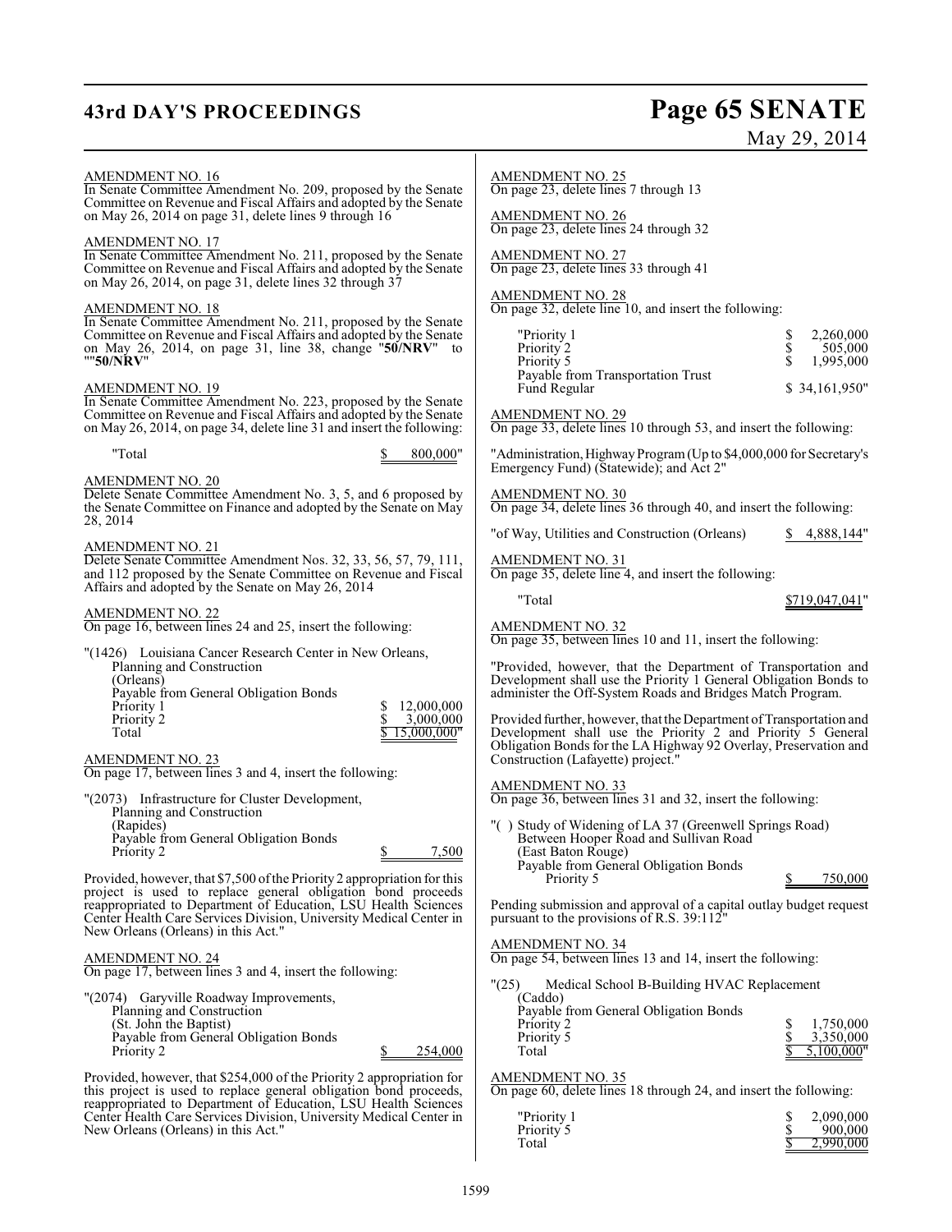AMENDMENT NO. 16
In Senate Committee Amendment No. 209, proposed by the Senate Committee on Revenue and Fiscal Affairs and adopted by the Senate on May 26, 2014 on page 31, delete lines 9 through 16

AMENDMENT NO. 17
In Senate Committee Amendment No. 211, proposed by the Senate Committee on Revenue and Fiscal Affairs and adopted by the Senate on May 26, 2014, on page 31, delete lines 32 through 37

AMENDMENT NO. 18
In Senate Committee Amendment No. 211, proposed by the Senate Committee on Revenue and Fiscal Affairs and adopted by the Senate on May 26, 2014, on page 31, line 38, change "**50/NRV**" to ""**50/NRV**"

AMENDMENT NO. 19
In Senate Committee Amendment No. 223, proposed by the Senate Committee on Revenue and Fiscal Affairs and adopted by the Senate on May 26, 2014, on page 34, delete line 31 and insert the following:

"Total $ 800,000"

AMENDMENT NO. 20
Delete Senate Committee Amendment No. 3, 5, and 6 proposed by the Senate Committee on Finance and adopted by the Senate on May 28, 2014

AMENDMENT NO. 21
Delete Senate Committee Amendment Nos. 32, 33, 56, 57, 79, 111, and 112 proposed by the Senate Committee on Revenue and Fiscal Affairs and adopted by the Senate on May 26, 2014

AMENDMENT NO. 22
On page 16, between lines 24 and 25, insert the following:

"(1426) Louisiana Cancer Research Center in New Orleans,
Planning and Construction
(Orleans)
Payable from General Obligation Bonds
Priority 1 $ 12,000,000
Priority 2 $ 3,000,000
Total $ 15,000,000"

AMENDMENT NO. 23
On page 17, between lines 3 and 4, insert the following:

"(2073) Infrastructure for Cluster Development,
Planning and Construction
(Rapides)
Payable from General Obligation Bonds
Priority 2 $ 7,500

Provided, however, that $7,500 of the Priority 2 appropriation for this project is used to replace general obligation bond proceeds reappropriated to Department of Education, LSU Health Sciences Center Health Care Services Division, University Medical Center in New Orleans (Orleans) in this Act."

AMENDMENT NO. 24
On page 17, between lines 3 and 4, insert the following:

"(2074) Garyville Roadway Improvements,
Planning and Construction
(St. John the Baptist)
Payable from General Obligation Bonds
Priority 2 $ 254,000

Provided, however, that $254,000 of the Priority 2 appropriation for this project is used to replace general obligation bond proceeds, reappropriated to Department of Education, LSU Health Sciences Center Health Care Services Division, University Medical Center in New Orleans (Orleans) in this Act."

AMENDMENT NO. 25
On page 23, delete lines 7 through 13

AMENDMENT NO. 26
On page 23, delete lines 24 through 32

AMENDMENT NO. 27
On page 23, delete lines 33 through 41

AMENDMENT NO. 28
On page 32, delete line 10, and insert the following:

"Priority 1 $ 2,260,000
Priority 2 $ 505,000
Priority 5 $ 1,995,000
Payable from Transportation Trust
Fund Regular $ 34,161,950"

AMENDMENT NO. 29
On page 33, delete lines 10 through 53, and insert the following:

"Administration, Highway Program (Up to $4,000,000 for Secretary's Emergency Fund) (Statewide); and Act 2"

AMENDMENT NO. 30
On page 34, delete lines 36 through 40, and insert the following:

"of Way, Utilities and Construction (Orleans) $ 4,888,144"

AMENDMENT NO. 31
On page 35, delete line 4, and insert the following:

"Total $719,047,041"

AMENDMENT NO. 32
On page 35, between lines 10 and 11, insert the following:

"Provided, however, that the Department of Transportation and Development shall use the Priority 1 General Obligation Bonds to administer the Off-System Roads and Bridges Match Program.

Provided further, however, that the Department of Transportation and Development shall use the Priority 2 and Priority 5 General Obligation Bonds for the LA Highway 92 Overlay, Preservation and Construction (Lafayette) project."

AMENDMENT NO. 33
On page 36, between lines 31 and 32, insert the following:

"( ) Study of Widening of LA 37 (Greenwell Springs Road)
Between Hooper Road and Sullivan Road
(East Baton Rouge)
Payable from General Obligation Bonds
Priority 5 $ 750,000

Pending submission and approval of a capital outlay budget request pursuant to the provisions of R.S. 39:112"

AMENDMENT NO. 34
On page 54, between lines 13 and 14, insert the following:

"(25) Medical School B-Building HVAC Replacement
(Caddo)
Payable from General Obligation Bonds
Priority 2 $ 1,750,000
Priority 5 $ 3,350,000
Total $ 5,100,000"

AMENDMENT NO. 35
On page 60, delete lines 18 through 24, and insert the following:

"Priority 1 $ 2,090,000
Priority 5 $ 900,000
Total $ 2,990,000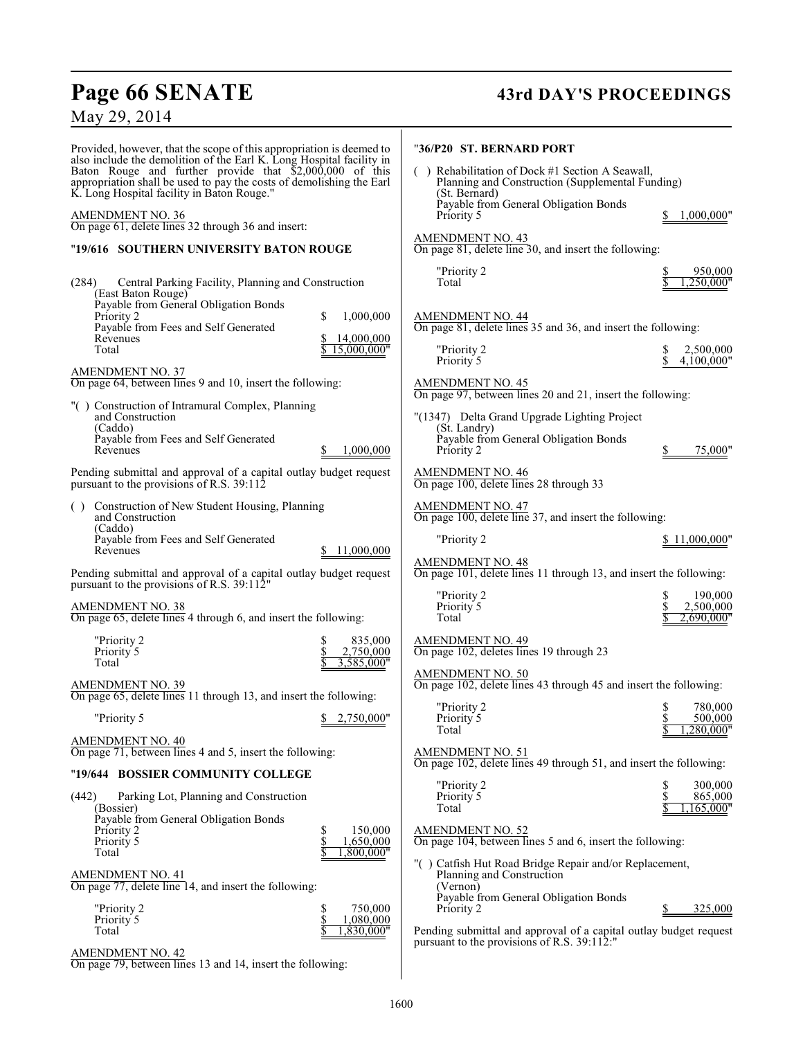Provided, however, that the scope of this appropriation is deemed to also include the demolition of the Earl K. Long Hospital facility in Baton Rouge and further provide that $2,000,000 of this appropriation shall be used to pay the costs of demolishing the Earl K. Long Hospital facility in Baton Rouge."

AMENDMENT NO. 36
On page 61, delete lines 32 through 36 and insert:

"**19/616 SOUTHERN UNIVERSITY BATON ROUGE**

(284) Central Parking Facility, Planning and Construction
(East Baton Rouge)
Payable from General Obligation Bonds
Priority 2 $ 1,000,000
Payable from Fees and Self Generated
Revenues $ 14,000,000
Total $ 15,000,000"

AMENDMENT NO. 37
On page 64, between lines 9 and 10, insert the following:

"( ) Construction of Intramural Complex, Planning and Construction
(Caddo)
Payable from Fees and Self Generated
Revenues $ 1,000,000

Pending submittal and approval of a capital outlay budget request pursuant to the provisions of R.S. 39:112

( ) Construction of New Student Housing, Planning and Construction
(Caddo)
Payable from Fees and Self Generated
Revenues $ 11,000,000

Pending submittal and approval of a capital outlay budget request pursuant to the provisions of R.S. 39:112"

AMENDMENT NO. 38
On page 65, delete lines 4 through 6, and insert the following:

"Priority 2 $ 835,000
Priority 5 $ 2,750,000
Total $ 3,585,000"

AMENDMENT NO. 39
On page 65, delete lines 11 through 13, and insert the following:

"Priority 5 $ 2,750,000"

AMENDMENT NO. 40
On page 71, between lines 4 and 5, insert the following:

"**19/644 BOSSIER COMMUNITY COLLEGE**

(442) Parking Lot, Planning and Construction
(Bossier)
Payable from General Obligation Bonds
Priority 2 $ 150,000
Priority 5 $ 1,650,000
Total $ 1,800,000"

AMENDMENT NO. 41
On page 77, delete line 14, and insert the following:

"Priority 2 $ 750,000
Priority 5 $ 1,080,000
Total $ 1,830,000"

AMENDMENT NO. 42
On page 79, between lines 13 and 14, insert the following:

"**36/P20 ST. BERNARD PORT**

( ) Rehabilitation of Dock #1 Section A Seawall, Planning and Construction (Supplemental Funding)
(St. Bernard)
Payable from General Obligation Bonds
Priority 5 $ 1,000,000"

AMENDMENT NO. 43
On page 81, delete line 30, and insert the following:

"Priority 2 $ 950,000
Total $ 1,250,000"

AMENDMENT NO. 44
On page 81, delete lines 35 and 36, and insert the following:

"Priority 2 $ 2,500,000
Priority 5 $ 4,100,000"

AMENDMENT NO. 45
On page 97, between lines 20 and 21, insert the following:

"(1347) Delta Grand Upgrade Lighting Project
(St. Landry)
Payable from General Obligation Bonds
Priority 2 $ 75,000"

AMENDMENT NO. 46
On page 100, delete lines 28 through 33

AMENDMENT NO. 47
On page 100, delete line 37, and insert the following:

"Priority 2 $ 11,000,000"

AMENDMENT NO. 48
On page 101, delete lines 11 through 13, and insert the following:

"Priority 2 $ 190,000
Priority 5 $ 2,500,000
Total $ 2,690,000"

AMENDMENT NO. 49
On page 102, deletes lines 19 through 23

AMENDMENT NO. 50
On page 102, delete lines 43 through 45 and insert the following:

"Priority 2 $ 780,000
Priority 5 $ 500,000
Total $ 1,280,000"

AMENDMENT NO. 51
On page 102, delete lines 49 through 51, and insert the following:

"Priority 2 $ 300,000
Priority 5 $ 865,000
Total $ 1,165,000"

AMENDMENT NO. 52
On page 104, between lines 5 and 6, insert the following:

"( ) Catfish Hut Road Bridge Repair and/or Replacement, Planning and Construction
(Vernon)
Payable from General Obligation Bonds
Priority 2 $ 325,000

Pending submittal and approval of a capital outlay budget request pursuant to the provisions of R.S. 39:112:"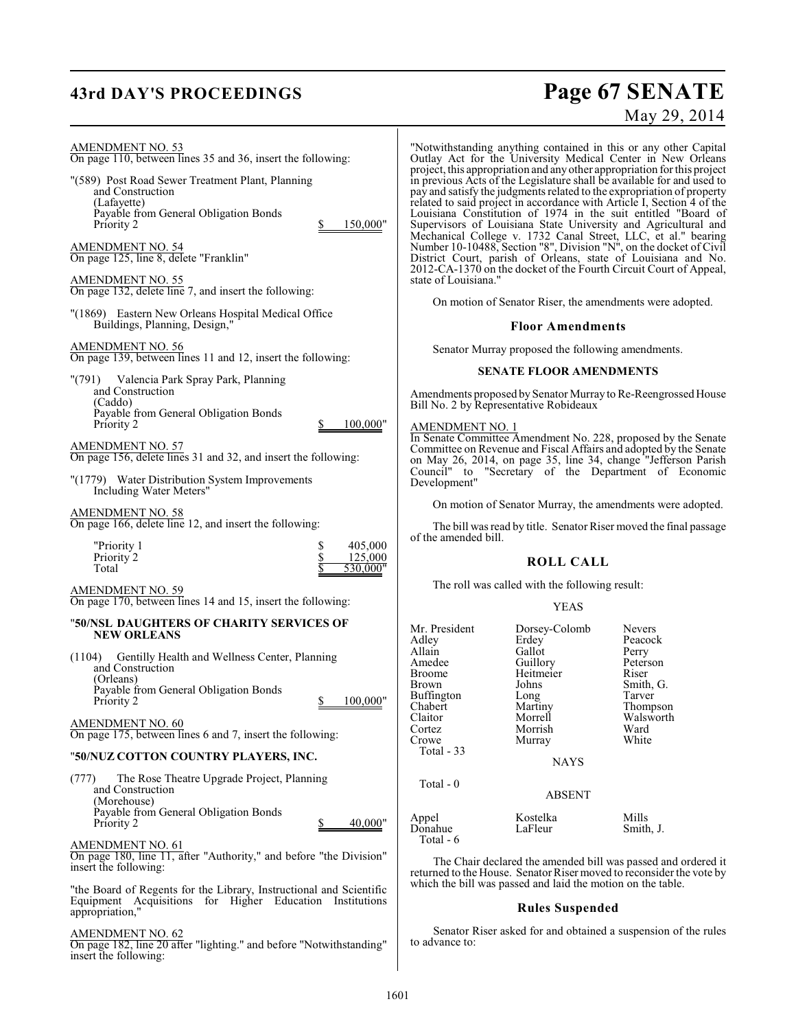AMENDMENT NO. 53
On page 110, between lines 35 and 36, insert the following:

"(589) Post Road Sewer Treatment Plant, Planning and Construction
(Lafayette)
Payable from General Obligation Bonds
Priority 2 $ 150,000"

AMENDMENT NO. 54
On page 125, line 8, delete "Franklin"

AMENDMENT NO. 55
On page 132, delete line 7, and insert the following:

"(1869) Eastern New Orleans Hospital Medical Office Buildings, Planning, Design,"

AMENDMENT NO. 56
On page 139, between lines 11 and 12, insert the following:

"(791) Valencia Park Spray Park, Planning and Construction
(Caddo)
Payable from General Obligation Bonds
Priority 2 $ 100,000"

AMENDMENT NO. 57
On page 156, delete lines 31 and 32, and insert the following:

"(1779) Water Distribution System Improvements Including Water Meters"

AMENDMENT NO. 58
On page 166, delete line 12, and insert the following:

| | |
|---|---|
| "Priority 1 | $ 405,000 |
| Priority 2 | $ 125,000 |
| Total | $ 530,000" |

AMENDMENT NO. 59
On page 170, between lines 14 and 15, insert the following:

"**50/NSL DAUGHTERS OF CHARITY SERVICES OF NEW ORLEANS**

(1104) Gentilly Health and Wellness Center, Planning and Construction
(Orleans)
Payable from General Obligation Bonds
Priority 2 $ 100,000"

AMENDMENT NO. 60
On page 175, between lines 6 and 7, insert the following:

"**50/NUZ COTTON COUNTRY PLAYERS, INC.**

(777) The Rose Theatre Upgrade Project, Planning and Construction
(Morehouse)
Payable from General Obligation Bonds
Priority 2 $ 40,000"

AMENDMENT NO. 61
On page 180, line 11, after "Authority," and before "the Division" insert the following:

"the Board of Regents for the Library, Instructional and Scientific Equipment Acquisitions for Higher Education Institutions appropriation,"

AMENDMENT NO. 62
On page 182, line 20 after "lighting." and before "Notwithstanding" insert the following:

"Notwithstanding anything contained in this or any other Capital Outlay Act for the University Medical Center in New Orleans project, this appropriation and any other appropriation for this project in previous Acts of the Legislature shall be available for and used to pay and satisfy the judgments related to the expropriation of property related to said project in accordance with Article I, Section 4 of the Louisiana Constitution of 1974 in the suit entitled "Board of Supervisors of Louisiana State University and Agricultural and Mechanical College v. 1732 Canal Street, LLC, et al." bearing Number 10-10488, Section "8", Division "N", on the docket of Civil District Court, parish of Orleans, state of Louisiana and No. 2012-CA-1370 on the docket of the Fourth Circuit Court of Appeal, state of Louisiana."

On motion of Senator Riser, the amendments were adopted.

### Floor Amendments

Senator Murray proposed the following amendments.

#### SENATE FLOOR AMENDMENTS

Amendments proposed by Senator Murray to Re-Reengrossed House Bill No. 2 by Representative Robideaux

AMENDMENT NO. 1
In Senate Committee Amendment No. 228, proposed by the Senate Committee on Revenue and Fiscal Affairs and adopted by the Senate on May 26, 2014, on page 35, line 34, change "Jefferson Parish Council" to "Secretary of the Department of Economic Development"

On motion of Senator Murray, the amendments were adopted.

The bill was read by title. Senator Riser moved the final passage of the amended bill.

### ROLL CALL

The roll was called with the following result:

YEAS

| | | |
|---|---|---|
| Mr. President | Dorsey-Colomb | Nevers |
| Adley | Erdey | Peacock |
| Allain | Gallot | Perry |
| Amedee | Guillory | Peterson |
| Broome | Heitmeier | Riser |
| Brown | Johns | Smith, G. |
| Buffington | Long | Tarver |
| Chabert | Martiny | Thompson |
| Claitor | Morrell | Walsworth |
| Cortez | Morrish | Ward |
| Crowe | Murray | White |

Total - 33

NAYS

Total - 0

ABSENT

| | | |
|---|---|---|
| Appel | Kostelka | Mills |
| Donahue | LaFleur | Smith, J. |

Total - 6

The Chair declared the amended bill was passed and ordered it returned to the House. Senator Riser moved to reconsider the vote by which the bill was passed and laid the motion on the table.

### Rules Suspended

Senator Riser asked for and obtained a suspension of the rules to advance to: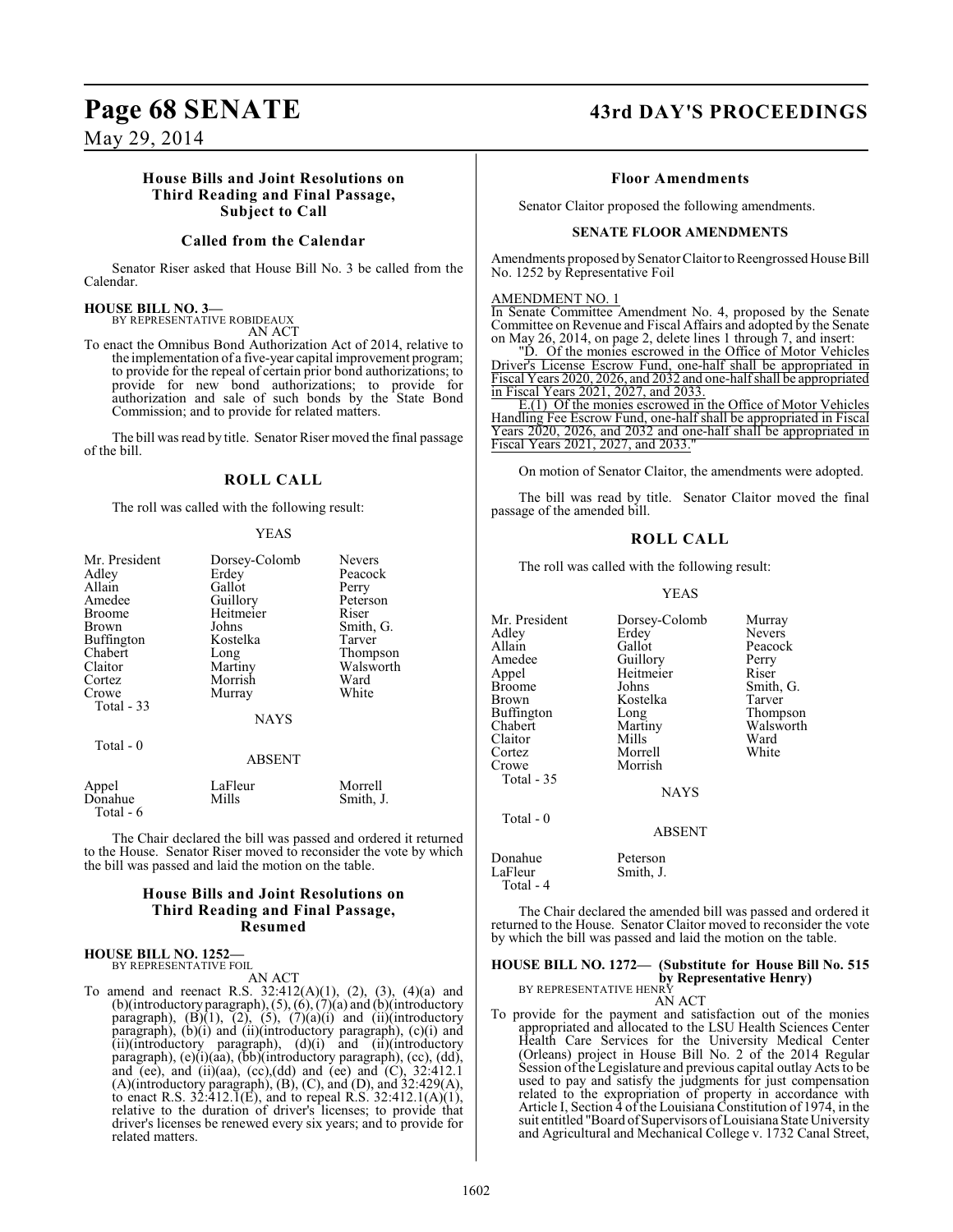## House Bills and Joint Resolutions on Third Reading and Final Passage, Subject to Call

### Called from the Calendar

Senator Riser asked that House Bill No. 3 be called from the Calendar.

**HOUSE BILL NO. 3—**
BY REPRESENTATIVE ROBIDEAUX
AN ACT

To enact the Omnibus Bond Authorization Act of 2014, relative to the implementation of a five-year capital improvement program; to provide for the repeal of certain prior bond authorizations; to provide for new bond authorizations; to provide for authorization and sale of such bonds by the State Bond Commission; and to provide for related matters.

The bill was read by title. Senator Riser moved the final passage of the bill.

### ROLL CALL

The roll was called with the following result:

YEAS

| | | |
|---|---|---|
| Mr. President | Dorsey-Colomb | Nevers |
| Adley | Erdey | Peacock |
| Allain | Gallot | Perry |
| Amedee | Guillory | Peterson |
| Broome | Heitmeier | Riser |
| Brown | Johns | Smith, G. |
| Buffington | Kostelka | Tarver |
| Chabert | Long | Thompson |
| Claitor | Martiny | Walsworth |
| Cortez | Morrish | Ward |
| Crowe | Murray | White |
| Total - 33 | | |

NAYS

Total - 0

ABSENT

| | | |
|---|---|---|
| Appel | LaFleur | Morrell |
| Donahue | Mills | Smith, J. |
| Total - 6 | | |

The Chair declared the bill was passed and ordered it returned to the House. Senator Riser moved to reconsider the vote by which the bill was passed and laid the motion on the table.

## House Bills and Joint Resolutions on Third Reading and Final Passage, Resumed

**HOUSE BILL NO. 1252—**
BY REPRESENTATIVE FOIL
AN ACT

To amend and reenact R.S. 32:412(A)(1), (2), (3), (4)(a) and (b)(introductory paragraph), (5), (6), (7)(a) and (b)(introductory paragraph), (B)(1), (2), (5), (7)(a)(i) and (ii)(introductory paragraph), (b)(i) and (ii)(introductory paragraph), (c)(i) and (ii)(introductory paragraph), (d)(i) and (ii)(introductory paragraph), (e)(i)(aa), (bb)(introductory paragraph), (cc), (dd), and (ee), and (ii)(aa), (cc),(dd) and (ee) and (C), 32:412.1 (A)(introductory paragraph), (B), (C), and (D), and 32:429(A), to enact R.S. 32:412.1(E), and to repeal R.S. 32:412.1(A)(1), relative to the duration of driver's licenses; to provide that driver's licenses be renewed every six years; and to provide for related matters.

### Floor Amendments

Senator Claitor proposed the following amendments.

**SENATE FLOOR AMENDMENTS**

Amendments proposed by Senator Claitor to Reengrossed House Bill No. 1252 by Representative Foil

AMENDMENT NO. 1

In Senate Committee Amendment No. 4, proposed by the Senate Committee on Revenue and Fiscal Affairs and adopted by the Senate on May 26, 2014, on page 2, delete lines 1 through 7, and insert:

"D. Of the monies escrowed in the Office of Motor Vehicles Driver's License Escrow Fund, one-half shall be appropriated in Fiscal Years 2020, 2026, and 2032 and one-half shall be appropriated in Fiscal Years 2021, 2027, and 2033.

E.(1) Of the monies escrowed in the Office of Motor Vehicles Handling Fee Escrow Fund, one-half shall be appropriated in Fiscal Years 2020, 2026, and 2032 and one-half shall be appropriated in Fiscal Years 2021, 2027, and 2033."

On motion of Senator Claitor, the amendments were adopted.

The bill was read by title. Senator Claitor moved the final passage of the amended bill.

### ROLL CALL

The roll was called with the following result:

YEAS

| | | |
|---|---|---|
| Mr. President | Dorsey-Colomb | Murray |
| Adley | Erdey | Nevers |
| Allain | Gallot | Peacock |
| Amedee | Guillory | Perry |
| Appel | Heitmeier | Riser |
| Broome | Johns | Smith, G. |
| Brown | Kostelka | Tarver |
| Buffington | Long | Thompson |
| Chabert | Martiny | Walsworth |
| Claitor | Mills | Ward |
| Cortez | Morrell | White |
| Crowe | Morrish | |
| Total - 35 | | |

NAYS

Total - 0

ABSENT

| | |
|---|---|
| Donahue | Peterson |
| LaFleur | Smith, J. |
| Total - 4 | |

The Chair declared the amended bill was passed and ordered it returned to the House. Senator Claitor moved to reconsider the vote by which the bill was passed and laid the motion on the table.

**HOUSE BILL NO. 1272— (Substitute for House Bill No. 515 by Representative Henry)**
BY REPRESENTATIVE HENRY
AN ACT

To provide for the payment and satisfaction out of the monies appropriated and allocated to the LSU Health Sciences Center Health Care Services for the University Medical Center (Orleans) project in House Bill No. 2 of the 2014 Regular Session of the Legislature and previous capital outlay Acts to be used to pay and satisfy the judgments for just compensation related to the expropriation of property in accordance with Article I, Section 4 of the Louisiana Constitution of 1974, in the suit entitled "Board of Supervisors of Louisiana State University and Agricultural and Mechanical College v. 1732 Canal Street,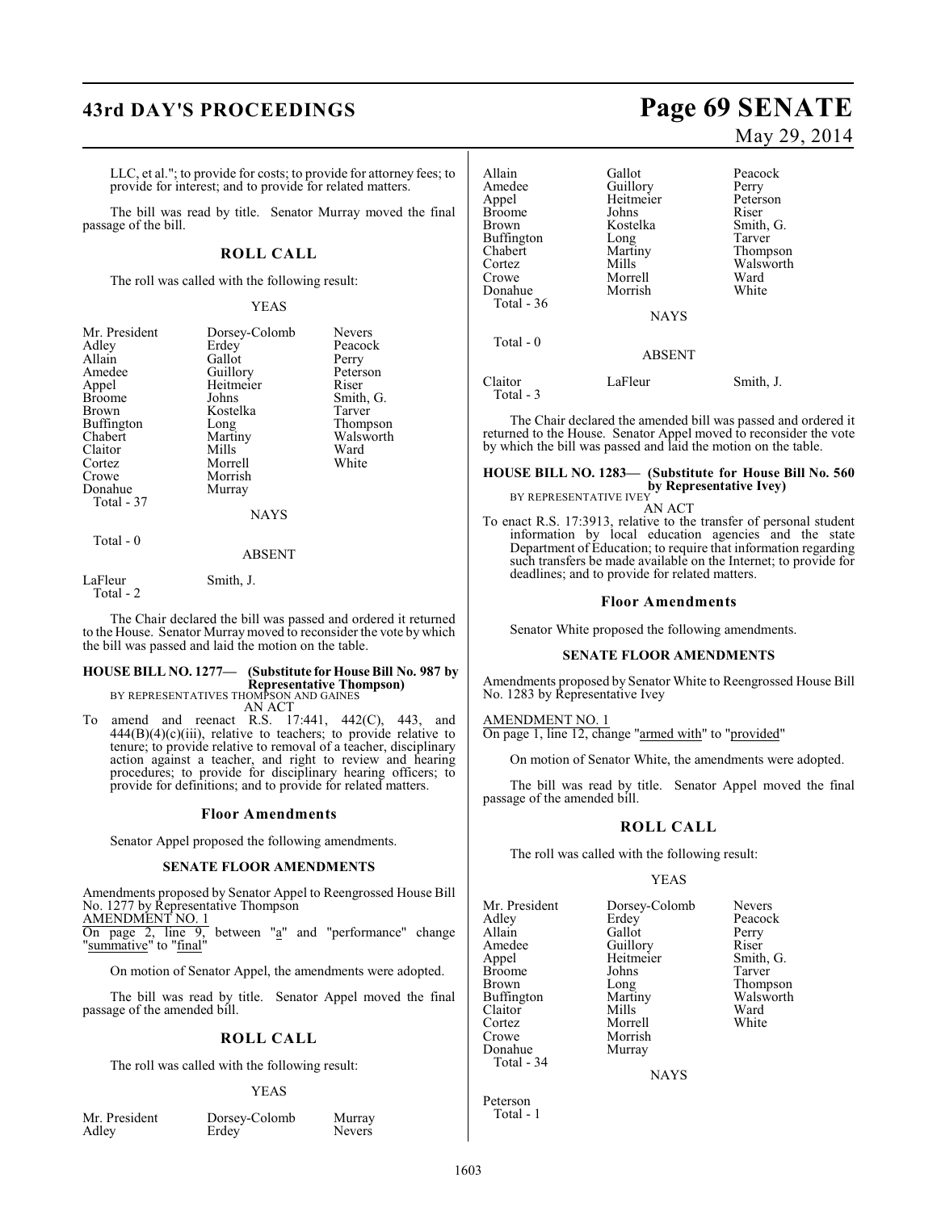LLC, et al."; to provide for costs; to provide for attorney fees; to provide for interest; and to provide for related matters.

The bill was read by title. Senator Murray moved the final passage of the bill.

## ROLL CALL

The roll was called with the following result:

YEAS

| | | |
|---|---|---|
| Mr. President | Dorsey-Colomb | Nevers |
| Adley | Erdey | Peacock |
| Allain | Gallot | Perry |
| Amedee | Guillory | Peterson |
| Appel | Heitmeier | Riser |
| Broome | Johns | Smith, G. |
| Brown | Kostelka | Tarver |
| Buffington | Long | Thompson |
| Chabert | Martiny | Walsworth |
| Claitor | Mills | Ward |
| Cortez | Morrell | White |
| Crowe | Morrish | |
| Donahue | Murray | |

Total - 37

NAYS

Total - 0

ABSENT

| | |
|---|---|
| LaFleur | Smith, J. |

Total - 2

The Chair declared the bill was passed and ordered it returned to the House. Senator Murray moved to reconsider the vote by which the bill was passed and laid the motion on the table.

**HOUSE BILL NO. 1277— (Substitute for House Bill No. 987 by Representative Thompson)**
BY REPRESENTATIVES THOMPSON AND GAINES
AN ACT

To amend and reenact R.S. 17:441, 442(C), 443, and 444(B)(4)(c)(iii), relative to teachers; to provide relative to tenure; to provide relative to removal of a teacher, disciplinary action against a teacher, and right to review and hearing procedures; to provide for disciplinary hearing officers; to provide for definitions; and to provide for related matters.

### Floor Amendments

Senator Appel proposed the following amendments.

### SENATE FLOOR AMENDMENTS

Amendments proposed by Senator Appel to Reengrossed House Bill No. 1277 by Representative Thompson

AMENDMENT NO. 1
On page 2, line 9, between "a" and "performance" change "summative" to "final"

On motion of Senator Appel, the amendments were adopted.

The bill was read by title. Senator Appel moved the final passage of the amended bill.

## ROLL CALL

The roll was called with the following result:

YEAS

| | | |
|---|---|---|
| Mr. President | Dorsey-Colomb | Murray |
| Adley | Erdey | Nevers |
| Allain | Gallot | Peacock |
| Amedee | Guillory | Perry |
| Appel | Heitmeier | Peterson |
| Broome | Johns | Riser |
| Brown | Kostelka | Smith, G. |
| Buffington | Long | Tarver |
| Chabert | Martiny | Thompson |
| Cortez | Mills | Walsworth |
| Crowe | Morrell | Ward |
| Donahue | Morrish | White |

Total - 36

NAYS

Total - 0

ABSENT

| | | |
|---|---|---|
| Claitor | LaFleur | Smith, J. |

Total - 3

The Chair declared the amended bill was passed and ordered it returned to the House. Senator Appel moved to reconsider the vote by which the bill was passed and laid the motion on the table.

**HOUSE BILL NO. 1283— (Substitute for House Bill No. 560 by Representative Ivey)**
BY REPRESENTATIVE IVEY
AN ACT

To enact R.S. 17:3913, relative to the transfer of personal student information by local education agencies and the state Department of Education; to require that information regarding such transfers be made available on the Internet; to provide for deadlines; and to provide for related matters.

### Floor Amendments

Senator White proposed the following amendments.

### SENATE FLOOR AMENDMENTS

Amendments proposed by Senator White to Reengrossed House Bill No. 1283 by Representative Ivey

AMENDMENT NO. 1
On page 1, line 12, change "armed with" to "provided"

On motion of Senator White, the amendments were adopted.

The bill was read by title. Senator Appel moved the final passage of the amended bill.

## ROLL CALL

The roll was called with the following result:

YEAS

| | | |
|---|---|---|
| Mr. President | Dorsey-Colomb | Nevers |
| Adley | Erdey | Peacock |
| Allain | Gallot | Perry |
| Amedee | Guillory | Riser |
| Appel | Heitmeier | Smith, G. |
| Broome | Johns | Tarver |
| Brown | Long | Thompson |
| Buffington | Martiny | Walsworth |
| Claitor | Mills | Ward |
| Cortez | Morrell | White |
| Crowe | Morrish | |
| Donahue | Murray | |

Total - 34

NAYS

Peterson

Total - 1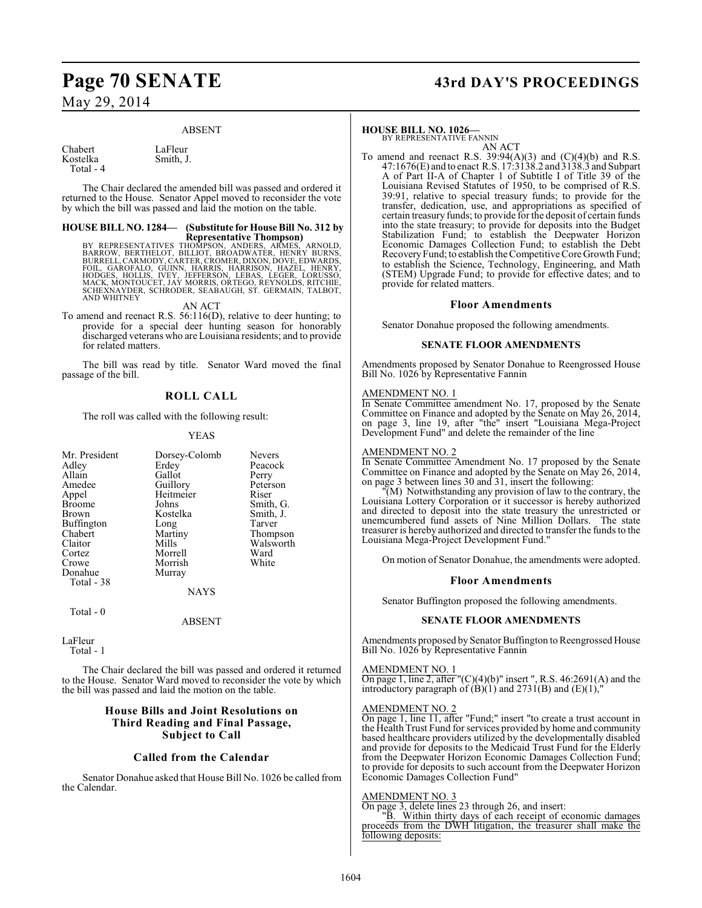ABSENT

| | |
|---|---|
| Chabert | LaFleur |
| Kostelka | Smith, J. |
| Total - 4 | |

The Chair declared the amended bill was passed and ordered it returned to the House. Senator Appel moved to reconsider the vote by which the bill was passed and laid the motion on the table.

**HOUSE BILL NO. 1284— (Substitute for House Bill No. 312 by Representative Thompson)**

BY REPRESENTATIVES THOMPSON, ANDERS, ARMES, ARNOLD, BARROW, BERTHELOT, BILLIOT, BROADWATER, HENRY BURNS, BURRELL, CARMODY, CARTER, CROMER, DIXON, DOVE, EDWARDS, FOIL, GAROFALO, GUINN, HARRIS, HARRISON, HAZEL, HENRY, HODGES, HOLLIS, IVEY, JEFFERSON, LEBAS, LEGER, LORUSSO, MACK, MONTOUCET, JAY MORRIS, ORTEGO, REYNOLDS, RITCHIE, SCHEXNAYDER, SCHRODER, SEABAUGH, ST. GERMAIN, TALBOT, AND WHITNEY

AN ACT

To amend and reenact R.S. 56:116(D), relative to deer hunting; to provide for a special deer hunting season for honorably discharged veterans who are Louisiana residents; and to provide for related matters.

The bill was read by title. Senator Ward moved the final passage of the bill.

## ROLL CALL

The roll was called with the following result:

YEAS

| | | |
|---|---|---|
| Mr. President | Dorsey-Colomb | Nevers |
| Adley | Erdey | Peacock |
| Allain | Gallot | Perry |
| Amedee | Guillory | Peterson |
| Appel | Heitmeier | Riser |
| Broome | Johns | Smith, G. |
| Brown | Kostelka | Smith, J. |
| Buffington | Long | Tarver |
| Chabert | Martiny | Thompson |
| Claitor | Mills | Walsworth |
| Cortez | Morrell | Ward |
| Crowe | Morrish | White |
| Donahue | Murray | |
| Total - 38 | | |

NAYS

Total - 0

ABSENT

LaFleur
Total - 1

The Chair declared the bill was passed and ordered it returned to the House. Senator Ward moved to reconsider the vote by which the bill was passed and laid the motion on the table.

## House Bills and Joint Resolutions on Third Reading and Final Passage, Subject to Call

## Called from the Calendar

Senator Donahue asked that House Bill No. 1026 be called from the Calendar.

**HOUSE BILL NO. 1026—**

BY REPRESENTATIVE FANNIN

AN ACT

To amend and reenact R.S. 39:94(A)(3) and (C)(4)(b) and R.S. 47:1676(E) and to enact R.S. 17:3138.2 and 3138.3 and Subpart A of Part II-A of Chapter 1 of Subtitle I of Title 39 of the Louisiana Revised Statutes of 1950, to be comprised of R.S. 39:91, relative to special treasury funds; to provide for the transfer, dedication, use, and appropriations as specified of certain treasury funds; to provide for the deposit of certain funds into the state treasury; to provide for deposits into the Budget Stabilization Fund; to establish the Deepwater Horizon Economic Damages Collection Fund; to establish the Debt Recovery Fund; to establish the Competitive Core Growth Fund; to establish the Science, Technology, Engineering, and Math (STEM) Upgrade Fund; to provide for effective dates; and to provide for related matters.

## Floor Amendments

Senator Donahue proposed the following amendments.

### SENATE FLOOR AMENDMENTS

Amendments proposed by Senator Donahue to Reengrossed House Bill No. 1026 by Representative Fannin

AMENDMENT NO. 1

In Senate Committee amendment No. 17, proposed by the Senate Committee on Finance and adopted by the Senate on May 26, 2014, on page 3, line 19, after "the" insert "Louisiana Mega-Project Development Fund" and delete the remainder of the line

AMENDMENT NO. 2

In Senate Committee Amendment No. 17 proposed by the Senate Committee on Finance and adopted by the Senate on May 26, 2014, on page 3 between lines 30 and 31, insert the following:

"(M) Notwithstanding any provision of law to the contrary, the Louisiana Lottery Corporation or it successor is hereby authorized and directed to deposit into the state treasury the unrestricted or unemcumbered fund assets of Nine Million Dollars. The state treasurer is hereby authorized and directed to transfer the funds to the Louisiana Mega-Project Development Fund."

On motion of Senator Donahue, the amendments were adopted.

## Floor Amendments

Senator Buffington proposed the following amendments.

### SENATE FLOOR AMENDMENTS

Amendments proposed by Senator Buffington to Reengrossed House Bill No. 1026 by Representative Fannin

AMENDMENT NO. 1

On page 1, line 2, after "(C)(4)(b)" insert ", R.S. 46:2691(A) and the introductory paragraph of (B)(1) and 2731(B) and (E)(1),"

AMENDMENT NO. 2

On page 1, line 11, after "Fund;" insert "to create a trust account in the Health Trust Fund for services provided by home and community based healthcare providers utilized by the developmentally disabled and provide for deposits to the Medicaid Trust Fund for the Elderly from the Deepwater Horizon Economic Damages Collection Fund; to provide for deposits to such account from the Deepwater Horizon Economic Damages Collection Fund"

AMENDMENT NO. 3

On page 3, delete lines 23 through 26, and insert:

"B. Within thirty days of each receipt of economic damages proceeds from the DWH litigation, the treasurer shall make the following deposits: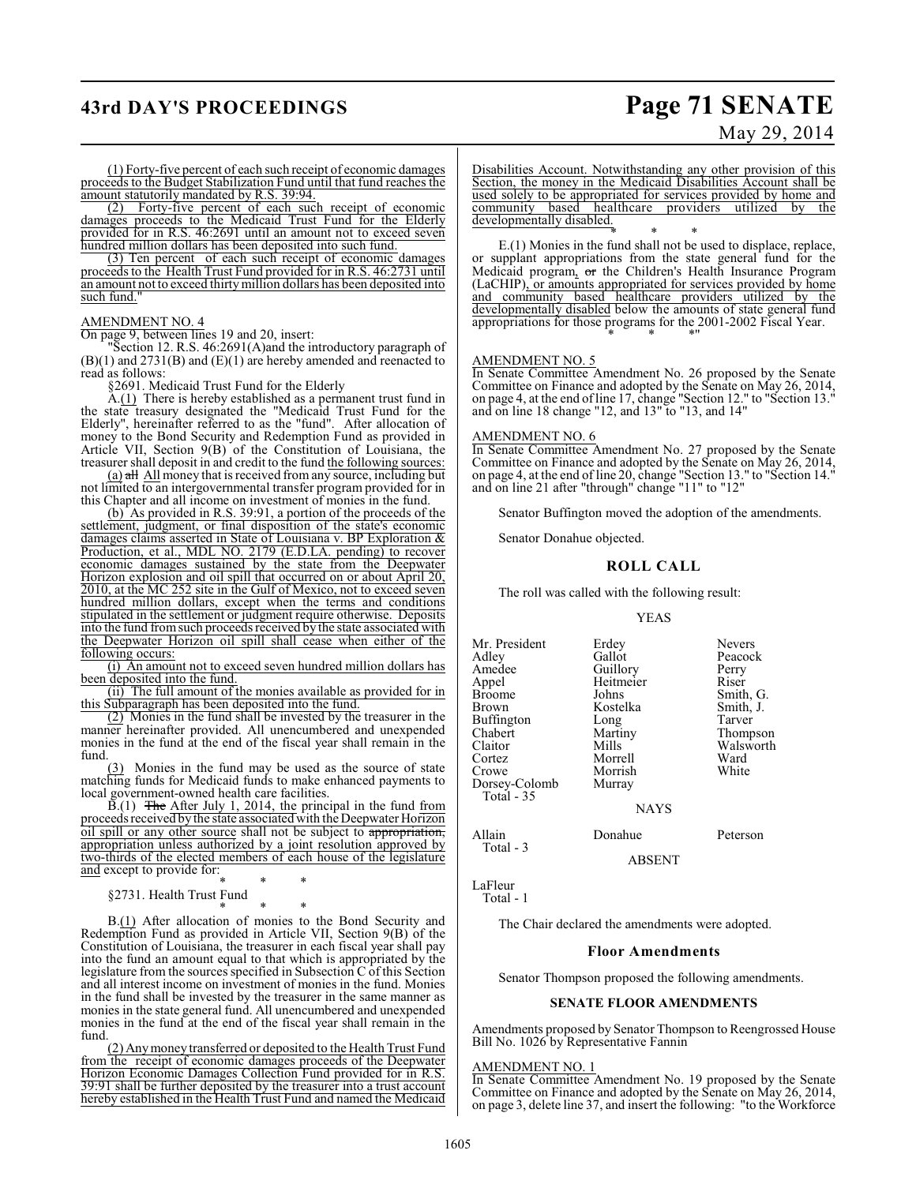(1) Forty-five percent of each such receipt of economic damages proceeds to the Budget Stabilization Fund until that fund reaches the amount statutorily mandated by R.S. 39:94.

(2) Forty-five percent of each such receipt of economic damages proceeds to the Medicaid Trust Fund for the Elderly provided for in R.S. 46:2691 until an amount not to exceed seven hundred million dollars has been deposited into such fund.

(3) Ten percent of each such receipt of economic damages proceeds to the Health Trust Fund provided for in R.S. 46:2731 until an amount not to exceed thirty million dollars has been deposited into such fund."

AMENDMENT NO. 4

On page 9, between lines 19 and 20, insert:

"Section 12. R.S. 46:2691(A)and the introductory paragraph of (B)(1) and 2731(B) and (E)(1) are hereby amended and reenacted to read as follows:

§2691. Medicaid Trust Fund for the Elderly

A.(1) There is hereby established as a permanent trust fund in the state treasury designated the "Medicaid Trust Fund for the Elderly", hereinafter referred to as the "fund". After allocation of money to the Bond Security and Redemption Fund as provided in Article VII, Section 9(B) of the Constitution of Louisiana, the treasurer shall deposit in and credit to the fund the following sources:

(a) ~~all~~ All money that is received from any source, including but not limited to an intergovernmental transfer program provided for in this Chapter and all income on investment of monies in the fund.

(b) As provided in R.S. 39:91, a portion of the proceeds of the settlement, judgment, or final disposition of the state's economic damages claims asserted in State of Louisiana v. BP Exploration & Production, et al., MDL NO. 2179 (E.D.LA. pending) to recover economic damages sustained by the state from the Deepwater Horizon explosion and oil spill that occurred on or about April 20, 2010, at the MC 252 site in the Gulf of Mexico, not to exceed seven hundred million dollars, except when the terms and conditions stipulated in the settlement or judgment require otherwise. Deposits into the fund from such proceeds received by the state associated with the Deepwater Horizon oil spill shall cease when either of the following occurs:

(i) An amount not to exceed seven hundred million dollars has been deposited into the fund.

(ii) The full amount of the monies available as provided for in this Subparagraph has been deposited into the fund.

(2) Monies in the fund shall be invested by the treasurer in the manner hereinafter provided. All unencumbered and unexpended monies in the fund at the end of the fiscal year shall remain in the fund.

(3) Monies in the fund may be used as the source of state matching funds for Medicaid funds to make enhanced payments to local government-owned health care facilities.

B.(1) ~~The~~ After July 1, 2014, the principal in the fund from proceeds received by the state associated with the Deepwater Horizon oil spill or any other source shall not be subject to ~~appropriation,~~ appropriation unless authorized by a joint resolution approved by two-thirds of the elected members of each house of the legislature and except to provide for:

\* \* \*

§2731. Health Trust Fund

\* \* \*

B.(1) After allocation of monies to the Bond Security and Redemption Fund as provided in Article VII, Section 9(B) of the Constitution of Louisiana, the treasurer in each fiscal year shall pay into the fund an amount equal to that which is appropriated by the legislature from the sources specified in Subsection C of this Section and all interest income on investment of monies in the fund. Monies in the fund shall be invested by the treasurer in the same manner as monies in the state general fund. All unencumbered and unexpended monies in the fund at the end of the fiscal year shall remain in the fund.

(2) Any money transferred or deposited to the Health Trust Fund from the receipt of economic damages proceeds of the Deepwater Horizon Economic Damages Collection Fund provided for in R.S. 39:91 shall be further deposited by the treasurer into a trust account hereby established in the Health Trust Fund and named the Medicaid Disabilities Account. Notwithstanding any other provision of this Section, the money in the Medicaid Disabilities Account shall be used solely to be appropriated for services provided by home and community based healthcare providers utilized by the developmentally disabled.

\* \* \*

E.(1) Monies in the fund shall not be used to displace, replace, or supplant appropriations from the state general fund for the Medicaid program, ~~or~~ the Children's Health Insurance Program (LaCHIP), or amounts appropriated for services provided by home and community based healthcare providers utilized by the developmentally disabled below the amounts of state general fund appropriations for those programs for the 2001-2002 Fiscal Year.

\* \* \*"

AMENDMENT NO. 5

In Senate Committee Amendment No. 26 proposed by the Senate Committee on Finance and adopted by the Senate on May 26, 2014, on page 4, at the end of line 17, change "Section 12." to "Section 13." and on line 18 change "12, and 13" to "13, and 14"

AMENDMENT NO. 6

In Senate Committee Amendment No. 27 proposed by the Senate Committee on Finance and adopted by the Senate on May 26, 2014, on page 4, at the end of line 20, change "Section 13." to "Section 14." and on line 21 after "through" change "11" to "12"

Senator Buffington moved the adoption of the amendments.

Senator Donahue objected.

## ROLL CALL

The roll was called with the following result:

YEAS

| | | |
|---|---|---|
| Mr. President | Erdey | Nevers |
| Adley | Gallot | Peacock |
| Amedee | Guillory | Perry |
| Appel | Heitmeier | Riser |
| Broome | Johns | Smith, G. |
| Brown | Kostelka | Smith, J. |
| Buffington | Long | Tarver |
| Chabert | Martiny | Thompson |
| Claitor | Mills | Walsworth |
| Cortez | Morrell | Ward |
| Crowe | Morrish | White |
| Dorsey-Colomb | Murray | |

Total - 35

NAYS

| | | |
|---|---|---|
| Allain | Donahue | Peterson |

Total - 3

ABSENT

LaFleur

Total - 1

The Chair declared the amendments were adopted.

## Floor Amendments

Senator Thompson proposed the following amendments.

### SENATE FLOOR AMENDMENTS

Amendments proposed by Senator Thompson to Reengrossed House Bill No. 1026 by Representative Fannin

AMENDMENT NO. 1

In Senate Committee Amendment No. 19 proposed by the Senate Committee on Finance and adopted by the Senate on May 26, 2014, on page 3, delete line 37, and insert the following: "to the Workforce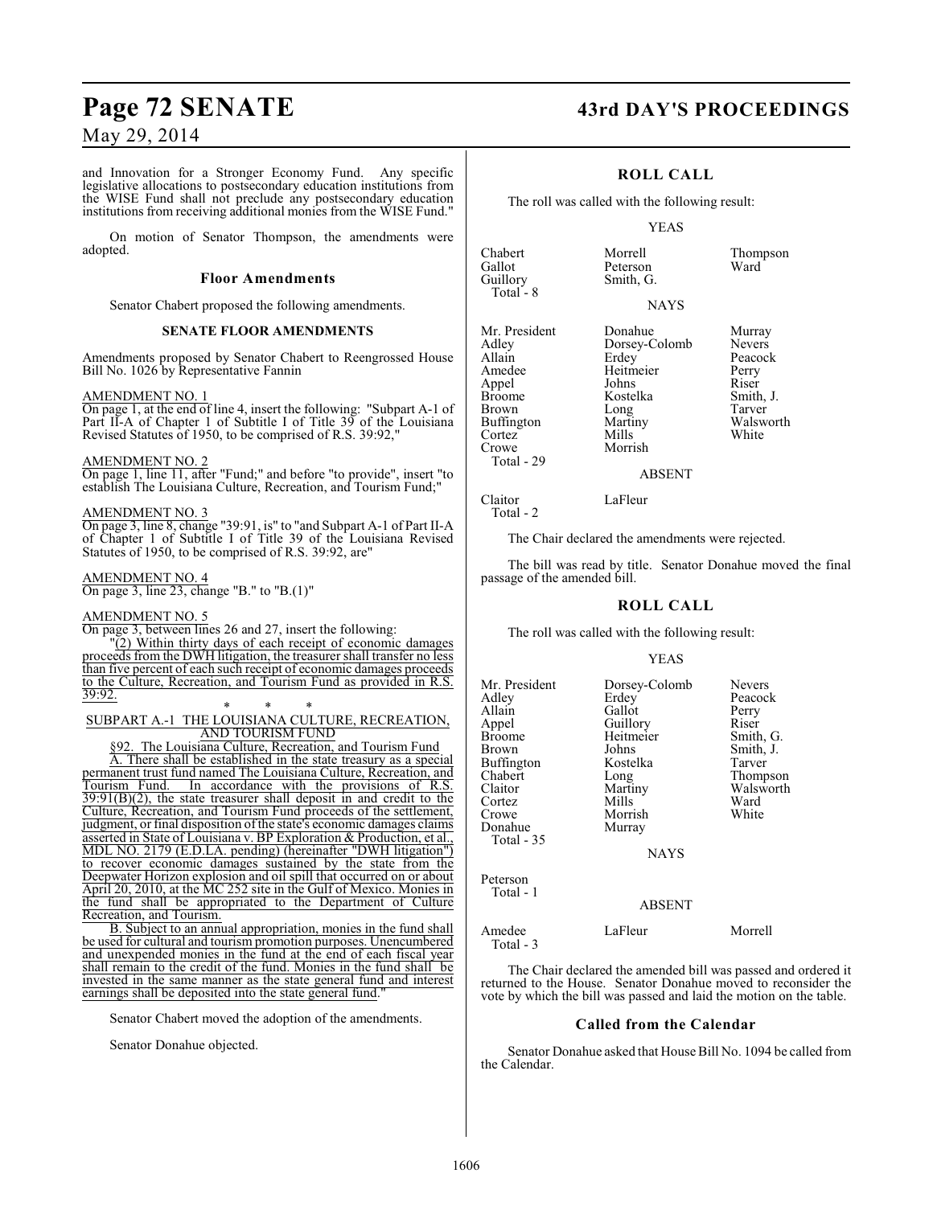and Innovation for a Stronger Economy Fund. Any specific legislative allocations to postsecondary education institutions from the WISE Fund shall not preclude any postsecondary education institutions from receiving additional monies from the WISE Fund."

On motion of Senator Thompson, the amendments were adopted.

### Floor Amendments

Senator Chabert proposed the following amendments.

#### SENATE FLOOR AMENDMENTS

Amendments proposed by Senator Chabert to Reengrossed House Bill No. 1026 by Representative Fannin

AMENDMENT NO. 1
On page 1, at the end of line 4, insert the following: "Subpart A-1 of Part II-A of Chapter 1 of Subtitle I of Title 39 of the Louisiana Revised Statutes of 1950, to be comprised of R.S. 39:92,"

AMENDMENT NO. 2
On page 1, line 11, after "Fund;" and before "to provide", insert "to establish The Louisiana Culture, Recreation, and Tourism Fund;"

AMENDMENT NO. 3
On page 3, line 8, change "39:91, is" to "and Subpart A-1 of Part II-A of Chapter 1 of Subtitle I of Title 39 of the Louisiana Revised Statutes of 1950, to be comprised of R.S. 39:92, are"

AMENDMENT NO. 4
On page 3, line 23, change "B." to "B.(1)"

AMENDMENT NO. 5
On page 3, between lines 26 and 27, insert the following:

"(2) Within thirty days of each receipt of economic damages proceeds from the DWH litigation, the treasurer shall transfer no less than five percent of each such receipt of economic damages proceeds to the Culture, Recreation, and Tourism Fund as provided in R.S. 39:92.

\* \* \*

SUBPART A.-1 THE LOUISIANA CULTURE, RECREATION, AND TOURISM FUND

§92. The Louisiana Culture, Recreation, and Tourism Fund

A. There shall be established in the state treasury as a special permanent trust fund named The Louisiana Culture, Recreation, and Tourism Fund. In accordance with the provisions of R.S. 39:91(B)(2), the state treasurer shall deposit in and credit to the Culture, Recreation, and Tourism Fund proceeds of the settlement, judgment, or final disposition of the state's economic damages claims asserted in State of Louisiana v. BP Exploration & Production, et al., MDL NO. 2179 (E.D.LA. pending) (hereinafter "DWH litigation") to recover economic damages sustained by the state from the Deepwater Horizon explosion and oil spill that occurred on or about April 20, 2010, at the MC 252 site in the Gulf of Mexico. Monies in the fund shall be appropriated to the Department of Culture Recreation, and Tourism.

B. Subject to an annual appropriation, monies in the fund shall be used for cultural and tourism promotion purposes. Unencumbered and unexpended monies in the fund at the end of each fiscal year shall remain to the credit of the fund. Monies in the fund shall be invested in the same manner as the state general fund and interest earnings shall be deposited into the state general fund."

Senator Chabert moved the adoption of the amendments.

Senator Donahue objected.

### ROLL CALL

The roll was called with the following result:

YEAS

| | | |
|---|---|---|
| Chabert | Morrell | Thompson |
| Gallot | Peterson | Ward |
| Guillory | Smith, G. | |
| Total - 8 | | |

NAYS

| | | |
|---|---|---|
| Mr. President | Donahue | Murray |
| Adley | Dorsey-Colomb | Nevers |
| Allain | Erdey | Peacock |
| Amedee | Heitmeier | Perry |
| Appel | Johns | Riser |
| Broome | Kostelka | Smith, J. |
| Brown | Long | Tarver |
| Buffington | Martiny | Walsworth |
| Cortez | Mills | White |
| Crowe | Morrish | |
| Total - 29 | | |

ABSENT

| | |
|---|---|
| Claitor | LaFleur |
| Total - 2 | |

The Chair declared the amendments were rejected.

The bill was read by title. Senator Donahue moved the final passage of the amended bill.

### ROLL CALL

The roll was called with the following result:

YEAS

| | | |
|---|---|---|
| Mr. President | Dorsey-Colomb | Nevers |
| Adley | Erdey | Peacock |
| Allain | Gallot | Perry |
| Appel | Guillory | Riser |
| Broome | Heitmeier | Smith, G. |
| Brown | Johns | Smith, J. |
| Buffington | Kostelka | Tarver |
| Chabert | Long | Thompson |
| Claitor | Martiny | Walsworth |
| Cortez | Mills | Ward |
| Crowe | Morrish | White |
| Donahue | Murray | |
| Total - 35 | | |

NAYS

| |
|---|
| Peterson |
| Total - 1 |

ABSENT

| | | |
|---|---|---|
| Amedee | LaFleur | Morrell |
| Total - 3 | | |

The Chair declared the amended bill was passed and ordered it returned to the House. Senator Donahue moved to reconsider the vote by which the bill was passed and laid the motion on the table.

### Called from the Calendar

Senator Donahue asked that House Bill No. 1094 be called from the Calendar.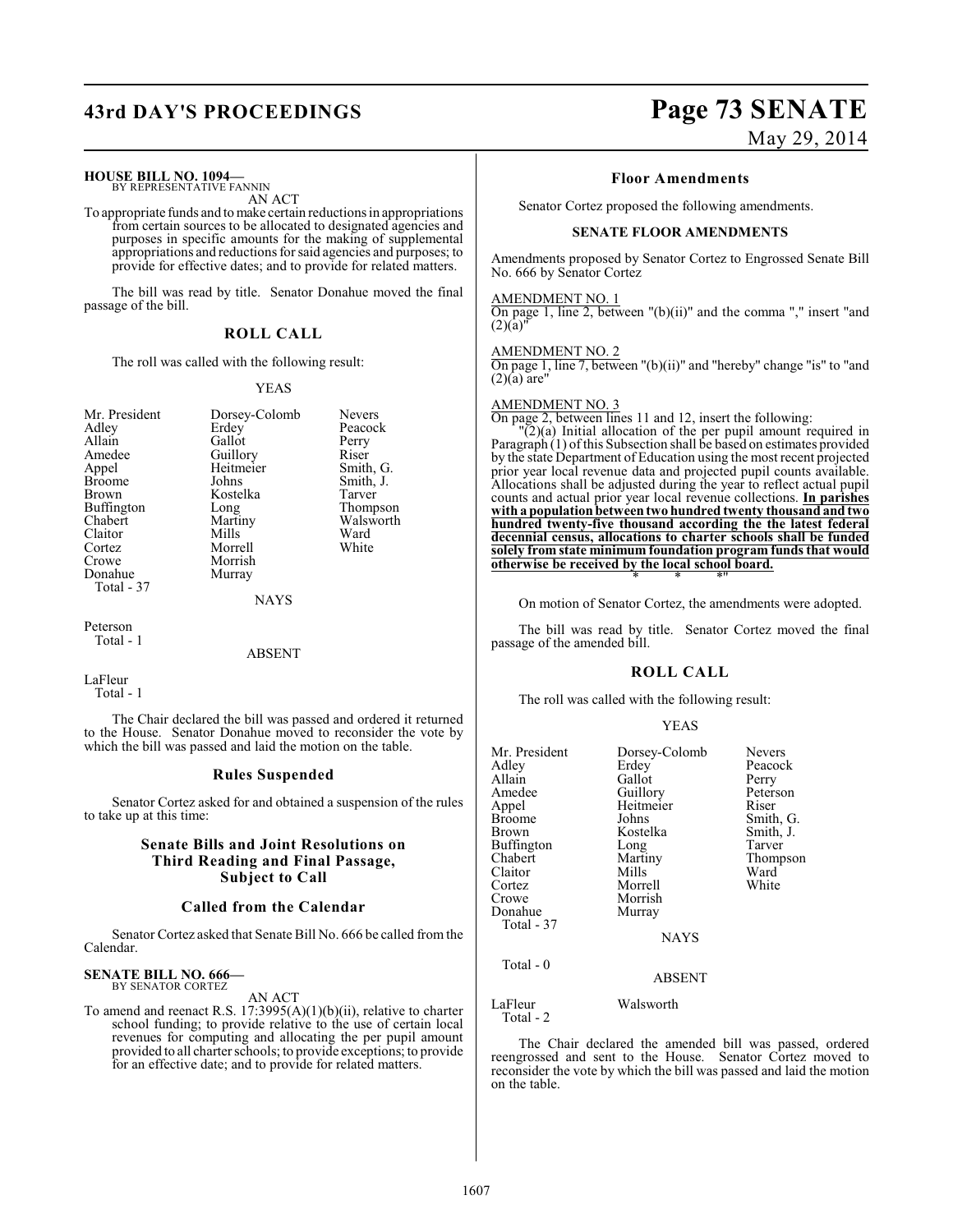**HOUSE BILL NO. 1094—**
BY REPRESENTATIVE FANNIN

AN ACT

To appropriate funds and to make certain reductions in appropriations from certain sources to be allocated to designated agencies and purposes in specific amounts for the making of supplemental appropriations and reductions for said agencies and purposes; to provide for effective dates; and to provide for related matters.

The bill was read by title. Senator Donahue moved the final passage of the bill.

## ROLL CALL

The roll was called with the following result:

YEAS

| | | |
|---|---|---|
| Mr. President | Dorsey-Colomb | Nevers |
| Adley | Erdey | Peacock |
| Allain | Gallot | Perry |
| Amedee | Guillory | Riser |
| Appel | Heitmeier | Smith, G. |
| Broome | Johns | Smith, J. |
| Brown | Kostelka | Tarver |
| Buffington | Long | Thompson |
| Chabert | Martiny | Walsworth |
| Claitor | Mills | Ward |
| Cortez | Morrell | White |
| Crowe | Morrish | |
| Donahue | Murray | |

Total - 37

NAYS

Peterson

Total - 1

ABSENT

LaFleur

Total - 1

The Chair declared the bill was passed and ordered it returned to the House. Senator Donahue moved to reconsider the vote by which the bill was passed and laid the motion on the table.

## Rules Suspended

Senator Cortez asked for and obtained a suspension of the rules to take up at this time:

## Senate Bills and Joint Resolutions on Third Reading and Final Passage, Subject to Call

## Called from the Calendar

Senator Cortez asked that Senate Bill No. 666 be called from the Calendar.

**SENATE BILL NO. 666—**
BY SENATOR CORTEZ

AN ACT

To amend and reenact R.S. 17:3995(A)(1)(b)(ii), relative to charter school funding; to provide relative to the use of certain local revenues for computing and allocating the per pupil amount provided to all charter schools; to provide exceptions; to provide for an effective date; and to provide for related matters.

## Floor Amendments

Senator Cortez proposed the following amendments.

### SENATE FLOOR AMENDMENTS

Amendments proposed by Senator Cortez to Engrossed Senate Bill No. 666 by Senator Cortez

AMENDMENT NO. 1
On page 1, line 2, between "(b)(ii)" and the comma "," insert "and (2)(a)"

AMENDMENT NO. 2
On page 1, line 7, between "(b)(ii)" and "hereby" change "is" to "and (2)(a) are"

AMENDMENT NO. 3
On page 2, between lines 11 and 12, insert the following:

"(2)(a) Initial allocation of the per pupil amount required in Paragraph (1) of this Subsection shall be based on estimates provided by the state Department of Education using the most recent projected prior year local revenue data and projected pupil counts available. Allocations shall be adjusted during the year to reflect actual pupil counts and actual prior year local revenue collections. **<u>In parishes with a population between two hundred twenty thousand and two hundred twenty-five thousand according the the latest federal decennial census, allocations to charter schools shall be funded solely from state minimum foundation program funds that would otherwise be received by the local school board.</u>**

\* \* \*"

On motion of Senator Cortez, the amendments were adopted.

The bill was read by title. Senator Cortez moved the final passage of the amended bill.

## ROLL CALL

The roll was called with the following result:

YEAS

| | | |
|---|---|---|
| Mr. President | Dorsey-Colomb | Nevers |
| Adley | Erdey | Peacock |
| Allain | Gallot | Perry |
| Amedee | Guillory | Peterson |
| Appel | Heitmeier | Riser |
| Broome | Johns | Smith, G. |
| Brown | Kostelka | Smith, J. |
| Buffington | Long | Tarver |
| Chabert | Martiny | Thompson |
| Claitor | Mills | Ward |
| Cortez | Morrell | White |
| Crowe | Morrish | |
| Donahue | Murray | |

Total - 37

NAYS

Total - 0

ABSENT

LaFleur    Walsworth

Total - 2

The Chair declared the amended bill was passed, ordered reengrossed and sent to the House. Senator Cortez moved to reconsider the vote by which the bill was passed and laid the motion on the table.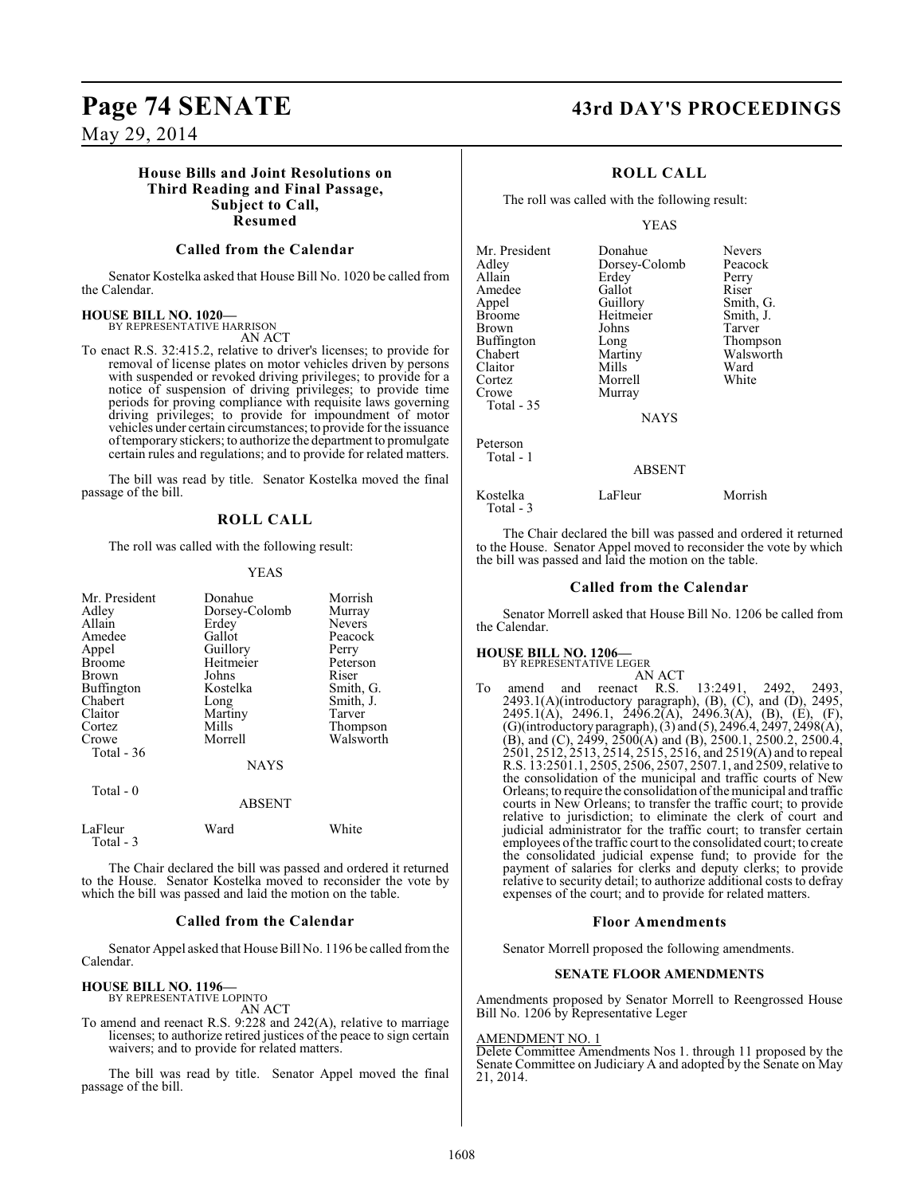### House Bills and Joint Resolutions on Third Reading and Final Passage, Subject to Call, Resumed

### Called from the Calendar

Senator Kostelka asked that House Bill No. 1020 be called from the Calendar.

**HOUSE BILL NO. 1020—**
BY REPRESENTATIVE HARRISON

AN ACT

To enact R.S. 32:415.2, relative to driver's licenses; to provide for removal of license plates on motor vehicles driven by persons with suspended or revoked driving privileges; to provide for a notice of suspension of driving privileges; to provide time periods for proving compliance with requisite laws governing driving privileges; to provide for impoundment of motor vehicles under certain circumstances; to provide for the issuance of temporary stickers; to authorize the department to promulgate certain rules and regulations; and to provide for related matters.

The bill was read by title. Senator Kostelka moved the final passage of the bill.

### ROLL CALL

The roll was called with the following result:

YEAS

| | | |
|---|---|---|
| Mr. President | Donahue | Morrish |
| Adley | Dorsey-Colomb | Murray |
| Allain | Erdey | Nevers |
| Amedee | Gallot | Peacock |
| Appel | Guillory | Perry |
| Broome | Heitmeier | Peterson |
| Brown | Johns | Riser |
| Buffington | Kostelka | Smith, G. |
| Chabert | Long | Smith, J. |
| Claitor | Martiny | Tarver |
| Cortez | Mills | Thompson |
| Crowe | Morrell | Walsworth |

Total - 36

NAYS

Total - 0

ABSENT

| | | |
|---|---|---|
| LaFleur | Ward | White |

Total - 3

The Chair declared the bill was passed and ordered it returned to the House. Senator Kostelka moved to reconsider the vote by which the bill was passed and laid the motion on the table.

### Called from the Calendar

Senator Appel asked that House Bill No. 1196 be called from the Calendar.

**HOUSE BILL NO. 1196—**
BY REPRESENTATIVE LOPINTO

AN ACT

To amend and reenact R.S. 9:228 and 242(A), relative to marriage licenses; to authorize retired justices of the peace to sign certain waivers; and to provide for related matters.

The bill was read by title. Senator Appel moved the final passage of the bill.

### ROLL CALL

The roll was called with the following result:

YEAS

| | | |
|---|---|---|
| Mr. President | Donahue | Nevers |
| Adley | Dorsey-Colomb | Peacock |
| Allain | Erdey | Perry |
| Amedee | Gallot | Riser |
| Appel | Guillory | Smith, G. |
| Broome | Heitmeier | Smith, J. |
| Brown | Johns | Tarver |
| Buffington | Long | Thompson |
| Chabert | Martiny | Walsworth |
| Claitor | Mills | Ward |
| Cortez | Morrell | White |
| Crowe | Murray | |

Total - 35

NAYS

Peterson

Total - 1

ABSENT

| | | |
|---|---|---|
| Kostelka | LaFleur | Morrish |

Total - 3

The Chair declared the bill was passed and ordered it returned to the House. Senator Appel moved to reconsider the vote by which the bill was passed and laid the motion on the table.

### Called from the Calendar

Senator Morrell asked that House Bill No. 1206 be called from the Calendar.

**HOUSE BILL NO. 1206—**
BY REPRESENTATIVE LEGER

AN ACT

To amend and reenact R.S. 13:2491, 2492, 2493, 2493.1(A)(introductory paragraph), (B), (C), and (D), 2495, 2495.1(A), 2496.1, 2496.2(A), 2496.3(A), (B), (E), (F), (G)(introductory paragraph), (3) and (5), 2496.4, 2497, 2498(A), (B), and (C), 2499, 2500(A) and (B), 2500.1, 2500.2, 2500.4, 2501, 2512, 2513, 2514, 2515, 2516, and 2519(A) and to repeal R.S. 13:2501.1, 2505, 2506, 2507, 2507.1, and 2509, relative to the consolidation of the municipal and traffic courts of New Orleans; to require the consolidation of the municipal and traffic courts in New Orleans; to transfer the traffic court; to provide relative to jurisdiction; to eliminate the clerk of court and judicial administrator for the traffic court; to transfer certain employees of the traffic court to the consolidated court; to create the consolidated judicial expense fund; to provide for the payment of salaries for clerks and deputy clerks; to provide relative to security detail; to authorize additional costs to defray expenses of the court; and to provide for related matters.

### Floor Amendments

Senator Morrell proposed the following amendments.

**SENATE FLOOR AMENDMENTS**

Amendments proposed by Senator Morrell to Reengrossed House Bill No. 1206 by Representative Leger

AMENDMENT NO. 1

Delete Committee Amendments Nos 1. through 11 proposed by the Senate Committee on Judiciary A and adopted by the Senate on May 21, 2014.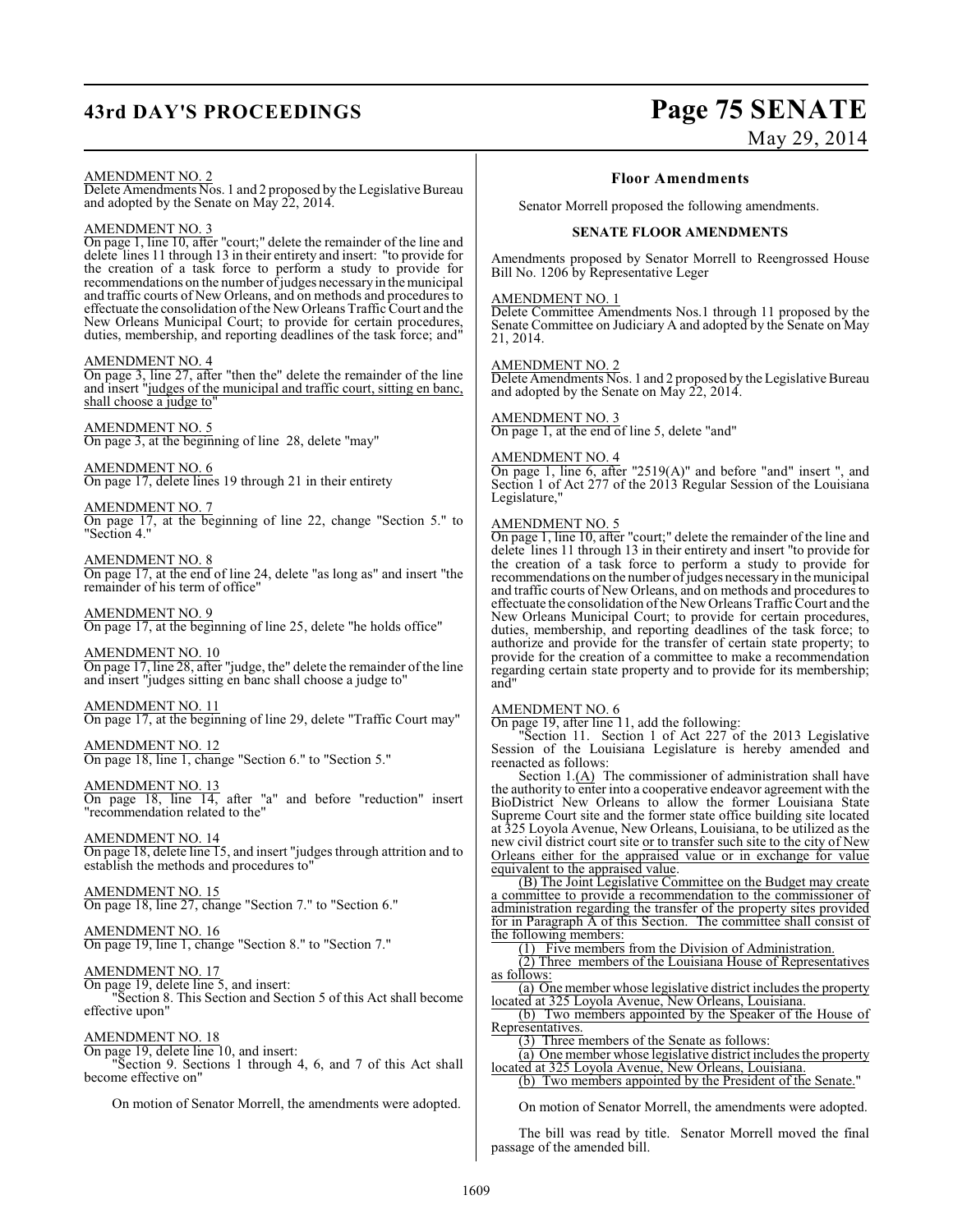AMENDMENT NO. 2
Delete Amendments Nos. 1 and 2 proposed by the Legislative Bureau and adopted by the Senate on May 22, 2014.

AMENDMENT NO. 3
On page 1, line 10, after "court;" delete the remainder of the line and delete lines 11 through 13 in their entirety and insert: "to provide for the creation of a task force to perform a study to provide for recommendations on the number of judges necessary in the municipal and traffic courts of New Orleans, and on methods and procedures to effectuate the consolidation of the New Orleans Traffic Court and the New Orleans Municipal Court; to provide for certain procedures, duties, membership, and reporting deadlines of the task force; and"

AMENDMENT NO. 4
On page 3, line 27, after "then the" delete the remainder of the line and insert "judges of the municipal and traffic court, sitting en banc, shall choose a judge to"

AMENDMENT NO. 5
On page 3, at the beginning of line 28, delete "may"

AMENDMENT NO. 6
On page 17, delete lines 19 through 21 in their entirety

AMENDMENT NO. 7
On page 17, at the beginning of line 22, change "Section 5." to "Section 4."

AMENDMENT NO. 8
On page 17, at the end of line 24, delete "as long as" and insert "the remainder of his term of office"

AMENDMENT NO. 9
On page 17, at the beginning of line 25, delete "he holds office"

AMENDMENT NO. 10
On page 17, line 28, after "judge, the" delete the remainder of the line and insert "judges sitting en banc shall choose a judge to"

AMENDMENT NO. 11
On page 17, at the beginning of line 29, delete "Traffic Court may"

AMENDMENT NO. 12
On page 18, line 1, change "Section 6." to "Section 5."

AMENDMENT NO. 13
On page 18, line 14, after "a" and before "reduction" insert "recommendation related to the"

AMENDMENT NO. 14
On page 18, delete line 15, and insert "judges through attrition and to establish the methods and procedures to"

AMENDMENT NO. 15
On page 18, line 27, change "Section 7." to "Section 6."

AMENDMENT NO. 16
On page 19, line 1, change "Section 8." to "Section 7."

AMENDMENT NO. 17
On page 19, delete line 5, and insert:
"Section 8. This Section and Section 5 of this Act shall become effective upon"

AMENDMENT NO. 18
On page 19, delete line 10, and insert:
"Section 9. Sections 1 through 4, 6, and 7 of this Act shall become effective on"

On motion of Senator Morrell, the amendments were adopted.

### Floor Amendments

Senator Morrell proposed the following amendments.

#### SENATE FLOOR AMENDMENTS

Amendments proposed by Senator Morrell to Reengrossed House Bill No. 1206 by Representative Leger

AMENDMENT NO. 1
Delete Committee Amendments Nos.1 through 11 proposed by the Senate Committee on Judiciary A and adopted by the Senate on May 21, 2014.

AMENDMENT NO. 2
Delete Amendments Nos. 1 and 2 proposed by the Legislative Bureau and adopted by the Senate on May 22, 2014.

AMENDMENT NO. 3
On page 1, at the end of line 5, delete "and"

AMENDMENT NO. 4
On page 1, line 6, after "2519(A)" and before "and" insert ", and Section 1 of Act 277 of the 2013 Regular Session of the Louisiana Legislature,"

AMENDMENT NO. 5
On page 1, line 10, after "court;" delete the remainder of the line and delete lines 11 through 13 in their entirety and insert "to provide for the creation of a task force to perform a study to provide for recommendations on the number of judges necessary in the municipal and traffic courts of New Orleans, and on methods and procedures to effectuate the consolidation of the New Orleans Traffic Court and the New Orleans Municipal Court; to provide for certain procedures, duties, membership, and reporting deadlines of the task force; to authorize and provide for the transfer of certain state property; to provide for the creation of a committee to make a recommendation regarding certain state property and to provide for its membership; and"

AMENDMENT NO. 6
On page 19, after line 11, add the following:

"Section 11. Section 1 of Act 227 of the 2013 Legislative Session of the Louisiana Legislature is hereby amended and reenacted as follows:

Section 1.(A) The commissioner of administration shall have the authority to enter into a cooperative endeavor agreement with the BioDistrict New Orleans to allow the former Louisiana State Supreme Court site and the former state office building site located at 325 Loyola Avenue, New Orleans, Louisiana, to be utilized as the new civil district court site or to transfer such site to the city of New Orleans either for the appraised value or in exchange for value equivalent to the appraised value.

(B) The Joint Legislative Committee on the Budget may create a committee to provide a recommendation to the commissioner of administration regarding the transfer of the property sites provided for in Paragraph A of this Section. The committee shall consist of the following members:

(1) Five members from the Division of Administration.

(2) Three members of the Louisiana House of Representatives as follows:

(a) One member whose legislative district includes the property located at 325 Loyola Avenue, New Orleans, Louisiana.

(b) Two members appointed by the Speaker of the House of Representatives.

(3) Three members of the Senate as follows:

(a) One member whose legislative district includes the property located at 325 Loyola Avenue, New Orleans, Louisiana.

(b) Two members appointed by the President of the Senate."

On motion of Senator Morrell, the amendments were adopted.

The bill was read by title. Senator Morrell moved the final passage of the amended bill.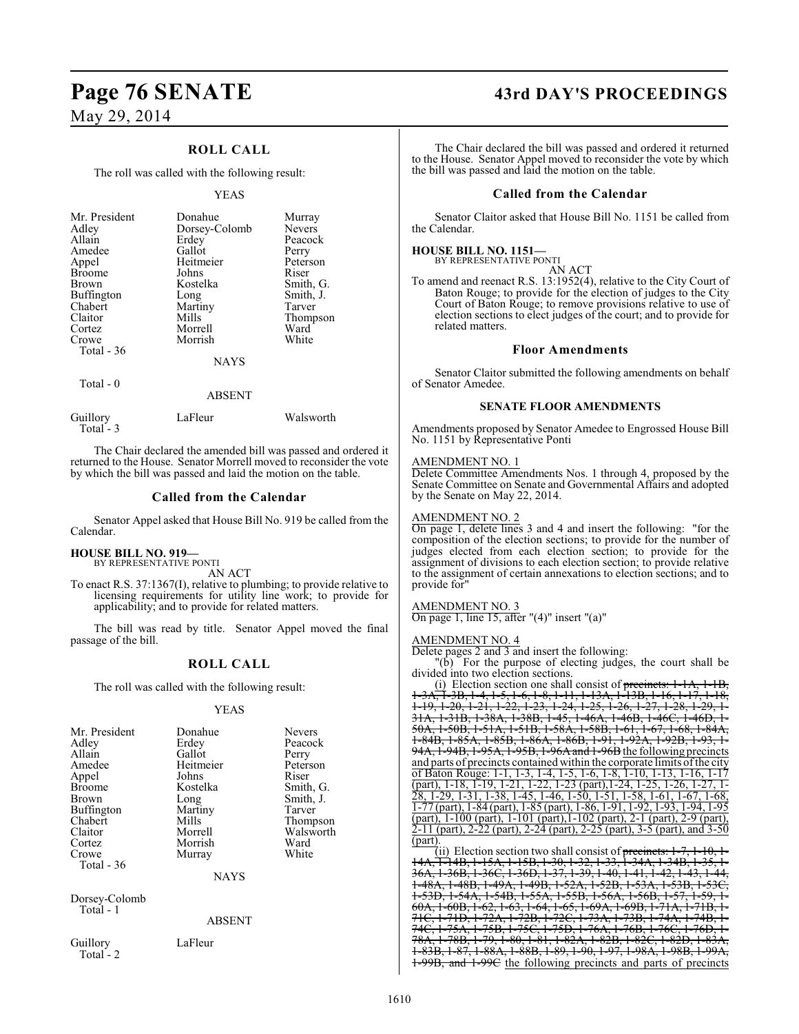## ROLL CALL

The roll was called with the following result:

YEAS

| | | |
|---|---|---|
| Mr. President | Donahue | Murray |
| Adley | Dorsey-Colomb | Nevers |
| Allain | Erdey | Peacock |
| Amedee | Gallot | Perry |
| Appel | Heitmeier | Peterson |
| Broome | Johns | Riser |
| Brown | Kostelka | Smith, G. |
| Buffington | Long | Smith, J. |
| Chabert | Martiny | Tarver |
| Claitor | Mills | Thompson |
| Cortez | Morrell | Ward |
| Crowe | Morrish | White |
| Total - 36 | | |

NAYS

Total - 0

ABSENT

| | | |
|---|---|---|
| Guillory | LaFleur | Walsworth |
| Total - 3 | | |

The Chair declared the amended bill was passed and ordered it returned to the House. Senator Morrell moved to reconsider the vote by which the bill was passed and laid the motion on the table.

### Called from the Calendar

Senator Appel asked that House Bill No. 919 be called from the Calendar.

**HOUSE BILL NO. 919—**
BY REPRESENTATIVE PONTI
AN ACT

To enact R.S. 37:1367(I), relative to plumbing; to provide relative to licensing requirements for utility line work; to provide for applicability; and to provide for related matters.

The bill was read by title. Senator Appel moved the final passage of the bill.

## ROLL CALL

The roll was called with the following result:

YEAS

| | | |
|---|---|---|
| Mr. President | Donahue | Nevers |
| Adley | Erdey | Peacock |
| Allain | Gallot | Perry |
| Amedee | Heitmeier | Peterson |
| Appel | Johns | Riser |
| Broome | Kostelka | Smith, G. |
| Brown | Long | Smith, J. |
| Buffington | Martiny | Tarver |
| Chabert | Mills | Thompson |
| Claitor | Morrell | Walsworth |
| Cortez | Morrish | Ward |
| Crowe | Murray | White |
| Total - 36 | | |

NAYS

Dorsey-Colomb
Total - 1

ABSENT

| | |
|---|---|
| Guillory | LaFleur |
| Total - 2 | |

The Chair declared the bill was passed and ordered it returned to the House. Senator Appel moved to reconsider the vote by which the bill was passed and laid the motion on the table.

### Called from the Calendar

Senator Claitor asked that House Bill No. 1151 be called from the Calendar.

**HOUSE BILL NO. 1151—**
BY REPRESENTATIVE PONTI
AN ACT

To amend and reenact R.S. 13:1952(4), relative to the City Court of Baton Rouge; to provide for the election of judges to the City Court of Baton Rouge; to remove provisions relative to use of election sections to elect judges of the court; and to provide for related matters.

### Floor Amendments

Senator Claitor submitted the following amendments on behalf of Senator Amedee.

#### SENATE FLOOR AMENDMENTS

Amendments proposed by Senator Amedee to Engrossed House Bill No. 1151 by Representative Ponti

AMENDMENT NO. 1
Delete Committee Amendments Nos. 1 through 4, proposed by the Senate Committee on Senate and Governmental Affairs and adopted by the Senate on May 22, 2014.

AMENDMENT NO. 2
On page 1, delete lines 3 and 4 and insert the following: "for the composition of the election sections; to provide for the number of judges elected from each election section; to provide for the assignment of divisions to each election section; to provide relative to the assignment of certain annexations to election sections; and to provide for"

AMENDMENT NO. 3
On page 1, line 15, after "(4)" insert "(a)"

AMENDMENT NO. 4
Delete pages 2 and 3 and insert the following:

"(b) For the purpose of electing judges, the court shall be divided into two election sections.

(i) Election section one shall consist of ~~precincts: 1-1A, 1-1B, 1-3A, 1-3B, 1-4, 1-5, 1-6, 1-8, 1-11, 1-13A, 1-13B, 1-16, 1-17, 1-18, 1-19, 1-20, 1-21, 1-22, 1-23, 1-24, 1-25, 1-26, 1-27, 1-28, 1-29, 1-31A, 1-31B, 1-38A, 1-38B, 1-45, 1-46A, 1-46B, 1-46C, 1-46D, 1-50A, 1-50B, 1-51A, 1-51B, 1-58A, 1-58B, 1-61, 1-67, 1-68, 1-84A, 1-84B, 1-85A, 1-85B, 1-86A, 1-86B, 1-91, 1-92A, 1-92B, 1-93, 1-94A, 1-94B, 1-95A, 1-95B, 1-96A and 1-96B~~ the following precincts and parts of precincts contained within the corporate limits of the city of Baton Rouge: 1-1, 1-3, 1-4, 1-5, 1-6, 1-8, 1-10, 1-13, 1-16, 1-17 (part), 1-18, 1-19, 1-21, 1-22, 1-23 (part),1-24, 1-25, 1-26, 1-27, 1-28, 1-29, 1-31, 1-38, 1-45, 1-46, 1-50, 1-51, 1-58, 1-61, 1-67, 1-68, 1-77 (part), 1-84 (part), 1-85 (part), 1-86, 1-91, 1-92, 1-93, 1-94, 1-95 (part), 1-100 (part), 1-101 (part),1-102 (part), 2-1 (part), 2-9 (part), 2-11 (part), 2-22 (part), 2-24 (part), 2-25 (part), 3-5 (part), and 3-50 (part).

(ii) Election section two shall consist of ~~precincts: 1-7, 1-10, 1-14A, 1-14B, 1-15A, 1-15B, 1-30, 1-32, 1-33, 1-34A, 1-34B, 1-35, 1-36A, 1-36B, 1-36C, 1-36D, 1-37, 1-39, 1-40, 1-41, 1-42, 1-43, 1-44, 1-48A, 1-48B, 1-49A, 1-49B, 1-52A, 1-52B, 1-53A, 1-53B, 1-53C, 1-53D, 1-54A, 1-54B, 1-55A, 1-55B, 1-56A, 1-56B, 1-57, 1-59, 1-60A, 1-60B, 1-62, 1-63, 1-64, 1-65, 1-69A, 1-69B, 1-71A, 1-71B, 1-71C, 1-71D, 1-72A, 1-72B, 1-72C, 1-73A, 1-73B, 1-74A, 1-74B, 1-74C, 1-75A, 1-75B, 1-75C, 1-75D, 1-76A, 1-76B, 1-76C, 1-76D, 1-78A, 1-78B, 1-79, 1-80, 1-81, 1-82A, 1-82B, 1-82C, 1-82D, 1-83A, 1-83B, 1-87, 1-88A, 1-88B, 1-89, 1-90, 1-97, 1-98A, 1-98B, 1-99A, 1-99B, and 1-99C~~ the following precincts and parts of precincts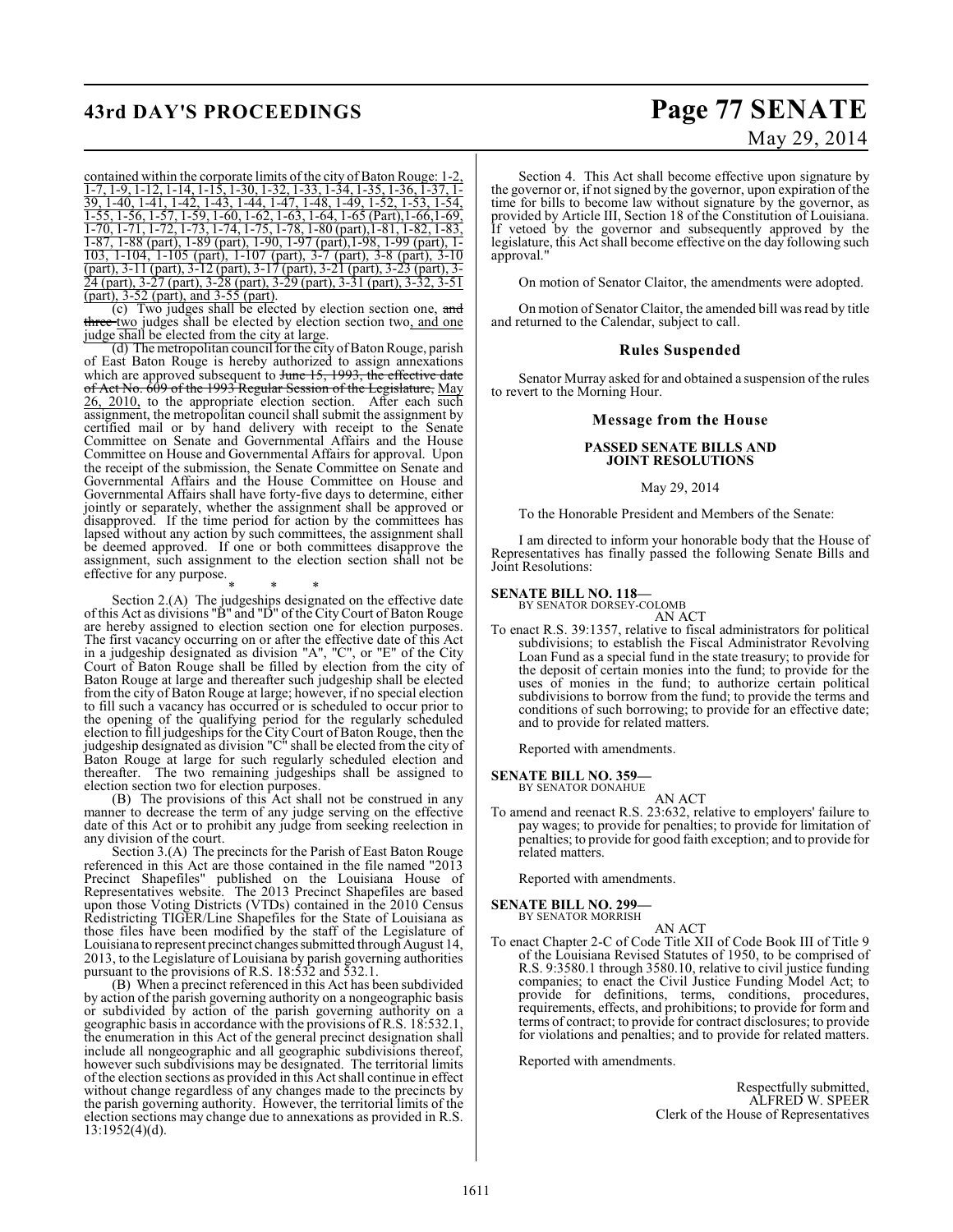contained within the corporate limits of the city of Baton Rouge: 1-2, 1-7, 1-9, 1-12, 1-14, 1-15, 1-30, 1-32, 1-33, 1-34, 1-35, 1-36, 1-37, 1-39, 1-40, 1-41, 1-42, 1-43, 1-44, 1-47, 1-48, 1-49, 1-52, 1-53, 1-54, 1-55, 1-56, 1-57, 1-59, 1-60, 1-62, 1-63, 1-64, 1-65 (Part),1-66,1-69, 1-70, 1-71, 1-72, 1-73, 1-74, 1-75, 1-78, 1-80 (part),1-81, 1-82, 1-83, 1-87, 1-88 (part), 1-89 (part), 1-90, 1-97 (part),1-98, 1-99 (part), 1-103, 1-104, 1-105 (part), 1-107 (part), 3-7 (part), 3-8 (part), 3-10 (part), 3-11 (part), 3-12 (part), 3-17 (part), 3-21 (part), 3-23 (part), 3-24 (part), 3-27 (part), 3-28 (part), 3-29 (part), 3-31 (part), 3-32, 3-51 (part), 3-52 (part), and 3-55 (part).

(c) Two judges shall be elected by election section one, ~~and three~~ two judges shall be elected by election section two, and one judge shall be elected from the city at large.

(d) The metropolitan council for the city of Baton Rouge, parish of East Baton Rouge is hereby authorized to assign annexations which are approved subsequent to ~~June 15, 1993, the effective date of Act No. 609 of the 1993 Regular Session of the Legislature,~~ May 26, 2010, to the appropriate election section. After each such assignment, the metropolitan council shall submit the assignment by certified mail or by hand delivery with receipt to the Senate Committee on Senate and Governmental Affairs and the House Committee on House and Governmental Affairs for approval. Upon the receipt of the submission, the Senate Committee on Senate and Governmental Affairs and the House Committee on House and Governmental Affairs shall have forty-five days to determine, either jointly or separately, whether the assignment shall be approved or disapproved. If the time period for action by the committees has lapsed without any action by such committees, the assignment shall be deemed approved. If one or both committees disapprove the assignment, such assignment to the election section shall not be effective for any purpose.

\* \* \*

Section 2.(A) The judgeships designated on the effective date of this Act as divisions "B" and "D" of the City Court of Baton Rouge are hereby assigned to election section one for election purposes. The first vacancy occurring on or after the effective date of this Act in a judgeship designated as division "A", "C", or "E" of the City Court of Baton Rouge shall be filled by election from the city of Baton Rouge at large and thereafter such judgeship shall be elected from the city of Baton Rouge at large; however, if no special election to fill such a vacancy has occurred or is scheduled to occur prior to the opening of the qualifying period for the regularly scheduled election to fill judgeships for the City Court of Baton Rouge, then the judgeship designated as division "C" shall be elected from the city of Baton Rouge at large for such regularly scheduled election and thereafter. The two remaining judgeships shall be assigned to election section two for election purposes.

(B) The provisions of this Act shall not be construed in any manner to decrease the term of any judge serving on the effective date of this Act or to prohibit any judge from seeking reelection in any division of the court.

Section 3.(A) The precincts for the Parish of East Baton Rouge referenced in this Act are those contained in the file named "2013 Precinct Shapefiles" published on the Louisiana House of Representatives website. The 2013 Precinct Shapefiles are based upon those Voting Districts (VTDs) contained in the 2010 Census Redistricting TIGER/Line Shapefiles for the State of Louisiana as those files have been modified by the staff of the Legislature of Louisiana to represent precinct changes submitted through August 14, 2013, to the Legislature of Louisiana by parish governing authorities pursuant to the provisions of R.S. 18:532 and 532.1.

(B) When a precinct referenced in this Act has been subdivided by action of the parish governing authority on a nongeographic basis or subdivided by action of the parish governing authority on a geographic basis in accordance with the provisions of R.S. 18:532.1, the enumeration in this Act of the general precinct designation shall include all nongeographic and all geographic subdivisions thereof, however such subdivisions may be designated. The territorial limits of the election sections as provided in this Act shall continue in effect without change regardless of any changes made to the precincts by the parish governing authority. However, the territorial limits of the election sections may change due to annexations as provided in R.S. 13:1952(4)(d).

Section 4. This Act shall become effective upon signature by the governor or, if not signed by the governor, upon expiration of the time for bills to become law without signature by the governor, as provided by Article III, Section 18 of the Constitution of Louisiana. If vetoed by the governor and subsequently approved by the legislature, this Act shall become effective on the day following such approval."

On motion of Senator Claitor, the amendments were adopted.

On motion of Senator Claitor, the amended bill was read by title and returned to the Calendar, subject to call.

### Rules Suspended

Senator Murray asked for and obtained a suspension of the rules to revert to the Morning Hour.

### Message from the House

#### PASSED SENATE BILLS AND JOINT RESOLUTIONS

May 29, 2014

To the Honorable President and Members of the Senate:

I am directed to inform your honorable body that the House of Representatives has finally passed the following Senate Bills and Joint Resolutions:

**SENATE BILL NO. 118—**
BY SENATOR DORSEY-COLOMB
AN ACT

To enact R.S. 39:1357, relative to fiscal administrators for political subdivisions; to establish the Fiscal Administrator Revolving Loan Fund as a special fund in the state treasury; to provide for the deposit of certain monies into the fund; to provide for the uses of monies in the fund; to authorize certain political subdivisions to borrow from the fund; to provide the terms and conditions of such borrowing; to provide for an effective date; and to provide for related matters.

Reported with amendments.

**SENATE BILL NO. 359—**
BY SENATOR DONAHUE
AN ACT

To amend and reenact R.S. 23:632, relative to employers' failure to pay wages; to provide for penalties; to provide for limitation of penalties; to provide for good faith exception; and to provide for related matters.

Reported with amendments.

**SENATE BILL NO. 299—**
BY SENATOR MORRISH
AN ACT

To enact Chapter 2-C of Code Title XII of Code Book III of Title 9 of the Louisiana Revised Statutes of 1950, to be comprised of R.S. 9:3580.1 through 3580.10, relative to civil justice funding companies; to enact the Civil Justice Funding Model Act; to provide for definitions, terms, conditions, procedures, requirements, effects, and prohibitions; to provide for form and terms of contract; to provide for contract disclosures; to provide for violations and penalties; and to provide for related matters.

Reported with amendments.

Respectfully submitted,
ALFRED W. SPEER
Clerk of the House of Representatives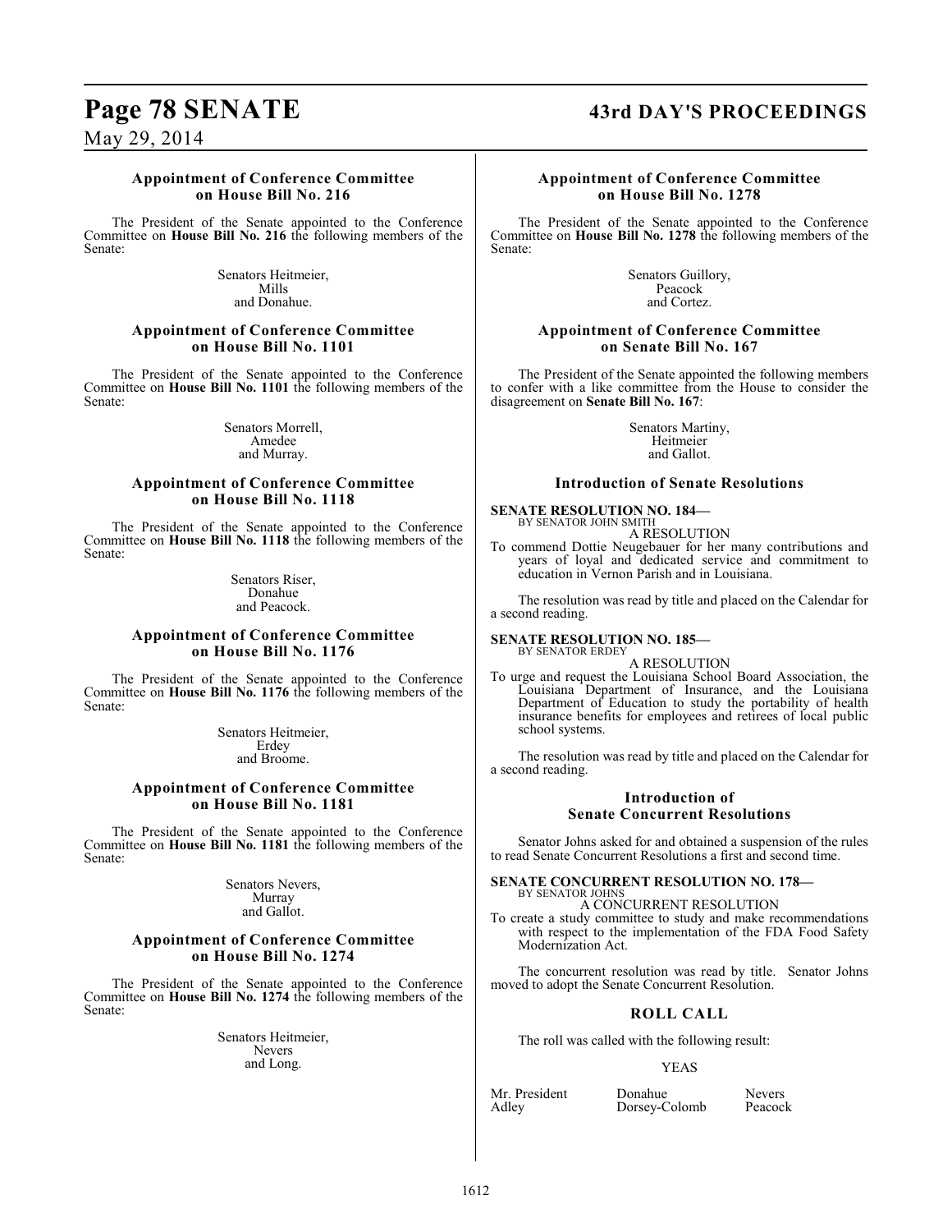### Appointment of Conference Committee on House Bill No. 216

The President of the Senate appointed to the Conference Committee on **House Bill No. 216** the following members of the Senate:

Senators Heitmeier,
Mills
and Donahue.

### Appointment of Conference Committee on House Bill No. 1101

The President of the Senate appointed to the Conference Committee on **House Bill No. 1101** the following members of the Senate:

Senators Morrell,
Amedee
and Murray.

### Appointment of Conference Committee on House Bill No. 1118

The President of the Senate appointed to the Conference Committee on **House Bill No. 1118** the following members of the Senate:

Senators Riser,
Donahue
and Peacock.

### Appointment of Conference Committee on House Bill No. 1176

The President of the Senate appointed to the Conference Committee on **House Bill No. 1176** the following members of the Senate:

Senators Heitmeier,
Erdey
and Broome.

### Appointment of Conference Committee on House Bill No. 1181

The President of the Senate appointed to the Conference Committee on **House Bill No. 1181** the following members of the Senate:

Senators Nevers,
Murray
and Gallot.

### Appointment of Conference Committee on House Bill No. 1274

The President of the Senate appointed to the Conference Committee on **House Bill No. 1274** the following members of the Senate:

Senators Heitmeier,
Nevers
and Long.

### Appointment of Conference Committee on House Bill No. 1278

The President of the Senate appointed to the Conference Committee on **House Bill No. 1278** the following members of the Senate:

Senators Guillory,
Peacock
and Cortez.

### Appointment of Conference Committee on Senate Bill No. 167

The President of the Senate appointed the following members to confer with a like committee from the House to consider the disagreement on **Senate Bill No. 167**:

Senators Martiny,
Heitmeier
and Gallot.

## Introduction of Senate Resolutions

**SENATE RESOLUTION NO. 184—**
BY SENATOR JOHN SMITH

A RESOLUTION

To commend Dottie Neugebauer for her many contributions and years of loyal and dedicated service and commitment to education in Vernon Parish and in Louisiana.

The resolution was read by title and placed on the Calendar for a second reading.

**SENATE RESOLUTION NO. 185—**
BY SENATOR ERDEY

A RESOLUTION

To urge and request the Louisiana School Board Association, the Louisiana Department of Insurance, and the Louisiana Department of Education to study the portability of health insurance benefits for employees and retirees of local public school systems.

The resolution was read by title and placed on the Calendar for a second reading.

## Introduction of Senate Concurrent Resolutions

Senator Johns asked for and obtained a suspension of the rules to read Senate Concurrent Resolutions a first and second time.

**SENATE CONCURRENT RESOLUTION NO. 178—**
BY SENATOR JOHNS

A CONCURRENT RESOLUTION

To create a study committee to study and make recommendations with respect to the implementation of the FDA Food Safety Modernization Act.

The concurrent resolution was read by title. Senator Johns moved to adopt the Senate Concurrent Resolution.

## ROLL CALL

The roll was called with the following result:

YEAS

| | | |
|---|---|---|
| Mr. President | Donahue | Nevers |
| Adley | Dorsey-Colomb | Peacock |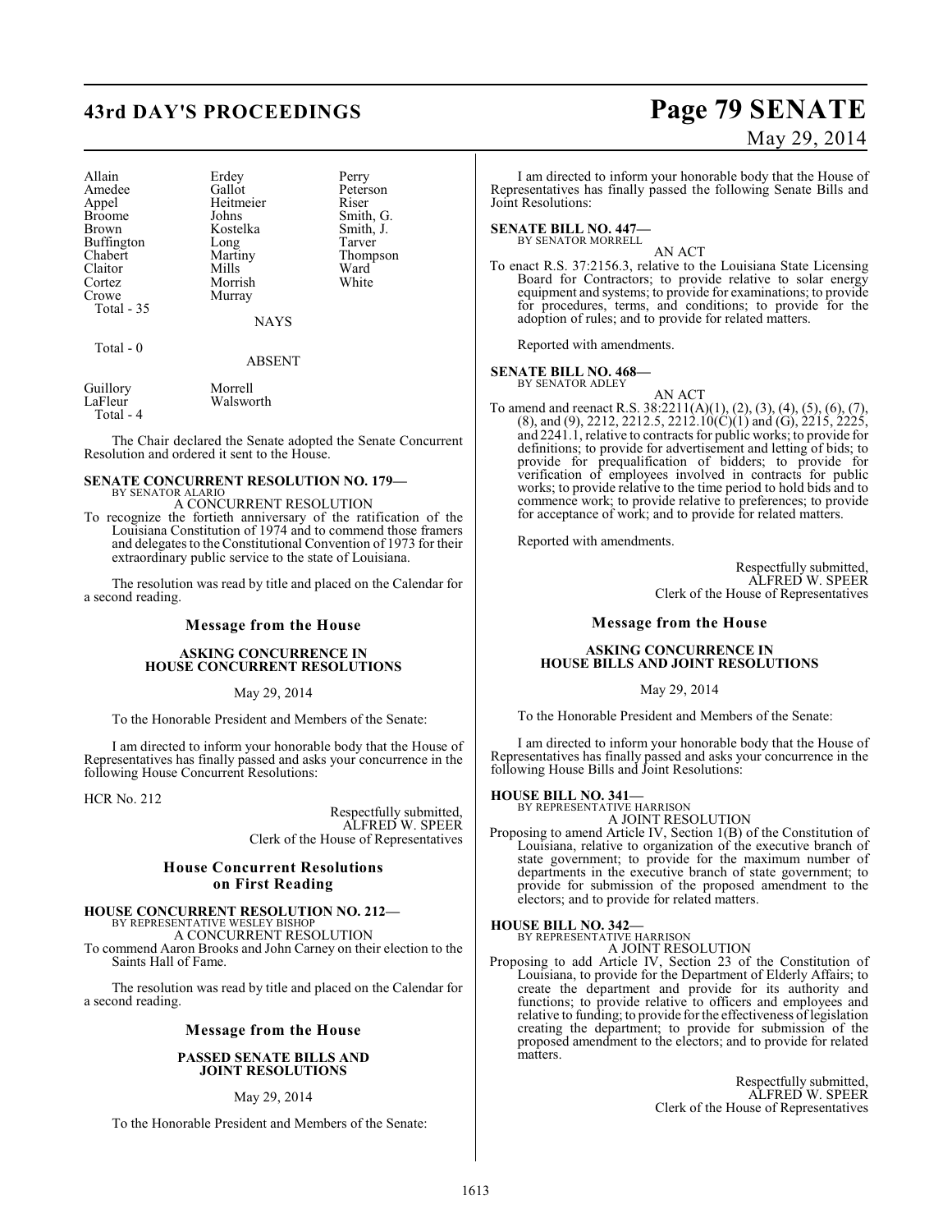| | | |
|---|---|---|
| Allain | Erdey | Perry |
| Amedee | Gallot | Peterson |
| Appel | Heitmeier | Riser |
| Broome | Johns | Smith, G. |
| Brown | Kostelka | Smith, J. |
| Buffington | Long | Tarver |
| Chabert | Martiny | Thompson |
| Claitor | Mills | Ward |
| Cortez | Morrish | White |
| Crowe | Murray | |
| Total - 35 | | |

NAYS

Total - 0

ABSENT

| | |
|---|---|
| Guillory | Morrell |
| LaFleur | Walsworth |
| Total - 4 | |

The Chair declared the Senate adopted the Senate Concurrent Resolution and ordered it sent to the House.

**SENATE CONCURRENT RESOLUTION NO. 179—**
BY SENATOR ALARIO
A CONCURRENT RESOLUTION

To recognize the fortieth anniversary of the ratification of the Louisiana Constitution of 1974 and to commend those framers and delegates to the Constitutional Convention of 1973 for their extraordinary public service to the state of Louisiana.

The resolution was read by title and placed on the Calendar for a second reading.

## Message from the House

### ASKING CONCURRENCE IN HOUSE CONCURRENT RESOLUTIONS

May 29, 2014

To the Honorable President and Members of the Senate:

I am directed to inform your honorable body that the House of Representatives has finally passed and asks your concurrence in the following House Concurrent Resolutions:

HCR No. 212

Respectfully submitted,
ALFRED W. SPEER
Clerk of the House of Representatives

## House Concurrent Resolutions on First Reading

**HOUSE CONCURRENT RESOLUTION NO. 212—**
BY REPRESENTATIVE WESLEY BISHOP
A CONCURRENT RESOLUTION

To commend Aaron Brooks and John Carney on their election to the Saints Hall of Fame.

The resolution was read by title and placed on the Calendar for a second reading.

## Message from the House

### PASSED SENATE BILLS AND JOINT RESOLUTIONS

May 29, 2014

To the Honorable President and Members of the Senate:

I am directed to inform your honorable body that the House of Representatives has finally passed the following Senate Bills and Joint Resolutions:

**SENATE BILL NO. 447—**
BY SENATOR MORRELL
AN ACT

To enact R.S. 37:2156.3, relative to the Louisiana State Licensing Board for Contractors; to provide relative to solar energy equipment and systems; to provide for examinations; to provide for procedures, terms, and conditions; to provide for the adoption of rules; and to provide for related matters.

Reported with amendments.

**SENATE BILL NO. 468—**
BY SENATOR ADLEY
AN ACT

To amend and reenact R.S. 38:2211(A)(1), (2), (3), (4), (5), (6), (7), (8), and (9), 2212, 2212.5, 2212.10(C)(1) and (G), 2215, 2225, and 2241.1, relative to contracts for public works; to provide for definitions; to provide for advertisement and letting of bids; to provide for prequalification of bidders; to provide for verification of employees involved in contracts for public works; to provide relative to the time period to hold bids and to commence work; to provide relative to preferences; to provide for acceptance of work; and to provide for related matters.

Reported with amendments.

Respectfully submitted,
ALFRED W. SPEER
Clerk of the House of Representatives

## Message from the House

### ASKING CONCURRENCE IN HOUSE BILLS AND JOINT RESOLUTIONS

May 29, 2014

To the Honorable President and Members of the Senate:

I am directed to inform your honorable body that the House of Representatives has finally passed and asks your concurrence in the following House Bills and Joint Resolutions:

**HOUSE BILL NO. 341—**
BY REPRESENTATIVE HARRISON
A JOINT RESOLUTION

Proposing to amend Article IV, Section 1(B) of the Constitution of Louisiana, relative to organization of the executive branch of state government; to provide for the maximum number of departments in the executive branch of state government; to provide for submission of the proposed amendment to the electors; and to provide for related matters.

**HOUSE BILL NO. 342—**
BY REPRESENTATIVE HARRISON
A JOINT RESOLUTION

Proposing to add Article IV, Section 23 of the Constitution of Louisiana, to provide for the Department of Elderly Affairs; to create the department and provide for its authority and functions; to provide relative to officers and employees and relative to funding; to provide for the effectiveness of legislation creating the department; to provide for submission of the proposed amendment to the electors; and to provide for related matters.

Respectfully submitted,
ALFRED W. SPEER
Clerk of the House of Representatives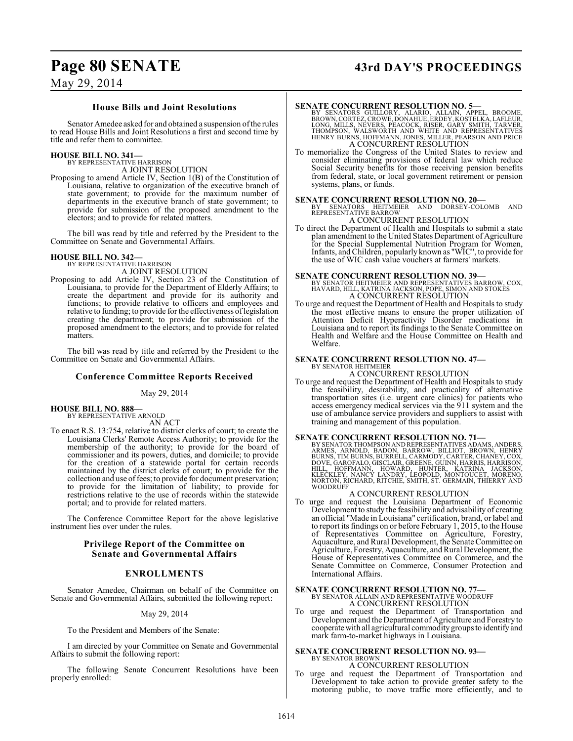## House Bills and Joint Resolutions

Senator Amedee asked for and obtained a suspension of the rules to read House Bills and Joint Resolutions a first and second time by title and refer them to committee.

**HOUSE BILL NO. 341—**
BY REPRESENTATIVE HARRISON
A JOINT RESOLUTION

Proposing to amend Article IV, Section 1(B) of the Constitution of Louisiana, relative to organization of the executive branch of state government; to provide for the maximum number of departments in the executive branch of state government; to provide for submission of the proposed amendment to the electors; and to provide for related matters.

The bill was read by title and referred by the President to the Committee on Senate and Governmental Affairs.

**HOUSE BILL NO. 342—**
BY REPRESENTATIVE HARRISON
A JOINT RESOLUTION

Proposing to add Article IV, Section 23 of the Constitution of Louisiana, to provide for the Department of Elderly Affairs; to create the department and provide for its authority and functions; to provide relative to officers and employees and relative to funding; to provide for the effectiveness of legislation creating the department; to provide for submission of the proposed amendment to the electors; and to provide for related matters.

The bill was read by title and referred by the President to the Committee on Senate and Governmental Affairs.

## Conference Committee Reports Received

May 29, 2014

**HOUSE BILL NO. 888—**
BY REPRESENTATIVE ARNOLD
AN ACT

To enact R.S. 13:754, relative to district clerks of court; to create the Louisiana Clerks' Remote Access Authority; to provide for the membership of the authority; to provide for the board of commissioner and its powers, duties, and domicile; to provide for the creation of a statewide portal for certain records maintained by the district clerks of court; to provide for the collection and use of fees; to provide for document preservation; to provide for the limitation of liability; to provide for restrictions relative to the use of records within the statewide portal; and to provide for related matters.

The Conference Committee Report for the above legislative instrument lies over under the rules.

## Privilege Report of the Committee on Senate and Governmental Affairs

## ENROLLMENTS

Senator Amedee, Chairman on behalf of the Committee on Senate and Governmental Affairs, submitted the following report:

May 29, 2014

To the President and Members of the Senate:

I am directed by your Committee on Senate and Governmental Affairs to submit the following report:

The following Senate Concurrent Resolutions have been properly enrolled:

**SENATE CONCURRENT RESOLUTION NO. 5—**
BY SENATORS GUILLORY, ALARIO, ALLAIN, APPEL, BROOME, BROWN, CORTEZ, CROWE, DONAHUE, ERDEY, KOSTELKA, LAFLEUR, LONG, MILLS, NEVERS, PEACOCK, RISER, GARY SMITH, TARVER, THOMPSON, WALSWORTH AND WHITE AND REPRESENTATIVES HENRY BURNS, HOFFMANN, JONES, MILLER, PEARSON AND PRICE
A CONCURRENT RESOLUTION

To memorialize the Congress of the United States to review and consider eliminating provisions of federal law which reduce Social Security benefits for those receiving pension benefits from federal, state, or local government retirement or pension systems, plans, or funds.

**SENATE CONCURRENT RESOLUTION NO. 20—**
BY SENATORS HEITMEIER AND DORSEY-COLOMB AND REPRESENTATIVE BARROW
A CONCURRENT RESOLUTION

To direct the Department of Health and Hospitals to submit a state plan amendment to the United States Department of Agriculture for the Special Supplemental Nutrition Program for Women, Infants, and Children, popularly known as "WIC", to provide for the use of WIC cash value vouchers at farmers' markets.

**SENATE CONCURRENT RESOLUTION NO. 39—**
BY SENATOR HEITMEIER AND REPRESENTATIVES BARROW, COX, HAVARD, HILL, KATRINA JACKSON, POPE, SIMON AND STOKES
A CONCURRENT RESOLUTION

To urge and request the Department of Health and Hospitals to study the most effective means to ensure the proper utilization of Attention Deficit Hyperactivity Disorder medications in Louisiana and to report its findings to the Senate Committee on Health and Welfare and the House Committee on Health and Welfare.

**SENATE CONCURRENT RESOLUTION NO. 47—**
BY SENATOR HEITMEIER
A CONCURRENT RESOLUTION

To urge and request the Department of Health and Hospitals to study the feasibility, desirability, and practicality of alternative transportation sites (i.e. urgent care clinics) for patients who access emergency medical services via the 911 system and the use of ambulance service providers and suppliers to assist with training and management of this population.

**SENATE CONCURRENT RESOLUTION NO. 71—**
BY SENATOR THOMPSON AND REPRESENTATIVES ADAMS, ANDERS, ARMES, ARNOLD, BADON, BARROW, BILLIOT, BROWN, HENRY BURNS, TIM BURNS, BURRELL, CARMODY, CARTER, CHANEY, COX, DOVE, GAROFALO, GISCLAIR, GREENE, GUINN, HARRIS, HARRISON, HILL, HOFFMANN, HOWARD, HUNTER, KATRINA JACKSON, KLECKLEY, NANCY LANDRY, LEOPOLD, MONTOUCET, MORENO, NORTON, RICHARD, RITCHIE, SMITH, ST. GERMAIN, THIERRY AND WOODRUFF
A CONCURRENT RESOLUTION

To urge and request the Louisiana Department of Economic Development to study the feasibility and advisability of creating an official "Made in Louisiana" certification, brand, or label and to report its findings on or before February 1, 2015, to the House of Representatives Committee on Agriculture, Forestry, Aquaculture, and Rural Development, the Senate Committee on Agriculture, Forestry, Aquaculture, and Rural Development, the House of Representatives Committee on Commerce, and the Senate Committee on Commerce, Consumer Protection and International Affairs.

**SENATE CONCURRENT RESOLUTION NO. 77—**
BY SENATOR ALLAIN AND REPRESENTATIVE WOODRUFF
A CONCURRENT RESOLUTION

To urge and request the Department of Transportation and Development and the Department of Agriculture and Forestry to cooperate with all agricultural commodity groups to identify and mark farm-to-market highways in Louisiana.

**SENATE CONCURRENT RESOLUTION NO. 93—**
BY SENATOR BROWN
A CONCURRENT RESOLUTION

To urge and request the Department of Transportation and Development to take action to provide greater safety to the motoring public, to move traffic more efficiently, and to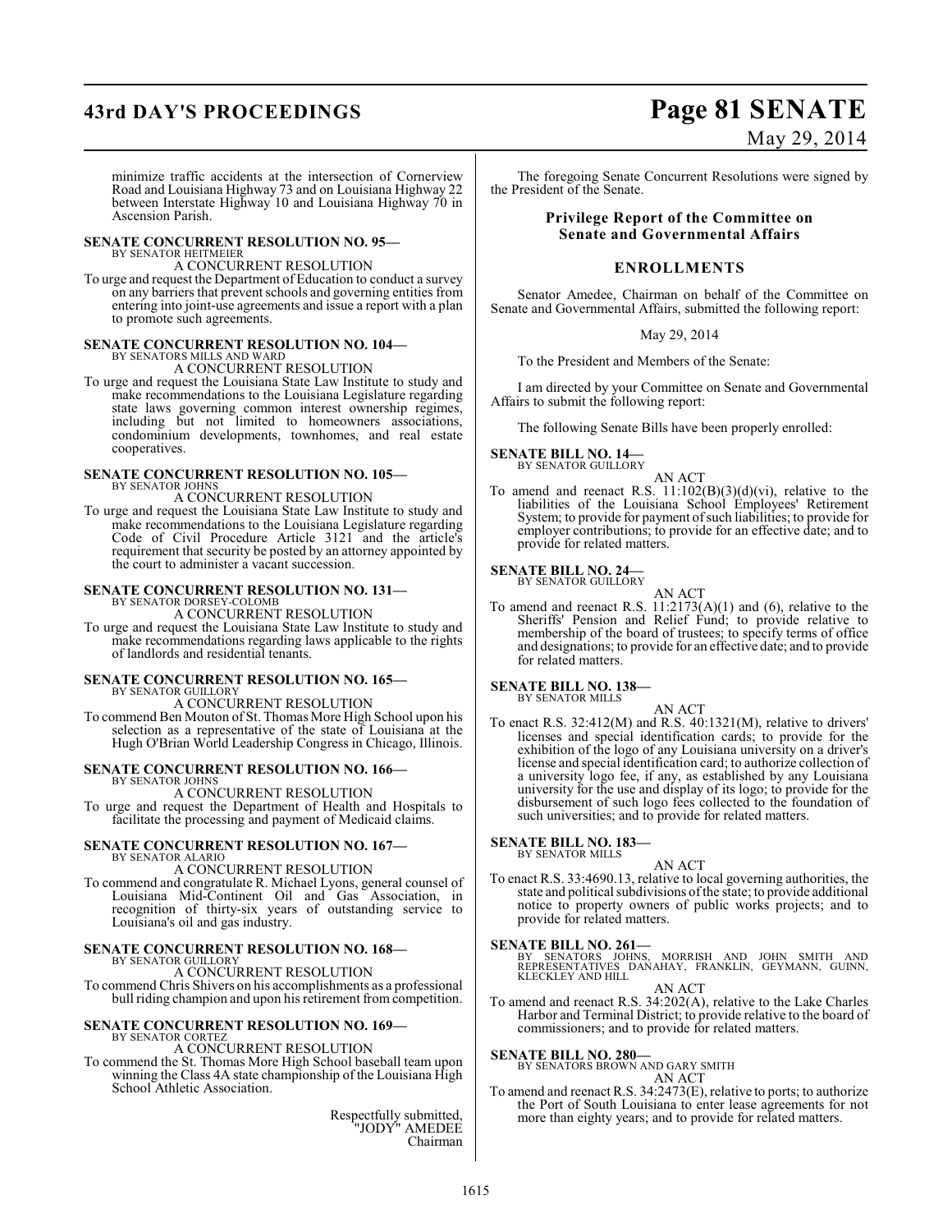minimize traffic accidents at the intersection of Cornerview Road and Louisiana Highway 73 and on Louisiana Highway 22 between Interstate Highway 10 and Louisiana Highway 70 in Ascension Parish.

**SENATE CONCURRENT RESOLUTION NO. 95—**
BY SENATOR HEITMEIER

A CONCURRENT RESOLUTION

To urge and request the Department of Education to conduct a survey on any barriers that prevent schools and governing entities from entering into joint-use agreements and issue a report with a plan to promote such agreements.

**SENATE CONCURRENT RESOLUTION NO. 104—**
BY SENATORS MILLS AND WARD

A CONCURRENT RESOLUTION

To urge and request the Louisiana State Law Institute to study and make recommendations to the Louisiana Legislature regarding state laws governing common interest ownership regimes, including but not limited to homeowners associations, condominium developments, townhomes, and real estate cooperatives.

**SENATE CONCURRENT RESOLUTION NO. 105—**
BY SENATOR JOHNS

A CONCURRENT RESOLUTION

To urge and request the Louisiana State Law Institute to study and make recommendations to the Louisiana Legislature regarding Code of Civil Procedure Article 3121 and the article's requirement that security be posted by an attorney appointed by the court to administer a vacant succession.

**SENATE CONCURRENT RESOLUTION NO. 131—**
BY SENATOR DORSEY-COLOMB

A CONCURRENT RESOLUTION

To urge and request the Louisiana State Law Institute to study and make recommendations regarding laws applicable to the rights of landlords and residential tenants.

**SENATE CONCURRENT RESOLUTION NO. 165—**
BY SENATOR GUILLORY

A CONCURRENT RESOLUTION

To commend Ben Mouton of St. Thomas More High School upon his selection as a representative of the state of Louisiana at the Hugh O'Brian World Leadership Congress in Chicago, Illinois.

**SENATE CONCURRENT RESOLUTION NO. 166—**
BY SENATOR JOHNS

A CONCURRENT RESOLUTION

To urge and request the Department of Health and Hospitals to facilitate the processing and payment of Medicaid claims.

**SENATE CONCURRENT RESOLUTION NO. 167—**
BY SENATOR ALARIO

A CONCURRENT RESOLUTION

To commend and congratulate R. Michael Lyons, general counsel of Louisiana Mid-Continent Oil and Gas Association, in recognition of thirty-six years of outstanding service to Louisiana's oil and gas industry.

**SENATE CONCURRENT RESOLUTION NO. 168—**
BY SENATOR GUILLORY

A CONCURRENT RESOLUTION

To commend Chris Shivers on his accomplishments as a professional bull riding champion and upon his retirement from competition.

**SENATE CONCURRENT RESOLUTION NO. 169—**
BY SENATOR CORTEZ

A CONCURRENT RESOLUTION

To commend the St. Thomas More High School baseball team upon winning the Class 4A state championship of the Louisiana High School Athletic Association.

Respectfully submitted,
"JODY" AMEDEE
Chairman

The foregoing Senate Concurrent Resolutions were signed by the President of the Senate.

## Privilege Report of the Committee on Senate and Governmental Affairs

## ENROLLMENTS

Senator Amedee, Chairman on behalf of the Committee on Senate and Governmental Affairs, submitted the following report:

May 29, 2014

To the President and Members of the Senate:

I am directed by your Committee on Senate and Governmental Affairs to submit the following report:

The following Senate Bills have been properly enrolled:

**SENATE BILL NO. 14—**
BY SENATOR GUILLORY

AN ACT

To amend and reenact R.S. 11:102(B)(3)(d)(vi), relative to the liabilities of the Louisiana School Employees' Retirement System; to provide for payment of such liabilities; to provide for employer contributions; to provide for an effective date; and to provide for related matters.

**SENATE BILL NO. 24—**
BY SENATOR GUILLORY

AN ACT

To amend and reenact R.S. 11:2173(A)(1) and (6), relative to the Sheriffs' Pension and Relief Fund; to provide relative to membership of the board of trustees; to specify terms of office and designations; to provide for an effective date; and to provide for related matters.

**SENATE BILL NO. 138—**
BY SENATOR MILLS

AN ACT

To enact R.S. 32:412(M) and R.S. 40:1321(M), relative to drivers' licenses and special identification cards; to provide for the exhibition of the logo of any Louisiana university on a driver's license and special identification card; to authorize collection of a university logo fee, if any, as established by any Louisiana university for the use and display of its logo; to provide for the disbursement of such logo fees collected to the foundation of such universities; and to provide for related matters.

**SENATE BILL NO. 183—**
BY SENATOR MILLS

AN ACT

To enact R.S. 33:4690.13, relative to local governing authorities, the state and political subdivisions of the state; to provide additional notice to property owners of public works projects; and to provide for related matters.

**SENATE BILL NO. 261—**
BY SENATORS JOHNS, MORRISH AND JOHN SMITH AND REPRESENTATIVES DANAHAY, FRANKLIN, GEYMANN, GUINN, KLECKLEY AND HILL

AN ACT

To amend and reenact R.S. 34:202(A), relative to the Lake Charles Harbor and Terminal District; to provide relative to the board of commissioners; and to provide for related matters.

**SENATE BILL NO. 280—**
BY SENATORS BROWN AND GARY SMITH

AN ACT

To amend and reenact R.S. 34:2473(E), relative to ports; to authorize the Port of South Louisiana to enter lease agreements for not more than eighty years; and to provide for related matters.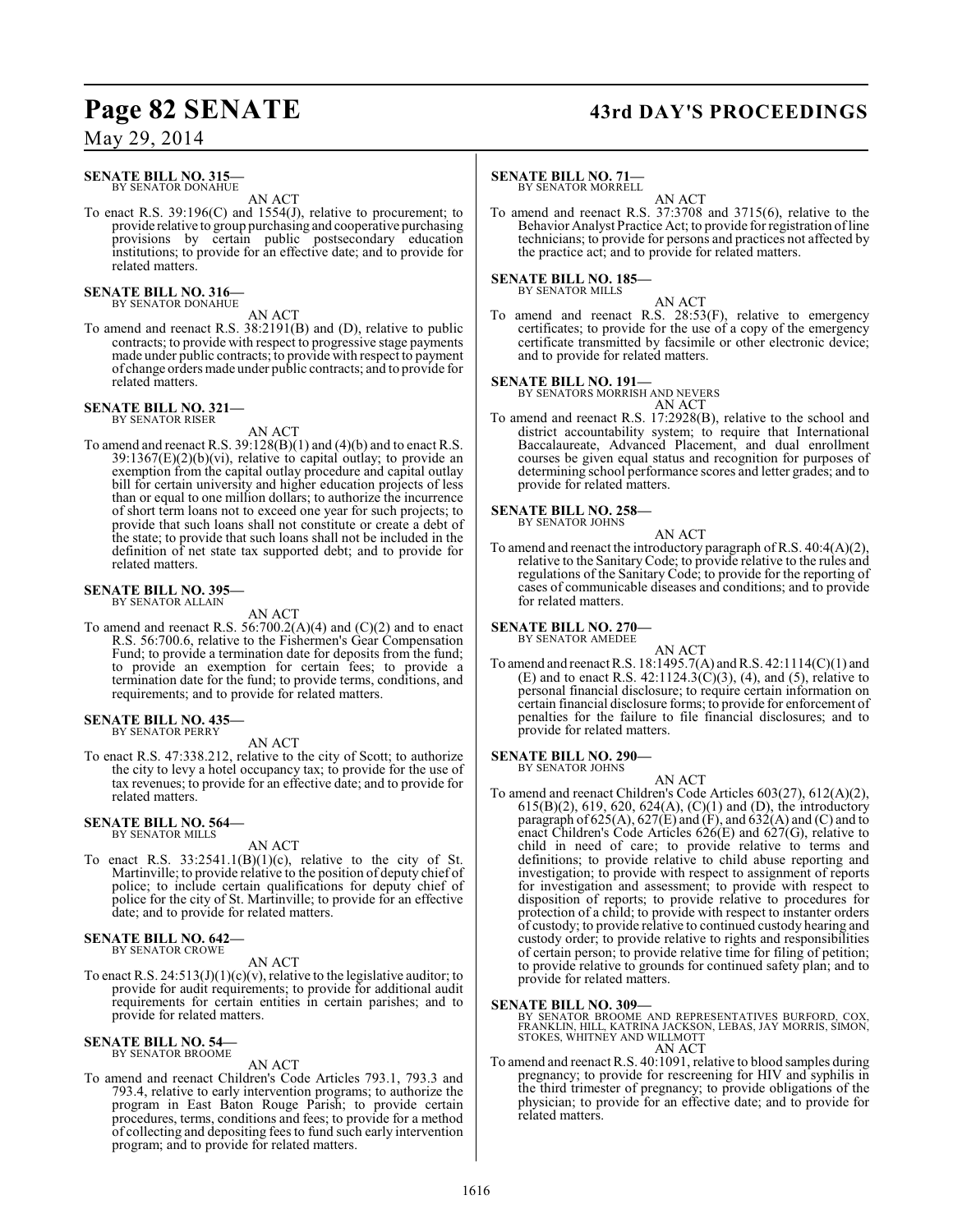**SENATE BILL NO. 315—**
BY SENATOR DONAHUE

AN ACT

To enact R.S. 39:196(C) and 1554(J), relative to procurement; to provide relative to group purchasing and cooperative purchasing provisions by certain public postsecondary education institutions; to provide for an effective date; and to provide for related matters.

**SENATE BILL NO. 316—**
BY SENATOR DONAHUE

AN ACT

To amend and reenact R.S. 38:2191(B) and (D), relative to public contracts; to provide with respect to progressive stage payments made under public contracts; to provide with respect to payment of change orders made under public contracts; and to provide for related matters.

**SENATE BILL NO. 321—**
BY SENATOR RISER

AN ACT

To amend and reenact R.S. 39:128(B)(1) and (4)(b) and to enact R.S. 39:1367(E)(2)(b)(vi), relative to capital outlay; to provide an exemption from the capital outlay procedure and capital outlay bill for certain university and higher education projects of less than or equal to one million dollars; to authorize the incurrence of short term loans not to exceed one year for such projects; to provide that such loans shall not constitute or create a debt of the state; to provide that such loans shall not be included in the definition of net state tax supported debt; and to provide for related matters.

**SENATE BILL NO. 395—**
BY SENATOR ALLAIN

AN ACT

To amend and reenact R.S. 56:700.2(A)(4) and (C)(2) and to enact R.S. 56:700.6, relative to the Fishermen's Gear Compensation Fund; to provide a termination date for deposits from the fund; to provide an exemption for certain fees; to provide a termination date for the fund; to provide terms, conditions, and requirements; and to provide for related matters.

**SENATE BILL NO. 435—**
BY SENATOR PERRY

AN ACT

To enact R.S. 47:338.212, relative to the city of Scott; to authorize the city to levy a hotel occupancy tax; to provide for the use of tax revenues; to provide for an effective date; and to provide for related matters.

**SENATE BILL NO. 564—**
BY SENATOR MILLS

AN ACT

To enact R.S. 33:2541.1(B)(1)(c), relative to the city of St. Martinville; to provide relative to the position of deputy chief of police; to include certain qualifications for deputy chief of police for the city of St. Martinville; to provide for an effective date; and to provide for related matters.

**SENATE BILL NO. 642—**
BY SENATOR CROWE

AN ACT

To enact R.S. 24:513(J)(1)(c)(v), relative to the legislative auditor; to provide for audit requirements; to provide for additional audit requirements for certain entities in certain parishes; and to provide for related matters.

**SENATE BILL NO. 54—**
BY SENATOR BROOME

AN ACT

To amend and reenact Children's Code Articles 793.1, 793.3 and 793.4, relative to early intervention programs; to authorize the program in East Baton Rouge Parish; to provide certain procedures, terms, conditions and fees; to provide for a method of collecting and depositing fees to fund such early intervention program; and to provide for related matters.

**SENATE BILL NO. 71—**
BY SENATOR MORRELL

AN ACT

To amend and reenact R.S. 37:3708 and 3715(6), relative to the Behavior Analyst Practice Act; to provide for registration of line technicians; to provide for persons and practices not affected by the practice act; and to provide for related matters.

**SENATE BILL NO. 185—**
BY SENATOR MILLS

AN ACT

To amend and reenact R.S. 28:53(F), relative to emergency certificates; to provide for the use of a copy of the emergency certificate transmitted by facsimile or other electronic device; and to provide for related matters.

**SENATE BILL NO. 191—**
BY SENATORS MORRISH AND NEVERS

AN ACT

To amend and reenact R.S. 17:2928(B), relative to the school and district accountability system; to require that International Baccalaureate, Advanced Placement, and dual enrollment courses be given equal status and recognition for purposes of determining school performance scores and letter grades; and to provide for related matters.

**SENATE BILL NO. 258—**
BY SENATOR JOHNS

AN ACT

To amend and reenact the introductory paragraph of R.S. 40:4(A)(2), relative to the Sanitary Code; to provide relative to the rules and regulations of the Sanitary Code; to provide for the reporting of cases of communicable diseases and conditions; and to provide for related matters.

**SENATE BILL NO. 270—**
BY SENATOR AMEDEE

AN ACT

To amend and reenact R.S. 18:1495.7(A) and R.S. 42:1114(C)(1) and (E) and to enact R.S. 42:1124.3(C)(3), (4), and (5), relative to personal financial disclosure; to require certain information on certain financial disclosure forms; to provide for enforcement of penalties for the failure to file financial disclosures; and to provide for related matters.

**SENATE BILL NO. 290—**
BY SENATOR JOHNS

AN ACT

To amend and reenact Children's Code Articles 603(27), 612(A)(2), 615(B)(2), 619, 620, 624(A), (C)(1) and (D), the introductory paragraph of 625(A), 627(E) and (F), and 632(A) and (C) and to enact Children's Code Articles 626(E) and 627(G), relative to child in need of care; to provide relative to terms and definitions; to provide relative to child abuse reporting and investigation; to provide with respect to assignment of reports for investigation and assessment; to provide with respect to disposition of reports; to provide relative to procedures for protection of a child; to provide with respect to instanter orders of custody; to provide relative to continued custody hearing and custody order; to provide relative to rights and responsibilities of certain person; to provide relative time for filing of petition; to provide relative to grounds for continued safety plan; and to provide for related matters.

**SENATE BILL NO. 309—**
BY SENATOR BROOME AND REPRESENTATIVES BURFORD, COX, FRANKLIN, HILL, KATRINA JACKSON, LEBAS, JAY MORRIS, SIMON, STOKES, WHITNEY AND WILLMOTT

AN ACT

To amend and reenact R.S. 40:1091, relative to blood samples during pregnancy; to provide for rescreening for HIV and syphilis in the third trimester of pregnancy; to provide obligations of the physician; to provide for an effective date; and to provide for related matters.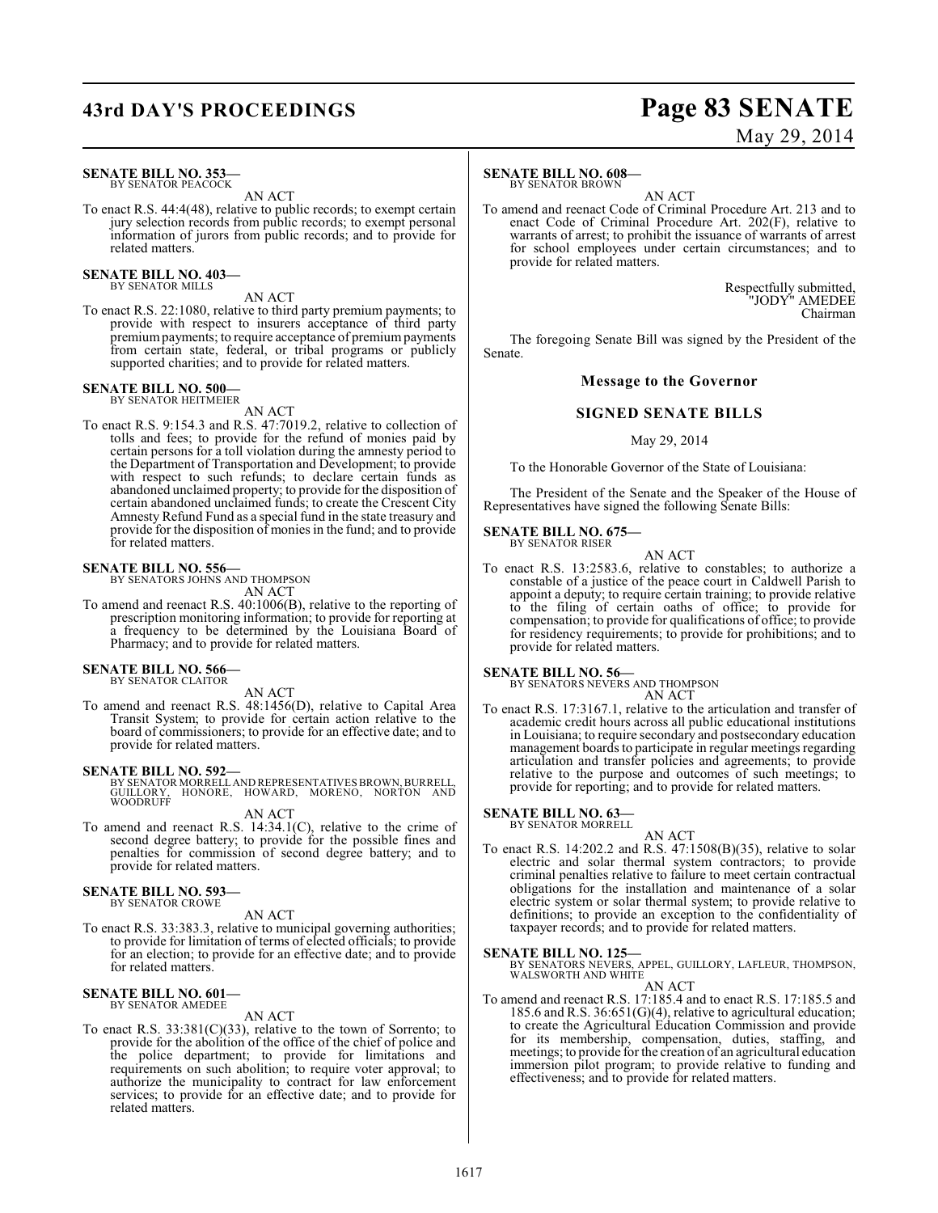**SENATE BILL NO. 353—**
BY SENATOR PEACOCK

AN ACT

To enact R.S. 44:4(48), relative to public records; to exempt certain jury selection records from public records; to exempt personal information of jurors from public records; and to provide for related matters.

**SENATE BILL NO. 403—**
BY SENATOR MILLS

AN ACT

To enact R.S. 22:1080, relative to third party premium payments; to provide with respect to insurers acceptance of third party premium payments; to require acceptance of premium payments from certain state, federal, or tribal programs or publicly supported charities; and to provide for related matters.

**SENATE BILL NO. 500—**
BY SENATOR HEITMEIER

AN ACT

To enact R.S. 9:154.3 and R.S. 47:7019.2, relative to collection of tolls and fees; to provide for the refund of monies paid by certain persons for a toll violation during the amnesty period to the Department of Transportation and Development; to provide with respect to such refunds; to declare certain funds as abandoned unclaimed property; to provide for the disposition of certain abandoned unclaimed funds; to create the Crescent City Amnesty Refund Fund as a special fund in the state treasury and provide for the disposition of monies in the fund; and to provide for related matters.

**SENATE BILL NO. 556—**
BY SENATORS JOHNS AND THOMPSON

AN ACT

To amend and reenact R.S. 40:1006(B), relative to the reporting of prescription monitoring information; to provide for reporting at a frequency to be determined by the Louisiana Board of Pharmacy; and to provide for related matters.

**SENATE BILL NO. 566—**
BY SENATOR CLAITOR

AN ACT

To amend and reenact R.S. 48:1456(D), relative to Capital Area Transit System; to provide for certain action relative to the board of commissioners; to provide for an effective date; and to provide for related matters.

**SENATE BILL NO. 592—**
BY SENATOR MORRELL AND REPRESENTATIVES BROWN, BURRELL, GUILLORY, HONORE, HOWARD, MORENO, NORTON AND WOODRUFF

AN ACT

To amend and reenact R.S. 14:34.1(C), relative to the crime of second degree battery; to provide for the possible fines and penalties for commission of second degree battery; and to provide for related matters.

**SENATE BILL NO. 593—**
BY SENATOR CROWE

AN ACT

To enact R.S. 33:383.3, relative to municipal governing authorities; to provide for limitation of terms of elected officials; to provide for an election; to provide for an effective date; and to provide for related matters.

**SENATE BILL NO. 601—**
BY SENATOR AMEDEE

AN ACT

To enact R.S. 33:381(C)(33), relative to the town of Sorrento; to provide for the abolition of the office of the chief of police and the police department; to provide for limitations and requirements on such abolition; to require voter approval; to authorize the municipality to contract for law enforcement services; to provide for an effective date; and to provide for related matters.

**SENATE BILL NO. 608—**
BY SENATOR BROWN

AN ACT

To amend and reenact Code of Criminal Procedure Art. 213 and to enact Code of Criminal Procedure Art. 202(F), relative to warrants of arrest; to prohibit the issuance of warrants of arrest for school employees under certain circumstances; and to provide for related matters.

Respectfully submitted,
"JODY" AMEDEE
Chairman

The foregoing Senate Bill was signed by the President of the Senate.

## Message to the Governor

## SIGNED SENATE BILLS

May 29, 2014

To the Honorable Governor of the State of Louisiana:

The President of the Senate and the Speaker of the House of Representatives have signed the following Senate Bills:

**SENATE BILL NO. 675—**
BY SENATOR RISER

AN ACT

To enact R.S. 13:2583.6, relative to constables; to authorize a constable of a justice of the peace court in Caldwell Parish to appoint a deputy; to require certain training; to provide relative to the filing of certain oaths of office; to provide for compensation; to provide for qualifications of office; to provide for residency requirements; to provide for prohibitions; and to provide for related matters.

**SENATE BILL NO. 56—**
BY SENATORS NEVERS AND THOMPSON

AN ACT

To enact R.S. 17:3167.1, relative to the articulation and transfer of academic credit hours across all public educational institutions in Louisiana; to require secondary and postsecondary education management boards to participate in regular meetings regarding articulation and transfer policies and agreements; to provide relative to the purpose and outcomes of such meetings; to provide for reporting; and to provide for related matters.

**SENATE BILL NO. 63—**
BY SENATOR MORRELL

AN ACT

To enact R.S. 14:202.2 and R.S. 47:1508(B)(35), relative to solar electric and solar thermal system contractors; to provide criminal penalties relative to failure to meet certain contractual obligations for the installation and maintenance of a solar electric system or solar thermal system; to provide relative to definitions; to provide an exception to the confidentiality of taxpayer records; and to provide for related matters.

**SENATE BILL NO. 125—**
BY SENATORS NEVERS, APPEL, GUILLORY, LAFLEUR, THOMPSON, WALSWORTH AND WHITE

AN ACT

To amend and reenact R.S. 17:185.4 and to enact R.S. 17:185.5 and 185.6 and R.S. 36:651(G)(4), relative to agricultural education; to create the Agricultural Education Commission and provide for its membership, compensation, duties, staffing, and meetings; to provide for the creation of an agricultural education immersion pilot program; to provide relative to funding and effectiveness; and to provide for related matters.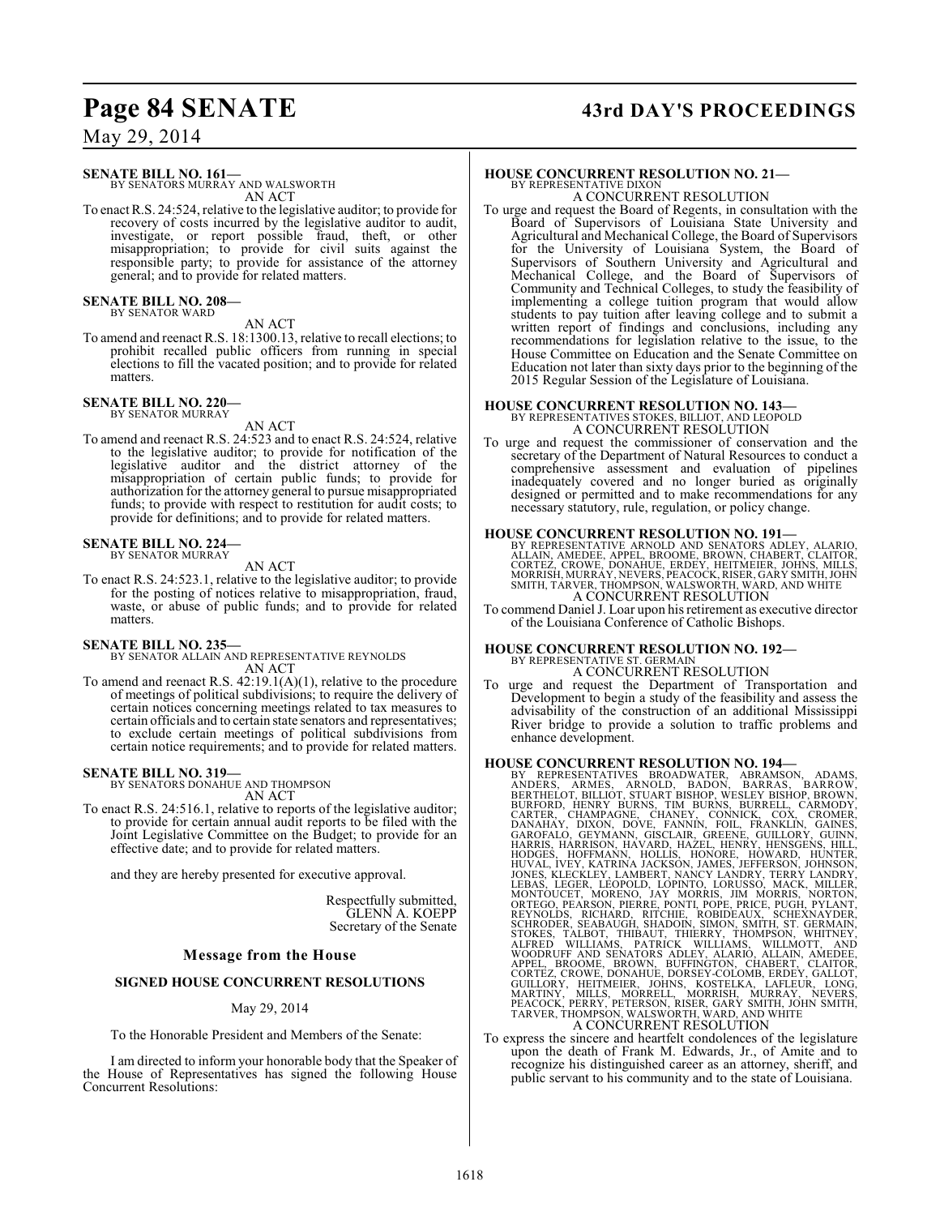**SENATE BILL NO. 161—**
BY SENATORS MURRAY AND WALSWORTH
AN ACT

To enact R.S. 24:524, relative to the legislative auditor; to provide for recovery of costs incurred by the legislative auditor to audit, investigate, or report possible fraud, theft, or other misappropriation; to provide for civil suits against the responsible party; to provide for assistance of the attorney general; and to provide for related matters.

**SENATE BILL NO. 208—**
BY SENATOR WARD
AN ACT

To amend and reenact R.S. 18:1300.13, relative to recall elections; to prohibit recalled public officers from running in special elections to fill the vacated position; and to provide for related matters.

**SENATE BILL NO. 220—**
BY SENATOR MURRAY
AN ACT

To amend and reenact R.S. 24:523 and to enact R.S. 24:524, relative to the legislative auditor; to provide for notification of the legislative auditor and the district attorney of the misappropriation of certain public funds; to provide for authorization for the attorney general to pursue misappropriated funds; to provide with respect to restitution for audit costs; to provide for definitions; and to provide for related matters.

**SENATE BILL NO. 224—**
BY SENATOR MURRAY
AN ACT

To enact R.S. 24:523.1, relative to the legislative auditor; to provide for the posting of notices relative to misappropriation, fraud, waste, or abuse of public funds; and to provide for related matters.

**SENATE BILL NO. 235—**
BY SENATOR ALLAIN AND REPRESENTATIVE REYNOLDS
AN ACT

To amend and reenact R.S. 42:19.1(A)(1), relative to the procedure of meetings of political subdivisions; to require the delivery of certain notices concerning meetings related to tax measures to certain officials and to certain state senators and representatives; to exclude certain meetings of political subdivisions from certain notice requirements; and to provide for related matters.

**SENATE BILL NO. 319—**
BY SENATORS DONAHUE AND THOMPSON
AN ACT

To enact R.S. 24:516.1, relative to reports of the legislative auditor; to provide for certain annual audit reports to be filed with the Joint Legislative Committee on the Budget; to provide for an effective date; and to provide for related matters.

and they are hereby presented for executive approval.

Respectfully submitted,
GLENN A. KOEPP
Secretary of the Senate

## Message from the House

### SIGNED HOUSE CONCURRENT RESOLUTIONS

May 29, 2014

To the Honorable President and Members of the Senate:

I am directed to inform your honorable body that the Speaker of the House of Representatives has signed the following House Concurrent Resolutions:

**HOUSE CONCURRENT RESOLUTION NO. 21—**
BY REPRESENTATIVE DIXON
A CONCURRENT RESOLUTION

To urge and request the Board of Regents, in consultation with the Board of Supervisors of Louisiana State University and Agricultural and Mechanical College, the Board of Supervisors for the University of Louisiana System, the Board of Supervisors of Southern University and Agricultural and Mechanical College, and the Board of Supervisors of Community and Technical Colleges, to study the feasibility of implementing a college tuition program that would allow students to pay tuition after leaving college and to submit a written report of findings and conclusions, including any recommendations for legislation relative to the issue, to the House Committee on Education and the Senate Committee on Education not later than sixty days prior to the beginning of the 2015 Regular Session of the Legislature of Louisiana.

**HOUSE CONCURRENT RESOLUTION NO. 143—**
BY REPRESENTATIVES STOKES, BILLIOT, AND LEOPOLD
A CONCURRENT RESOLUTION

To urge and request the commissioner of conservation and the secretary of the Department of Natural Resources to conduct a comprehensive assessment and evaluation of pipelines inadequately covered and no longer buried as originally designed or permitted and to make recommendations for any necessary statutory, rule, regulation, or policy change.

**HOUSE CONCURRENT RESOLUTION NO. 191—**
BY REPRESENTATIVE ARNOLD AND SENATORS ADLEY, ALARIO, ALLAIN, AMEDEE, APPEL, BROOME, BROWN, CHABERT, CLAITOR, CORTEZ, CROWE, DONAHUE, ERDEY, HEITMEIER, JOHNS, MILLS, MORRISH, MURRAY, NEVERS, PEACOCK, RISER, GARY SMITH, JOHN SMITH, TARVER, THOMPSON, WALSWORTH, WARD, AND WHITE
A CONCURRENT RESOLUTION

To commend Daniel J. Loar upon his retirement as executive director of the Louisiana Conference of Catholic Bishops.

**HOUSE CONCURRENT RESOLUTION NO. 192—**
BY REPRESENTATIVE ST. GERMAIN
A CONCURRENT RESOLUTION

To urge and request the Department of Transportation and Development to begin a study of the feasibility and assess the advisability of the construction of an additional Mississippi River bridge to provide a solution to traffic problems and enhance development.

**HOUSE CONCURRENT RESOLUTION NO. 194—**
BY REPRESENTATIVES BROADWATER, ABRAMSON, ADAMS, ANDERS, ARMES, ARNOLD, BADON, BARRAS, BARROW, BERTHELOT, BILLIOT, STUART BISHOP, WESLEY BISHOP, BROWN, BURFORD, HENRY BURNS, TIM BURNS, BURRELL, CARMODY, CARTER, CHAMPAGNE, CHANEY, CONNICK, COX, CROMER, DANAHAY, DIXON, DOVE, FANNIN, FOIL, FRANKLIN, GAINES, GAROFALO, GEYMANN, GISCLAIR, GREENE, GUILLORY, GUINN, HARRIS, HARRISON, HAVARD, HAZEL, HENRY, HENSGENS, HILL, HODGES, HOFFMANN, HOLLIS, HONORE, HOWARD, HUNTER, HUVAL, IVEY, KATRINA JACKSON, JAMES, JEFFERSON, JOHNSON, JONES, KLECKLEY, LAMBERT, NANCY LANDRY, TERRY LANDRY, LEBAS, LEGER, LEOPOLD, LOPINTO, LORUSSO, MACK, MILLER, MONTOUCET, MORENO, JAY MORRIS, JIM MORRIS, NORTON, ORTEGO, PEARSON, PIERRE, PONTI, POPE, PRICE, PUGH, PYLANT, REYNOLDS, RICHARD, RITCHIE, ROBIDEAUX, SCHEXNAYDER, SCHRODER, SEABAUGH, SHADOIN, SIMON, SMITH, ST. GERMAIN, STOKES, TALBOT, THIBAUT, THIERRY, THOMPSON, WHITNEY, ALFRED WILLIAMS, PATRICK WILLIAMS, WILLMOTT, AND WOODRUFF AND SENATORS ADLEY, ALARIO, ALLAIN, AMEDEE, APPEL, BROOME, BROWN, BUFFINGTON, CHABERT, CLAITOR, CORTEZ, CROWE, DONAHUE, DORSEY-COLOMB, ERDEY, GALLOT, GUILLORY, HEITMEIER, JOHNS, KOSTELKA, LAFLEUR, LONG, MARTINY, MILLS, MORRELL, MORRISH, MURRAY, NEVERS, PEACOCK, PERRY, PETERSON, RISER, GARY SMITH, JOHN SMITH, TARVER, THOMPSON, WALSWORTH, WARD, AND WHITE
A CONCURRENT RESOLUTION

To express the sincere and heartfelt condolences of the legislature upon the death of Frank M. Edwards, Jr., of Amite and to recognize his distinguished career as an attorney, sheriff, and public servant to his community and to the state of Louisiana.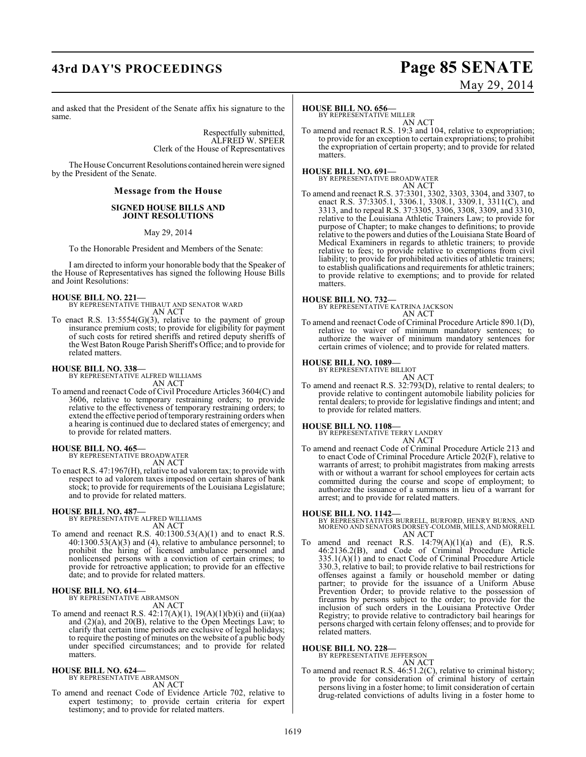and asked that the President of the Senate affix his signature to the same.

Respectfully submitted,
ALFRED W. SPEER
Clerk of the House of Representatives

The House Concurrent Resolutions contained herein were signed by the President of the Senate.

## Message from the House

### SIGNED HOUSE BILLS AND JOINT RESOLUTIONS

May 29, 2014

To the Honorable President and Members of the Senate:

I am directed to inform your honorable body that the Speaker of the House of Representatives has signed the following House Bills and Joint Resolutions:

**HOUSE BILL NO. 221—**
BY REPRESENTATIVE THIBAUT AND SENATOR WARD
AN ACT

To enact R.S. 13:5554(G)(3), relative to the payment of group insurance premium costs; to provide for eligibility for payment of such costs for retired sheriffs and retired deputy sheriffs of the West Baton Rouge Parish Sheriff's Office; and to provide for related matters.

**HOUSE BILL NO. 338—**
BY REPRESENTATIVE ALFRED WILLIAMS
AN ACT

To amend and reenact Code of Civil Procedure Articles 3604(C) and 3606, relative to temporary restraining orders; to provide relative to the effectiveness of temporary restraining orders; to extend the effective period of temporary restraining orders when a hearing is continued due to declared states of emergency; and to provide for related matters.

**HOUSE BILL NO. 465—**
BY REPRESENTATIVE BROADWATER
AN ACT

To enact R.S. 47:1967(H), relative to ad valorem tax; to provide with respect to ad valorem taxes imposed on certain shares of bank stock; to provide for requirements of the Louisiana Legislature; and to provide for related matters.

**HOUSE BILL NO. 487—**
BY REPRESENTATIVE ALFRED WILLIAMS
AN ACT

To amend and reenact R.S. 40:1300.53(A)(1) and to enact R.S. 40:1300.53(A)(3) and (4), relative to ambulance personnel; to prohibit the hiring of licensed ambulance personnel and nonlicensed persons with a conviction of certain crimes; to provide for retroactive application; to provide for an effective date; and to provide for related matters.

**HOUSE BILL NO. 614—**
BY REPRESENTATIVE ABRAMSON
AN ACT

To amend and reenact R.S. 42:17(A)(1), 19(A)(1)(b)(i) and (ii)(aa) and (2)(a), and 20(B), relative to the Open Meetings Law; to clarify that certain time periods are exclusive of legal holidays; to require the posting of minutes on the website of a public body under specified circumstances; and to provide for related matters.

**HOUSE BILL NO. 624—**
BY REPRESENTATIVE ABRAMSON
AN ACT

To amend and reenact Code of Evidence Article 702, relative to expert testimony; to provide certain criteria for expert testimony; and to provide for related matters.

**HOUSE BILL NO. 656—**
BY REPRESENTATIVE MILLER
AN ACT

To amend and reenact R.S. 19:3 and 104, relative to expropriation; to provide for an exception to certain expropriations; to prohibit the expropriation of certain property; and to provide for related matters.

**HOUSE BILL NO. 691—**
BY REPRESENTATIVE BROADWATER
AN ACT

To amend and reenact R.S. 37:3301, 3302, 3303, 3304, and 3307, to enact R.S. 37:3305.1, 3306.1, 3308.1, 3309.1, 3311(C), and 3313, and to repeal R.S. 37:3305, 3306, 3308, 3309, and 3310, relative to the Louisiana Athletic Trainers Law; to provide for purpose of Chapter; to make changes to definitions; to provide relative to the powers and duties of the Louisiana State Board of Medical Examiners in regards to athletic trainers; to provide relative to fees; to provide relative to exemptions from civil liability; to provide for prohibited activities of athletic trainers; to establish qualifications and requirements for athletic trainers; to provide relative to exemptions; and to provide for related matters.

**HOUSE BILL NO. 732—**
BY REPRESENTATIVE KATRINA JACKSON
AN ACT

To amend and reenact Code of Criminal Procedure Article 890.1(D), relative to waiver of minimum mandatory sentences; to authorize the waiver of minimum mandatory sentences for certain crimes of violence; and to provide for related matters.

**HOUSE BILL NO. 1089—**
BY REPRESENTATIVE BILLIOT
AN ACT

To amend and reenact R.S. 32:793(D), relative to rental dealers; to provide relative to contingent automobile liability policies for rental dealers; to provide for legislative findings and intent; and to provide for related matters.

**HOUSE BILL NO. 1108—**
BY REPRESENTATIVE TERRY LANDRY
AN ACT

To amend and reenact Code of Criminal Procedure Article 213 and to enact Code of Criminal Procedure Article 202(F), relative to warrants of arrest; to prohibit magistrates from making arrests with or without a warrant for school employees for certain acts committed during the course and scope of employment; to authorize the issuance of a summons in lieu of a warrant for arrest; and to provide for related matters.

**HOUSE BILL NO. 1142—**
BY REPRESENTATIVES BURRELL, BURFORD, HENRY BURNS, AND MORENO AND SENATORS DORSEY-COLOMB, MILLS, AND MORRELL
AN ACT

To amend and reenact R.S. 14:79(A)(1)(a) and (E), R.S. 46:2136.2(B), and Code of Criminal Procedure Article 335.1(A)(1) and to enact Code of Criminal Procedure Article 330.3, relative to bail; to provide relative to bail restrictions for offenses against a family or household member or dating partner; to provide for the issuance of a Uniform Abuse Prevention Order; to provide relative to the possession of firearms by persons subject to the order; to provide for the inclusion of such orders in the Louisiana Protective Order Registry; to provide relative to contradictory bail hearings for persons charged with certain felony offenses; and to provide for related matters.

**HOUSE BILL NO. 228—**
BY REPRESENTATIVE JEFFERSON
AN ACT

To amend and reenact R.S. 46:51.2(C), relative to criminal history; to provide for consideration of criminal history of certain persons living in a foster home; to limit consideration of certain drug-related convictions of adults living in a foster home to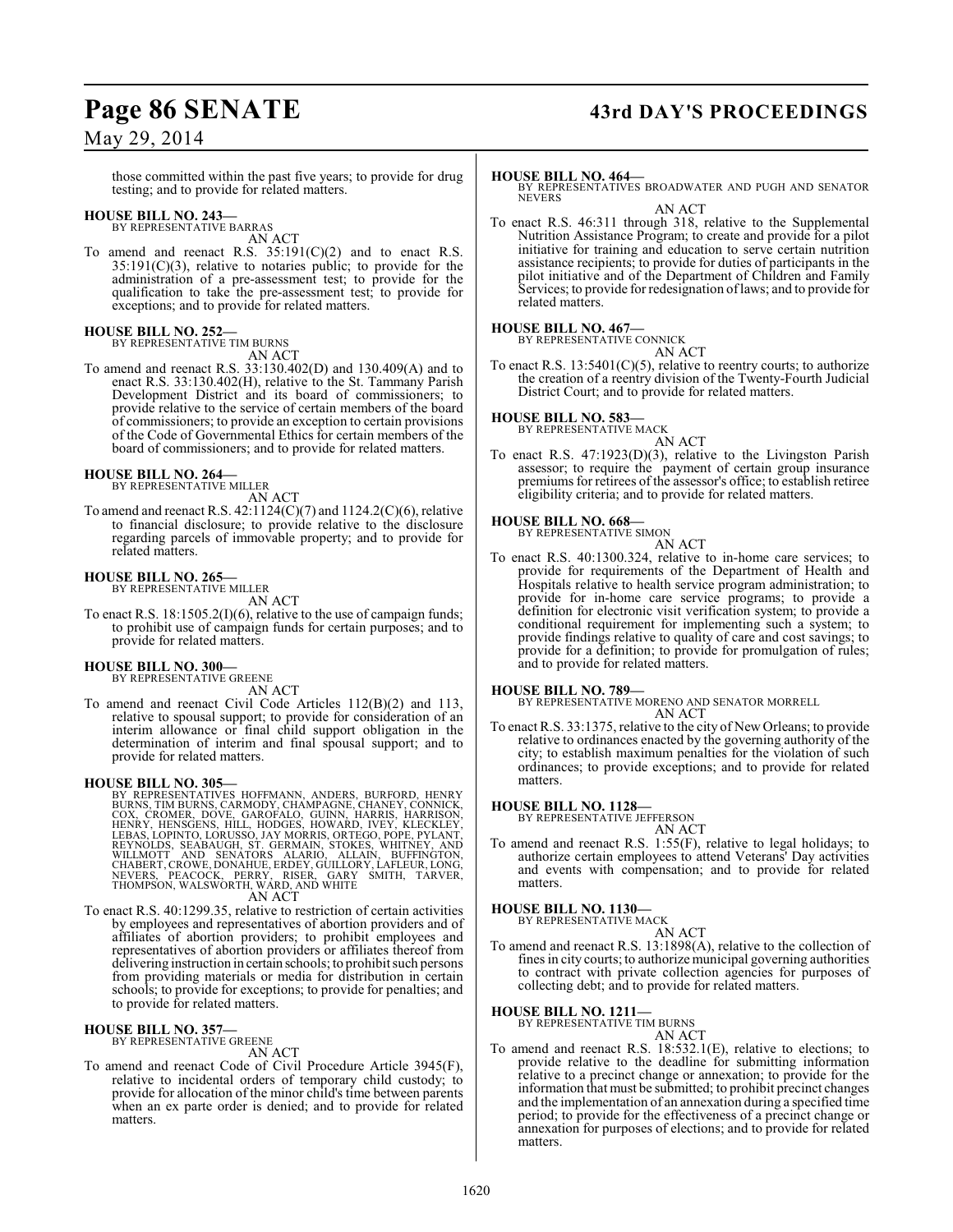those committed within the past five years; to provide for drug testing; and to provide for related matters.

**HOUSE BILL NO. 243—**
BY REPRESENTATIVE BARRAS
AN ACT

To amend and reenact R.S. 35:191(C)(2) and to enact R.S. 35:191(C)(3), relative to notaries public; to provide for the administration of a pre-assessment test; to provide for the qualification to take the pre-assessment test; to provide for exceptions; and to provide for related matters.

**HOUSE BILL NO. 252—**
BY REPRESENTATIVE TIM BURNS
AN ACT

To amend and reenact R.S. 33:130.402(D) and 130.409(A) and to enact R.S. 33:130.402(H), relative to the St. Tammany Parish Development District and its board of commissioners; to provide relative to the service of certain members of the board of commissioners; to provide an exception to certain provisions of the Code of Governmental Ethics for certain members of the board of commissioners; and to provide for related matters.

**HOUSE BILL NO. 264—**
BY REPRESENTATIVE MILLER
AN ACT

To amend and reenact R.S. 42:1124(C)(7) and 1124.2(C)(6), relative to financial disclosure; to provide relative to the disclosure regarding parcels of immovable property; and to provide for related matters.

**HOUSE BILL NO. 265—**
BY REPRESENTATIVE MILLER
AN ACT

To enact R.S. 18:1505.2(I)(6), relative to the use of campaign funds; to prohibit use of campaign funds for certain purposes; and to provide for related matters.

**HOUSE BILL NO. 300—**
BY REPRESENTATIVE GREENE
AN ACT

To amend and reenact Civil Code Articles 112(B)(2) and 113, relative to spousal support; to provide for consideration of an interim allowance or final child support obligation in the determination of interim and final spousal support; and to provide for related matters.

**HOUSE BILL NO. 305—**
BY REPRESENTATIVES HOFFMANN, ANDERS, BURFORD, HENRY BURNS, TIM BURNS, CARMODY, CHAMPAGNE, CHANEY, CONNICK, COX, CROMER, DOVE, GAROFALO, GUINN, HARRIS, HARRISON, HENRY, HENSGENS, HILL, HODGES, HOWARD, IVEY, KLECKLEY, LEBAS, LOPINTO, LORUSSO, JAY MORRIS, ORTEGO, POPE, PYLANT, REYNOLDS, SEABAUGH, ST. GERMAIN, STOKES, WHITNEY, AND WILLMOTT AND SENATORS ALARIO, ALLAIN, BUFFINGTON, CHABERT, CROWE, DONAHUE, ERDEY, GUILLORY, LAFLEUR, LONG, NEVERS, PEACOCK, PERRY, RISER, GARY SMITH, TARVER, THOMPSON, WALSWORTH, WARD, AND WHITE
AN ACT

To enact R.S. 40:1299.35, relative to restriction of certain activities by employees and representatives of abortion providers and of affiliates of abortion providers; to prohibit employees and representatives of abortion providers or affiliates thereof from delivering instruction in certain schools; to prohibit such persons from providing materials or media for distribution in certain schools; to provide for exceptions; to provide for penalties; and to provide for related matters.

**HOUSE BILL NO. 357—**
BY REPRESENTATIVE GREENE
AN ACT

To amend and reenact Code of Civil Procedure Article 3945(F), relative to incidental orders of temporary child custody; to provide for allocation of the minor child's time between parents when an ex parte order is denied; and to provide for related matters.

**HOUSE BILL NO. 464—**
BY REPRESENTATIVES BROADWATER AND PUGH AND SENATOR NEVERS
AN ACT

To enact R.S. 46:311 through 318, relative to the Supplemental Nutrition Assistance Program; to create and provide for a pilot initiative for training and education to serve certain nutrition assistance recipients; to provide for duties of participants in the pilot initiative and of the Department of Children and Family Services; to provide for redesignation of laws; and to provide for related matters.

**HOUSE BILL NO. 467—**
BY REPRESENTATIVE CONNICK
AN ACT

To enact R.S. 13:5401(C)(5), relative to reentry courts; to authorize the creation of a reentry division of the Twenty-Fourth Judicial District Court; and to provide for related matters.

**HOUSE BILL NO. 583—**
BY REPRESENTATIVE MACK
AN ACT

To enact R.S. 47:1923(D)(3), relative to the Livingston Parish assessor; to require the payment of certain group insurance premiums for retirees of the assessor's office; to establish retiree eligibility criteria; and to provide for related matters.

**HOUSE BILL NO. 668—**
BY REPRESENTATIVE SIMON
AN ACT

To enact R.S. 40:1300.324, relative to in-home care services; to provide for requirements of the Department of Health and Hospitals relative to health service program administration; to provide for in-home care service programs; to provide a definition for electronic visit verification system; to provide a conditional requirement for implementing such a system; to provide findings relative to quality of care and cost savings; to provide for a definition; to provide for promulgation of rules; and to provide for related matters.

**HOUSE BILL NO. 789—**
BY REPRESENTATIVE MORENO AND SENATOR MORRELL
AN ACT

To enact R.S. 33:1375, relative to the city of New Orleans; to provide relative to ordinances enacted by the governing authority of the city; to establish maximum penalties for the violation of such ordinances; to provide exceptions; and to provide for related matters.

**HOUSE BILL NO. 1128—**
BY REPRESENTATIVE JEFFERSON
AN ACT

To amend and reenact R.S. 1:55(F), relative to legal holidays; to authorize certain employees to attend Veterans' Day activities and events with compensation; and to provide for related matters.

**HOUSE BILL NO. 1130—**
BY REPRESENTATIVE MACK
AN ACT

To amend and reenact R.S. 13:1898(A), relative to the collection of fines in city courts; to authorize municipal governing authorities to contract with private collection agencies for purposes of collecting debt; and to provide for related matters.

**HOUSE BILL NO. 1211—**
BY REPRESENTATIVE TIM BURNS
AN ACT

To amend and reenact R.S. 18:532.1(E), relative to elections; to provide relative to the deadline for submitting information relative to a precinct change or annexation; to provide for the information that must be submitted; to prohibit precinct changes and the implementation of an annexation during a specified time period; to provide for the effectiveness of a precinct change or annexation for purposes of elections; and to provide for related matters.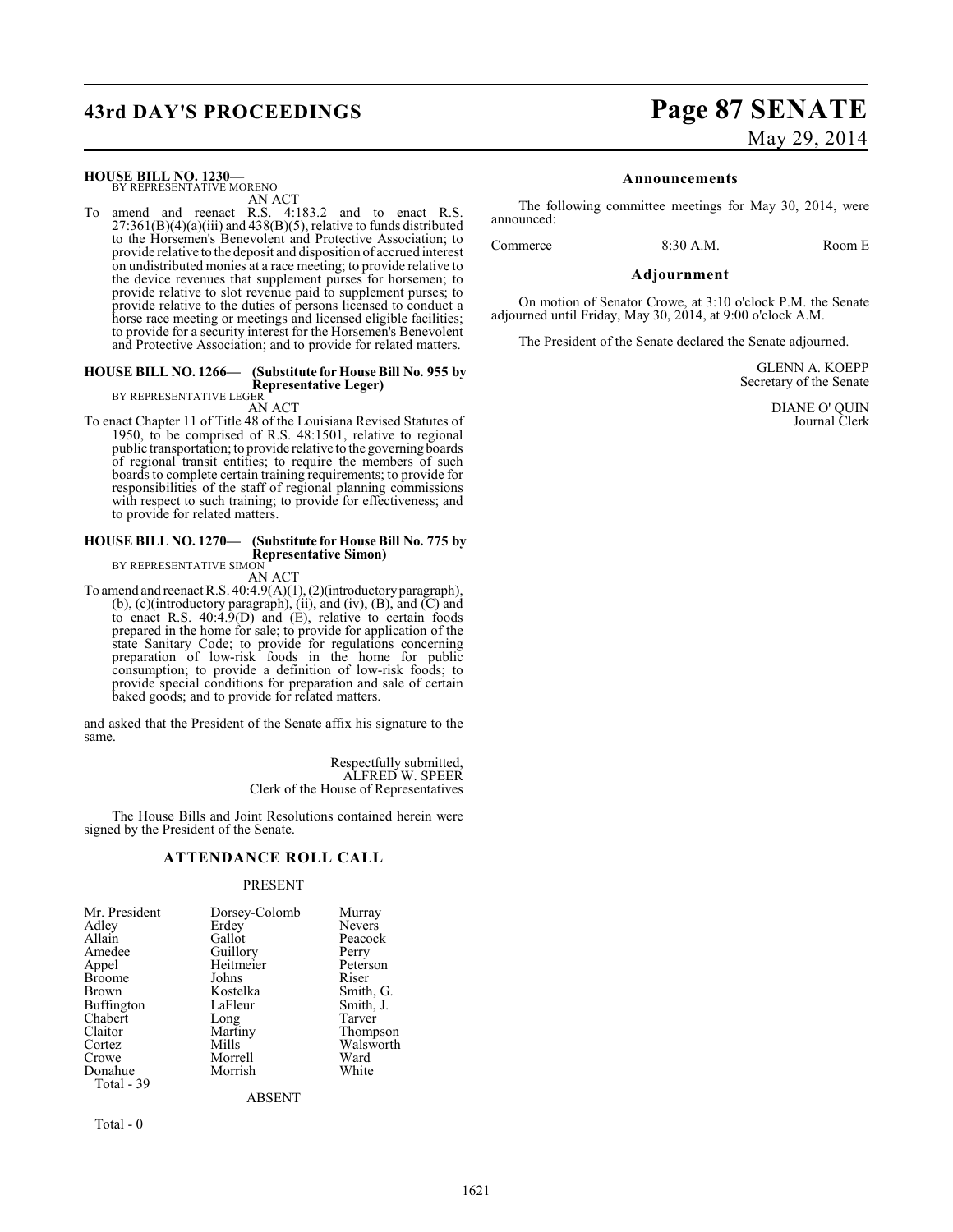**HOUSE BILL NO. 1230—**
BY REPRESENTATIVE MORENO

AN ACT

To amend and reenact R.S. 4:183.2 and to enact R.S. 27:361(B)(4)(a)(iii) and 438(B)(5), relative to funds distributed to the Horsemen's Benevolent and Protective Association; to provide relative to the deposit and disposition of accrued interest on undistributed monies at a race meeting; to provide relative to the device revenues that supplement purses for horsemen; to provide relative to slot revenue paid to supplement purses; to provide relative to the duties of persons licensed to conduct a horse race meeting or meetings and licensed eligible facilities; to provide for a security interest for the Horsemen's Benevolent and Protective Association; and to provide for related matters.

**HOUSE BILL NO. 1266— (Substitute for House Bill No. 955 by Representative Leger)**
BY REPRESENTATIVE LEGER

AN ACT

To enact Chapter 11 of Title 48 of the Louisiana Revised Statutes of 1950, to be comprised of R.S. 48:1501, relative to regional public transportation; to provide relative to the governing boards of regional transit entities; to require the members of such boards to complete certain training requirements; to provide for responsibilities of the staff of regional planning commissions with respect to such training; to provide for effectiveness; and to provide for related matters.

**HOUSE BILL NO. 1270— (Substitute for House Bill No. 775 by Representative Simon)**
BY REPRESENTATIVE SIMON

AN ACT

To amend and reenact R.S. 40:4.9(A)(1), (2)(introductory paragraph), (b), (c)(introductory paragraph), (ii), and (iv), (B), and (C) and to enact R.S. 40:4.9(D) and (E), relative to certain foods prepared in the home for sale; to provide for application of the state Sanitary Code; to provide for regulations concerning preparation of low-risk foods in the home for public consumption; to provide a definition of low-risk foods; to provide special conditions for preparation and sale of certain baked goods; and to provide for related matters.

and asked that the President of the Senate affix his signature to the same.

Respectfully submitted,
ALFRED W. SPEER
Clerk of the House of Representatives

The House Bills and Joint Resolutions contained herein were signed by the President of the Senate.

## ATTENDANCE ROLL CALL

PRESENT

| | | |
|---|---|---|
| Mr. President | Dorsey-Colomb | Murray |
| Adley | Erdey | Nevers |
| Allain | Gallot | Peacock |
| Amedee | Guillory | Perry |
| Appel | Heitmeier | Peterson |
| Broome | Johns | Riser |
| Brown | Kostelka | Smith, G. |
| Buffington | LaFleur | Smith, J. |
| Chabert | Long | Tarver |
| Claitor | Martiny | Thompson |
| Cortez | Mills | Walsworth |
| Crowe | Morrell | Ward |
| Donahue | Morrish | White |

Total - 39

ABSENT

Total - 0

### Announcements

The following committee meetings for May 30, 2014, were announced:

| | | |
|---|---|---|
| Commerce | 8:30 A.M. | Room E |

### Adjournment

On motion of Senator Crowe, at 3:10 o'clock P.M. the Senate adjourned until Friday, May 30, 2014, at 9:00 o'clock A.M.

The President of the Senate declared the Senate adjourned.

GLENN A. KOEPP
Secretary of the Senate

DIANE O' QUIN
Journal Clerk